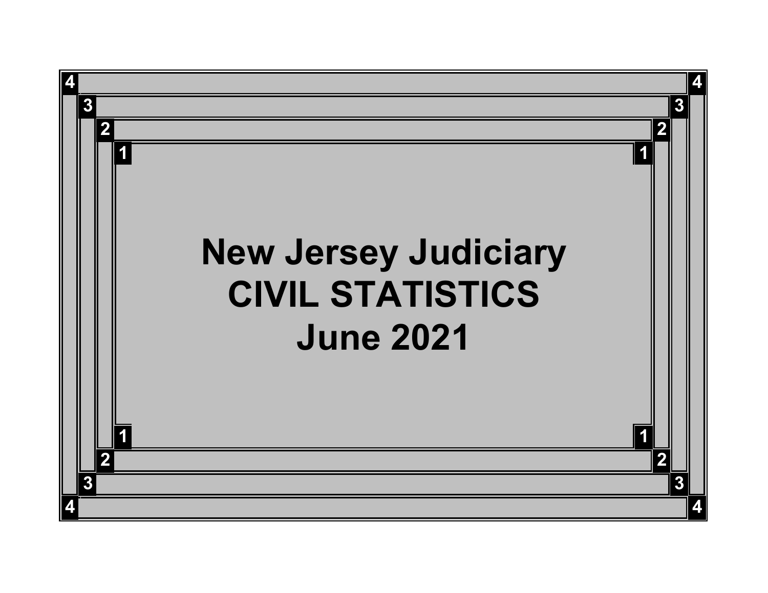# New Jersey Judiciary
# CIVIL STATISTICS
# June 2021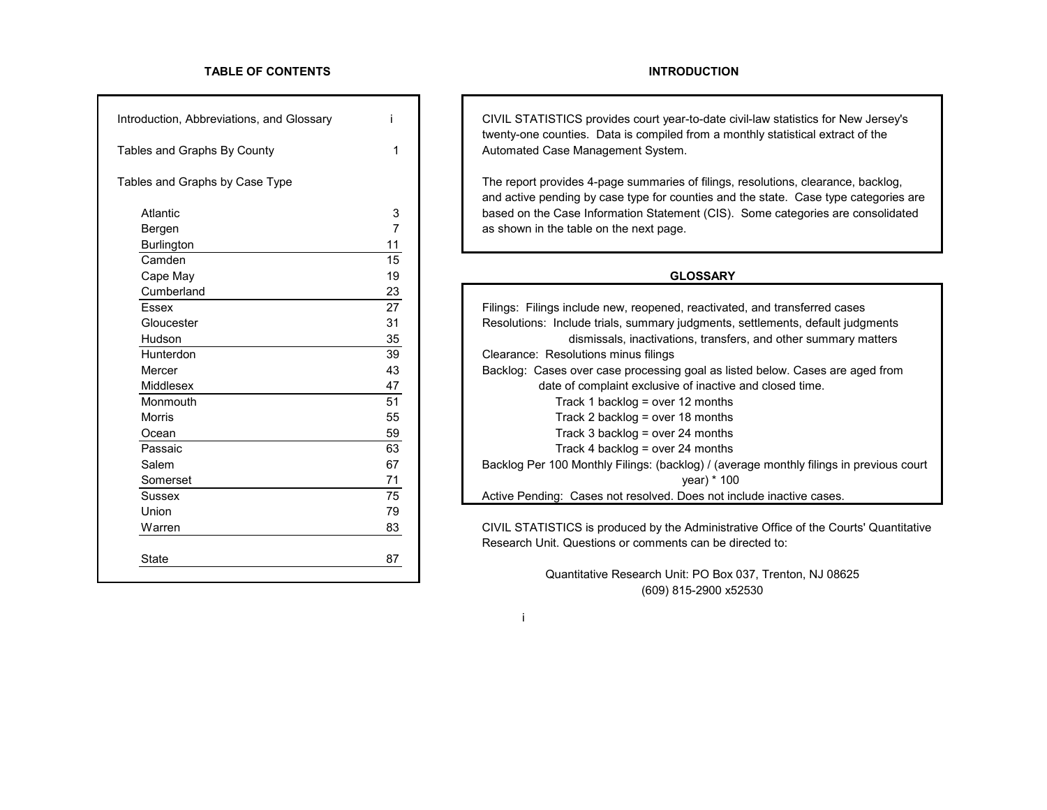## TABLE OF CONTENTS

| | |
|---|---|
| Introduction, Abbreviations, and Glossary | i |
| Tables and Graphs By County | 1 |
| Tables and Graphs by Case Type | |
| Atlantic | 3 |
| Bergen | 7 |
| Burlington | 11 |
| Camden | 15 |
| Cape May | 19 |
| Cumberland | 23 |
| Essex | 27 |
| Gloucester | 31 |
| Hudson | 35 |
| Hunterdon | 39 |
| Mercer | 43 |
| Middlesex | 47 |
| Monmouth | 51 |
| Morris | 55 |
| Ocean | 59 |
| Passaic | 63 |
| Salem | 67 |
| Somerset | 71 |
| Sussex | 75 |
| Union | 79 |
| Warren | 83 |
| State | 87 |

## INTRODUCTION

CIVIL STATISTICS provides court year-to-date civil-law statistics for New Jersey's twenty-one counties. Data is compiled from a monthly statistical extract of the Automated Case Management System.

The report provides 4-page summaries of filings, resolutions, clearance, backlog, and active pending by case type for counties and the state. Case type categories are based on the Case Information Statement (CIS). Some categories are consolidated as shown in the table on the next page.

## GLOSSARY

Filings: Filings include new, reopened, reactivated, and transferred cases

Resolutions: Include trials, summary judgments, settlements, default judgments dismissals, inactivations, transfers, and other summary matters

Clearance: Resolutions minus filings

Backlog: Cases over case processing goal as listed below. Cases are aged from date of complaint exclusive of inactive and closed time.

- Track 1 backlog = over 12 months
- Track 2 backlog = over 18 months
- Track 3 backlog = over 24 months
- Track 4 backlog = over 24 months

Backlog Per 100 Monthly Filings: (backlog) / (average monthly filings in previous court year) * 100

Active Pending: Cases not resolved. Does not include inactive cases.

CIVIL STATISTICS is produced by the Administrative Office of the Courts' Quantitative Research Unit. Questions or comments can be directed to:

Quantitative Research Unit: PO Box 037, Trenton, NJ 08625
(609) 815-2900 x52530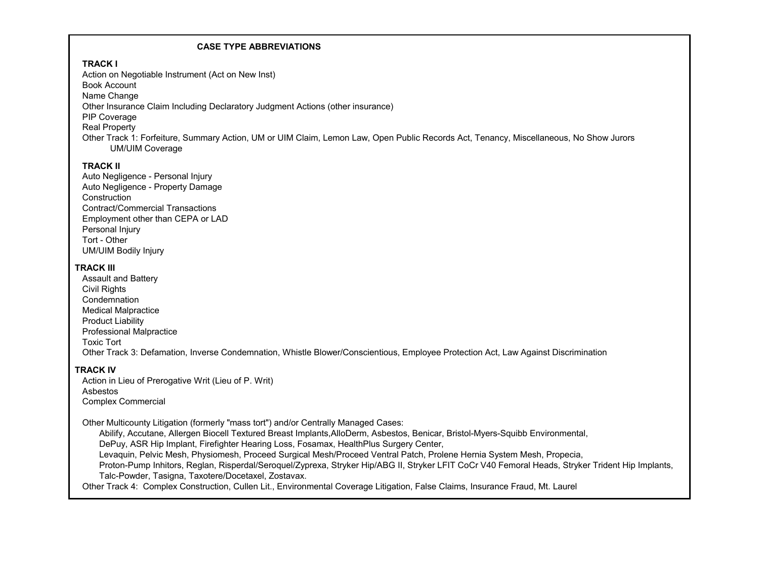## CASE TYPE ABBREVIATIONS

### TRACK I

Action on Negotiable Instrument (Act on Neg Inst)
Book Account
Name Change
Other Insurance Claim Including Declaratory Judgment Actions (other insurance)
PIP Coverage
Real Property
Other Track 1: Forfeiture, Summary Action, UM or UIM Claim, Lemon Law, Open Public Records Act, Tenancy, Miscellaneous, No Show Jurors
    UM/UIM Coverage

### TRACK II

Auto Negligence - Personal Injury
Auto Negligence - Property Damage
Construction
Contract/Commercial Transactions
Employment other than CEPA or LAD
Personal Injury
Tort - Other
UM/UIM Bodily Injury

### TRACK III

Assault and Battery
Civil Rights
Condemnation
Medical Malpractice
Product Liability
Professional Malpractice
Toxic Tort
Other Track 3: Defamation, Inverse Condemnation, Whistle Blower/Conscientious, Employee Protection Act, Law Against Discrimination

### TRACK IV

Action in Lieu of Prerogative Writ (Lieu of P. Writ)
Asbestos
Complex Commercial

Other Multicounty Litigation (formerly "mass tort") and/or Centrally Managed Cases:
    Abilify, Accutane, Allergen Biocell Textured Breast Implants,AlloDerm, Asbestos, Benicar, Bristol-Myers-Squibb Environmental,
    DePuy, ASR Hip Implant, Firefighter Hearing Loss, Fosamax, HealthPlus Surgery Center,
    Levaquin, Pelvic Mesh, Physiomesh, Proceed Surgical Mesh/Proceed Ventral Patch, Prolene Hernia System Mesh, Propecia,
    Proton-Pump Inhitors, Reglan, Risperdal/Seroquel/Zyprexa, Stryker Hip/ABG II, Stryker LFIT CoCr V40 Femoral Heads, Stryker Trident Hip Implants,
    Talc-Powder, Tasigna, Taxotere/Docetaxel, Zostavax.
Other Track 4: Complex Construction, Cullen Lit., Environmental Coverage Litigation, False Claims, Insurance Fraud, Mt. Laurel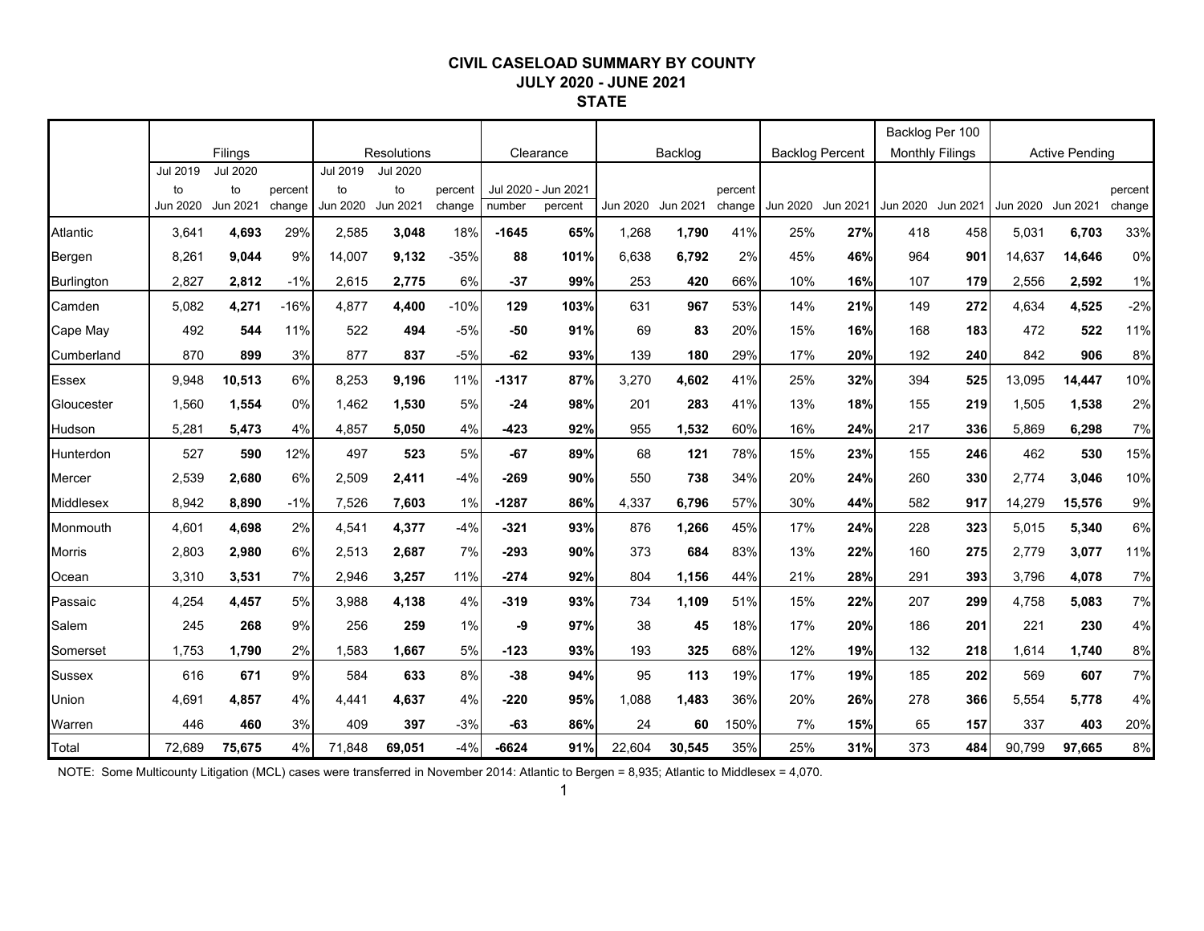# CIVIL CASELOAD SUMMARY BY COUNTY
## JULY 2020 - JUNE 2021
## STATE

| | Filings | | | Resolutions | | | Clearance | | Backlog | | | Backlog Percent | | Backlog Per 100 Monthly Filings | | Active Pending | | |
|---|---|---|---|---|---|---|---|---|---|---|---|---|---|---|---|---|---|---|
| | Jul 2019 to Jun 2020 | Jul 2020 to Jun 2021 | percent change | Jul 2019 to Jun 2020 | Jul 2020 to Jun 2021 | percent change | Jul 2020 - Jun 2021 number | Jul 2020 - Jun 2021 percent | Jun 2020 | Jun 2021 | percent change | Jun 2020 | Jun 2021 | Jun 2020 | Jun 2021 | Jun 2020 | Jun 2021 | percent change |
| Atlantic | 3,641 | **4,693** | 29% | 2,585 | **3,048** | 18% | **-1645** | **65%** | 1,268 | **1,790** | 41% | 25% | **27%** | 418 | 458 | 5,031 | **6,703** | 33% |
| Bergen | 8,261 | **9,044** | 9% | 14,007 | **9,132** | -35% | **88** | **101%** | 6,638 | **6,792** | 2% | 45% | **46%** | 964 | **901** | 14,637 | **14,646** | 0% |
| Burlington | 2,827 | **2,812** | -1% | 2,615 | **2,775** | 6% | **-37** | **99%** | 253 | **420** | 66% | 10% | **16%** | 107 | **179** | 2,556 | **2,592** | 1% |
| Camden | 5,082 | **4,271** | -16% | 4,877 | **4,400** | -10% | **129** | **103%** | 631 | **967** | 53% | 14% | **21%** | 149 | **272** | 4,634 | **4,525** | -2% |
| Cape May | 492 | **544** | 11% | 522 | **494** | -5% | **-50** | **91%** | 69 | **83** | 20% | 15% | **16%** | 168 | **183** | 472 | **522** | 11% |
| Cumberland | 870 | **899** | 3% | 877 | **837** | -5% | **-62** | **93%** | 139 | **180** | 29% | 17% | **20%** | 192 | **240** | 842 | **906** | 8% |
| Essex | 9,948 | **10,513** | 6% | 8,253 | **9,196** | 11% | **-1317** | **87%** | 3,270 | **4,602** | 41% | 25% | **32%** | 394 | **525** | 13,095 | **14,447** | 10% |
| Gloucester | 1,560 | **1,554** | 0% | 1,462 | **1,530** | 5% | **-24** | **98%** | 201 | **283** | 41% | 13% | **18%** | 155 | **219** | 1,505 | **1,538** | 2% |
| Hudson | 5,281 | **5,473** | 4% | 4,857 | **5,050** | 4% | **-423** | **92%** | 955 | **1,532** | 60% | 16% | **24%** | 217 | **336** | 5,869 | **6,298** | 7% |
| Hunterdon | 527 | **590** | 12% | 497 | **523** | 5% | **-67** | **89%** | 68 | **121** | 78% | 15% | **23%** | 155 | **246** | 462 | **530** | 15% |
| Mercer | 2,539 | **2,680** | 6% | 2,509 | **2,411** | -4% | **-269** | **90%** | 550 | **738** | 34% | 20% | **24%** | 260 | **330** | 2,774 | **3,046** | 10% |
| Middlesex | 8,942 | **8,890** | -1% | 7,526 | **7,603** | 1% | **-1287** | **86%** | 4,337 | **6,796** | 57% | 30% | **44%** | 582 | **917** | 14,279 | **15,576** | 9% |
| Monmouth | 4,601 | **4,698** | 2% | 4,541 | **4,377** | -4% | **-321** | **93%** | 876 | **1,266** | 45% | 17% | **24%** | 228 | **323** | 5,015 | **5,340** | 6% |
| Morris | 2,803 | **2,980** | 6% | 2,513 | **2,687** | 7% | **-293** | **90%** | 373 | **684** | 83% | 13% | **22%** | 160 | **275** | 2,779 | **3,077** | 11% |
| Ocean | 3,310 | **3,531** | 7% | 2,946 | **3,257** | 11% | **-274** | **92%** | 804 | **1,156** | 44% | 21% | **28%** | 291 | **393** | 3,796 | **4,078** | 7% |
| Passaic | 4,254 | **4,457** | 5% | 3,988 | **4,138** | 4% | **-319** | **93%** | 734 | **1,109** | 51% | 15% | **22%** | 207 | **299** | 4,758 | **5,083** | 7% |
| Salem | 245 | **268** | 9% | 256 | **259** | 1% | **-9** | **97%** | 38 | **45** | 18% | 17% | **20%** | 186 | **201** | 221 | **230** | 4% |
| Somerset | 1,753 | **1,790** | 2% | 1,583 | **1,667** | 5% | **-123** | **93%** | 193 | **325** | 68% | 12% | **19%** | 132 | **218** | 1,614 | **1,740** | 8% |
| Sussex | 616 | **671** | 9% | 584 | **633** | 8% | **-38** | **94%** | 95 | **113** | 19% | 17% | **19%** | 185 | **202** | 569 | **607** | 7% |
| Union | 4,691 | **4,857** | 4% | 4,441 | **4,637** | 4% | **-220** | **95%** | 1,088 | **1,483** | 36% | 20% | **26%** | 278 | **366** | 5,554 | **5,778** | 4% |
| Warren | 446 | **460** | 3% | 409 | **397** | -3% | **-63** | **86%** | 24 | **60** | 150% | 7% | **15%** | 65 | **157** | 337 | **403** | 20% |
| Total | 72,689 | **75,675** | 4% | 71,848 | **69,051** | -4% | **-6624** | **91%** | 22,604 | **30,545** | 35% | 25% | **31%** | 373 | **484** | 90,799 | **97,665** | 8% |

NOTE: Some Multicounty Litigation (MCL) cases were transferred in November 2014: Atlantic to Bergen = 8,935; Atlantic to Middlesex = 4,070.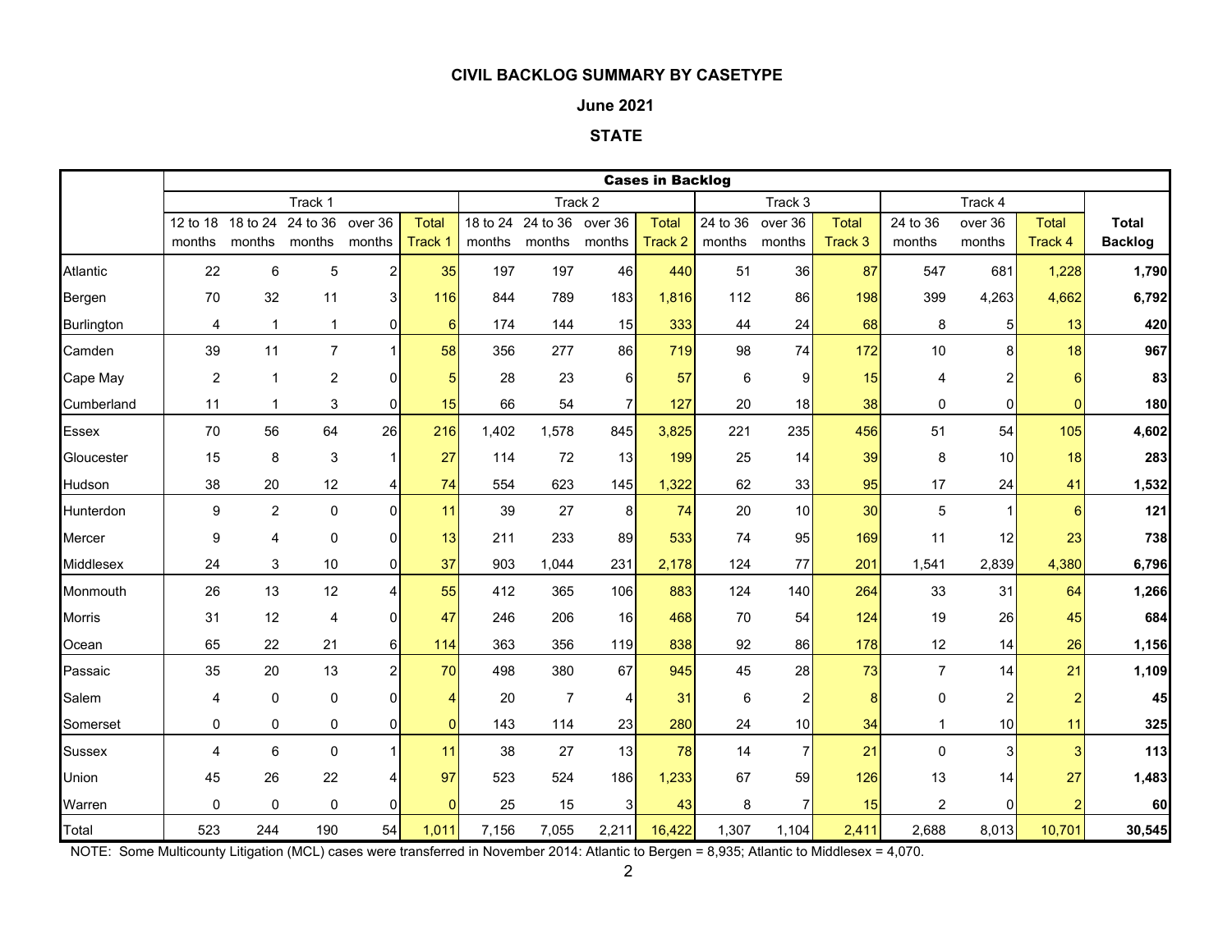# CIVIL BACKLOG SUMMARY BY CASETYPE

## June 2021

## STATE

| | Cases in Backlog | | | | | | | | | | | | | | | |
|---|---|---|---|---|---|---|---|---|---|---|---|---|---|---|---|---|
| | Track 1 | | | | | Track 2 | | | | Track 3 | | | Track 4 | | | |
| | 12 to 18 months | 18 to 24 months | 24 to 36 months | over 36 months | Total Track 1 | 18 to 24 months | 24 to 36 months | over 36 months | Total Track 2 | 24 to 36 months | over 36 months | Total Track 3 | 24 to 36 months | over 36 months | Total Track 4 | **Total Backlog** |
| Atlantic | 22 | 6 | 5 | 2 | 35 | 197 | 197 | 46 | 440 | 51 | 36 | 87 | 547 | 681 | 1,228 | **1,790** |
| Bergen | 70 | 32 | 11 | 3 | 116 | 844 | 789 | 183 | 1,816 | 112 | 86 | 198 | 399 | 4,263 | 4,662 | **6,792** |
| Burlington | 4 | 1 | 1 | 0 | 6 | 174 | 144 | 15 | 333 | 44 | 24 | 68 | 8 | 5 | 13 | **420** |
| Camden | 39 | 11 | 7 | 1 | 58 | 356 | 277 | 86 | 719 | 98 | 74 | 172 | 10 | 8 | 18 | **967** |
| Cape May | 2 | 1 | 2 | 0 | 5 | 28 | 23 | 6 | 57 | 6 | 9 | 15 | 4 | 2 | 6 | **83** |
| Cumberland | 11 | 1 | 3 | 0 | 15 | 66 | 54 | 7 | 127 | 20 | 18 | 38 | 0 | 0 | 0 | **180** |
| Essex | 70 | 56 | 64 | 26 | 216 | 1,402 | 1,578 | 845 | 3,825 | 221 | 235 | 456 | 51 | 54 | 105 | **4,602** |
| Gloucester | 15 | 8 | 3 | 1 | 27 | 114 | 72 | 13 | 199 | 25 | 14 | 39 | 8 | 10 | 18 | **283** |
| Hudson | 38 | 20 | 12 | 4 | 74 | 554 | 623 | 145 | 1,322 | 62 | 33 | 95 | 17 | 24 | 41 | **1,532** |
| Hunterdon | 9 | 2 | 0 | 0 | 11 | 39 | 27 | 8 | 74 | 20 | 10 | 30 | 5 | 1 | 6 | **121** |
| Mercer | 9 | 4 | 0 | 0 | 13 | 211 | 233 | 89 | 533 | 74 | 95 | 169 | 11 | 12 | 23 | **738** |
| Middlesex | 24 | 3 | 10 | 0 | 37 | 903 | 1,044 | 231 | 2,178 | 124 | 77 | 201 | 1,541 | 2,839 | 4,380 | **6,796** |
| Monmouth | 26 | 13 | 12 | 4 | 55 | 412 | 365 | 106 | 883 | 124 | 140 | 264 | 33 | 31 | 64 | **1,266** |
| Morris | 31 | 12 | 4 | 0 | 47 | 246 | 206 | 16 | 468 | 70 | 54 | 124 | 19 | 26 | 45 | **684** |
| Ocean | 65 | 22 | 21 | 6 | 114 | 363 | 356 | 119 | 838 | 92 | 86 | 178 | 12 | 14 | 26 | **1,156** |
| Passaic | 35 | 20 | 13 | 2 | 70 | 498 | 380 | 67 | 945 | 45 | 28 | 73 | 7 | 14 | 21 | **1,109** |
| Salem | 4 | 0 | 0 | 0 | 4 | 20 | 7 | 4 | 31 | 6 | 2 | 8 | 0 | 2 | 2 | **45** |
| Somerset | 0 | 0 | 0 | 0 | 0 | 143 | 114 | 23 | 280 | 24 | 10 | 34 | 1 | 10 | 11 | **325** |
| Sussex | 4 | 6 | 0 | 1 | 11 | 38 | 27 | 13 | 78 | 14 | 7 | 21 | 0 | 3 | 3 | **113** |
| Union | 45 | 26 | 22 | 4 | 97 | 523 | 524 | 186 | 1,233 | 67 | 59 | 126 | 13 | 14 | 27 | **1,483** |
| Warren | 0 | 0 | 0 | 0 | 0 | 25 | 15 | 3 | 43 | 8 | 7 | 15 | 2 | 0 | 2 | **60** |
| Total | 523 | 244 | 190 | 54 | 1,011 | 7,156 | 7,055 | 2,211 | 16,422 | 1,307 | 1,104 | 2,411 | 2,688 | 8,013 | 10,701 | **30,545** |

NOTE: Some Multicounty Litigation (MCL) cases were transferred in November 2014: Atlantic to Bergen = 8,935; Atlantic to Middlesex = 4,070.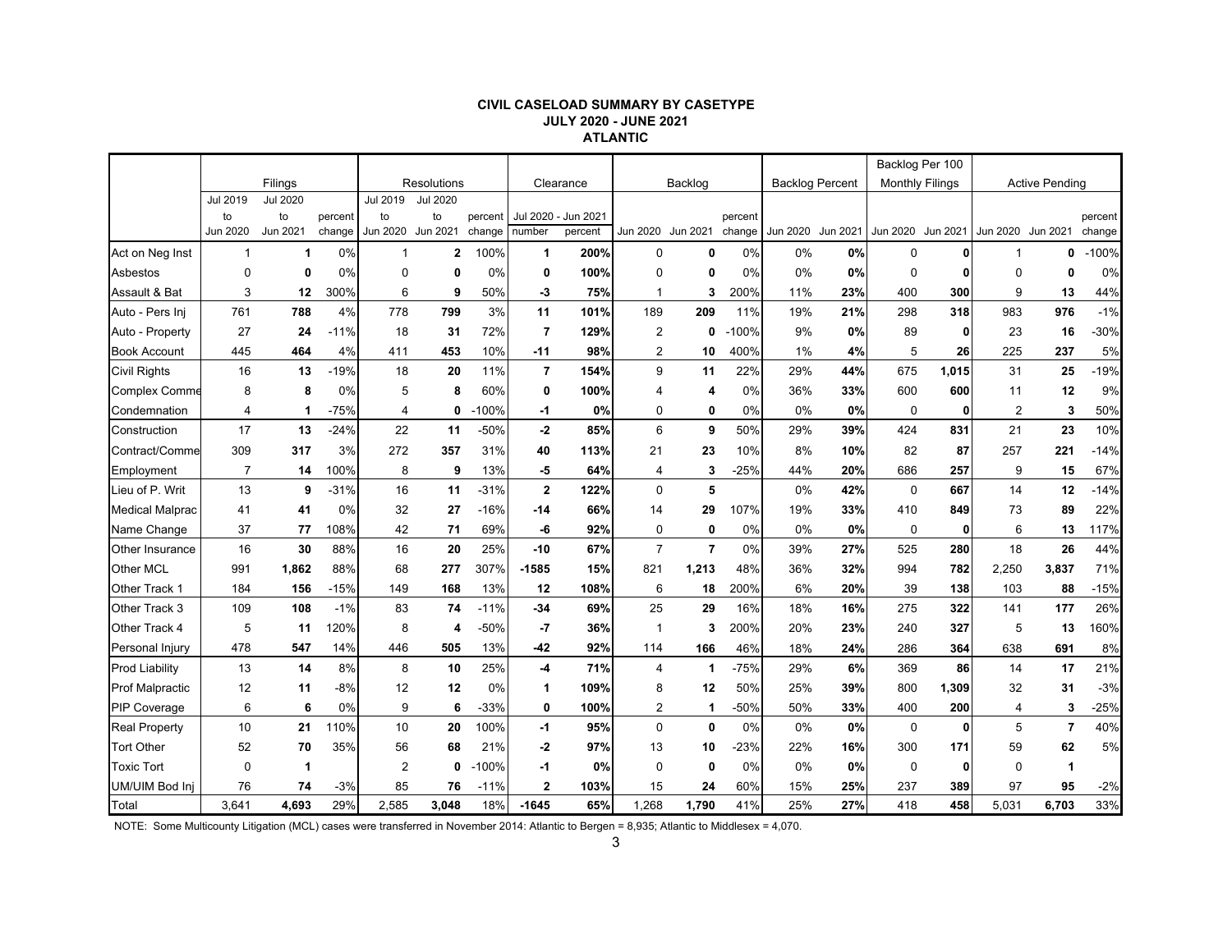# CIVIL CASELOAD SUMMARY BY CASETYPE
## JULY 2020 - JUNE 2021
## ATLANTIC

| | Filings | | | Resolutions | | | Clearance | | Backlog | | | Backlog Percent | | Backlog Per 100 Monthly Filings | | Active Pending | | |
|---|---|---|---|---|---|---|---|---|---|---|---|---|---|---|---|---|---|---|
| | Jul 2019 to Jun 2020 | Jul 2020 to Jun 2021 | percent change | Jul 2019 to Jun 2020 | Jul 2020 to Jun 2021 | percent change | Jul 2020 - Jun 2021 number | Jul 2020 - Jun 2021 percent | Jun 2020 | Jun 2021 | percent change | Jun 2020 | Jun 2021 | Jun 2020 | Jun 2021 | Jun 2020 | Jun 2021 | percent change |
| Act on Neg Inst | 1 | **1** | 0% | 1 | **2** | 100% | **1** | **200%** | 0 | **0** | 0% | 0% | **0%** | 0 | **0** | 1 | **0** | -100% |
| Asbestos | 0 | **0** | 0% | 0 | **0** | 0% | **0** | **100%** | 0 | **0** | 0% | 0% | **0%** | 0 | **0** | 0 | **0** | 0% |
| Assault & Bat | 3 | **12** | 300% | 6 | **9** | 50% | **-3** | **75%** | 1 | **3** | 200% | 11% | **23%** | 400 | **300** | 9 | **13** | 44% |
| Auto - Pers Inj | 761 | **788** | 4% | 778 | **799** | 3% | **11** | **101%** | 189 | **209** | 11% | 19% | **21%** | 298 | **318** | 983 | **976** | -1% |
| Auto - Property | 27 | **24** | -11% | 18 | **31** | 72% | **7** | **129%** | 2 | **0** | -100% | 9% | **0%** | 89 | **0** | 23 | **16** | -30% |
| Book Account | 445 | **464** | 4% | 411 | **453** | 10% | **-11** | **98%** | 2 | **10** | 400% | 1% | **4%** | 5 | **26** | 225 | **237** | 5% |
| Civil Rights | 16 | **13** | -19% | 18 | **20** | 11% | **7** | **154%** | 9 | **11** | 22% | 29% | **44%** | 675 | **1,015** | 31 | **25** | -19% |
| Complex Comme | 8 | **8** | 0% | 5 | **8** | 60% | **0** | **100%** | 4 | **4** | 0% | 36% | **33%** | 600 | **600** | 11 | **12** | 9% |
| Condemnation | 4 | **1** | -75% | 4 | **0** | -100% | **-1** | **0%** | 0 | **0** | 0% | 0% | **0%** | 0 | **0** | 2 | **3** | 50% |
| Construction | 17 | **13** | -24% | 22 | **11** | -50% | **-2** | **85%** | 6 | **9** | 50% | 29% | **39%** | 424 | **831** | 21 | **23** | 10% |
| Contract/Comme | 309 | **317** | 3% | 272 | **357** | 31% | **40** | **113%** | 21 | **23** | 10% | 8% | **10%** | 82 | **87** | 257 | **221** | -14% |
| Employment | 7 | **14** | 100% | 8 | **9** | 13% | **-5** | **64%** | 4 | **3** | -25% | 44% | **20%** | 686 | **257** | 9 | **15** | 67% |
| Lieu of P. Writ | 13 | **9** | -31% | 16 | **11** | -31% | **2** | **122%** | 0 | **5** | | 0% | **42%** | 0 | **667** | 14 | **12** | -14% |
| Medical Malprac | 41 | **41** | 0% | 32 | **27** | -16% | **-14** | **66%** | 14 | **29** | 107% | 19% | **33%** | 410 | **849** | 73 | **89** | 22% |
| Name Change | 37 | **77** | 108% | 42 | **71** | 69% | **-6** | **92%** | 0 | **0** | 0% | 0% | **0%** | 0 | **0** | 6 | **13** | 117% |
| Other Insurance | 16 | **30** | 88% | 16 | **20** | 25% | **-10** | **67%** | 7 | **7** | 0% | 39% | **27%** | 525 | **280** | 18 | **26** | 44% |
| Other MCL | 991 | **1,862** | 88% | 68 | **277** | 307% | **-1585** | **15%** | 821 | **1,213** | 48% | 36% | **32%** | 994 | **782** | 2,250 | **3,837** | 71% |
| Other Track 1 | 184 | **156** | -15% | 149 | **168** | 13% | **12** | **108%** | 6 | **18** | 200% | 6% | **20%** | 39 | **138** | 103 | **88** | -15% |
| Other Track 3 | 109 | **108** | -1% | 83 | **74** | -11% | **-34** | **69%** | 25 | **29** | 16% | 18% | **16%** | 275 | **322** | 141 | **177** | 26% |
| Other Track 4 | 5 | **11** | 120% | 8 | **4** | -50% | **-7** | **36%** | 1 | **3** | 200% | 20% | **23%** | 240 | **327** | 5 | **13** | 160% |
| Personal Injury | 478 | **547** | 14% | 446 | **505** | 13% | **-42** | **92%** | 114 | **166** | 46% | 18% | **24%** | 286 | **364** | 638 | **691** | 8% |
| Prod Liability | 13 | **14** | 8% | 8 | **10** | 25% | **-4** | **71%** | 4 | **1** | -75% | 29% | **6%** | 369 | **86** | 14 | **17** | 21% |
| Prof Malpractic | 12 | **11** | -8% | 12 | **12** | 0% | **1** | **109%** | 8 | **12** | 50% | 25% | **39%** | 800 | **1,309** | 32 | **31** | -3% |
| PIP Coverage | 6 | **6** | 0% | 9 | **6** | -33% | **0** | **100%** | 2 | **1** | -50% | 50% | **33%** | 400 | **200** | 4 | **3** | -25% |
| Real Property | 10 | **21** | 110% | 10 | **20** | 100% | **-1** | **95%** | 0 | **0** | 0% | 0% | **0%** | 0 | **0** | 5 | **7** | 40% |
| Tort Other | 52 | **70** | 35% | 56 | **68** | 21% | **-2** | **97%** | 13 | **10** | -23% | 22% | **16%** | 300 | **171** | 59 | **62** | 5% |
| Toxic Tort | 0 | **1** | | 2 | **0** | -100% | **-1** | **0%** | 0 | **0** | 0% | 0% | **0%** | 0 | **0** | 0 | **1** | |
| UM/UIM Bod Inj | 76 | **74** | -3% | 85 | **76** | -11% | **2** | **103%** | 15 | **24** | 60% | 15% | **25%** | 237 | **389** | 97 | **95** | -2% |
| Total | 3,641 | **4,693** | 29% | 2,585 | **3,048** | 18% | **-1645** | **65%** | 1,268 | **1,790** | 41% | 25% | **27%** | 418 | **458** | 5,031 | **6,703** | 33% |

NOTE: Some Multicounty Litigation (MCL) cases were transferred in November 2014: Atlantic to Bergen = 8,935; Atlantic to Middlesex = 4,070.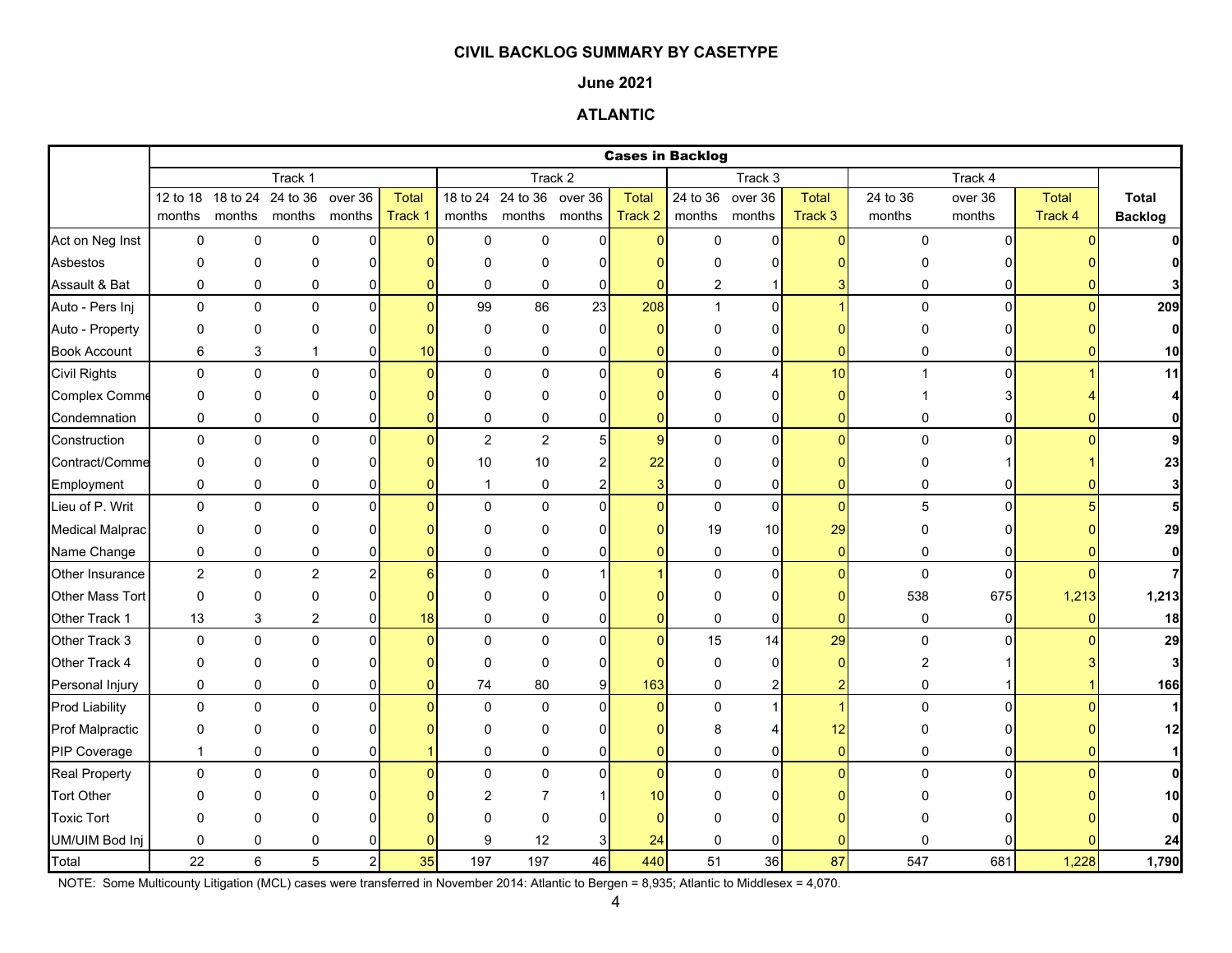# CIVIL BACKLOG SUMMARY BY CASETYPE

## June 2021

## ATLANTIC

| | Cases in Backlog | | | | | | | | | | | | | | | | |
|---|---|---|---|---|---|---|---|---|---|---|---|---|---|---|---|---|---|
| | Track 1 | | | | | Track 2 | | | | Track 3 | | | Track 4 | | | |
| | 12 to 18 months | 18 to 24 months | 24 to 36 months | over 36 months | Total Track 1 | 18 to 24 months | 24 to 36 months | over 36 months | Total Track 2 | 24 to 36 months | over 36 months | Total Track 3 | 24 to 36 months | over 36 months | Total Track 4 | Total Backlog |
| Act on Neg Inst | 0 | 0 | 0 | 0 | 0 | 0 | 0 | 0 | 0 | 0 | 0 | 0 | 0 | 0 | 0 | 0 |
| Asbestos | 0 | 0 | 0 | 0 | 0 | 0 | 0 | 0 | 0 | 0 | 0 | 0 | 0 | 0 | 0 | 0 |
| Assault & Bat | 0 | 0 | 0 | 0 | 0 | 0 | 0 | 0 | 0 | 2 | 1 | 3 | 0 | 0 | 0 | 3 |
| Auto - Pers Inj | 0 | 0 | 0 | 0 | 0 | 99 | 86 | 23 | 208 | 1 | 0 | 1 | 0 | 0 | 0 | 209 |
| Auto - Property | 0 | 0 | 0 | 0 | 0 | 0 | 0 | 0 | 0 | 0 | 0 | 0 | 0 | 0 | 0 | 0 |
| Book Account | 6 | 3 | 1 | 0 | 10 | 0 | 0 | 0 | 0 | 0 | 0 | 0 | 0 | 0 | 0 | 10 |
| Civil Rights | 0 | 0 | 0 | 0 | 0 | 0 | 0 | 0 | 0 | 6 | 4 | 10 | 1 | 0 | 1 | 11 |
| Complex Comme | 0 | 0 | 0 | 0 | 0 | 0 | 0 | 0 | 0 | 0 | 0 | 0 | 1 | 3 | 4 | 4 |
| Condemnation | 0 | 0 | 0 | 0 | 0 | 0 | 0 | 0 | 0 | 0 | 0 | 0 | 0 | 0 | 0 | 0 |
| Construction | 0 | 0 | 0 | 0 | 0 | 2 | 2 | 5 | 9 | 0 | 0 | 0 | 0 | 0 | 0 | 9 |
| Contract/Comme | 0 | 0 | 0 | 0 | 0 | 10 | 10 | 2 | 22 | 0 | 0 | 0 | 0 | 1 | 1 | 23 |
| Employment | 0 | 0 | 0 | 0 | 0 | 1 | 0 | 2 | 3 | 0 | 0 | 0 | 0 | 0 | 0 | 3 |
| Lieu of P. Writ | 0 | 0 | 0 | 0 | 0 | 0 | 0 | 0 | 0 | 0 | 0 | 0 | 5 | 0 | 5 | 5 |
| Medical Malprac | 0 | 0 | 0 | 0 | 0 | 0 | 0 | 0 | 0 | 19 | 10 | 29 | 0 | 0 | 0 | 29 |
| Name Change | 0 | 0 | 0 | 0 | 0 | 0 | 0 | 0 | 0 | 0 | 0 | 0 | 0 | 0 | 0 | 0 |
| Other Insurance | 2 | 0 | 2 | 2 | 6 | 0 | 0 | 1 | 1 | 0 | 0 | 0 | 0 | 0 | 0 | 7 |
| Other Mass Tort | 0 | 0 | 0 | 0 | 0 | 0 | 0 | 0 | 0 | 0 | 0 | 0 | 538 | 675 | 1,213 | 1,213 |
| Other Track 1 | 13 | 3 | 2 | 0 | 18 | 0 | 0 | 0 | 0 | 0 | 0 | 0 | 0 | 0 | 0 | 18 |
| Other Track 3 | 0 | 0 | 0 | 0 | 0 | 0 | 0 | 0 | 0 | 15 | 14 | 29 | 0 | 0 | 0 | 29 |
| Other Track 4 | 0 | 0 | 0 | 0 | 0 | 0 | 0 | 0 | 0 | 0 | 0 | 0 | 2 | 1 | 3 | 3 |
| Personal Injury | 0 | 0 | 0 | 0 | 0 | 74 | 80 | 9 | 163 | 0 | 2 | 2 | 0 | 1 | 1 | 166 |
| Prod Liability | 0 | 0 | 0 | 0 | 0 | 0 | 0 | 0 | 0 | 0 | 1 | 1 | 0 | 0 | 0 | 1 |
| Prof Malpractic | 0 | 0 | 0 | 0 | 0 | 0 | 0 | 0 | 0 | 8 | 4 | 12 | 0 | 0 | 0 | 12 |
| PIP Coverage | 1 | 0 | 0 | 0 | 1 | 0 | 0 | 0 | 0 | 0 | 0 | 0 | 0 | 0 | 0 | 1 |
| Real Property | 0 | 0 | 0 | 0 | 0 | 0 | 0 | 0 | 0 | 0 | 0 | 0 | 0 | 0 | 0 | 0 |
| Tort Other | 0 | 0 | 0 | 0 | 0 | 2 | 7 | 1 | 10 | 0 | 0 | 0 | 0 | 0 | 0 | 10 |
| Toxic Tort | 0 | 0 | 0 | 0 | 0 | 0 | 0 | 0 | 0 | 0 | 0 | 0 | 0 | 0 | 0 | 0 |
| UM/UIM Bod Inj | 0 | 0 | 0 | 0 | 0 | 9 | 12 | 3 | 24 | 0 | 0 | 0 | 0 | 0 | 0 | 24 |
| Total | 22 | 6 | 5 | 2 | 35 | 197 | 197 | 46 | 440 | 51 | 36 | 87 | 547 | 681 | 1,228 | 1,790 |

NOTE: Some Multicounty Litigation (MCL) cases were transferred in November 2014: Atlantic to Bergen = 8,935; Atlantic to Middlesex = 4,070.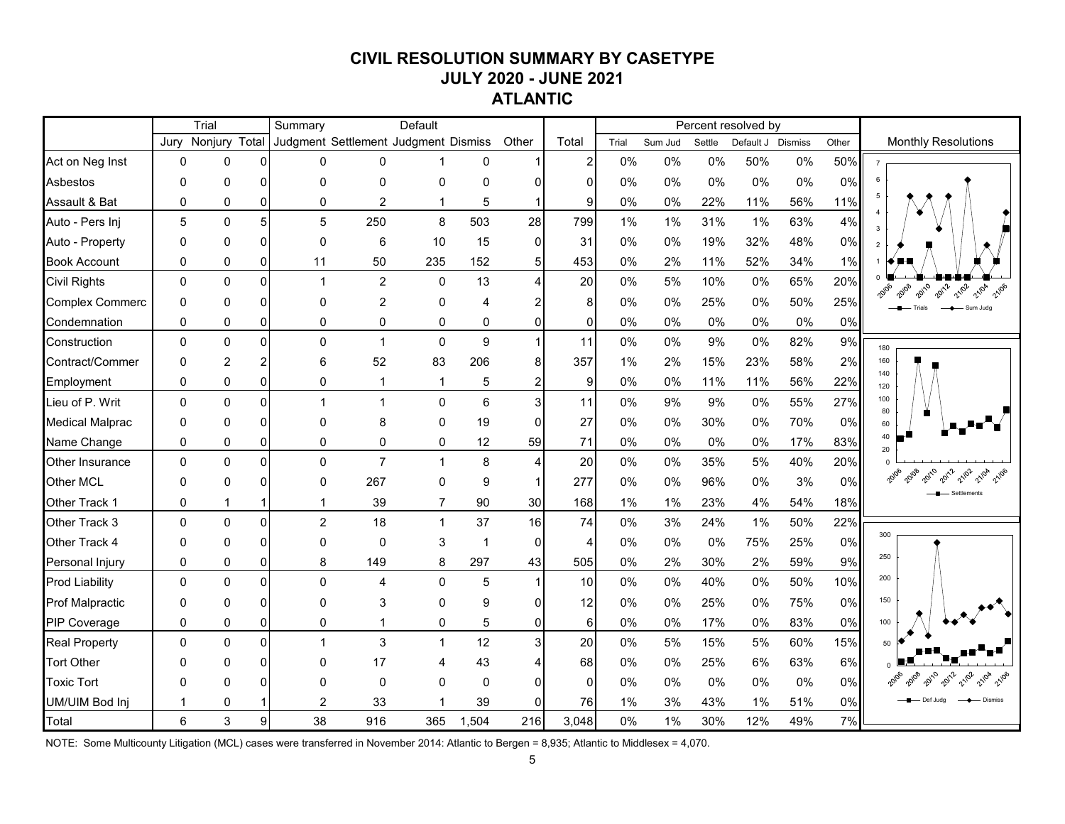# CIVIL RESOLUTION SUMMARY BY CASETYPE
## JULY 2020 - JUNE 2021
## ATLANTIC

| | Trial | | | Summary | | Default | | | | Percent resolved by | | | | | |
|---|---|---|---|---|---|---|---|---|---|---|---|---|---|---|---|
| | Jury | Nonjury | Total | Judgment | Settlement | Judgment | Dismiss | Other | Total | Trial | Sum Jud | Settle | Default J | Dismiss | Other |
| Act on Neg Inst | 0 | 0 | 0 | 0 | 0 | 1 | 0 | 1 | 2 | 0% | 0% | 0% | 50% | 0% | 50% |
| Asbestos | 0 | 0 | 0 | 0 | 0 | 0 | 0 | 0 | 0 | 0% | 0% | 0% | 0% | 0% | 0% |
| Assault & Bat | 0 | 0 | 0 | 0 | 2 | 1 | 5 | 1 | 9 | 0% | 0% | 22% | 11% | 56% | 11% |
| Auto - Pers Inj | 5 | 0 | 5 | 5 | 250 | 8 | 503 | 28 | 799 | 1% | 1% | 31% | 1% | 63% | 4% |
| Auto - Property | 0 | 0 | 0 | 0 | 6 | 10 | 15 | 0 | 31 | 0% | 0% | 19% | 32% | 48% | 0% |
| Book Account | 0 | 0 | 0 | 11 | 50 | 235 | 152 | 5 | 453 | 0% | 2% | 11% | 52% | 34% | 1% |
| Civil Rights | 0 | 0 | 0 | 1 | 2 | 0 | 13 | 4 | 20 | 0% | 5% | 10% | 0% | 65% | 20% |
| Complex Commerc | 0 | 0 | 0 | 0 | 2 | 0 | 4 | 2 | 8 | 0% | 0% | 25% | 0% | 50% | 25% |
| Condemnation | 0 | 0 | 0 | 0 | 0 | 0 | 0 | 0 | 0 | 0% | 0% | 0% | 0% | 0% | 0% |
| Construction | 0 | 0 | 0 | 0 | 1 | 0 | 9 | 1 | 11 | 0% | 0% | 9% | 0% | 82% | 9% |
| Contract/Commer | 0 | 2 | 2 | 6 | 52 | 83 | 206 | 8 | 357 | 1% | 2% | 15% | 23% | 58% | 2% |
| Employment | 0 | 0 | 0 | 0 | 1 | 1 | 5 | 2 | 9 | 0% | 0% | 11% | 11% | 56% | 22% |
| Lieu of P. Writ | 0 | 0 | 0 | 1 | 1 | 0 | 6 | 3 | 11 | 0% | 9% | 9% | 0% | 55% | 27% |
| Medical Malprac | 0 | 0 | 0 | 0 | 8 | 0 | 19 | 0 | 27 | 0% | 0% | 30% | 0% | 70% | 0% |
| Name Change | 0 | 0 | 0 | 0 | 0 | 0 | 12 | 59 | 71 | 0% | 0% | 0% | 0% | 17% | 83% |
| Other Insurance | 0 | 0 | 0 | 0 | 7 | 1 | 8 | 4 | 20 | 0% | 0% | 35% | 5% | 40% | 20% |
| Other MCL | 0 | 0 | 0 | 0 | 267 | 0 | 9 | 1 | 277 | 0% | 0% | 96% | 0% | 3% | 0% |
| Other Track 1 | 0 | 1 | 1 | 1 | 39 | 7 | 90 | 30 | 168 | 1% | 1% | 23% | 4% | 54% | 18% |
| Other Track 3 | 0 | 0 | 0 | 2 | 18 | 1 | 37 | 16 | 74 | 0% | 3% | 24% | 1% | 50% | 22% |
| Other Track 4 | 0 | 0 | 0 | 0 | 0 | 3 | 1 | 0 | 4 | 0% | 0% | 0% | 75% | 25% | 0% |
| Personal Injury | 0 | 0 | 0 | 8 | 149 | 8 | 297 | 43 | 505 | 0% | 2% | 30% | 2% | 59% | 9% |
| Prod Liability | 0 | 0 | 0 | 0 | 4 | 0 | 5 | 1 | 10 | 0% | 0% | 40% | 0% | 50% | 10% |
| Prof Malpractic | 0 | 0 | 0 | 0 | 3 | 0 | 9 | 0 | 12 | 0% | 0% | 25% | 0% | 75% | 0% |
| PIP Coverage | 0 | 0 | 0 | 0 | 1 | 0 | 5 | 0 | 6 | 0% | 0% | 17% | 0% | 83% | 0% |
| Real Property | 0 | 0 | 0 | 1 | 3 | 1 | 12 | 3 | 20 | 0% | 5% | 15% | 5% | 60% | 15% |
| Tort Other | 0 | 0 | 0 | 0 | 17 | 4 | 43 | 4 | 68 | 0% | 0% | 25% | 6% | 63% | 6% |
| Toxic Tort | 0 | 0 | 0 | 0 | 0 | 0 | 0 | 0 | 0 | 0% | 0% | 0% | 0% | 0% | 0% |
| UM/UIM Bod Inj | 1 | 0 | 1 | 2 | 33 | 1 | 39 | 0 | 76 | 1% | 3% | 43% | 1% | 51% | 0% |
| Total | 6 | 3 | 9 | 38 | 916 | 365 | 1,504 | 216 | 3,048 | 0% | 1% | 30% | 12% | 49% | 7% |

Monthly Resolutions

NOTE: Some Multicounty Litigation (MCL) cases were transferred in November 2014: Atlantic to Bergen = 8,935; Atlantic to Middlesex = 4,070.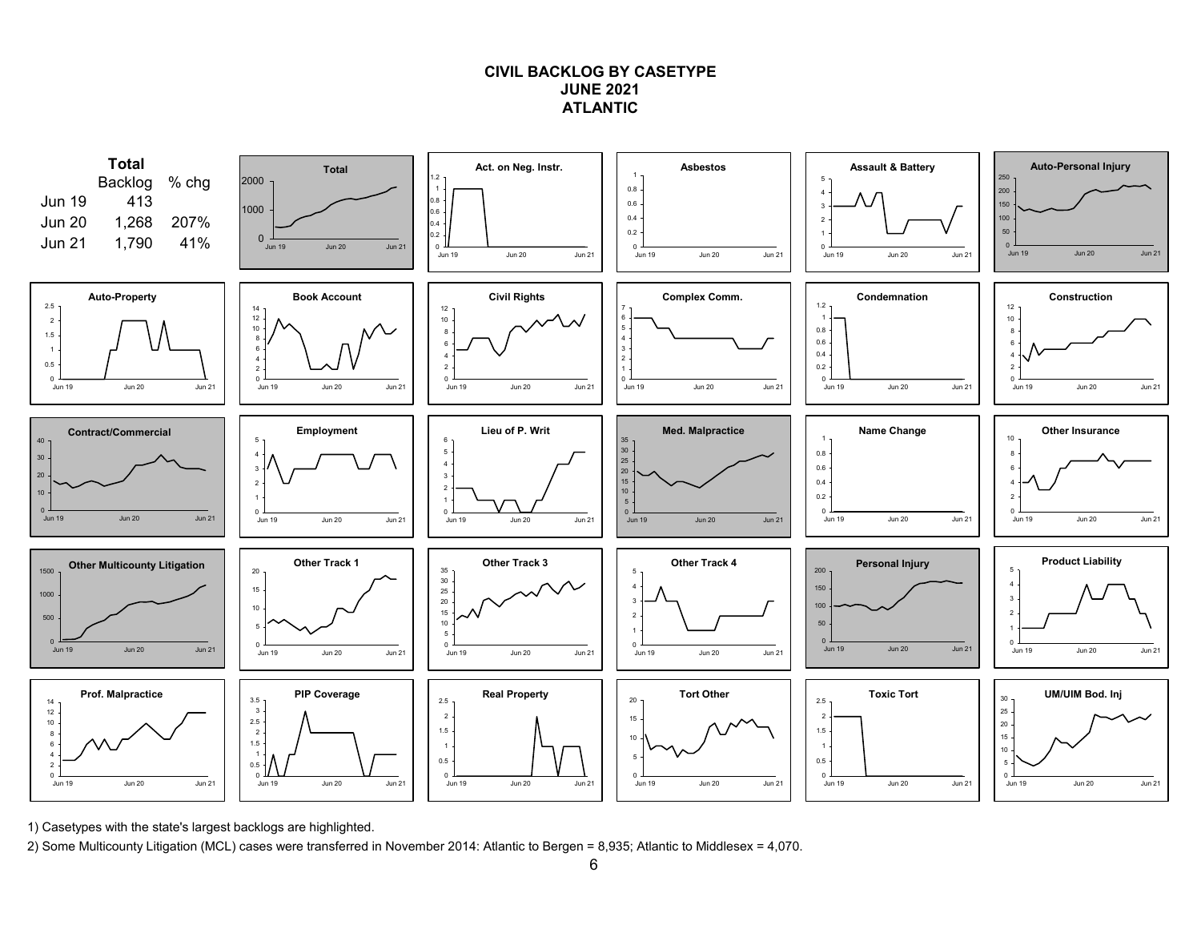# CIVIL BACKLOG BY CASETYPE
## JUNE 2021
## ATLANTIC

**Total**

| | Backlog | % chg |
|---|---|---|
| Jun 19 | 413 | |
| Jun 20 | 1,268 | 207% |
| Jun 21 | 1,790 | 41% |

Total

Act. on Neg. Instr.

Asbestos

Assault & Battery

Auto-Personal Injury

Auto-Property

Book Account

Civil Rights

Complex Comm.

Condemnation

Construction

Contract/Commercial

Employment

Lieu of P. Writ

Med. Malpractice

Name Change

Other Insurance

Other Multicounty Litigation

Other Track 1

Other Track 3

Other Track 4

Personal Injury

Product Liability

Prof. Malpractice

PIP Coverage

Real Property

Tort Other

Toxic Tort

UM/UIM Bod. Inj

1) Casetypes with the state's largest backlogs are highlighted.

2) Some Multicounty Litigation (MCL) cases were transferred in November 2014: Atlantic to Bergen = 8,935; Atlantic to Middlesex = 4,070.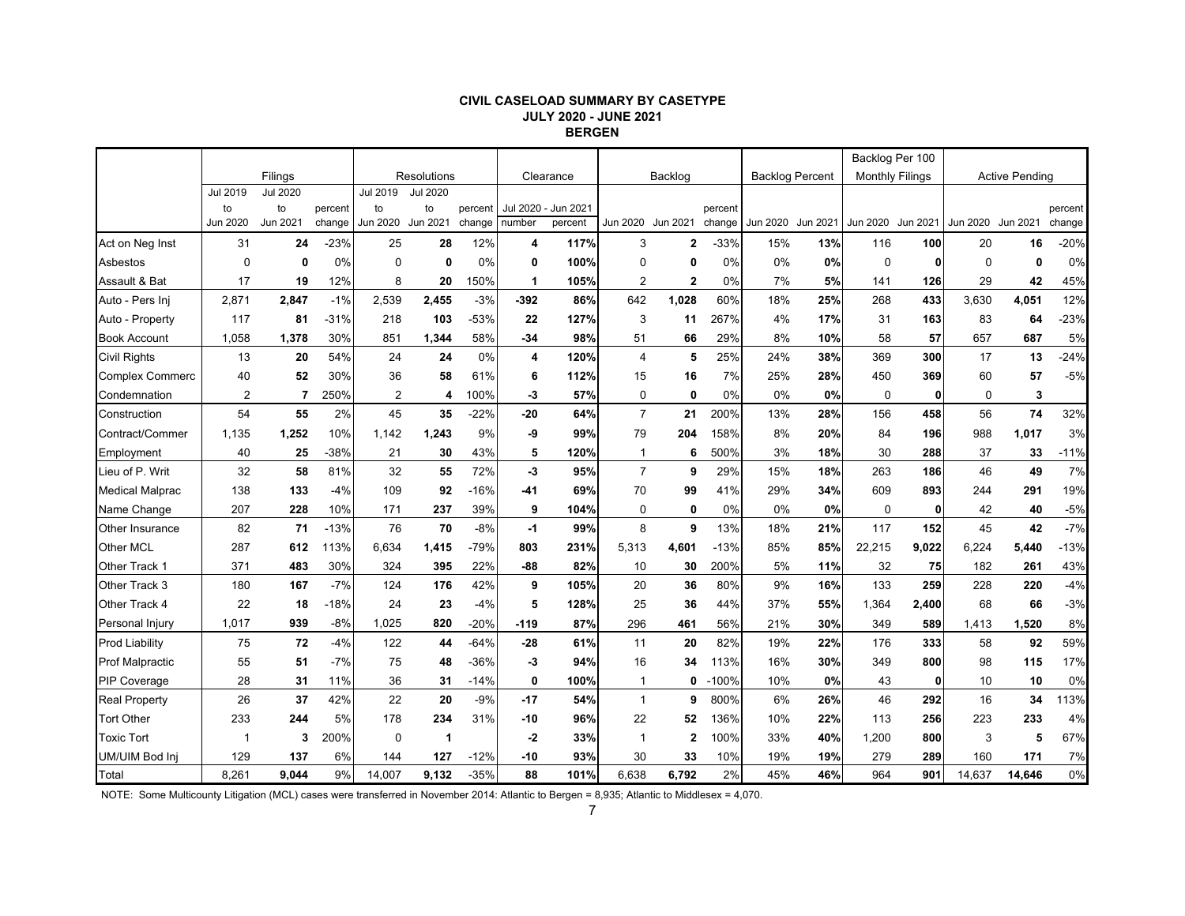**CIVIL CASELOAD SUMMARY BY CASETYPE**
**JULY 2020 - JUNE 2021**
**BERGEN**

| | Filings | | | Resolutions | | | Clearance | | Backlog | | | Backlog Percent | | Backlog Per 100 Monthly Filings | | Active Pending | | |
|---|---|---|---|---|---|---|---|---|---|---|---|---|---|---|---|---|---|---|
| | Jul 2019 to Jun 2020 | Jul 2020 to Jun 2021 | percent change | Jul 2019 to Jun 2020 | Jul 2020 to Jun 2021 | percent change | Jul 2020 - Jun 2021 number | Jul 2020 - Jun 2021 percent | Jun 2020 | Jun 2021 | percent change | Jun 2020 | Jun 2021 | Jun 2020 | Jun 2021 | Jun 2020 | Jun 2021 | percent change |
| Act on Neg Inst | 31 | **24** | -23% | 25 | **28** | 12% | **4** | **117%** | 3 | **2** | -33% | 15% | **13%** | 116 | **100** | 20 | **16** | -20% |
| Asbestos | 0 | **0** | 0% | 0 | **0** | 0% | **0** | **100%** | 0 | **0** | 0% | 0% | **0%** | 0 | **0** | 0 | **0** | 0% |
| Assault & Bat | 17 | **19** | 12% | 8 | **20** | 150% | **1** | **105%** | 2 | **2** | 0% | 7% | **5%** | 141 | **126** | 29 | **42** | 45% |
| Auto - Pers Inj | 2,871 | **2,847** | -1% | 2,539 | **2,455** | -3% | **-392** | **86%** | 642 | **1,028** | 60% | 18% | **25%** | 268 | **433** | 3,630 | **4,051** | 12% |
| Auto - Property | 117 | **81** | -31% | 218 | **103** | -53% | **22** | **127%** | 3 | **11** | 267% | 4% | **17%** | 31 | **163** | 83 | **64** | -23% |
| Book Account | 1,058 | **1,378** | 30% | 851 | **1,344** | 58% | **-34** | **98%** | 51 | **66** | 29% | 8% | **10%** | 58 | **57** | 657 | **687** | 5% |
| Civil Rights | 13 | **20** | 54% | 24 | **24** | 0% | **4** | **120%** | 4 | **5** | 25% | 24% | **38%** | 369 | **300** | 17 | **13** | -24% |
| Complex Commerc | 40 | **52** | 30% | 36 | **58** | 61% | **6** | **112%** | 15 | **16** | 7% | 25% | **28%** | 450 | **369** | 60 | **57** | -5% |
| Condemnation | 2 | **7** | 250% | 2 | **4** | 100% | **-3** | **57%** | 0 | **0** | 0% | 0% | **0%** | 0 | **0** | 0 | **3** | |
| Construction | 54 | **55** | 2% | 45 | **35** | -22% | **-20** | **64%** | 7 | **21** | 200% | 13% | **28%** | 156 | **458** | 56 | **74** | 32% |
| Contract/Commer | 1,135 | **1,252** | 10% | 1,142 | **1,243** | 9% | **-9** | **99%** | 79 | **204** | 158% | 8% | **20%** | 84 | **196** | 988 | **1,017** | 3% |
| Employment | 40 | **25** | -38% | 21 | **30** | 43% | **5** | **120%** | 1 | **6** | 500% | 3% | **18%** | 30 | **288** | 37 | **33** | -11% |
| Lieu of P. Writ | 32 | **58** | 81% | 32 | **55** | 72% | **-3** | **95%** | 7 | **9** | 29% | 15% | **18%** | 263 | **186** | 46 | **49** | 7% |
| Medical Malprac | 138 | **133** | -4% | 109 | **92** | -16% | **-41** | **69%** | 70 | **99** | 41% | 29% | **34%** | 609 | **893** | 244 | **291** | 19% |
| Name Change | 207 | **228** | 10% | 171 | **237** | 39% | **9** | **104%** | 0 | **0** | 0% | 0% | **0%** | 0 | **0** | 42 | **40** | -5% |
| Other Insurance | 82 | **71** | -13% | 76 | **70** | -8% | **-1** | **99%** | 8 | **9** | 13% | 18% | **21%** | 117 | **152** | 45 | **42** | -7% |
| Other MCL | 287 | **612** | 113% | 6,634 | **1,415** | -79% | **803** | **231%** | 5,313 | **4,601** | -13% | 85% | **85%** | 22,215 | **9,022** | 6,224 | **5,440** | -13% |
| Other Track 1 | 371 | **483** | 30% | 324 | **395** | 22% | **-88** | **82%** | 10 | **30** | 200% | 5% | **11%** | 32 | **75** | 182 | **261** | 43% |
| Other Track 3 | 180 | **167** | -7% | 124 | **176** | 42% | **9** | **105%** | 20 | **36** | 80% | 9% | **16%** | 133 | **259** | 228 | **220** | -4% |
| Other Track 4 | 22 | **18** | -18% | 24 | **23** | -4% | **5** | **128%** | 25 | **36** | 44% | 37% | **55%** | 1,364 | **2,400** | 68 | **66** | -3% |
| Personal Injury | 1,017 | **939** | -8% | 1,025 | **820** | -20% | **-119** | **87%** | 296 | **461** | 56% | 21% | **30%** | 349 | **589** | 1,413 | **1,520** | 8% |
| Prod Liability | 75 | **72** | -4% | 122 | **44** | -64% | **-28** | **61%** | 11 | **20** | 82% | 19% | **22%** | 176 | **333** | 58 | **92** | 59% |
| Prof Malpractic | 55 | **51** | -7% | 75 | **48** | -36% | **-3** | **94%** | 16 | **34** | 113% | 16% | **30%** | 349 | **800** | 98 | **115** | 17% |
| PIP Coverage | 28 | **31** | 11% | 36 | **31** | -14% | **0** | **100%** | 1 | **0** | -100% | 10% | **0%** | 43 | **0** | 10 | **10** | 0% |
| Real Property | 26 | **37** | 42% | 22 | **20** | -9% | **-17** | **54%** | 1 | **9** | 800% | 6% | **26%** | 46 | **292** | 16 | **34** | 113% |
| Tort Other | 233 | **244** | 5% | 178 | **234** | 31% | **-10** | **96%** | 22 | **52** | 136% | 10% | **22%** | 113 | **256** | 223 | **233** | 4% |
| Toxic Tort | 1 | **3** | 200% | 0 | **1** | | **-2** | **33%** | 1 | **2** | 100% | 33% | **40%** | 1,200 | **800** | 3 | **5** | 67% |
| UM/UIM Bod Inj | 129 | **137** | 6% | 144 | **127** | -12% | **-10** | **93%** | 30 | **33** | 10% | 19% | **19%** | 279 | **289** | 160 | **171** | 7% |
| Total | 8,261 | **9,044** | 9% | 14,007 | **9,132** | -35% | **88** | **101%** | 6,638 | **6,792** | 2% | 45% | **46%** | 964 | **901** | 14,637 | **14,646** | 0% |

NOTE: Some Multicounty Litigation (MCL) cases were transferred in November 2014: Atlantic to Bergen = 8,935; Atlantic to Middlesex = 4,070.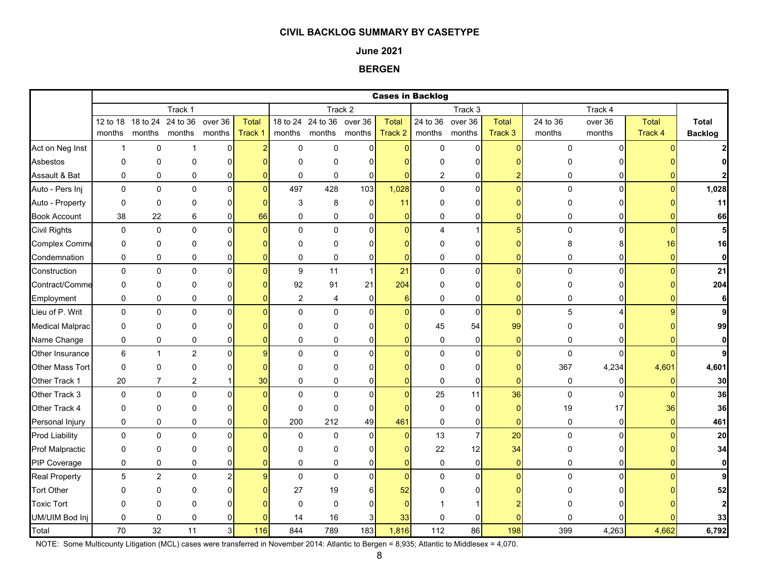**CIVIL BACKLOG SUMMARY BY CASETYPE**

**June 2021**

**BERGEN**

| | Cases in Backlog | | | | | | | | | | | | | | | | |
|---|---|---|---|---|---|---|---|---|---|---|---|---|---|---|---|---|---|
| | Track 1 | | | | | Track 2 | | | | Track 3 | | | Track 4 | | | |
| | 12 to 18 months | 18 to 24 months | 24 to 36 months | over 36 months | Total Track 1 | 18 to 24 months | 24 to 36 months | over 36 months | Total Track 2 | 24 to 36 months | over 36 months | Total Track 3 | 24 to 36 months | over 36 months | Total Track 4 | Total Backlog |
| Act on Neg Inst | 1 | 0 | 1 | 0 | 2 | 0 | 0 | 0 | 0 | 0 | 0 | 0 | 0 | 0 | 0 | 2 |
| Asbestos | 0 | 0 | 0 | 0 | 0 | 0 | 0 | 0 | 0 | 0 | 0 | 0 | 0 | 0 | 0 | 0 |
| Assault & Bat | 0 | 0 | 0 | 0 | 0 | 0 | 0 | 0 | 0 | 2 | 0 | 2 | 0 | 0 | 0 | 2 |
| Auto - Pers Inj | 0 | 0 | 0 | 0 | 0 | 497 | 428 | 103 | 1,028 | 0 | 0 | 0 | 0 | 0 | 0 | 1,028 |
| Auto - Property | 0 | 0 | 0 | 0 | 0 | 3 | 8 | 0 | 11 | 0 | 0 | 0 | 0 | 0 | 0 | 11 |
| Book Account | 38 | 22 | 6 | 0 | 66 | 0 | 0 | 0 | 0 | 0 | 0 | 0 | 0 | 0 | 0 | 66 |
| Civil Rights | 0 | 0 | 0 | 0 | 0 | 0 | 0 | 0 | 0 | 4 | 1 | 5 | 0 | 0 | 0 | 5 |
| Complex Comme | 0 | 0 | 0 | 0 | 0 | 0 | 0 | 0 | 0 | 0 | 0 | 0 | 8 | 8 | 16 | 16 |
| Condemnation | 0 | 0 | 0 | 0 | 0 | 0 | 0 | 0 | 0 | 0 | 0 | 0 | 0 | 0 | 0 | 0 |
| Construction | 0 | 0 | 0 | 0 | 0 | 9 | 11 | 1 | 21 | 0 | 0 | 0 | 0 | 0 | 0 | 21 |
| Contract/Comme | 0 | 0 | 0 | 0 | 0 | 92 | 91 | 21 | 204 | 0 | 0 | 0 | 0 | 0 | 0 | 204 |
| Employment | 0 | 0 | 0 | 0 | 0 | 2 | 4 | 0 | 6 | 0 | 0 | 0 | 0 | 0 | 0 | 6 |
| Lieu of P. Writ | 0 | 0 | 0 | 0 | 0 | 0 | 0 | 0 | 0 | 0 | 0 | 0 | 5 | 4 | 9 | 9 |
| Medical Malprac | 0 | 0 | 0 | 0 | 0 | 0 | 0 | 0 | 0 | 45 | 54 | 99 | 0 | 0 | 0 | 99 |
| Name Change | 0 | 0 | 0 | 0 | 0 | 0 | 0 | 0 | 0 | 0 | 0 | 0 | 0 | 0 | 0 | 0 |
| Other Insurance | 6 | 1 | 2 | 0 | 9 | 0 | 0 | 0 | 0 | 0 | 0 | 0 | 0 | 0 | 0 | 9 |
| Other Mass Tort | 0 | 0 | 0 | 0 | 0 | 0 | 0 | 0 | 0 | 0 | 0 | 0 | 367 | 4,234 | 4,601 | 4,601 |
| Other Track 1 | 20 | 7 | 2 | 1 | 30 | 0 | 0 | 0 | 0 | 0 | 0 | 0 | 0 | 0 | 0 | 30 |
| Other Track 3 | 0 | 0 | 0 | 0 | 0 | 0 | 0 | 0 | 0 | 25 | 11 | 36 | 0 | 0 | 0 | 36 |
| Other Track 4 | 0 | 0 | 0 | 0 | 0 | 0 | 0 | 0 | 0 | 0 | 0 | 0 | 19 | 17 | 36 | 36 |
| Personal Injury | 0 | 0 | 0 | 0 | 0 | 200 | 212 | 49 | 461 | 0 | 0 | 0 | 0 | 0 | 0 | 461 |
| Prod Liability | 0 | 0 | 0 | 0 | 0 | 0 | 0 | 0 | 0 | 13 | 7 | 20 | 0 | 0 | 0 | 20 |
| Prof Malpractic | 0 | 0 | 0 | 0 | 0 | 0 | 0 | 0 | 0 | 22 | 12 | 34 | 0 | 0 | 0 | 34 |
| PIP Coverage | 0 | 0 | 0 | 0 | 0 | 0 | 0 | 0 | 0 | 0 | 0 | 0 | 0 | 0 | 0 | 0 |
| Real Property | 5 | 2 | 0 | 2 | 9 | 0 | 0 | 0 | 0 | 0 | 0 | 0 | 0 | 0 | 0 | 9 |
| Tort Other | 0 | 0 | 0 | 0 | 0 | 27 | 19 | 6 | 52 | 0 | 0 | 0 | 0 | 0 | 0 | 52 |
| Toxic Tort | 0 | 0 | 0 | 0 | 0 | 0 | 0 | 0 | 0 | 1 | 1 | 2 | 0 | 0 | 0 | 2 |
| UM/UIM Bod Inj | 0 | 0 | 0 | 0 | 0 | 14 | 16 | 3 | 33 | 0 | 0 | 0 | 0 | 0 | 0 | 33 |
| Total | 70 | 32 | 11 | 3 | 116 | 844 | 789 | 183 | 1,816 | 112 | 86 | 198 | 399 | 4,263 | 4,662 | 6,792 |

NOTE: Some Multicounty Litigation (MCL) cases were transferred in November 2014: Atlantic to Bergen = 8,935; Atlantic to Middlesex = 4,070.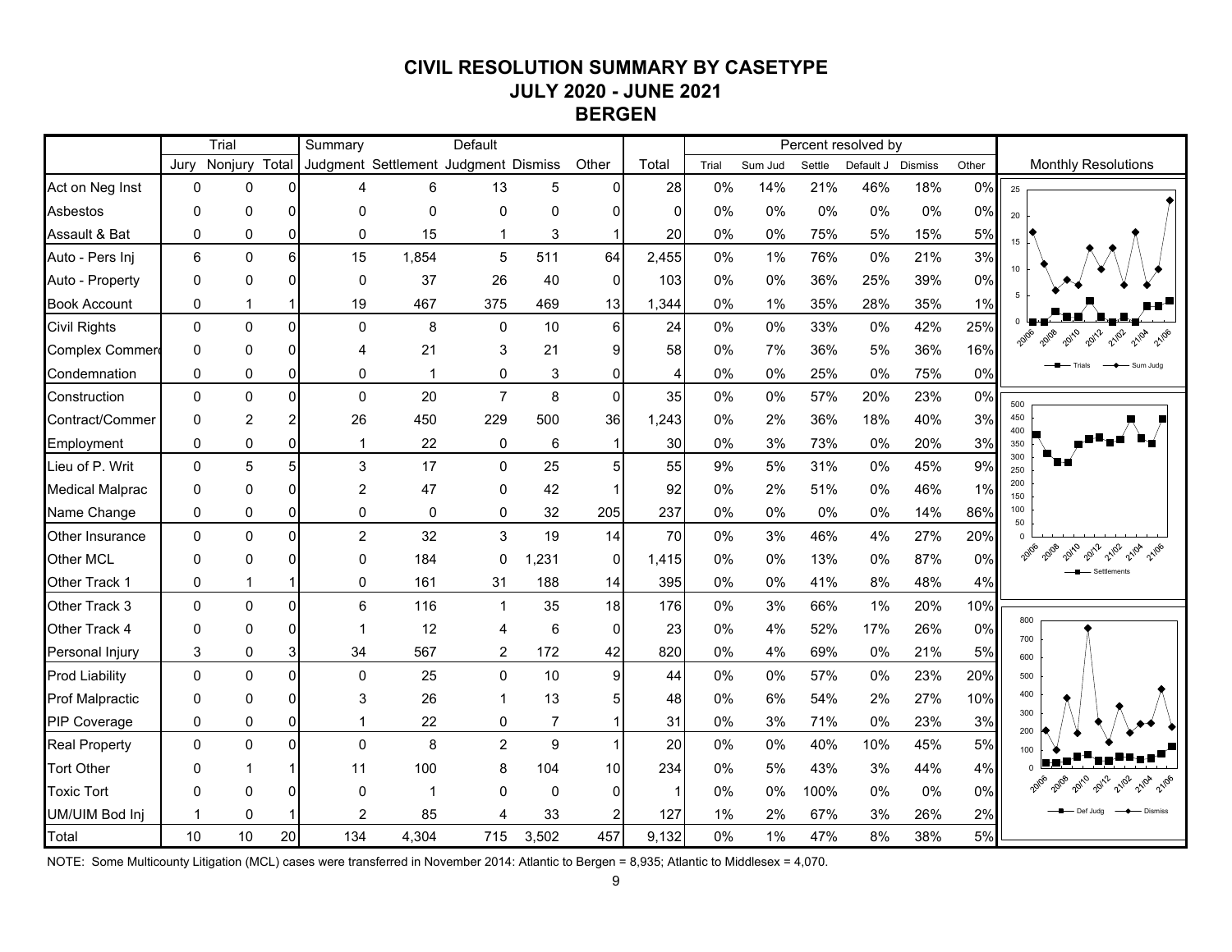# CIVIL RESOLUTION SUMMARY BY CASETYPE
## JULY 2020 - JUNE 2021
## BERGEN

| | Trial | | | Summary | | Default | | | | Percent resolved by | | | | | |
|---|---|---|---|---|---|---|---|---|---|---|---|---|---|---|---|
| | Jury | Nonjury | Total | Judgment | Settlement | Judgment | Dismiss | Other | Total | Trial | Sum Jud | Settle | Default J | Dismiss | Other |
| Act on Neg Inst | 0 | 0 | 0 | 4 | 6 | 13 | 5 | 0 | 28 | 0% | 14% | 21% | 46% | 18% | 0% |
| Asbestos | 0 | 0 | 0 | 0 | 0 | 0 | 0 | 0 | 0 | 0% | 0% | 0% | 0% | 0% | 0% |
| Assault & Bat | 0 | 0 | 0 | 0 | 15 | 1 | 3 | 1 | 20 | 0% | 0% | 75% | 5% | 15% | 5% |
| Auto - Pers Inj | 6 | 0 | 6 | 15 | 1,854 | 5 | 511 | 64 | 2,455 | 0% | 1% | 76% | 0% | 21% | 3% |
| Auto - Property | 0 | 0 | 0 | 0 | 37 | 26 | 40 | 0 | 103 | 0% | 0% | 36% | 25% | 39% | 0% |
| Book Account | 0 | 1 | 1 | 19 | 467 | 375 | 469 | 13 | 1,344 | 0% | 1% | 35% | 28% | 35% | 1% |
| Civil Rights | 0 | 0 | 0 | 0 | 8 | 0 | 10 | 6 | 24 | 0% | 0% | 33% | 0% | 42% | 25% |
| Complex Commerc | 0 | 0 | 0 | 4 | 21 | 3 | 21 | 9 | 58 | 0% | 7% | 36% | 5% | 36% | 16% |
| Condemnation | 0 | 0 | 0 | 0 | 1 | 0 | 3 | 0 | 4 | 0% | 0% | 25% | 0% | 75% | 0% |
| Construction | 0 | 0 | 0 | 0 | 20 | 7 | 8 | 0 | 35 | 0% | 0% | 57% | 20% | 23% | 0% |
| Contract/Commer | 0 | 2 | 2 | 26 | 450 | 229 | 500 | 36 | 1,243 | 0% | 2% | 36% | 18% | 40% | 3% |
| Employment | 0 | 0 | 0 | 1 | 22 | 0 | 6 | 1 | 30 | 0% | 3% | 73% | 0% | 20% | 3% |
| Lieu of P. Writ | 0 | 5 | 5 | 3 | 17 | 0 | 25 | 5 | 55 | 9% | 5% | 31% | 0% | 45% | 9% |
| Medical Malprac | 0 | 0 | 0 | 2 | 47 | 0 | 42 | 1 | 92 | 0% | 2% | 51% | 0% | 46% | 1% |
| Name Change | 0 | 0 | 0 | 0 | 0 | 0 | 32 | 205 | 237 | 0% | 0% | 0% | 0% | 14% | 86% |
| Other Insurance | 0 | 0 | 0 | 2 | 32 | 3 | 19 | 14 | 70 | 0% | 3% | 46% | 4% | 27% | 20% |
| Other MCL | 0 | 0 | 0 | 0 | 184 | 0 | 1,231 | 0 | 1,415 | 0% | 0% | 13% | 0% | 87% | 0% |
| Other Track 1 | 0 | 1 | 1 | 0 | 161 | 31 | 188 | 14 | 395 | 0% | 0% | 41% | 8% | 48% | 4% |
| Other Track 3 | 0 | 0 | 0 | 6 | 116 | 1 | 35 | 18 | 176 | 0% | 3% | 66% | 1% | 20% | 10% |
| Other Track 4 | 0 | 0 | 0 | 1 | 12 | 4 | 6 | 0 | 23 | 0% | 4% | 52% | 17% | 26% | 0% |
| Personal Injury | 3 | 0 | 3 | 34 | 567 | 2 | 172 | 42 | 820 | 0% | 4% | 69% | 0% | 21% | 5% |
| Prod Liability | 0 | 0 | 0 | 0 | 25 | 0 | 10 | 9 | 44 | 0% | 0% | 57% | 0% | 23% | 20% |
| Prof Malpractic | 0 | 0 | 0 | 3 | 26 | 1 | 13 | 5 | 48 | 0% | 6% | 54% | 2% | 27% | 10% |
| PIP Coverage | 0 | 0 | 0 | 1 | 22 | 0 | 7 | 1 | 31 | 0% | 3% | 71% | 0% | 23% | 3% |
| Real Property | 0 | 0 | 0 | 0 | 8 | 2 | 9 | 1 | 20 | 0% | 0% | 40% | 10% | 45% | 5% |
| Tort Other | 0 | 1 | 1 | 11 | 100 | 8 | 104 | 10 | 234 | 0% | 5% | 43% | 3% | 44% | 4% |
| Toxic Tort | 0 | 0 | 0 | 0 | 1 | 0 | 0 | 0 | 1 | 0% | 0% | 100% | 0% | 0% | 0% |
| UM/UIM Bod Inj | 1 | 0 | 1 | 2 | 85 | 4 | 33 | 2 | 127 | 1% | 2% | 67% | 3% | 26% | 2% |
| Total | 10 | 10 | 20 | 134 | 4,304 | 715 | 3,502 | 457 | 9,132 | 0% | 1% | 47% | 8% | 38% | 5% |

Monthly Resolutions

NOTE: Some Multicounty Litigation (MCL) cases were transferred in November 2014: Atlantic to Bergen = 8,935; Atlantic to Middlesex = 4,070.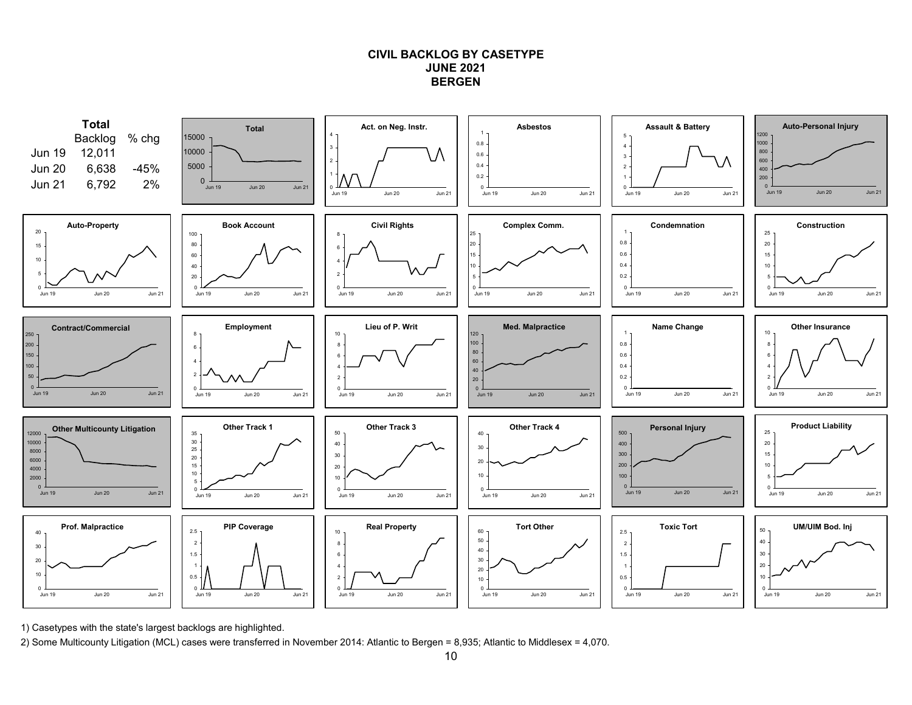# CIVIL BACKLOG BY CASETYPE
## JUNE 2021
## BERGEN

**Total**

| | Backlog | % chg |
|---|---|---|
| Jun 19 | 12,011 | |
| Jun 20 | 6,638 | -45% |
| Jun 21 | 6,792 | 2% |

Total

Act. on Neg. Instr.

Asbestos

Assault & Battery

Auto-Personal Injury

Auto-Property

Book Account

Civil Rights

Complex Comm.

Condemnation

Construction

Contract/Commercial

Employment

Lieu of P. Writ

Med. Malpractice

Name Change

Other Insurance

Other Multicounty Litigation

Other Track 1

Other Track 3

Other Track 4

Personal Injury

Product Liability

Prof. Malpractice

PIP Coverage

Real Property

Tort Other

Toxic Tort

UM/UIM Bod. Inj

1) Casetypes with the state's largest backlogs are highlighted.

2) Some Multicounty Litigation (MCL) cases were transferred in November 2014: Atlantic to Bergen = 8,935; Atlantic to Middlesex = 4,070.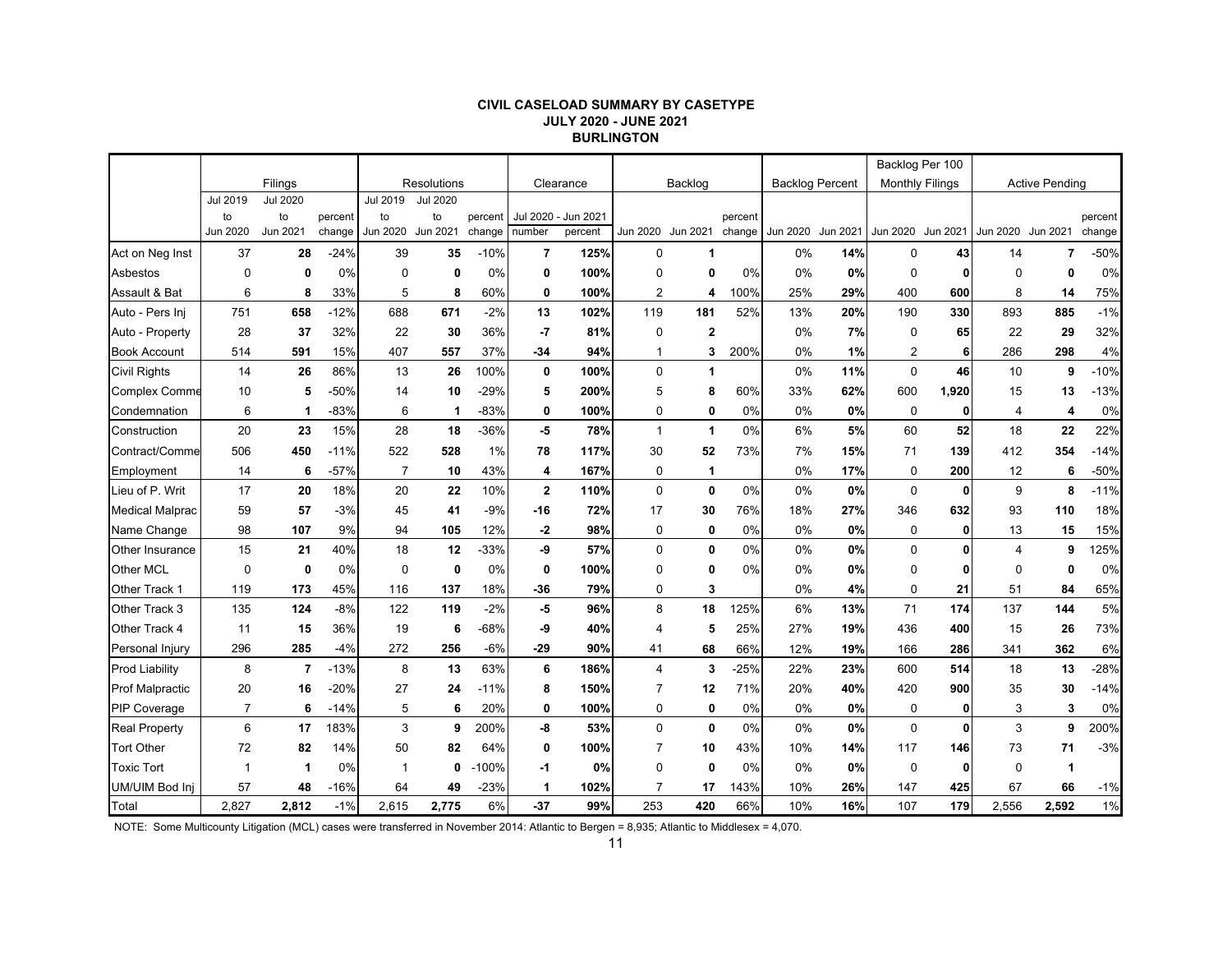**CIVIL CASELOAD SUMMARY BY CASETYPE**
**JULY 2020 - JUNE 2021**
**BURLINGTON**

| | Filings | | | Resolutions | | | Clearance | | Backlog | | | Backlog Percent | | Backlog Per 100 Monthly Filings | | Active Pending | | |
|---|---|---|---|---|---|---|---|---|---|---|---|---|---|---|---|---|---|---|
| | Jul 2019 to Jun 2020 | Jul 2020 to Jun 2021 | percent change | Jul 2019 to Jun 2020 | Jul 2020 to Jun 2021 | percent change | Jul 2020 - Jun 2021 number | percent | Jun 2020 | Jun 2021 | percent change | Jun 2020 | Jun 2021 | Jun 2020 | Jun 2021 | Jun 2020 | Jun 2021 | percent change |
| Act on Neg Inst | 37 | **28** | -24% | 39 | **35** | -10% | **7** | **125%** | 0 | **1** | | 0% | **14%** | 0 | **43** | 14 | **7** | -50% |
| Asbestos | 0 | **0** | 0% | 0 | **0** | 0% | **0** | **100%** | 0 | **0** | 0% | 0% | **0%** | 0 | **0** | 0 | **0** | 0% |
| Assault & Bat | 6 | **8** | 33% | 5 | **8** | 60% | **0** | **100%** | 2 | **4** | 100% | 25% | **29%** | 400 | **600** | 8 | **14** | 75% |
| Auto - Pers Inj | 751 | **658** | -12% | 688 | **671** | -2% | **13** | **102%** | 119 | **181** | 52% | 13% | **20%** | 190 | **330** | 893 | **885** | -1% |
| Auto - Property | 28 | **37** | 32% | 22 | **30** | 36% | **-7** | **81%** | 0 | **2** | | 0% | **7%** | 0 | **65** | 22 | **29** | 32% |
| Book Account | 514 | **591** | 15% | 407 | **557** | 37% | **-34** | **94%** | 1 | **3** | 200% | 0% | **1%** | 2 | **6** | 286 | **298** | 4% |
| Civil Rights | 14 | **26** | 86% | 13 | **26** | 100% | **0** | **100%** | 0 | **1** | | 0% | **11%** | 0 | **46** | 10 | **9** | -10% |
| Complex Comme | 10 | **5** | -50% | 14 | **10** | -29% | **5** | **200%** | 5 | **8** | 60% | 33% | **62%** | 600 | **1,920** | 15 | **13** | -13% |
| Condemnation | 6 | **1** | -83% | 6 | **1** | -83% | **0** | **100%** | 0 | **0** | 0% | 0% | **0%** | 0 | **0** | 4 | **4** | 0% |
| Construction | 20 | **23** | 15% | 28 | **18** | -36% | **-5** | **78%** | 1 | **1** | 0% | 6% | **5%** | 60 | **52** | 18 | **22** | 22% |
| Contract/Comme | 506 | **450** | -11% | 522 | **528** | 1% | **78** | **117%** | 30 | **52** | 73% | 7% | **15%** | 71 | **139** | 412 | **354** | -14% |
| Employment | 14 | **6** | -57% | 7 | **10** | 43% | **4** | **167%** | 0 | **1** | | 0% | **17%** | 0 | **200** | 12 | **6** | -50% |
| Lieu of P. Writ | 17 | **20** | 18% | 20 | **22** | 10% | **2** | **110%** | 0 | **0** | 0% | 0% | **0%** | 0 | **0** | 9 | **8** | -11% |
| Medical Malprac | 59 | **57** | -3% | 45 | **41** | -9% | **-16** | **72%** | 17 | **30** | 76% | 18% | **27%** | 346 | **632** | 93 | **110** | 18% |
| Name Change | 98 | **107** | 9% | 94 | **105** | 12% | **-2** | **98%** | 0 | **0** | 0% | 0% | **0%** | 0 | **0** | 13 | **15** | 15% |
| Other Insurance | 15 | **21** | 40% | 18 | **12** | -33% | **-9** | **57%** | 0 | **0** | 0% | 0% | **0%** | 0 | **0** | 4 | **9** | 125% |
| Other MCL | 0 | **0** | 0% | 0 | **0** | 0% | **0** | **100%** | 0 | **0** | 0% | 0% | **0%** | 0 | **0** | 0 | **0** | 0% |
| Other Track 1 | 119 | **173** | 45% | 116 | **137** | 18% | **-36** | **79%** | 0 | **3** | | 0% | **4%** | 0 | **21** | 51 | **84** | 65% |
| Other Track 3 | 135 | **124** | -8% | 122 | **119** | -2% | **-5** | **96%** | 8 | **18** | 125% | 6% | **13%** | 71 | **174** | 137 | **144** | 5% |
| Other Track 4 | 11 | **15** | 36% | 19 | **6** | -68% | **-9** | **40%** | 4 | **5** | 25% | 27% | **19%** | 436 | **400** | 15 | **26** | 73% |
| Personal Injury | 296 | **285** | -4% | 272 | **256** | -6% | **-29** | **90%** | 41 | **68** | 66% | 12% | **19%** | 166 | **286** | 341 | **362** | 6% |
| Prod Liability | 8 | **7** | -13% | 8 | **13** | 63% | **6** | **186%** | 4 | **3** | -25% | 22% | **23%** | 600 | **514** | 18 | **13** | -28% |
| Prof Malpractic | 20 | **16** | -20% | 27 | **24** | -11% | **8** | **150%** | 7 | **12** | 71% | 20% | **40%** | 420 | **900** | 35 | **30** | -14% |
| PIP Coverage | 7 | **6** | -14% | 5 | **6** | 20% | **0** | **100%** | 0 | **0** | 0% | 0% | **0%** | 0 | **0** | 3 | **3** | 0% |
| Real Property | 6 | **17** | 183% | 3 | **9** | 200% | **-8** | **53%** | 0 | **0** | 0% | 0% | **0%** | 0 | **0** | 3 | **9** | 200% |
| Tort Other | 72 | **82** | 14% | 50 | **82** | 64% | **0** | **100%** | 7 | **10** | 43% | 10% | **14%** | 117 | **146** | 73 | **71** | -3% |
| Toxic Tort | 1 | **1** | 0% | 1 | **0** | -100% | **-1** | **0%** | 0 | **0** | 0% | 0% | **0%** | 0 | **0** | 0 | **1** | |
| UM/UIM Bod Inj | 57 | **48** | -16% | 64 | **49** | -23% | **1** | **102%** | 7 | **17** | 143% | 10% | **26%** | 147 | **425** | 67 | **66** | -1% |
| Total | 2,827 | **2,812** | -1% | 2,615 | **2,775** | 6% | **-37** | **99%** | 253 | **420** | 66% | 10% | **16%** | 107 | **179** | 2,556 | **2,592** | 1% |

NOTE: Some Multicounty Litigation (MCL) cases were transferred in November 2014: Atlantic to Bergen = 8,935; Atlantic to Middlesex = 4,070.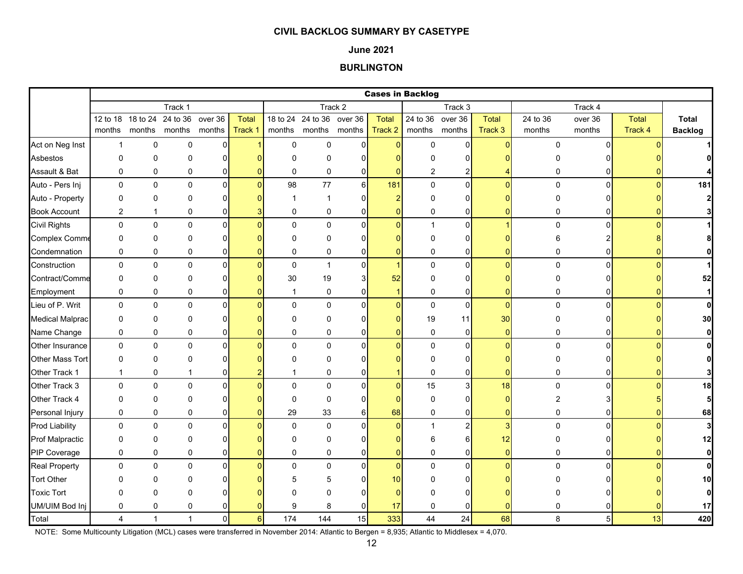## CIVIL BACKLOG SUMMARY BY CASETYPE

### June 2021

### BURLINGTON

| | Cases in Backlog | | | | | | | | | | | | | | | | |
|---|---|---|---|---|---|---|---|---|---|---|---|---|---|---|---|---|---|
| | Track 1 | | | | | Track 2 | | | | Track 3 | | | Track 4 | | | |
| | 12 to 18 months | 18 to 24 months | 24 to 36 months | over 36 months | Total Track 1 | 18 to 24 months | 24 to 36 months | over 36 months | Total Track 2 | 24 to 36 months | over 36 months | Total Track 3 | 24 to 36 months | over 36 months | Total Track 4 | Total Backlog |
| Act on Neg Inst | 1 | 0 | 0 | 0 | 1 | 0 | 0 | 0 | 0 | 0 | 0 | 0 | 0 | 0 | 0 | 1 |
| Asbestos | 0 | 0 | 0 | 0 | 0 | 0 | 0 | 0 | 0 | 0 | 0 | 0 | 0 | 0 | 0 | 0 |
| Assault & Bat | 0 | 0 | 0 | 0 | 0 | 0 | 0 | 0 | 0 | 2 | 2 | 4 | 0 | 0 | 0 | 4 |
| Auto - Pers Inj | 0 | 0 | 0 | 0 | 0 | 98 | 77 | 6 | 181 | 0 | 0 | 0 | 0 | 0 | 0 | 181 |
| Auto - Property | 0 | 0 | 0 | 0 | 0 | 1 | 1 | 0 | 2 | 0 | 0 | 0 | 0 | 0 | 0 | 2 |
| Book Account | 2 | 1 | 0 | 0 | 3 | 0 | 0 | 0 | 0 | 0 | 0 | 0 | 0 | 0 | 0 | 3 |
| Civil Rights | 0 | 0 | 0 | 0 | 0 | 0 | 0 | 0 | 0 | 1 | 0 | 1 | 0 | 0 | 0 | 1 |
| Complex Comme | 0 | 0 | 0 | 0 | 0 | 0 | 0 | 0 | 0 | 0 | 0 | 0 | 6 | 2 | 8 | 8 |
| Condemnation | 0 | 0 | 0 | 0 | 0 | 0 | 0 | 0 | 0 | 0 | 0 | 0 | 0 | 0 | 0 | 0 |
| Construction | 0 | 0 | 0 | 0 | 0 | 0 | 1 | 0 | 1 | 0 | 0 | 0 | 0 | 0 | 0 | 1 |
| Contract/Comme | 0 | 0 | 0 | 0 | 0 | 30 | 19 | 3 | 52 | 0 | 0 | 0 | 0 | 0 | 0 | 52 |
| Employment | 0 | 0 | 0 | 0 | 0 | 1 | 0 | 0 | 1 | 0 | 0 | 0 | 0 | 0 | 0 | 1 |
| Lieu of P. Writ | 0 | 0 | 0 | 0 | 0 | 0 | 0 | 0 | 0 | 0 | 0 | 0 | 0 | 0 | 0 | 0 |
| Medical Malprac | 0 | 0 | 0 | 0 | 0 | 0 | 0 | 0 | 0 | 19 | 11 | 30 | 0 | 0 | 0 | 30 |
| Name Change | 0 | 0 | 0 | 0 | 0 | 0 | 0 | 0 | 0 | 0 | 0 | 0 | 0 | 0 | 0 | 0 |
| Other Insurance | 0 | 0 | 0 | 0 | 0 | 0 | 0 | 0 | 0 | 0 | 0 | 0 | 0 | 0 | 0 | 0 |
| Other Mass Tort | 0 | 0 | 0 | 0 | 0 | 0 | 0 | 0 | 0 | 0 | 0 | 0 | 0 | 0 | 0 | 0 |
| Other Track 1 | 1 | 0 | 1 | 0 | 2 | 1 | 0 | 0 | 1 | 0 | 0 | 0 | 0 | 0 | 0 | 3 |
| Other Track 3 | 0 | 0 | 0 | 0 | 0 | 0 | 0 | 0 | 0 | 15 | 3 | 18 | 0 | 0 | 0 | 18 |
| Other Track 4 | 0 | 0 | 0 | 0 | 0 | 0 | 0 | 0 | 0 | 0 | 0 | 0 | 2 | 3 | 5 | 5 |
| Personal Injury | 0 | 0 | 0 | 0 | 0 | 29 | 33 | 6 | 68 | 0 | 0 | 0 | 0 | 0 | 0 | 68 |
| Prod Liability | 0 | 0 | 0 | 0 | 0 | 0 | 0 | 0 | 0 | 1 | 2 | 3 | 0 | 0 | 0 | 3 |
| Prof Malpractic | 0 | 0 | 0 | 0 | 0 | 0 | 0 | 0 | 0 | 6 | 6 | 12 | 0 | 0 | 0 | 12 |
| PIP Coverage | 0 | 0 | 0 | 0 | 0 | 0 | 0 | 0 | 0 | 0 | 0 | 0 | 0 | 0 | 0 | 0 |
| Real Property | 0 | 0 | 0 | 0 | 0 | 0 | 0 | 0 | 0 | 0 | 0 | 0 | 0 | 0 | 0 | 0 |
| Tort Other | 0 | 0 | 0 | 0 | 0 | 5 | 5 | 0 | 10 | 0 | 0 | 0 | 0 | 0 | 0 | 10 |
| Toxic Tort | 0 | 0 | 0 | 0 | 0 | 0 | 0 | 0 | 0 | 0 | 0 | 0 | 0 | 0 | 0 | 0 |
| UM/UIM Bod Inj | 0 | 0 | 0 | 0 | 0 | 9 | 8 | 0 | 17 | 0 | 0 | 0 | 0 | 0 | 0 | 17 |
| Total | 4 | 1 | 1 | 0 | 6 | 174 | 144 | 15 | 333 | 44 | 24 | 68 | 8 | 5 | 13 | 420 |

NOTE: Some Multicounty Litigation (MCL) cases were transferred in November 2014: Atlantic to Bergen = 8,935; Atlantic to Middlesex = 4,070.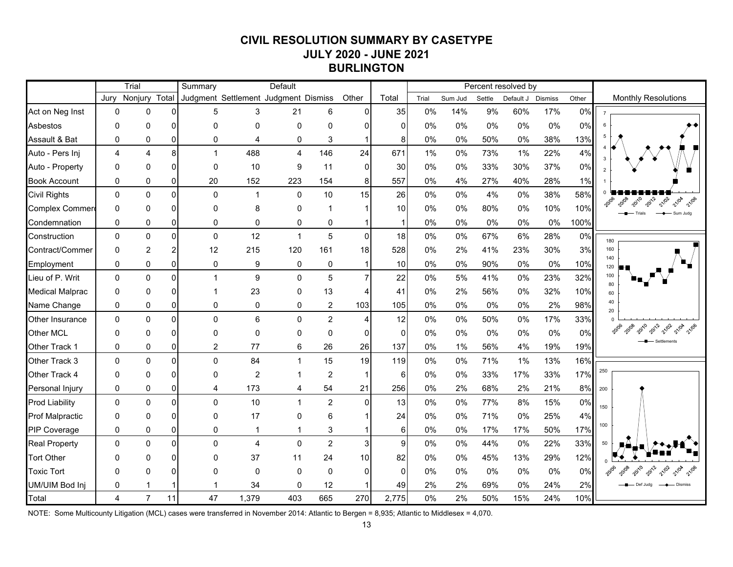# CIVIL RESOLUTION SUMMARY BY CASETYPE
## JULY 2020 - JUNE 2021
## BURLINGTON

| | Trial | | | Summary | | Default | | | | Percent resolved by | | | | | |
|---|---|---|---|---|---|---|---|---|---|---|---|---|---|---|---|
| | Jury | Nonjury | Total | Judgment | Settlement | Judgment | Dismiss | Other | Total | Trial | Sum Jud | Settle | Default J | Dismiss | Other |
| Act on Neg Inst | 0 | 0 | 0 | 5 | 3 | 21 | 6 | 0 | 35 | 0% | 14% | 9% | 60% | 17% | 0% |
| Asbestos | 0 | 0 | 0 | 0 | 0 | 0 | 0 | 0 | 0 | 0% | 0% | 0% | 0% | 0% | 0% |
| Assault & Bat | 0 | 0 | 0 | 0 | 4 | 0 | 3 | 1 | 8 | 0% | 0% | 50% | 0% | 38% | 13% |
| Auto - Pers Inj | 4 | 4 | 8 | 1 | 488 | 4 | 146 | 24 | 671 | 1% | 0% | 73% | 1% | 22% | 4% |
| Auto - Property | 0 | 0 | 0 | 0 | 10 | 9 | 11 | 0 | 30 | 0% | 0% | 33% | 30% | 37% | 0% |
| Book Account | 0 | 0 | 0 | 20 | 152 | 223 | 154 | 8 | 557 | 0% | 4% | 27% | 40% | 28% | 1% |
| Civil Rights | 0 | 0 | 0 | 0 | 1 | 0 | 10 | 15 | 26 | 0% | 0% | 4% | 0% | 38% | 58% |
| Complex Commerc | 0 | 0 | 0 | 0 | 8 | 0 | 1 | 1 | 10 | 0% | 0% | 80% | 0% | 10% | 10% |
| Condemnation | 0 | 0 | 0 | 0 | 0 | 0 | 0 | 1 | 1 | 0% | 0% | 0% | 0% | 0% | 100% |
| Construction | 0 | 0 | 0 | 0 | 12 | 1 | 5 | 0 | 18 | 0% | 0% | 67% | 6% | 28% | 0% |
| Contract/Commer | 0 | 2 | 2 | 12 | 215 | 120 | 161 | 18 | 528 | 0% | 2% | 41% | 23% | 30% | 3% |
| Employment | 0 | 0 | 0 | 0 | 9 | 0 | 0 | 1 | 10 | 0% | 0% | 90% | 0% | 0% | 10% |
| Lieu of P. Writ | 0 | 0 | 0 | 1 | 9 | 0 | 5 | 7 | 22 | 0% | 5% | 41% | 0% | 23% | 32% |
| Medical Malprac | 0 | 0 | 0 | 1 | 23 | 0 | 13 | 4 | 41 | 0% | 2% | 56% | 0% | 32% | 10% |
| Name Change | 0 | 0 | 0 | 0 | 0 | 0 | 2 | 103 | 105 | 0% | 0% | 0% | 0% | 2% | 98% |
| Other Insurance | 0 | 0 | 0 | 0 | 6 | 0 | 2 | 4 | 12 | 0% | 0% | 50% | 0% | 17% | 33% |
| Other MCL | 0 | 0 | 0 | 0 | 0 | 0 | 0 | 0 | 0 | 0% | 0% | 0% | 0% | 0% | 0% |
| Other Track 1 | 0 | 0 | 0 | 2 | 77 | 6 | 26 | 26 | 137 | 0% | 1% | 56% | 4% | 19% | 19% |
| Other Track 3 | 0 | 0 | 0 | 0 | 84 | 1 | 15 | 19 | 119 | 0% | 0% | 71% | 1% | 13% | 16% |
| Other Track 4 | 0 | 0 | 0 | 0 | 2 | 1 | 2 | 1 | 6 | 0% | 0% | 33% | 17% | 33% | 17% |
| Personal Injury | 0 | 0 | 0 | 4 | 173 | 4 | 54 | 21 | 256 | 0% | 2% | 68% | 2% | 21% | 8% |
| Prod Liability | 0 | 0 | 0 | 0 | 10 | 1 | 2 | 0 | 13 | 0% | 0% | 77% | 8% | 15% | 0% |
| Prof Malpractic | 0 | 0 | 0 | 0 | 17 | 0 | 6 | 1 | 24 | 0% | 0% | 71% | 0% | 25% | 4% |
| PIP Coverage | 0 | 0 | 0 | 0 | 1 | 1 | 3 | 1 | 6 | 0% | 0% | 17% | 17% | 50% | 17% |
| Real Property | 0 | 0 | 0 | 0 | 4 | 0 | 2 | 3 | 9 | 0% | 0% | 44% | 0% | 22% | 33% |
| Tort Other | 0 | 0 | 0 | 0 | 37 | 11 | 24 | 10 | 82 | 0% | 0% | 45% | 13% | 29% | 12% |
| Toxic Tort | 0 | 0 | 0 | 0 | 0 | 0 | 0 | 0 | 0 | 0% | 0% | 0% | 0% | 0% | 0% |
| UM/UIM Bod Inj | 0 | 1 | 1 | 1 | 34 | 0 | 12 | 1 | 49 | 2% | 2% | 69% | 0% | 24% | 2% |
| Total | 4 | 7 | 11 | 47 | 1,379 | 403 | 665 | 270 | 2,775 | 0% | 2% | 50% | 15% | 24% | 10% |

Monthly Resolutions

NOTE: Some Multicounty Litigation (MCL) cases were transferred in November 2014: Atlantic to Bergen = 8,935; Atlantic to Middlesex = 4,070.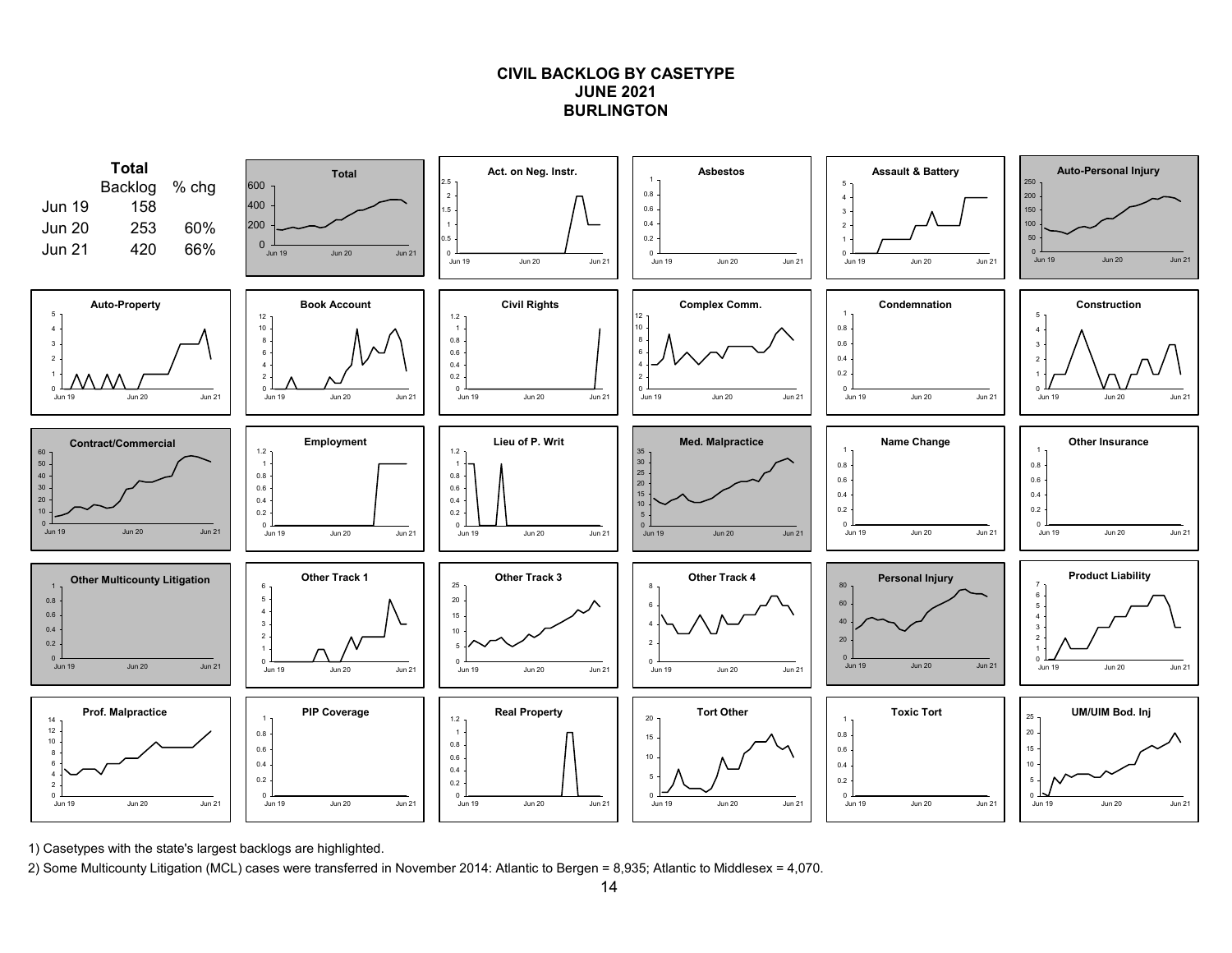# CIVIL BACKLOG BY CASETYPE
## JUNE 2021
## BURLINGTON

**Total**

| | Backlog | % chg |
|---|---|---|
| Jun 19 | 158 | |
| Jun 20 | 253 | 60% |
| Jun 21 | 420 | 66% |

1) Casetypes with the state's largest backlogs are highlighted.

2) Some Multicounty Litigation (MCL) cases were transferred in November 2014: Atlantic to Bergen = 8,935; Atlantic to Middlesex = 4,070.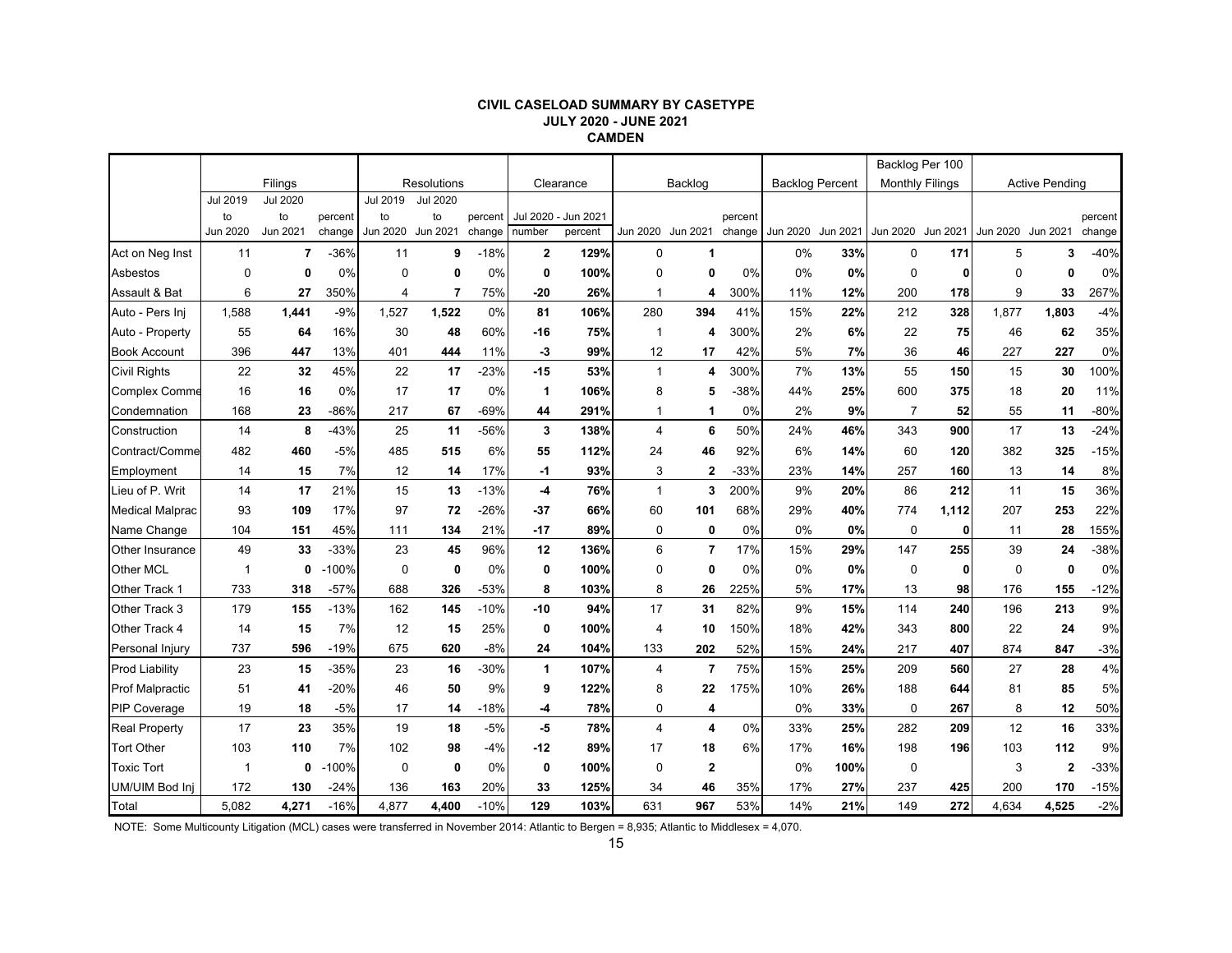**CIVIL CASELOAD SUMMARY BY CASETYPE**
**JULY 2020 - JUNE 2021**
**CAMDEN**

| | Filings | | | Resolutions | | | Clearance | | Backlog | | | Backlog Percent | | Backlog Per 100 Monthly Filings | | Active Pending | | |
|---|---|---|---|---|---|---|---|---|---|---|---|---|---|---|---|---|---|---|
| | Jul 2019 to Jun 2020 | Jul 2020 to Jun 2021 | percent change | Jul 2019 to Jun 2020 | Jul 2020 to Jun 2021 | percent change | Jul 2020 - Jun 2021 number | Jul 2020 - Jun 2021 percent | Jun 2020 | Jun 2021 | percent change | Jun 2020 | Jun 2021 | Jun 2020 | Jun 2021 | Jun 2020 | Jun 2021 | percent change |
| Act on Neg Inst | 11 | **7** | -36% | 11 | **9** | -18% | **2** | **129%** | 0 | **1** | | 0% | **33%** | 0 | **171** | 5 | **3** | -40% |
| Asbestos | 0 | **0** | 0% | 0 | **0** | 0% | **0** | **100%** | 0 | **0** | 0% | 0% | **0%** | 0 | **0** | 0 | **0** | 0% |
| Assault & Bat | 6 | **27** | 350% | 4 | **7** | 75% | **-20** | **26%** | 1 | **4** | 300% | 11% | **12%** | 200 | **178** | 9 | **33** | 267% |
| Auto - Pers Inj | 1,588 | **1,441** | -9% | 1,527 | **1,522** | 0% | **81** | **106%** | 280 | **394** | 41% | 15% | **22%** | 212 | **328** | 1,877 | **1,803** | -4% |
| Auto - Property | 55 | **64** | 16% | 30 | **48** | 60% | **-16** | **75%** | 1 | **4** | 300% | 2% | **6%** | 22 | **75** | 46 | **62** | 35% |
| Book Account | 396 | **447** | 13% | 401 | **444** | 11% | **-3** | **99%** | 12 | **17** | 42% | 5% | **7%** | 36 | **46** | 227 | **227** | 0% |
| Civil Rights | 22 | **32** | 45% | 22 | **17** | -23% | **-15** | **53%** | 1 | **4** | 300% | 7% | **13%** | 55 | **150** | 15 | **30** | 100% |
| Complex Comme | 16 | **16** | 0% | 17 | **17** | 0% | **1** | **106%** | 8 | **5** | -38% | 44% | **25%** | 600 | **375** | 18 | **20** | 11% |
| Condemnation | 168 | **23** | -86% | 217 | **67** | -69% | **44** | **291%** | 1 | **1** | 0% | 2% | **9%** | 7 | **52** | 55 | **11** | -80% |
| Construction | 14 | **8** | -43% | 25 | **11** | -56% | **3** | **138%** | 4 | **6** | 50% | 24% | **46%** | 343 | **900** | 17 | **13** | -24% |
| Contract/Comme | 482 | **460** | -5% | 485 | **515** | 6% | **55** | **112%** | 24 | **46** | 92% | 6% | **14%** | 60 | **120** | 382 | **325** | -15% |
| Employment | 14 | **15** | 7% | 12 | **14** | 17% | **-1** | **93%** | 3 | **2** | -33% | 23% | **14%** | 257 | **160** | 13 | **14** | 8% |
| Lieu of P. Writ | 14 | **17** | 21% | 15 | **13** | -13% | **-4** | **76%** | 1 | **3** | 200% | 9% | **20%** | 86 | **212** | 11 | **15** | 36% |
| Medical Malprac | 93 | **109** | 17% | 97 | **72** | -26% | **-37** | **66%** | 60 | **101** | 68% | 29% | **40%** | 774 | **1,112** | 207 | **253** | 22% |
| Name Change | 104 | **151** | 45% | 111 | **134** | 21% | **-17** | **89%** | 0 | **0** | 0% | 0% | **0%** | 0 | **0** | 11 | **28** | 155% |
| Other Insurance | 49 | **33** | -33% | 23 | **45** | 96% | **12** | **136%** | 6 | **7** | 17% | 15% | **29%** | 147 | **255** | 39 | **24** | -38% |
| Other MCL | 1 | **0** | -100% | 0 | **0** | 0% | **0** | **100%** | 0 | **0** | 0% | 0% | **0%** | 0 | **0** | 0 | **0** | 0% |
| Other Track 1 | 733 | **318** | -57% | 688 | **326** | -53% | **8** | **103%** | 8 | **26** | 225% | 5% | **17%** | 13 | **98** | 176 | **155** | -12% |
| Other Track 3 | 179 | **155** | -13% | 162 | **145** | -10% | **-10** | **94%** | 17 | **31** | 82% | 9% | **15%** | 114 | **240** | 196 | **213** | 9% |
| Other Track 4 | 14 | **15** | 7% | 12 | **15** | 25% | **0** | **100%** | 4 | **10** | 150% | 18% | **42%** | 343 | **800** | 22 | **24** | 9% |
| Personal Injury | 737 | **596** | -19% | 675 | **620** | -8% | **24** | **104%** | 133 | **202** | 52% | 15% | **24%** | 217 | **407** | 874 | **847** | -3% |
| Prod Liability | 23 | **15** | -35% | 23 | **16** | -30% | **1** | **107%** | 4 | **7** | 75% | 15% | **25%** | 209 | **560** | 27 | **28** | 4% |
| Prof Malpractic | 51 | **41** | -20% | 46 | **50** | 9% | **9** | **122%** | 8 | **22** | 175% | 10% | **26%** | 188 | **644** | 81 | **85** | 5% |
| PIP Coverage | 19 | **18** | -5% | 17 | **14** | -18% | **-4** | **78%** | 0 | **4** | | 0% | **33%** | 0 | **267** | 8 | **12** | 50% |
| Real Property | 17 | **23** | 35% | 19 | **18** | -5% | **-5** | **78%** | 4 | **4** | 0% | 33% | **25%** | 282 | **209** | 12 | **16** | 33% |
| Tort Other | 103 | **110** | 7% | 102 | **98** | -4% | **-12** | **89%** | 17 | **18** | 6% | 17% | **16%** | 198 | **196** | 103 | **112** | 9% |
| Toxic Tort | 1 | **0** | -100% | 0 | **0** | 0% | **0** | **100%** | 0 | **2** | | 0% | **100%** | 0 | | 3 | **2** | -33% |
| UM/UIM Bod Inj | 172 | **130** | -24% | 136 | **163** | 20% | **33** | **125%** | 34 | **46** | 35% | 17% | **27%** | 237 | **425** | 200 | **170** | -15% |
| Total | 5,082 | **4,271** | -16% | 4,877 | **4,400** | -10% | **129** | **103%** | 631 | **967** | 53% | 14% | **21%** | 149 | **272** | 4,634 | **4,525** | -2% |

NOTE: Some Multicounty Litigation (MCL) cases were transferred in November 2014: Atlantic to Bergen = 8,935; Atlantic to Middlesex = 4,070.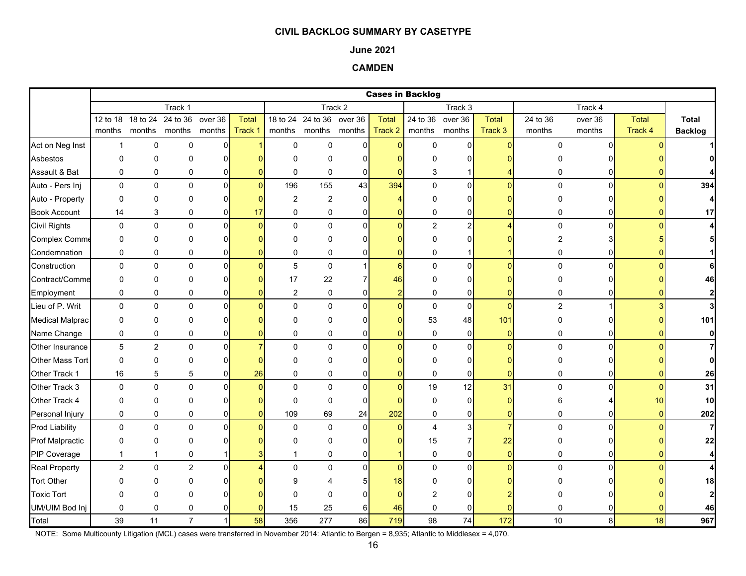**CIVIL BACKLOG SUMMARY BY CASETYPE**

**June 2021**

**CAMDEN**

| | Cases in Backlog | | | | | | | | | | | | | | | | |
|---|---|---|---|---|---|---|---|---|---|---|---|---|---|---|---|---|---|
| | Track 1 | | | | | Track 2 | | | | Track 3 | | | Track 4 | | | |
| | 12 to 18 months | 18 to 24 months | 24 to 36 months | over 36 months | Total Track 1 | 18 to 24 months | 24 to 36 months | over 36 months | Total Track 2 | 24 to 36 months | over 36 months | Total Track 3 | 24 to 36 months | over 36 months | Total Track 4 | Total Backlog |
| Act on Neg Inst | 1 | 0 | 0 | 0 | 1 | 0 | 0 | 0 | 0 | 0 | 0 | 0 | 0 | 0 | 0 | 1 |
| Asbestos | 0 | 0 | 0 | 0 | 0 | 0 | 0 | 0 | 0 | 0 | 0 | 0 | 0 | 0 | 0 | 0 |
| Assault & Bat | 0 | 0 | 0 | 0 | 0 | 0 | 0 | 0 | 0 | 3 | 1 | 4 | 0 | 0 | 0 | 4 |
| Auto - Pers Inj | 0 | 0 | 0 | 0 | 0 | 196 | 155 | 43 | 394 | 0 | 0 | 0 | 0 | 0 | 0 | 394 |
| Auto - Property | 0 | 0 | 0 | 0 | 0 | 2 | 2 | 0 | 4 | 0 | 0 | 0 | 0 | 0 | 0 | 4 |
| Book Account | 14 | 3 | 0 | 0 | 17 | 0 | 0 | 0 | 0 | 0 | 0 | 0 | 0 | 0 | 0 | 17 |
| Civil Rights | 0 | 0 | 0 | 0 | 0 | 0 | 0 | 0 | 0 | 2 | 2 | 4 | 0 | 0 | 0 | 4 |
| Complex Comme | 0 | 0 | 0 | 0 | 0 | 0 | 0 | 0 | 0 | 0 | 0 | 0 | 2 | 3 | 5 | 5 |
| Condemnation | 0 | 0 | 0 | 0 | 0 | 0 | 0 | 0 | 0 | 0 | 1 | 1 | 0 | 0 | 0 | 1 |
| Construction | 0 | 0 | 0 | 0 | 0 | 5 | 0 | 1 | 6 | 0 | 0 | 0 | 0 | 0 | 0 | 6 |
| Contract/Comme | 0 | 0 | 0 | 0 | 0 | 17 | 22 | 7 | 46 | 0 | 0 | 0 | 0 | 0 | 0 | 46 |
| Employment | 0 | 0 | 0 | 0 | 0 | 2 | 0 | 0 | 2 | 0 | 0 | 0 | 0 | 0 | 0 | 2 |
| Lieu of P. Writ | 0 | 0 | 0 | 0 | 0 | 0 | 0 | 0 | 0 | 0 | 0 | 0 | 2 | 1 | 3 | 3 |
| Medical Malprac | 0 | 0 | 0 | 0 | 0 | 0 | 0 | 0 | 0 | 53 | 48 | 101 | 0 | 0 | 0 | 101 |
| Name Change | 0 | 0 | 0 | 0 | 0 | 0 | 0 | 0 | 0 | 0 | 0 | 0 | 0 | 0 | 0 | 0 |
| Other Insurance | 5 | 2 | 0 | 0 | 7 | 0 | 0 | 0 | 0 | 0 | 0 | 0 | 0 | 0 | 0 | 7 |
| Other Mass Tort | 0 | 0 | 0 | 0 | 0 | 0 | 0 | 0 | 0 | 0 | 0 | 0 | 0 | 0 | 0 | 0 |
| Other Track 1 | 16 | 5 | 5 | 0 | 26 | 0 | 0 | 0 | 0 | 0 | 0 | 0 | 0 | 0 | 0 | 26 |
| Other Track 3 | 0 | 0 | 0 | 0 | 0 | 0 | 0 | 0 | 0 | 19 | 12 | 31 | 0 | 0 | 0 | 31 |
| Other Track 4 | 0 | 0 | 0 | 0 | 0 | 0 | 0 | 0 | 0 | 0 | 0 | 0 | 6 | 4 | 10 | 10 |
| Personal Injury | 0 | 0 | 0 | 0 | 0 | 109 | 69 | 24 | 202 | 0 | 0 | 0 | 0 | 0 | 0 | 202 |
| Prod Liability | 0 | 0 | 0 | 0 | 0 | 0 | 0 | 0 | 0 | 4 | 3 | 7 | 0 | 0 | 0 | 7 |
| Prof Malpractic | 0 | 0 | 0 | 0 | 0 | 0 | 0 | 0 | 0 | 15 | 7 | 22 | 0 | 0 | 0 | 22 |
| PIP Coverage | 1 | 1 | 0 | 1 | 3 | 1 | 0 | 0 | 1 | 0 | 0 | 0 | 0 | 0 | 0 | 4 |
| Real Property | 2 | 0 | 2 | 0 | 4 | 0 | 0 | 0 | 0 | 0 | 0 | 0 | 0 | 0 | 0 | 4 |
| Tort Other | 0 | 0 | 0 | 0 | 0 | 9 | 4 | 5 | 18 | 0 | 0 | 0 | 0 | 0 | 0 | 18 |
| Toxic Tort | 0 | 0 | 0 | 0 | 0 | 0 | 0 | 0 | 0 | 2 | 0 | 2 | 0 | 0 | 0 | 2 |
| UM/UIM Bod Inj | 0 | 0 | 0 | 0 | 0 | 15 | 25 | 6 | 46 | 0 | 0 | 0 | 0 | 0 | 0 | 46 |
| Total | 39 | 11 | 7 | 1 | 58 | 356 | 277 | 86 | 719 | 98 | 74 | 172 | 10 | 8 | 18 | 967 |

NOTE: Some Multicounty Litigation (MCL) cases were transferred in November 2014: Atlantic to Bergen = 8,935; Atlantic to Middlesex = 4,070.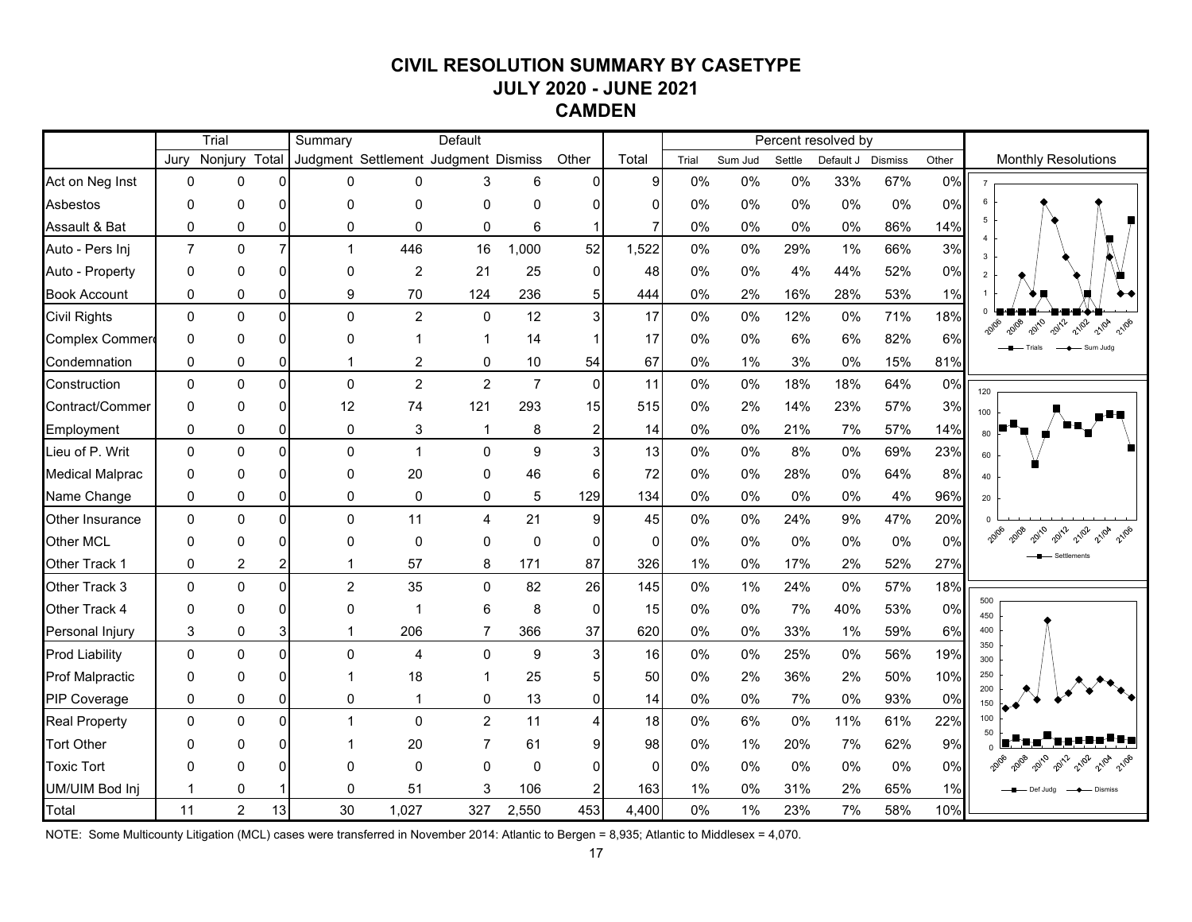# CIVIL RESOLUTION SUMMARY BY CASETYPE
## JULY 2020 - JUNE 2021
## CAMDEN

| | Trial | | | Summary | | Default | | | | Percent resolved by | | | | | |
|---|---|---|---|---|---|---|---|---|---|---|---|---|---|---|---|
| | Jury | Nonjury | Total | Judgment | Settlement | Judgment | Dismiss | Other | Total | Trial | Sum Jud | Settle | Default J | Dismiss | Other |
| Act on Neg Inst | 0 | 0 | 0 | 0 | 0 | 3 | 6 | 0 | 9 | 0% | 0% | 0% | 33% | 67% | 0% |
| Asbestos | 0 | 0 | 0 | 0 | 0 | 0 | 0 | 0 | 0 | 0% | 0% | 0% | 0% | 0% | 0% |
| Assault & Bat | 0 | 0 | 0 | 0 | 0 | 0 | 6 | 1 | 7 | 0% | 0% | 0% | 0% | 86% | 14% |
| Auto - Pers Inj | 7 | 0 | 7 | 1 | 446 | 16 | 1,000 | 52 | 1,522 | 0% | 0% | 29% | 1% | 66% | 3% |
| Auto - Property | 0 | 0 | 0 | 0 | 2 | 21 | 25 | 0 | 48 | 0% | 0% | 4% | 44% | 52% | 0% |
| Book Account | 0 | 0 | 0 | 9 | 70 | 124 | 236 | 5 | 444 | 0% | 2% | 16% | 28% | 53% | 1% |
| Civil Rights | 0 | 0 | 0 | 0 | 2 | 0 | 12 | 3 | 17 | 0% | 0% | 12% | 0% | 71% | 18% |
| Complex Commerc | 0 | 0 | 0 | 0 | 1 | 1 | 14 | 1 | 17 | 0% | 0% | 6% | 6% | 82% | 6% |
| Condemnation | 0 | 0 | 0 | 1 | 2 | 0 | 10 | 54 | 67 | 0% | 1% | 3% | 0% | 15% | 81% |
| Construction | 0 | 0 | 0 | 0 | 2 | 2 | 7 | 0 | 11 | 0% | 0% | 18% | 18% | 64% | 0% |
| Contract/Commer | 0 | 0 | 0 | 12 | 74 | 121 | 293 | 15 | 515 | 0% | 2% | 14% | 23% | 57% | 3% |
| Employment | 0 | 0 | 0 | 0 | 3 | 1 | 8 | 2 | 14 | 0% | 0% | 21% | 7% | 57% | 14% |
| Lieu of P. Writ | 0 | 0 | 0 | 0 | 1 | 0 | 9 | 3 | 13 | 0% | 0% | 8% | 0% | 69% | 23% |
| Medical Malprac | 0 | 0 | 0 | 0 | 20 | 0 | 46 | 6 | 72 | 0% | 0% | 28% | 0% | 64% | 8% |
| Name Change | 0 | 0 | 0 | 0 | 0 | 0 | 5 | 129 | 134 | 0% | 0% | 0% | 0% | 4% | 96% |
| Other Insurance | 0 | 0 | 0 | 0 | 11 | 4 | 21 | 9 | 45 | 0% | 0% | 24% | 9% | 47% | 20% |
| Other MCL | 0 | 0 | 0 | 0 | 0 | 0 | 0 | 0 | 0 | 0% | 0% | 0% | 0% | 0% | 0% |
| Other Track 1 | 0 | 2 | 2 | 1 | 57 | 8 | 171 | 87 | 326 | 1% | 0% | 17% | 2% | 52% | 27% |
| Other Track 3 | 0 | 0 | 0 | 2 | 35 | 0 | 82 | 26 | 145 | 0% | 1% | 24% | 0% | 57% | 18% |
| Other Track 4 | 0 | 0 | 0 | 0 | 1 | 6 | 8 | 0 | 15 | 0% | 0% | 7% | 40% | 53% | 0% |
| Personal Injury | 3 | 0 | 3 | 1 | 206 | 7 | 366 | 37 | 620 | 0% | 0% | 33% | 1% | 59% | 6% |
| Prod Liability | 0 | 0 | 0 | 0 | 4 | 0 | 9 | 3 | 16 | 0% | 0% | 25% | 0% | 56% | 19% |
| Prof Malpractic | 0 | 0 | 0 | 1 | 18 | 1 | 25 | 5 | 50 | 0% | 2% | 36% | 2% | 50% | 10% |
| PIP Coverage | 0 | 0 | 0 | 0 | 1 | 0 | 13 | 0 | 14 | 0% | 0% | 7% | 0% | 93% | 0% |
| Real Property | 0 | 0 | 0 | 1 | 0 | 2 | 11 | 4 | 18 | 0% | 6% | 0% | 11% | 61% | 22% |
| Tort Other | 0 | 0 | 0 | 1 | 20 | 7 | 61 | 9 | 98 | 0% | 1% | 20% | 7% | 62% | 9% |
| Toxic Tort | 0 | 0 | 0 | 0 | 0 | 0 | 0 | 0 | 0 | 0% | 0% | 0% | 0% | 0% | 0% |
| UM/UIM Bod Inj | 1 | 0 | 1 | 0 | 51 | 3 | 106 | 2 | 163 | 1% | 0% | 31% | 2% | 65% | 1% |
| Total | 11 | 2 | 13 | 30 | 1,027 | 327 | 2,550 | 453 | 4,400 | 0% | 1% | 23% | 7% | 58% | 10% |

Monthly Resolutions

NOTE: Some Multicounty Litigation (MCL) cases were transferred in November 2014: Atlantic to Bergen = 8,935; Atlantic to Middlesex = 4,070.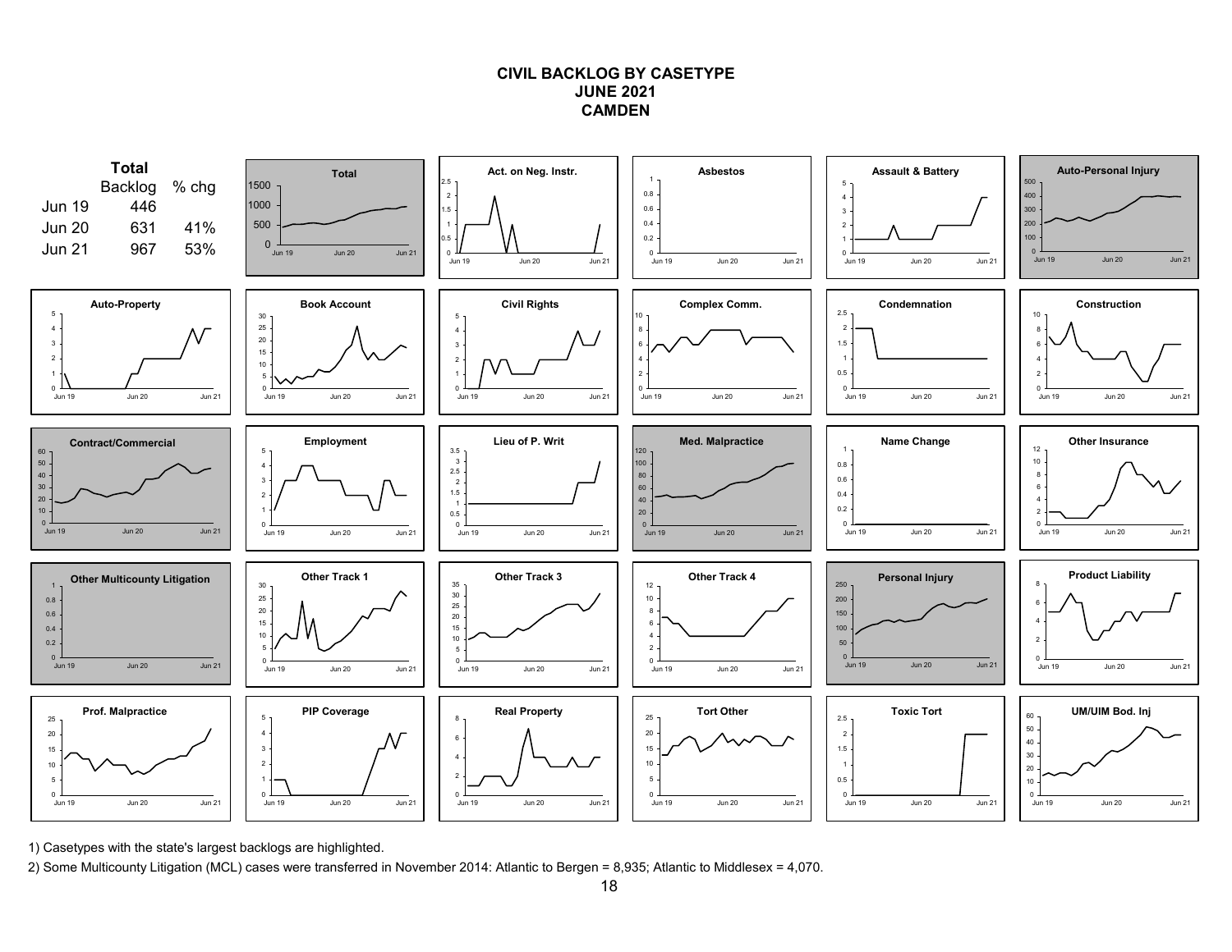# CIVIL BACKLOG BY CASETYPE
## JUNE 2021
## CAMDEN

**Total**

| | Backlog | % chg |
|---|---|---|
| Jun 19 | 446 | |
| Jun 20 | 631 | 41% |
| Jun 21 | 967 | 53% |

Total

Act. on Neg. Instr.

Asbestos

Assault & Battery

Auto-Personal Injury

Auto-Property

Book Account

Civil Rights

Complex Comm.

Condemnation

Construction

Contract/Commercial

Employment

Lieu of P. Writ

Med. Malpractice

Name Change

Other Insurance

Other Multicounty Litigation

Other Track 1

Other Track 3

Other Track 4

Personal Injury

Product Liability

Prof. Malpractice

PIP Coverage

Real Property

Tort Other

Toxic Tort

UM/UIM Bod. Inj

1) Casetypes with the state's largest backlogs are highlighted.

2) Some Multicounty Litigation (MCL) cases were transferred in November 2014: Atlantic to Bergen = 8,935; Atlantic to Middlesex = 4,070.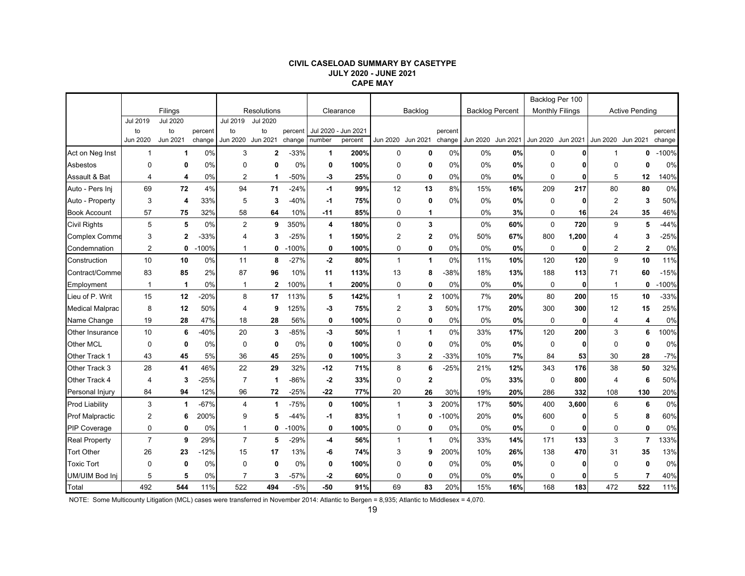# CIVIL CASELOAD SUMMARY BY CASETYPE
## JULY 2020 - JUNE 2021
## CAPE MAY

| | Filings | | | Resolutions | | | Clearance | | Backlog | | | Backlog Percent | | Backlog Per 100 Monthly Filings | | Active Pending | | |
|---|---|---|---|---|---|---|---|---|---|---|---|---|---|---|---|---|---|---|
| | Jul 2019 to Jun 2020 | Jul 2020 to Jun 2021 | percent change | Jul 2019 to Jun 2020 | Jul 2020 to Jun 2021 | percent change | Jul 2020 - Jun 2021 number | Jul 2020 - Jun 2021 percent | Jun 2020 | Jun 2021 | percent change | Jun 2020 | Jun 2021 | Jun 2020 | Jun 2021 | Jun 2020 | Jun 2021 | percent change |
| Act on Neg Inst | 1 | **1** | 0% | 3 | **2** | -33% | **1** | **200%** | 0 | **0** | 0% | 0% | **0%** | 0 | **0** | 1 | **0** | -100% |
| Asbestos | 0 | **0** | 0% | 0 | **0** | 0% | **0** | **100%** | 0 | **0** | 0% | 0% | **0%** | 0 | **0** | 0 | **0** | 0% |
| Assault & Bat | 4 | **4** | 0% | 2 | **1** | -50% | **-3** | **25%** | 0 | **0** | 0% | 0% | **0%** | 0 | **0** | 5 | **12** | 140% |
| Auto - Pers Inj | 69 | **72** | 4% | 94 | **71** | -24% | **-1** | **99%** | 12 | **13** | 8% | 15% | **16%** | 209 | **217** | 80 | **80** | 0% |
| Auto - Property | 3 | **4** | 33% | 5 | **3** | -40% | **-1** | **75%** | 0 | **0** | 0% | 0% | **0%** | 0 | **0** | 2 | **3** | 50% |
| Book Account | 57 | **75** | 32% | 58 | **64** | 10% | **-11** | **85%** | 0 | **1** | | 0% | **3%** | 0 | **16** | 24 | **35** | 46% |
| Civil Rights | 5 | **5** | 0% | 2 | **9** | 350% | **4** | **180%** | 0 | **3** | | 0% | **60%** | 0 | **720** | 9 | **5** | -44% |
| Complex Comme | 3 | **2** | -33% | 4 | **3** | -25% | **1** | **150%** | 2 | **2** | 0% | 50% | **67%** | 800 | **1,200** | 4 | **3** | -25% |
| Condemnation | 2 | **0** | -100% | 1 | **0** | -100% | **0** | **100%** | 0 | **0** | 0% | 0% | **0%** | 0 | **0** | 2 | **2** | 0% |
| Construction | 10 | **10** | 0% | 11 | **8** | -27% | **-2** | **80%** | 1 | **1** | 0% | 11% | **10%** | 120 | **120** | 9 | **10** | 11% |
| Contract/Comme | 83 | **85** | 2% | 87 | **96** | 10% | **11** | **113%** | 13 | **8** | -38% | 18% | **13%** | 188 | **113** | 71 | **60** | -15% |
| Employment | 1 | **1** | 0% | 1 | **2** | 100% | **1** | **200%** | 0 | **0** | 0% | 0% | **0%** | 0 | **0** | 1 | **0** | -100% |
| Lieu of P. Writ | 15 | **12** | -20% | 8 | **17** | 113% | **5** | **142%** | 1 | **2** | 100% | 7% | **20%** | 80 | **200** | 15 | **10** | -33% |
| Medical Malprac | 8 | **12** | 50% | 4 | **9** | 125% | **-3** | **75%** | 2 | **3** | 50% | 17% | **20%** | 300 | **300** | 12 | **15** | 25% |
| Name Change | 19 | **28** | 47% | 18 | **28** | 56% | **0** | **100%** | 0 | **0** | 0% | 0% | **0%** | 0 | **0** | 4 | **4** | 0% |
| Other Insurance | 10 | **6** | -40% | 20 | **3** | -85% | **-3** | **50%** | 1 | **1** | 0% | 33% | **17%** | 120 | **200** | 3 | **6** | 100% |
| Other MCL | 0 | **0** | 0% | 0 | **0** | 0% | **0** | **100%** | 0 | **0** | 0% | 0% | **0%** | 0 | **0** | 0 | **0** | 0% |
| Other Track 1 | 43 | **45** | 5% | 36 | **45** | 25% | **0** | **100%** | 3 | **2** | -33% | 10% | **7%** | 84 | **53** | 30 | **28** | -7% |
| Other Track 3 | 28 | **41** | 46% | 22 | **29** | 32% | **-12** | **71%** | 8 | **6** | -25% | 21% | **12%** | 343 | **176** | 38 | **50** | 32% |
| Other Track 4 | 4 | **3** | -25% | 7 | **1** | -86% | **-2** | **33%** | 0 | **2** | | 0% | **33%** | 0 | **800** | 4 | **6** | 50% |
| Personal Injury | 84 | **94** | 12% | 96 | **72** | -25% | **-22** | **77%** | 20 | **26** | 30% | 19% | **20%** | 286 | **332** | 108 | **130** | 20% |
| Prod Liability | 3 | **1** | -67% | 4 | **1** | -75% | **0** | **100%** | 1 | **3** | 200% | 17% | **50%** | 400 | **3,600** | 6 | **6** | 0% |
| Prof Malpractic | 2 | **6** | 200% | 9 | **5** | -44% | **-1** | **83%** | 1 | **0** | -100% | 20% | **0%** | 600 | **0** | 5 | **8** | 60% |
| PIP Coverage | 0 | **0** | 0% | 1 | **0** | -100% | **0** | **100%** | 0 | **0** | 0% | 0% | **0%** | 0 | **0** | 0 | **0** | 0% |
| Real Property | 7 | **9** | 29% | 7 | **5** | -29% | **-4** | **56%** | 1 | **1** | 0% | 33% | **14%** | 171 | **133** | 3 | **7** | 133% |
| Tort Other | 26 | **23** | -12% | 15 | **17** | 13% | **-6** | **74%** | 3 | **9** | 200% | 10% | **26%** | 138 | **470** | 31 | **35** | 13% |
| Toxic Tort | 0 | **0** | 0% | 0 | **0** | 0% | **0** | **100%** | 0 | **0** | 0% | 0% | **0%** | 0 | **0** | 0 | **0** | 0% |
| UM/UIM Bod Inj | 5 | **5** | 0% | 7 | **3** | -57% | **-2** | **60%** | 0 | **0** | 0% | 0% | **0%** | 0 | **0** | 5 | **7** | 40% |
| Total | 492 | **544** | 11% | 522 | **494** | -5% | **-50** | **91%** | 69 | **83** | 20% | 15% | **16%** | 168 | **183** | 472 | **522** | 11% |

NOTE: Some Multicounty Litigation (MCL) cases were transferred in November 2014: Atlantic to Bergen = 8,935; Atlantic to Middlesex = 4,070.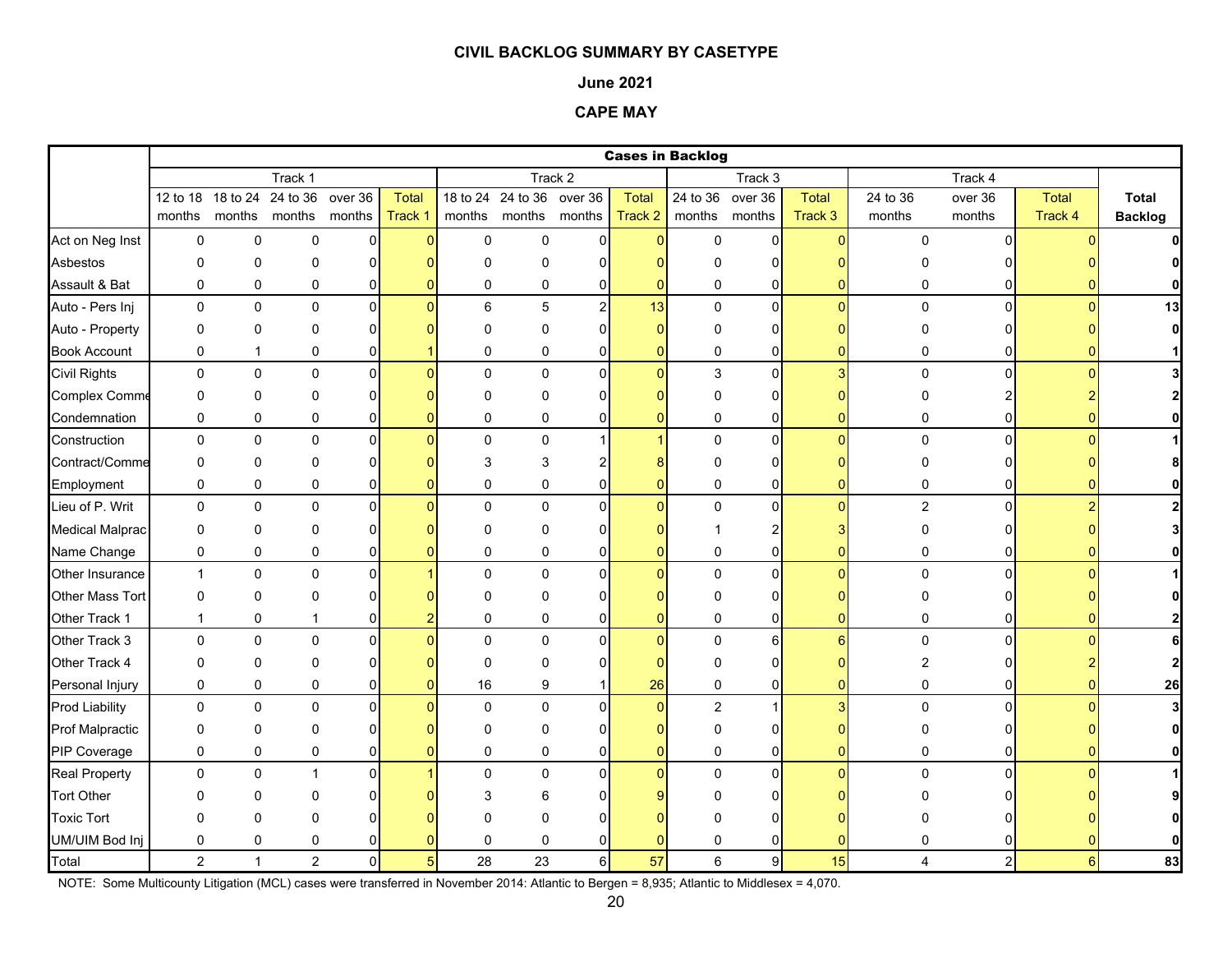**CIVIL BACKLOG SUMMARY BY CASETYPE**

**June 2021**

**CAPE MAY**

| | Cases in Backlog | | | | | | | | | | | | | | | |
|---|---|---|---|---|---|---|---|---|---|---|---|---|---|---|---|---|
| | Track 1 | | | | | Track 2 | | | | Track 3 | | | Track 4 | | | |
| | 12 to 18 months | 18 to 24 months | 24 to 36 months | over 36 months | Total Track 1 | 18 to 24 months | 24 to 36 months | over 36 months | Total Track 2 | 24 to 36 months | over 36 months | Total Track 3 | 24 to 36 months | over 36 months | Total Track 4 | **Total Backlog** |
| Act on Neg Inst | 0 | 0 | 0 | 0 | 0 | 0 | 0 | 0 | 0 | 0 | 0 | 0 | 0 | 0 | 0 | **0** |
| Asbestos | 0 | 0 | 0 | 0 | 0 | 0 | 0 | 0 | 0 | 0 | 0 | 0 | 0 | 0 | 0 | **0** |
| Assault & Bat | 0 | 0 | 0 | 0 | 0 | 0 | 0 | 0 | 0 | 0 | 0 | 0 | 0 | 0 | 0 | **0** |
| Auto - Pers Inj | 0 | 0 | 0 | 0 | 0 | 6 | 5 | 2 | 13 | 0 | 0 | 0 | 0 | 0 | 0 | **13** |
| Auto - Property | 0 | 0 | 0 | 0 | 0 | 0 | 0 | 0 | 0 | 0 | 0 | 0 | 0 | 0 | 0 | **0** |
| Book Account | 0 | 1 | 0 | 0 | 1 | 0 | 0 | 0 | 0 | 0 | 0 | 0 | 0 | 0 | 0 | **1** |
| Civil Rights | 0 | 0 | 0 | 0 | 0 | 0 | 0 | 0 | 0 | 3 | 0 | 3 | 0 | 0 | 0 | **3** |
| Complex Comme | 0 | 0 | 0 | 0 | 0 | 0 | 0 | 0 | 0 | 0 | 0 | 0 | 0 | 2 | 2 | **2** |
| Condemnation | 0 | 0 | 0 | 0 | 0 | 0 | 0 | 0 | 0 | 0 | 0 | 0 | 0 | 0 | 0 | **0** |
| Construction | 0 | 0 | 0 | 0 | 0 | 0 | 0 | 1 | 1 | 0 | 0 | 0 | 0 | 0 | 0 | **1** |
| Contract/Comme | 0 | 0 | 0 | 0 | 0 | 3 | 3 | 2 | 8 | 0 | 0 | 0 | 0 | 0 | 0 | **8** |
| Employment | 0 | 0 | 0 | 0 | 0 | 0 | 0 | 0 | 0 | 0 | 0 | 0 | 0 | 0 | 0 | **0** |
| Lieu of P. Writ | 0 | 0 | 0 | 0 | 0 | 0 | 0 | 0 | 0 | 0 | 0 | 0 | 2 | 0 | 2 | **2** |
| Medical Malprac | 0 | 0 | 0 | 0 | 0 | 0 | 0 | 0 | 0 | 1 | 2 | 3 | 0 | 0 | 0 | **3** |
| Name Change | 0 | 0 | 0 | 0 | 0 | 0 | 0 | 0 | 0 | 0 | 0 | 0 | 0 | 0 | 0 | **0** |
| Other Insurance | 1 | 0 | 0 | 0 | 1 | 0 | 0 | 0 | 0 | 0 | 0 | 0 | 0 | 0 | 0 | **1** |
| Other Mass Tort | 0 | 0 | 0 | 0 | 0 | 0 | 0 | 0 | 0 | 0 | 0 | 0 | 0 | 0 | 0 | **0** |
| Other Track 1 | 1 | 0 | 1 | 0 | 2 | 0 | 0 | 0 | 0 | 0 | 0 | 0 | 0 | 0 | 0 | **2** |
| Other Track 3 | 0 | 0 | 0 | 0 | 0 | 0 | 0 | 0 | 0 | 0 | 6 | 6 | 0 | 0 | 0 | **6** |
| Other Track 4 | 0 | 0 | 0 | 0 | 0 | 0 | 0 | 0 | 0 | 0 | 0 | 0 | 2 | 0 | 2 | **2** |
| Personal Injury | 0 | 0 | 0 | 0 | 0 | 16 | 9 | 1 | 26 | 0 | 0 | 0 | 0 | 0 | 0 | **26** |
| Prod Liability | 0 | 0 | 0 | 0 | 0 | 0 | 0 | 0 | 0 | 2 | 1 | 3 | 0 | 0 | 0 | **3** |
| Prof Malpractic | 0 | 0 | 0 | 0 | 0 | 0 | 0 | 0 | 0 | 0 | 0 | 0 | 0 | 0 | 0 | **0** |
| PIP Coverage | 0 | 0 | 0 | 0 | 0 | 0 | 0 | 0 | 0 | 0 | 0 | 0 | 0 | 0 | 0 | **0** |
| Real Property | 0 | 0 | 1 | 0 | 1 | 0 | 0 | 0 | 0 | 0 | 0 | 0 | 0 | 0 | 0 | **1** |
| Tort Other | 0 | 0 | 0 | 0 | 0 | 3 | 6 | 0 | 9 | 0 | 0 | 0 | 0 | 0 | 0 | **9** |
| Toxic Tort | 0 | 0 | 0 | 0 | 0 | 0 | 0 | 0 | 0 | 0 | 0 | 0 | 0 | 0 | 0 | **0** |
| UM/UIM Bod Inj | 0 | 0 | 0 | 0 | 0 | 0 | 0 | 0 | 0 | 0 | 0 | 0 | 0 | 0 | 0 | **0** |
| Total | 2 | 1 | 2 | 0 | 5 | 28 | 23 | 6 | 57 | 6 | 9 | 15 | 4 | 2 | 6 | **83** |

NOTE: Some Multicounty Litigation (MCL) cases were transferred in November 2014: Atlantic to Bergen = 8,935; Atlantic to Middlesex = 4,070.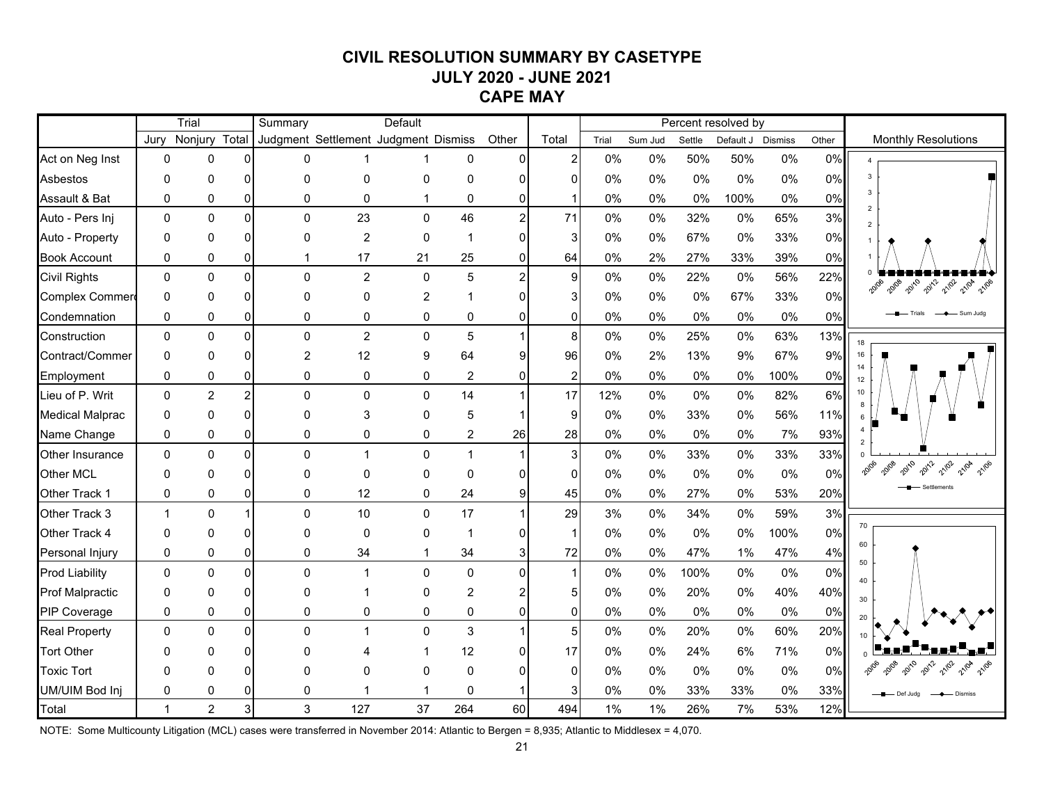# CIVIL RESOLUTION SUMMARY BY CASETYPE
## JULY 2020 - JUNE 2021
## CAPE MAY

| | Trial | | | Summary | | Default | | | | Percent resolved by | | | | | |
|---|---|---|---|---|---|---|---|---|---|---|---|---|---|---|---|
| | Jury | Nonjury | Total | Judgment | Settlement | Judgment | Dismiss | Other | Total | Trial | Sum Jud | Settle | Default J | Dismiss | Other |
| Act on Neg Inst | 0 | 0 | 0 | 0 | 1 | 1 | 0 | 0 | 2 | 0% | 0% | 50% | 50% | 0% | 0% |
| Asbestos | 0 | 0 | 0 | 0 | 0 | 0 | 0 | 0 | 0 | 0% | 0% | 0% | 0% | 0% | 0% |
| Assault & Bat | 0 | 0 | 0 | 0 | 0 | 1 | 0 | 0 | 1 | 0% | 0% | 0% | 100% | 0% | 0% |
| Auto - Pers Inj | 0 | 0 | 0 | 0 | 23 | 0 | 46 | 2 | 71 | 0% | 0% | 32% | 0% | 65% | 3% |
| Auto - Property | 0 | 0 | 0 | 0 | 2 | 0 | 1 | 0 | 3 | 0% | 0% | 67% | 0% | 33% | 0% |
| Book Account | 0 | 0 | 0 | 1 | 17 | 21 | 25 | 0 | 64 | 0% | 2% | 27% | 33% | 39% | 0% |
| Civil Rights | 0 | 0 | 0 | 0 | 2 | 0 | 5 | 2 | 9 | 0% | 0% | 22% | 0% | 56% | 22% |
| Complex Commerc | 0 | 0 | 0 | 0 | 0 | 2 | 1 | 0 | 3 | 0% | 0% | 0% | 67% | 33% | 0% |
| Condemnation | 0 | 0 | 0 | 0 | 0 | 0 | 0 | 0 | 0 | 0% | 0% | 0% | 0% | 0% | 0% |
| Construction | 0 | 0 | 0 | 0 | 2 | 0 | 5 | 1 | 8 | 0% | 0% | 25% | 0% | 63% | 13% |
| Contract/Commer | 0 | 0 | 0 | 2 | 12 | 9 | 64 | 9 | 96 | 0% | 2% | 13% | 9% | 67% | 9% |
| Employment | 0 | 0 | 0 | 0 | 0 | 0 | 2 | 0 | 2 | 0% | 0% | 0% | 0% | 100% | 0% |
| Lieu of P. Writ | 0 | 2 | 2 | 0 | 0 | 0 | 14 | 1 | 17 | 12% | 0% | 0% | 0% | 82% | 6% |
| Medical Malprac | 0 | 0 | 0 | 0 | 3 | 0 | 5 | 1 | 9 | 0% | 0% | 33% | 0% | 56% | 11% |
| Name Change | 0 | 0 | 0 | 0 | 0 | 0 | 2 | 26 | 28 | 0% | 0% | 0% | 0% | 7% | 93% |
| Other Insurance | 0 | 0 | 0 | 0 | 1 | 0 | 1 | 1 | 3 | 0% | 0% | 33% | 0% | 33% | 33% |
| Other MCL | 0 | 0 | 0 | 0 | 0 | 0 | 0 | 0 | 0 | 0% | 0% | 0% | 0% | 0% | 0% |
| Other Track 1 | 0 | 0 | 0 | 0 | 12 | 0 | 24 | 9 | 45 | 0% | 0% | 27% | 0% | 53% | 20% |
| Other Track 3 | 1 | 0 | 1 | 0 | 10 | 0 | 17 | 1 | 29 | 3% | 0% | 34% | 0% | 59% | 3% |
| Other Track 4 | 0 | 0 | 0 | 0 | 0 | 0 | 1 | 0 | 1 | 0% | 0% | 0% | 0% | 100% | 0% |
| Personal Injury | 0 | 0 | 0 | 0 | 34 | 1 | 34 | 3 | 72 | 0% | 0% | 47% | 1% | 47% | 4% |
| Prod Liability | 0 | 0 | 0 | 0 | 1 | 0 | 0 | 0 | 1 | 0% | 0% | 100% | 0% | 0% | 0% |
| Prof Malpractic | 0 | 0 | 0 | 0 | 1 | 0 | 2 | 2 | 5 | 0% | 0% | 20% | 0% | 40% | 40% |
| PIP Coverage | 0 | 0 | 0 | 0 | 0 | 0 | 0 | 0 | 0 | 0% | 0% | 0% | 0% | 0% | 0% |
| Real Property | 0 | 0 | 0 | 0 | 1 | 0 | 3 | 1 | 5 | 0% | 0% | 20% | 0% | 60% | 20% |
| Tort Other | 0 | 0 | 0 | 0 | 4 | 1 | 12 | 0 | 17 | 0% | 0% | 24% | 6% | 71% | 0% |
| Toxic Tort | 0 | 0 | 0 | 0 | 0 | 0 | 0 | 0 | 0 | 0% | 0% | 0% | 0% | 0% | 0% |
| UM/UIM Bod Inj | 0 | 0 | 0 | 0 | 1 | 1 | 0 | 1 | 3 | 0% | 0% | 33% | 33% | 0% | 33% |
| Total | 1 | 2 | 3 | 3 | 127 | 37 | 264 | 60 | 494 | 1% | 1% | 26% | 7% | 53% | 12% |

Monthly Resolutions

NOTE: Some Multicounty Litigation (MCL) cases were transferred in November 2014: Atlantic to Bergen = 8,935; Atlantic to Middlesex = 4,070.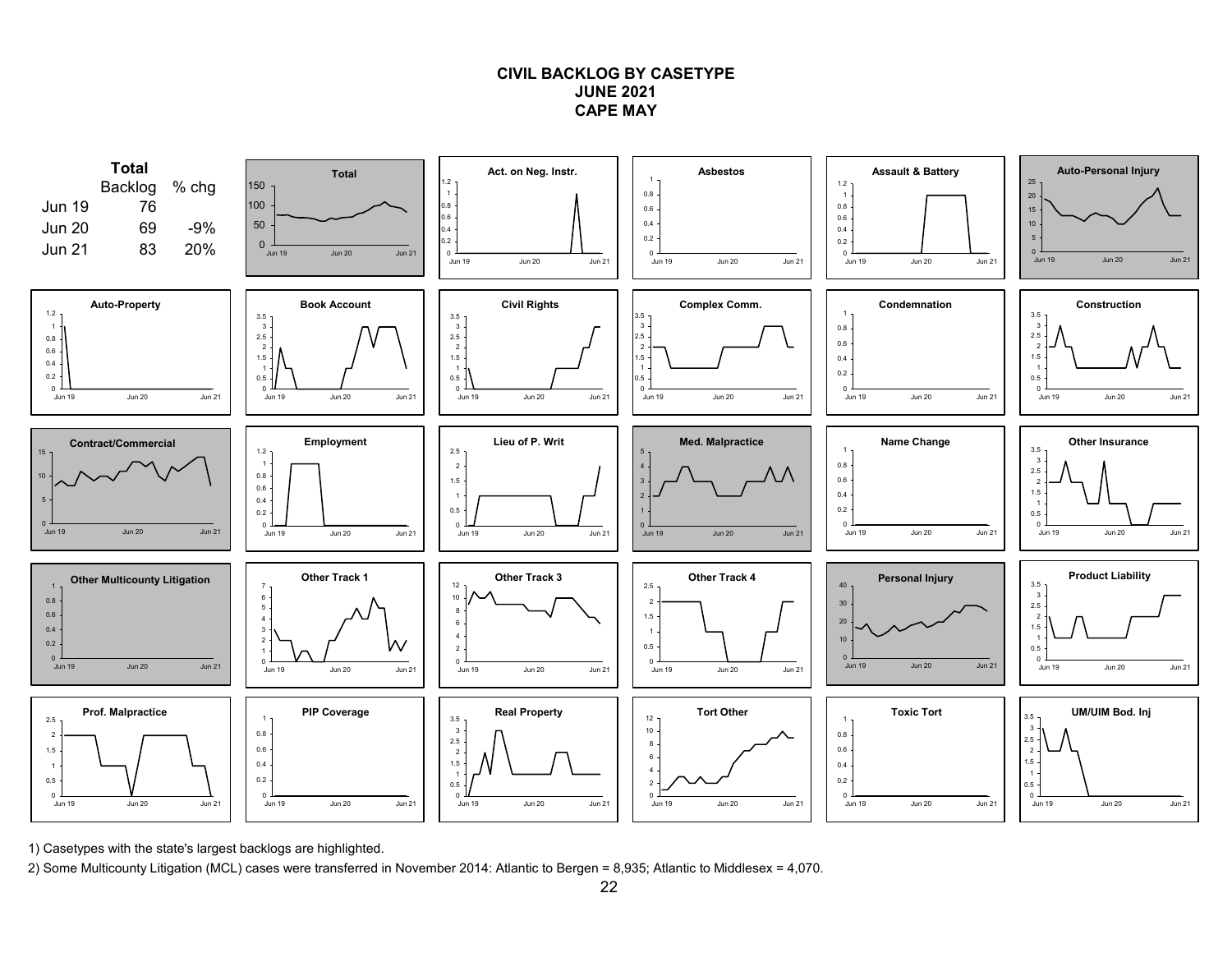# CIVIL BACKLOG BY CASETYPE
## JUNE 2021
## CAPE MAY

**Total**

| | Backlog | % chg |
|---|---|---|
| Jun 19 | 76 | |
| Jun 20 | 69 | -9% |
| Jun 21 | 83 | 20% |

Total

Act. on Neg. Instr.

Asbestos

Assault & Battery

Auto-Personal Injury

Auto-Property

Book Account

Civil Rights

Complex Comm.

Condemnation

Construction

Contract/Commercial

Employment

Lieu of P. Writ

Med. Malpractice

Name Change

Other Insurance

Other Multicounty Litigation

Other Track 1

Other Track 3

Other Track 4

Personal Injury

Product Liability

Prof. Malpractice

PIP Coverage

Real Property

Tort Other

Toxic Tort

UM/UIM Bod. Inj

1) Casetypes with the state's largest backlogs are highlighted.

2) Some Multicounty Litigation (MCL) cases were transferred in November 2014: Atlantic to Bergen = 8,935; Atlantic to Middlesex = 4,070.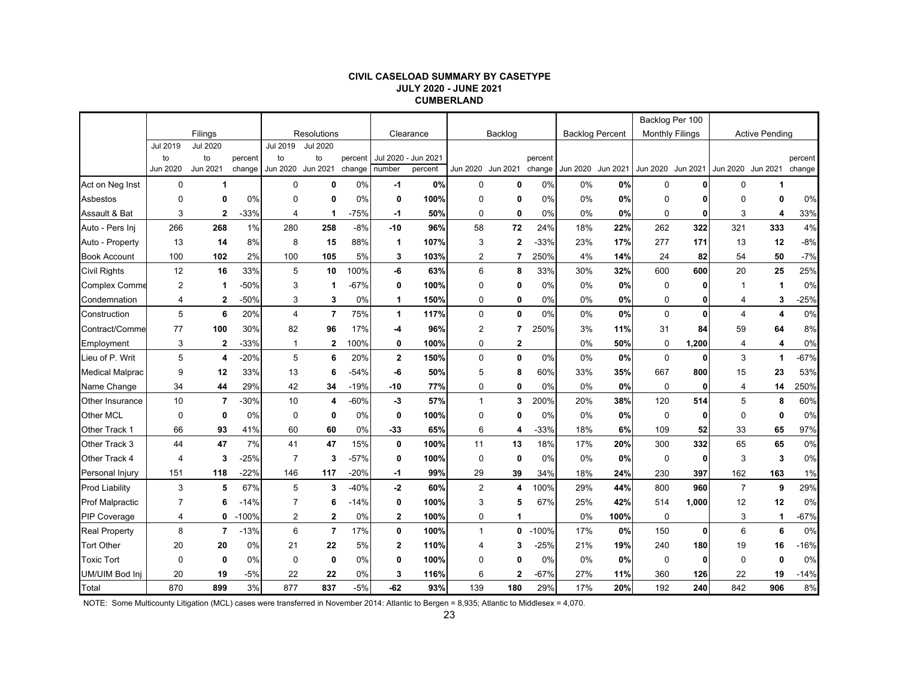## CIVIL CASELOAD SUMMARY BY CASETYPE
### JULY 2020 - JUNE 2021
### CUMBERLAND

| | Filings | | | Resolutions | | | Clearance | | Backlog | | | Backlog Percent | | Backlog Per 100 Monthly Filings | | Active Pending | | |
|---|---|---|---|---|---|---|---|---|---|---|---|---|---|---|---|---|---|---|
| | Jul 2019 to Jun 2020 | Jul 2020 to Jun 2021 | percent change | Jul 2019 to Jun 2020 | Jul 2020 to Jun 2021 | percent change | Jul 2020 - Jun 2021 number | Jul 2020 - Jun 2021 percent | Jun 2020 | Jun 2021 | percent change | Jun 2020 | Jun 2021 | Jun 2020 | Jun 2021 | Jun 2020 | Jun 2021 | percent change |
| Act on Neg Inst | 0 | **1** | | 0 | **0** | 0% | **-1** | **0%** | 0 | **0** | 0% | 0% | **0%** | 0 | **0** | 0 | **1** | |
| Asbestos | 0 | **0** | 0% | 0 | **0** | 0% | **0** | **100%** | 0 | **0** | 0% | 0% | **0%** | 0 | **0** | 0 | **0** | 0% |
| Assault & Bat | 3 | **2** | -33% | 4 | **1** | -75% | **-1** | **50%** | 0 | **0** | 0% | 0% | **0%** | 0 | **0** | 3 | **4** | 33% |
| Auto - Pers Inj | 266 | **268** | 1% | 280 | **258** | -8% | **-10** | **96%** | 58 | **72** | 24% | 18% | **22%** | 262 | **322** | 321 | **333** | 4% |
| Auto - Property | 13 | **14** | 8% | 8 | **15** | 88% | **1** | **107%** | 3 | **2** | -33% | 23% | **17%** | 277 | **171** | 13 | **12** | -8% |
| Book Account | 100 | **102** | 2% | 100 | **105** | 5% | **3** | **103%** | 2 | **7** | 250% | 4% | **14%** | 24 | **82** | 54 | **50** | -7% |
| Civil Rights | 12 | **16** | 33% | 5 | **10** | 100% | **-6** | **63%** | 6 | **8** | 33% | 30% | **32%** | 600 | **600** | 20 | **25** | 25% |
| Complex Comme | 2 | **1** | -50% | 3 | **1** | -67% | **0** | **100%** | 0 | **0** | 0% | 0% | **0%** | 0 | **0** | 1 | **1** | 0% |
| Condemnation | 4 | **2** | -50% | 3 | **3** | 0% | **1** | **150%** | 0 | **0** | 0% | 0% | **0%** | 0 | **0** | 4 | **3** | -25% |
| Construction | 5 | **6** | 20% | 4 | **7** | 75% | **1** | **117%** | 0 | **0** | 0% | 0% | **0%** | 0 | **0** | 4 | **4** | 0% |
| Contract/Comme | 77 | **100** | 30% | 82 | **96** | 17% | **-4** | **96%** | 2 | **7** | 250% | 3% | **11%** | 31 | **84** | 59 | **64** | 8% |
| Employment | 3 | **2** | -33% | 1 | **2** | 100% | **0** | **100%** | 0 | **2** | | 0% | **50%** | 0 | **1,200** | 4 | **4** | 0% |
| Lieu of P. Writ | 5 | **4** | -20% | 5 | **6** | 20% | **2** | **150%** | 0 | **0** | 0% | 0% | **0%** | 0 | **0** | 3 | **1** | -67% |
| Medical Malprac | 9 | **12** | 33% | 13 | **6** | -54% | **-6** | **50%** | 5 | **8** | 60% | 33% | **35%** | 667 | **800** | 15 | **23** | 53% |
| Name Change | 34 | **44** | 29% | 42 | **34** | -19% | **-10** | **77%** | 0 | **0** | 0% | 0% | **0%** | 0 | **0** | 4 | **14** | 250% |
| Other Insurance | 10 | **7** | -30% | 10 | **4** | -60% | **-3** | **57%** | 1 | **3** | 200% | 20% | **38%** | 120 | **514** | 5 | **8** | 60% |
| Other MCL | 0 | **0** | 0% | 0 | **0** | 0% | **0** | **100%** | 0 | **0** | 0% | 0% | **0%** | 0 | **0** | 0 | **0** | 0% |
| Other Track 1 | 66 | **93** | 41% | 60 | **60** | 0% | **-33** | **65%** | 6 | **4** | -33% | 18% | **6%** | 109 | **52** | 33 | **65** | 97% |
| Other Track 3 | 44 | **47** | 7% | 41 | **47** | 15% | **0** | **100%** | 11 | **13** | 18% | 17% | **20%** | 300 | **332** | 65 | **65** | 0% |
| Other Track 4 | 4 | **3** | -25% | 7 | **3** | -57% | **0** | **100%** | 0 | **0** | 0% | 0% | **0%** | 0 | **0** | 3 | **3** | 0% |
| Personal Injury | 151 | **118** | -22% | 146 | **117** | -20% | **-1** | **99%** | 29 | **39** | 34% | 18% | **24%** | 230 | **397** | 162 | **163** | 1% |
| Prod Liability | 3 | **5** | 67% | 5 | **3** | -40% | **-2** | **60%** | 2 | **4** | 100% | 29% | **44%** | 800 | **960** | 7 | **9** | 29% |
| Prof Malpractic | 7 | **6** | -14% | 7 | **6** | -14% | **0** | **100%** | 3 | **5** | 67% | 25% | **42%** | 514 | **1,000** | 12 | **12** | 0% |
| PIP Coverage | 4 | **0** | -100% | 2 | **2** | 0% | **2** | **100%** | 0 | **1** | | 0% | **100%** | 0 | | 3 | **1** | -67% |
| Real Property | 8 | **7** | -13% | 6 | **7** | 17% | **0** | **100%** | 1 | **0** | -100% | 17% | **0%** | 150 | **0** | 6 | **6** | 0% |
| Tort Other | 20 | **20** | 0% | 21 | **22** | 5% | **2** | **110%** | 4 | **3** | -25% | 21% | **19%** | 240 | **180** | 19 | **16** | -16% |
| Toxic Tort | 0 | **0** | 0% | 0 | **0** | 0% | **0** | **100%** | 0 | **0** | 0% | 0% | **0%** | 0 | **0** | 0 | **0** | 0% |
| UM/UIM Bod Inj | 20 | **19** | -5% | 22 | **22** | 0% | **3** | **116%** | 6 | **2** | -67% | 27% | **11%** | 360 | **126** | 22 | **19** | -14% |
| Total | 870 | **899** | 3% | 877 | **837** | -5% | **-62** | **93%** | 139 | **180** | 29% | 17% | **20%** | 192 | **240** | 842 | **906** | 8% |

NOTE: Some Multicounty Litigation (MCL) cases were transferred in November 2014: Atlantic to Bergen = 8,935; Atlantic to Middlesex = 4,070.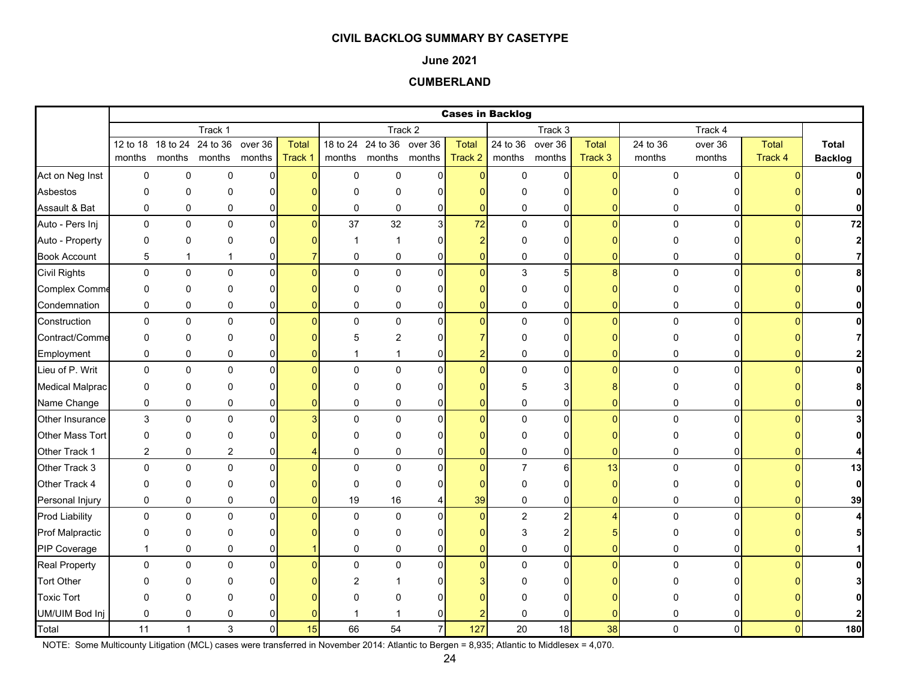**CIVIL BACKLOG SUMMARY BY CASETYPE**

**June 2021**

**CUMBERLAND**

| | Cases in Backlog | | | | | | | | | | | | | | | |
|---|---|---|---|---|---|---|---|---|---|---|---|---|---|---|---|---|
| | Track 1 | | | | | Track 2 | | | | Track 3 | | | Track 4 | | | |
| | 12 to 18 months | 18 to 24 months | 24 to 36 months | over 36 months | Total Track 1 | 18 to 24 months | 24 to 36 months | over 36 months | Total Track 2 | 24 to 36 months | over 36 months | Total Track 3 | 24 to 36 months | over 36 months | Total Track 4 | **Total Backlog** |
| Act on Neg Inst | 0 | 0 | 0 | 0 | 0 | 0 | 0 | 0 | 0 | 0 | 0 | 0 | 0 | 0 | 0 | **0** |
| Asbestos | 0 | 0 | 0 | 0 | 0 | 0 | 0 | 0 | 0 | 0 | 0 | 0 | 0 | 0 | 0 | **0** |
| Assault & Bat | 0 | 0 | 0 | 0 | 0 | 0 | 0 | 0 | 0 | 0 | 0 | 0 | 0 | 0 | 0 | **0** |
| Auto - Pers Inj | 0 | 0 | 0 | 0 | 0 | 37 | 32 | 3 | 72 | 0 | 0 | 0 | 0 | 0 | 0 | **72** |
| Auto - Property | 0 | 0 | 0 | 0 | 0 | 1 | 1 | 0 | 2 | 0 | 0 | 0 | 0 | 0 | 0 | **2** |
| Book Account | 5 | 1 | 1 | 0 | 7 | 0 | 0 | 0 | 0 | 0 | 0 | 0 | 0 | 0 | 0 | **7** |
| Civil Rights | 0 | 0 | 0 | 0 | 0 | 0 | 0 | 0 | 0 | 3 | 5 | 8 | 0 | 0 | 0 | **8** |
| Complex Comme | 0 | 0 | 0 | 0 | 0 | 0 | 0 | 0 | 0 | 0 | 0 | 0 | 0 | 0 | 0 | **0** |
| Condemnation | 0 | 0 | 0 | 0 | 0 | 0 | 0 | 0 | 0 | 0 | 0 | 0 | 0 | 0 | 0 | **0** |
| Construction | 0 | 0 | 0 | 0 | 0 | 0 | 0 | 0 | 0 | 0 | 0 | 0 | 0 | 0 | 0 | **0** |
| Contract/Comme | 0 | 0 | 0 | 0 | 0 | 5 | 2 | 0 | 7 | 0 | 0 | 0 | 0 | 0 | 0 | **7** |
| Employment | 0 | 0 | 0 | 0 | 0 | 1 | 1 | 0 | 2 | 0 | 0 | 0 | 0 | 0 | 0 | **2** |
| Lieu of P. Writ | 0 | 0 | 0 | 0 | 0 | 0 | 0 | 0 | 0 | 0 | 0 | 0 | 0 | 0 | 0 | **0** |
| Medical Malprac | 0 | 0 | 0 | 0 | 0 | 0 | 0 | 0 | 0 | 5 | 3 | 8 | 0 | 0 | 0 | **8** |
| Name Change | 0 | 0 | 0 | 0 | 0 | 0 | 0 | 0 | 0 | 0 | 0 | 0 | 0 | 0 | 0 | **0** |
| Other Insurance | 3 | 0 | 0 | 0 | 3 | 0 | 0 | 0 | 0 | 0 | 0 | 0 | 0 | 0 | 0 | **3** |
| Other Mass Tort | 0 | 0 | 0 | 0 | 0 | 0 | 0 | 0 | 0 | 0 | 0 | 0 | 0 | 0 | 0 | **0** |
| Other Track 1 | 2 | 0 | 2 | 0 | 4 | 0 | 0 | 0 | 0 | 0 | 0 | 0 | 0 | 0 | 0 | **4** |
| Other Track 3 | 0 | 0 | 0 | 0 | 0 | 0 | 0 | 0 | 0 | 7 | 6 | 13 | 0 | 0 | 0 | **13** |
| Other Track 4 | 0 | 0 | 0 | 0 | 0 | 0 | 0 | 0 | 0 | 0 | 0 | 0 | 0 | 0 | 0 | **0** |
| Personal Injury | 0 | 0 | 0 | 0 | 0 | 19 | 16 | 4 | 39 | 0 | 0 | 0 | 0 | 0 | 0 | **39** |
| Prod Liability | 0 | 0 | 0 | 0 | 0 | 0 | 0 | 0 | 0 | 2 | 2 | 4 | 0 | 0 | 0 | **4** |
| Prof Malpractic | 0 | 0 | 0 | 0 | 0 | 0 | 0 | 0 | 0 | 3 | 2 | 5 | 0 | 0 | 0 | **5** |
| PIP Coverage | 1 | 0 | 0 | 0 | 1 | 0 | 0 | 0 | 0 | 0 | 0 | 0 | 0 | 0 | 0 | **1** |
| Real Property | 0 | 0 | 0 | 0 | 0 | 0 | 0 | 0 | 0 | 0 | 0 | 0 | 0 | 0 | 0 | **0** |
| Tort Other | 0 | 0 | 0 | 0 | 0 | 2 | 1 | 0 | 3 | 0 | 0 | 0 | 0 | 0 | 0 | **3** |
| Toxic Tort | 0 | 0 | 0 | 0 | 0 | 0 | 0 | 0 | 0 | 0 | 0 | 0 | 0 | 0 | 0 | **0** |
| UM/UIM Bod Inj | 0 | 0 | 0 | 0 | 0 | 1 | 1 | 0 | 2 | 0 | 0 | 0 | 0 | 0 | 0 | **2** |
| Total | 11 | 1 | 3 | 0 | 15 | 66 | 54 | 7 | 127 | 20 | 18 | 38 | 0 | 0 | 0 | **180** |

NOTE: Some Multicounty Litigation (MCL) cases were transferred in November 2014: Atlantic to Bergen = 8,935; Atlantic to Middlesex = 4,070.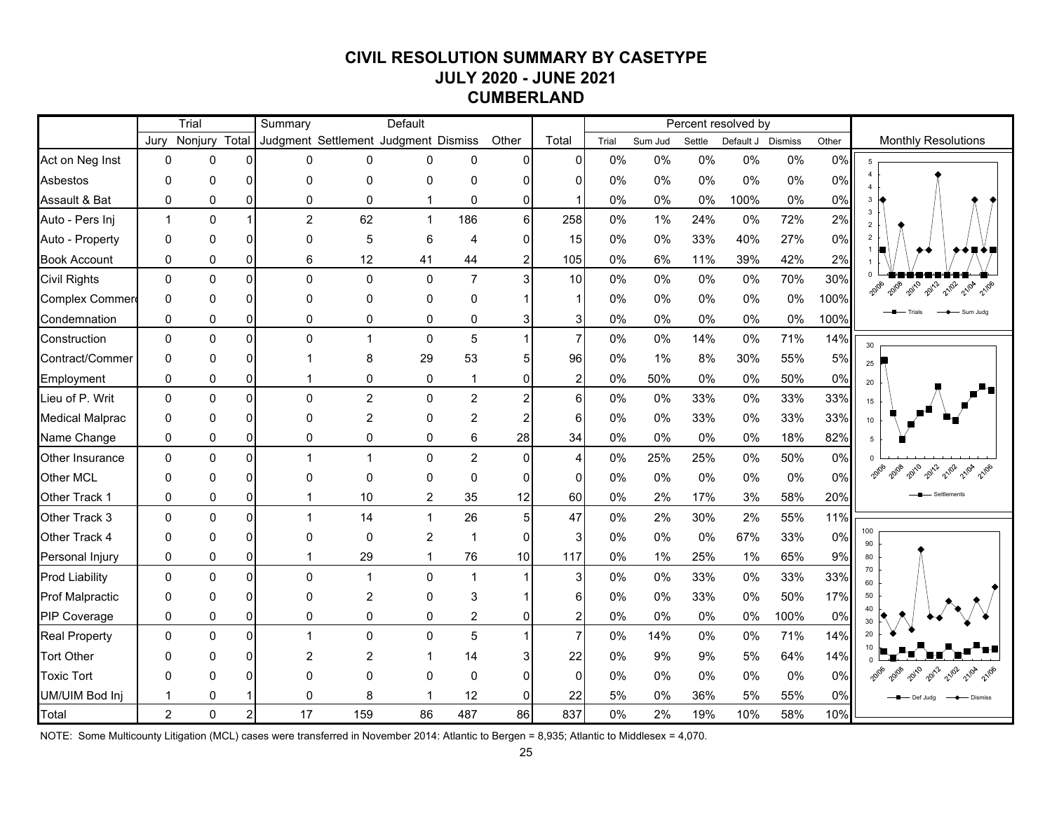# CIVIL RESOLUTION SUMMARY BY CASETYPE
## JULY 2020 - JUNE 2021
## CUMBERLAND

| | Trial | | | Summary | | Default | | | | Percent resolved by | | | | | |
|---|---|---|---|---|---|---|---|---|---|---|---|---|---|---|---|
| | Jury | Nonjury | Total | Judgment | Settlement | Judgment | Dismiss | Other | Total | Trial | Sum Jud | Settle | Default J | Dismiss | Other |
| Act on Neg Inst | 0 | 0 | 0 | 0 | 0 | 0 | 0 | 0 | 0 | 0% | 0% | 0% | 0% | 0% | 0% |
| Asbestos | 0 | 0 | 0 | 0 | 0 | 0 | 0 | 0 | 0 | 0% | 0% | 0% | 0% | 0% | 0% |
| Assault & Bat | 0 | 0 | 0 | 0 | 0 | 1 | 0 | 0 | 1 | 0% | 0% | 0% | 100% | 0% | 0% |
| Auto - Pers Inj | 1 | 0 | 1 | 2 | 62 | 1 | 186 | 6 | 258 | 0% | 1% | 24% | 0% | 72% | 2% |
| Auto - Property | 0 | 0 | 0 | 0 | 5 | 6 | 4 | 0 | 15 | 0% | 0% | 33% | 40% | 27% | 0% |
| Book Account | 0 | 0 | 0 | 6 | 12 | 41 | 44 | 2 | 105 | 0% | 6% | 11% | 39% | 42% | 2% |
| Civil Rights | 0 | 0 | 0 | 0 | 0 | 0 | 7 | 3 | 10 | 0% | 0% | 0% | 0% | 70% | 30% |
| Complex Commerc | 0 | 0 | 0 | 0 | 0 | 0 | 0 | 1 | 1 | 0% | 0% | 0% | 0% | 0% | 100% |
| Condemnation | 0 | 0 | 0 | 0 | 0 | 0 | 0 | 3 | 3 | 0% | 0% | 0% | 0% | 0% | 100% |
| Construction | 0 | 0 | 0 | 0 | 1 | 0 | 5 | 1 | 7 | 0% | 0% | 14% | 0% | 71% | 14% |
| Contract/Commer | 0 | 0 | 0 | 1 | 8 | 29 | 53 | 5 | 96 | 0% | 1% | 8% | 30% | 55% | 5% |
| Employment | 0 | 0 | 0 | 1 | 0 | 0 | 1 | 0 | 2 | 0% | 50% | 0% | 0% | 50% | 0% |
| Lieu of P. Writ | 0 | 0 | 0 | 0 | 2 | 0 | 2 | 2 | 6 | 0% | 0% | 33% | 0% | 33% | 33% |
| Medical Malprac | 0 | 0 | 0 | 0 | 2 | 0 | 2 | 2 | 6 | 0% | 0% | 33% | 0% | 33% | 33% |
| Name Change | 0 | 0 | 0 | 0 | 0 | 0 | 6 | 28 | 34 | 0% | 0% | 0% | 0% | 18% | 82% |
| Other Insurance | 0 | 0 | 0 | 1 | 1 | 0 | 2 | 0 | 4 | 0% | 25% | 25% | 0% | 50% | 0% |
| Other MCL | 0 | 0 | 0 | 0 | 0 | 0 | 0 | 0 | 0 | 0% | 0% | 0% | 0% | 0% | 0% |
| Other Track 1 | 0 | 0 | 0 | 1 | 10 | 2 | 35 | 12 | 60 | 0% | 2% | 17% | 3% | 58% | 20% |
| Other Track 3 | 0 | 0 | 0 | 1 | 14 | 1 | 26 | 5 | 47 | 0% | 2% | 30% | 2% | 55% | 11% |
| Other Track 4 | 0 | 0 | 0 | 0 | 0 | 2 | 1 | 0 | 3 | 0% | 0% | 0% | 67% | 33% | 0% |
| Personal Injury | 0 | 0 | 0 | 1 | 29 | 1 | 76 | 10 | 117 | 0% | 1% | 25% | 1% | 65% | 9% |
| Prod Liability | 0 | 0 | 0 | 0 | 1 | 0 | 1 | 1 | 3 | 0% | 0% | 33% | 0% | 33% | 33% |
| Prof Malpractic | 0 | 0 | 0 | 0 | 2 | 0 | 3 | 1 | 6 | 0% | 0% | 33% | 0% | 50% | 17% |
| PIP Coverage | 0 | 0 | 0 | 0 | 0 | 0 | 2 | 0 | 2 | 0% | 0% | 0% | 0% | 100% | 0% |
| Real Property | 0 | 0 | 0 | 1 | 0 | 0 | 5 | 1 | 7 | 0% | 14% | 0% | 0% | 71% | 14% |
| Tort Other | 0 | 0 | 0 | 2 | 2 | 1 | 14 | 3 | 22 | 0% | 9% | 9% | 5% | 64% | 14% |
| Toxic Tort | 0 | 0 | 0 | 0 | 0 | 0 | 0 | 0 | 0 | 0% | 0% | 0% | 0% | 0% | 0% |
| UM/UIM Bod Inj | 1 | 0 | 1 | 0 | 8 | 1 | 12 | 0 | 22 | 5% | 0% | 36% | 5% | 55% | 0% |
| Total | 2 | 0 | 2 | 17 | 159 | 86 | 487 | 86 | 837 | 0% | 2% | 19% | 10% | 58% | 10% |

Monthly Resolutions

NOTE: Some Multicounty Litigation (MCL) cases were transferred in November 2014: Atlantic to Bergen = 8,935; Atlantic to Middlesex = 4,070.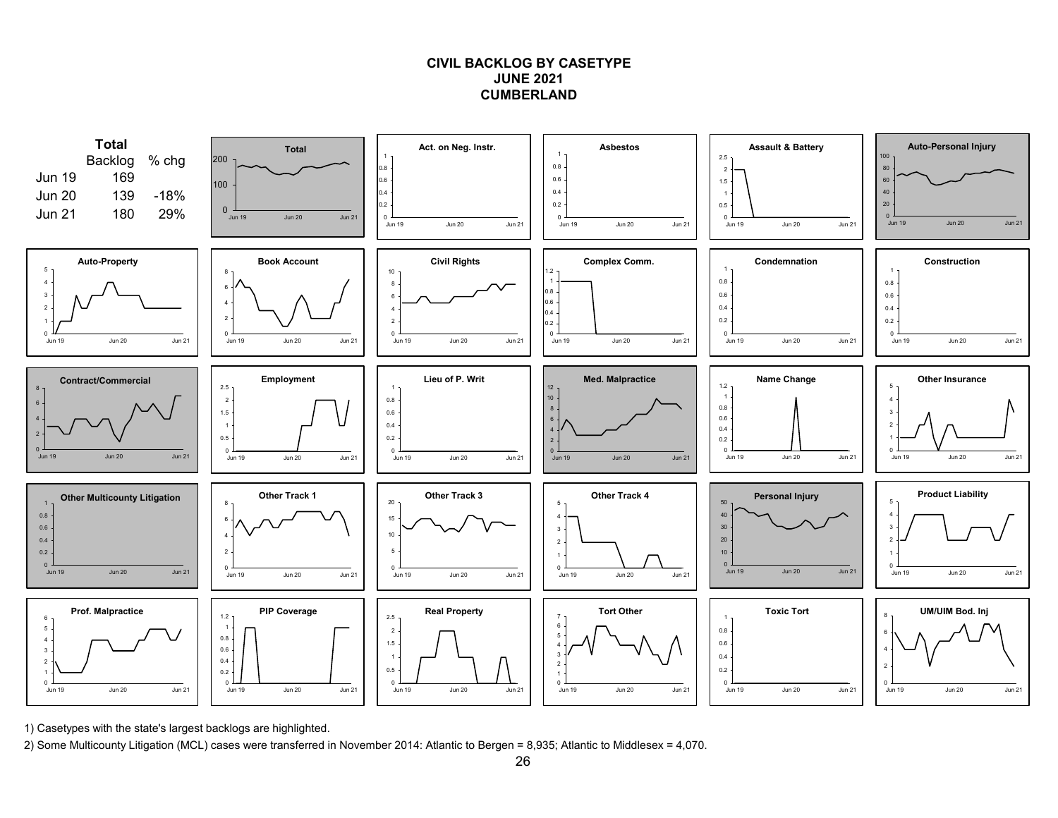# CIVIL BACKLOG BY CASETYPE
## JUNE 2021
## CUMBERLAND

**Total**

| | Backlog | % chg |
|---|---|---|
| Jun 19 | 169 | |
| Jun 20 | 139 | -18% |
| Jun 21 | 180 | 29% |

Total

Act. on Neg. Instr.

Asbestos

Assault & Battery

Auto-Personal Injury

Auto-Property

Book Account

Civil Rights

Complex Comm.

Condemnation

Construction

Contract/Commercial

Employment

Lieu of P. Writ

Med. Malpractice

Name Change

Other Insurance

Other Multicounty Litigation

Other Track 1

Other Track 3

Other Track 4

Personal Injury

Product Liability

Prof. Malpractice

PIP Coverage

Real Property

Tort Other

Toxic Tort

UM/UIM Bod. Inj

1) Casetypes with the state's largest backlogs are highlighted.

2) Some Multicounty Litigation (MCL) cases were transferred in November 2014: Atlantic to Bergen = 8,935; Atlantic to Middlesex = 4,070.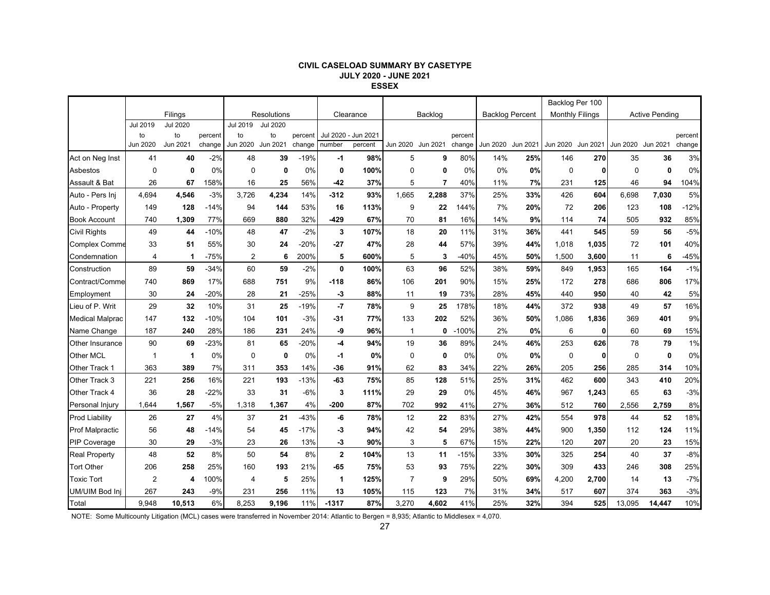**CIVIL CASELOAD SUMMARY BY CASETYPE**
**JULY 2020 - JUNE 2021**
**ESSEX**

| | Filings | | | Resolutions | | | Clearance | | Backlog | | | Backlog Percent | | Backlog Per 100 Monthly Filings | | Active Pending | | |
|---|---|---|---|---|---|---|---|---|---|---|---|---|---|---|---|---|---|---|
| | Jul 2019 to Jun 2020 | Jul 2020 to Jun 2021 | percent change | Jul 2019 to Jun 2020 | Jul 2020 to Jun 2021 | percent change | Jul 2020 - Jun 2021 number | Jul 2020 - Jun 2021 percent | Jun 2020 | Jun 2021 | percent change | Jun 2020 | Jun 2021 | Jun 2020 | Jun 2021 | Jun 2020 | Jun 2021 | percent change |
| Act on Neg Inst | 41 | **40** | -2% | 48 | **39** | -19% | **-1** | **98%** | 5 | **9** | 80% | 14% | **25%** | 146 | **270** | 35 | **36** | 3% |
| Asbestos | 0 | **0** | 0% | 0 | **0** | 0% | **0** | **100%** | 0 | **0** | 0% | 0% | **0%** | 0 | **0** | 0 | **0** | 0% |
| Assault & Bat | 26 | **67** | 158% | 16 | **25** | 56% | **-42** | **37%** | 5 | **7** | 40% | 11% | **7%** | 231 | **125** | 46 | **94** | 104% |
| Auto - Pers Inj | 4,694 | **4,546** | -3% | 3,726 | **4,234** | 14% | **-312** | **93%** | 1,665 | **2,288** | 37% | 25% | **33%** | 426 | **604** | 6,698 | **7,030** | 5% |
| Auto - Property | 149 | **128** | -14% | 94 | **144** | 53% | **16** | **113%** | 9 | **22** | 144% | 7% | **20%** | 72 | **206** | 123 | **108** | -12% |
| Book Account | 740 | **1,309** | 77% | 669 | **880** | 32% | **-429** | **67%** | 70 | **81** | 16% | 14% | **9%** | 114 | **74** | 505 | **932** | 85% |
| Civil Rights | 49 | **44** | -10% | 48 | **47** | -2% | **3** | **107%** | 18 | **20** | 11% | 31% | **36%** | 441 | **545** | 59 | **56** | -5% |
| Complex Comme | 33 | **51** | 55% | 30 | **24** | -20% | **-27** | **47%** | 28 | **44** | 57% | 39% | **44%** | 1,018 | **1,035** | 72 | **101** | 40% |
| Condemnation | 4 | **1** | -75% | 2 | **6** | 200% | **5** | **600%** | 5 | **3** | -40% | 45% | **50%** | 1,500 | **3,600** | 11 | **6** | -45% |
| Construction | 89 | **59** | -34% | 60 | **59** | -2% | **0** | **100%** | 63 | **96** | 52% | 38% | **59%** | 849 | **1,953** | 165 | **164** | -1% |
| Contract/Comme | 740 | **869** | 17% | 688 | **751** | 9% | **-118** | **86%** | 106 | **201** | 90% | 15% | **25%** | 172 | **278** | 686 | **806** | 17% |
| Employment | 30 | **24** | -20% | 28 | **21** | -25% | **-3** | **88%** | 11 | **19** | 73% | 28% | **45%** | 440 | **950** | 40 | **42** | 5% |
| Lieu of P. Writ | 29 | **32** | 10% | 31 | **25** | -19% | **-7** | **78%** | 9 | **25** | 178% | 18% | **44%** | 372 | **938** | 49 | **57** | 16% |
| Medical Malprac | 147 | **132** | -10% | 104 | **101** | -3% | **-31** | **77%** | 133 | **202** | 52% | 36% | **50%** | 1,086 | **1,836** | 369 | **401** | 9% |
| Name Change | 187 | **240** | 28% | 186 | **231** | 24% | **-9** | **96%** | 1 | **0** | -100% | 2% | **0%** | 6 | **0** | 60 | **69** | 15% |
| Other Insurance | 90 | **69** | -23% | 81 | **65** | -20% | **-4** | **94%** | 19 | **36** | 89% | 24% | **46%** | 253 | **626** | 78 | **79** | 1% |
| Other MCL | 1 | **1** | 0% | 0 | **0** | 0% | **-1** | **0%** | 0 | **0** | 0% | 0% | **0%** | 0 | **0** | 0 | **0** | 0% |
| Other Track 1 | 363 | **389** | 7% | 311 | **353** | 14% | **-36** | **91%** | 62 | **83** | 34% | 22% | **26%** | 205 | **256** | 285 | **314** | 10% |
| Other Track 3 | 221 | **256** | 16% | 221 | **193** | -13% | **-63** | **75%** | 85 | **128** | 51% | 25% | **31%** | 462 | **600** | 343 | **410** | 20% |
| Other Track 4 | 36 | **28** | -22% | 33 | **31** | -6% | **3** | **111%** | 29 | **29** | 0% | 45% | **46%** | 967 | **1,243** | 65 | **63** | -3% |
| Personal Injury | 1,644 | **1,567** | -5% | 1,318 | **1,367** | 4% | **-200** | **87%** | 702 | **992** | 41% | 27% | **36%** | 512 | **760** | 2,556 | **2,759** | 8% |
| Prod Liability | 26 | **27** | 4% | 37 | **21** | -43% | **-6** | **78%** | 12 | **22** | 83% | 27% | **42%** | 554 | **978** | 44 | **52** | 18% |
| Prof Malpractic | 56 | **48** | -14% | 54 | **45** | -17% | **-3** | **94%** | 42 | **54** | 29% | 38% | **44%** | 900 | **1,350** | 112 | **124** | 11% |
| PIP Coverage | 30 | **29** | -3% | 23 | **26** | 13% | **-3** | **90%** | 3 | **5** | 67% | 15% | **22%** | 120 | **207** | 20 | **23** | 15% |
| Real Property | 48 | **52** | 8% | 50 | **54** | 8% | **2** | **104%** | 13 | **11** | -15% | 33% | **30%** | 325 | **254** | 40 | **37** | -8% |
| Tort Other | 206 | **258** | 25% | 160 | **193** | 21% | **-65** | **75%** | 53 | **93** | 75% | 22% | **30%** | 309 | **433** | 246 | **308** | 25% |
| Toxic Tort | 2 | **4** | 100% | 4 | **5** | 25% | **1** | **125%** | 7 | **9** | 29% | 50% | **69%** | 4,200 | **2,700** | 14 | **13** | -7% |
| UM/UIM Bod Inj | 267 | **243** | -9% | 231 | **256** | 11% | **13** | **105%** | 115 | **123** | 7% | 31% | **34%** | 517 | **607** | 374 | **363** | -3% |
| Total | 9,948 | **10,513** | 6% | 8,253 | **9,196** | 11% | **-1317** | **87%** | 3,270 | **4,602** | 41% | 25% | **32%** | 394 | **525** | 13,095 | **14,447** | 10% |

NOTE: Some Multicounty Litigation (MCL) cases were transferred in November 2014: Atlantic to Bergen = 8,935; Atlantic to Middlesex = 4,070.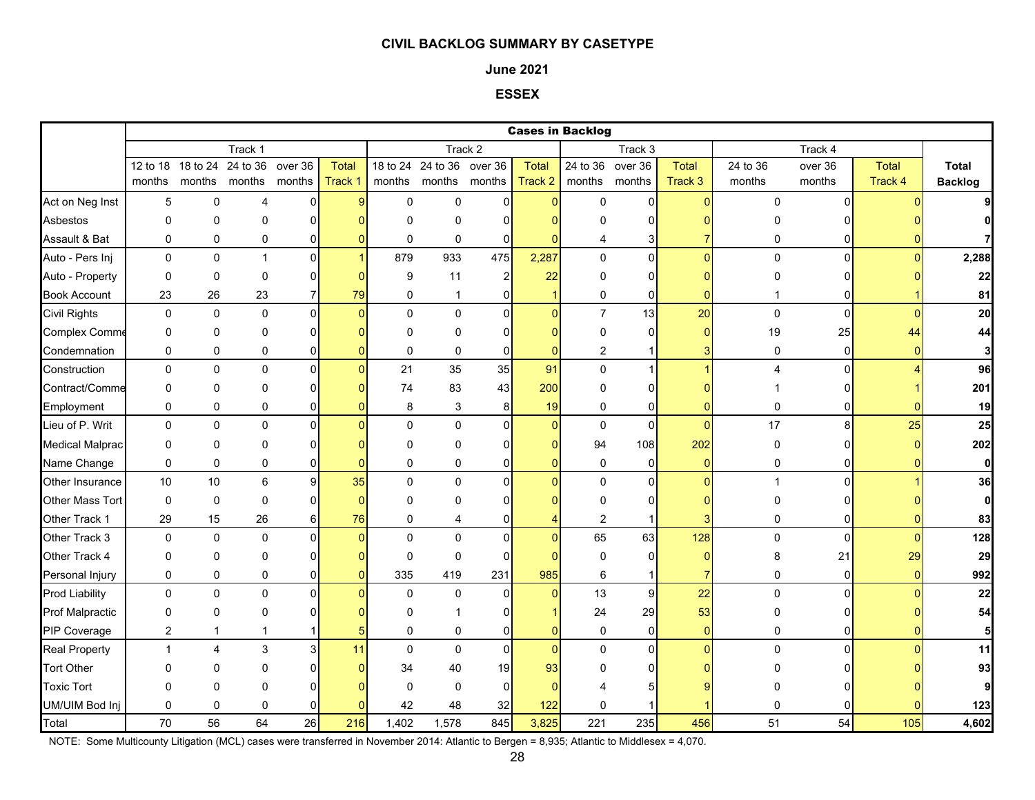# CIVIL BACKLOG SUMMARY BY CASETYPE

## June 2021

## ESSEX

| | Cases in Backlog | | | | | | | | | | | | | | | | |
|---|---|---|---|---|---|---|---|---|---|---|---|---|---|---|---|---|---|
| | Track 1 | | | | | Track 2 | | | | Track 3 | | | Track 4 | | | |
| | 12 to 18 months | 18 to 24 months | 24 to 36 months | over 36 months | Total Track 1 | 18 to 24 months | 24 to 36 months | over 36 months | Total Track 2 | 24 to 36 months | over 36 months | Total Track 3 | 24 to 36 months | over 36 months | Total Track 4 | Total Backlog |
| Act on Neg Inst | 5 | 0 | 4 | 0 | 9 | 0 | 0 | 0 | 0 | 0 | 0 | 0 | 0 | 0 | 0 | 9 |
| Asbestos | 0 | 0 | 0 | 0 | 0 | 0 | 0 | 0 | 0 | 0 | 0 | 0 | 0 | 0 | 0 | 0 |
| Assault & Bat | 0 | 0 | 0 | 0 | 0 | 0 | 0 | 0 | 0 | 4 | 3 | 7 | 0 | 0 | 0 | 7 |
| Auto - Pers Inj | 0 | 0 | 1 | 0 | 1 | 879 | 933 | 475 | 2,287 | 0 | 0 | 0 | 0 | 0 | 0 | 2,288 |
| Auto - Property | 0 | 0 | 0 | 0 | 0 | 9 | 11 | 2 | 22 | 0 | 0 | 0 | 0 | 0 | 0 | 22 |
| Book Account | 23 | 26 | 23 | 7 | 79 | 0 | 1 | 0 | 1 | 0 | 0 | 0 | 1 | 0 | 1 | 81 |
| Civil Rights | 0 | 0 | 0 | 0 | 0 | 0 | 0 | 0 | 0 | 7 | 13 | 20 | 0 | 0 | 0 | 20 |
| Complex Comme | 0 | 0 | 0 | 0 | 0 | 0 | 0 | 0 | 0 | 0 | 0 | 0 | 19 | 25 | 44 | 44 |
| Condemnation | 0 | 0 | 0 | 0 | 0 | 0 | 0 | 0 | 0 | 2 | 1 | 3 | 0 | 0 | 0 | 3 |
| Construction | 0 | 0 | 0 | 0 | 0 | 21 | 35 | 35 | 91 | 0 | 1 | 1 | 4 | 0 | 4 | 96 |
| Contract/Comme | 0 | 0 | 0 | 0 | 0 | 74 | 83 | 43 | 200 | 0 | 0 | 0 | 1 | 0 | 1 | 201 |
| Employment | 0 | 0 | 0 | 0 | 0 | 8 | 3 | 8 | 19 | 0 | 0 | 0 | 0 | 0 | 0 | 19 |
| Lieu of P. Writ | 0 | 0 | 0 | 0 | 0 | 0 | 0 | 0 | 0 | 0 | 0 | 0 | 17 | 8 | 25 | 25 |
| Medical Malprac | 0 | 0 | 0 | 0 | 0 | 0 | 0 | 0 | 0 | 94 | 108 | 202 | 0 | 0 | 0 | 202 |
| Name Change | 0 | 0 | 0 | 0 | 0 | 0 | 0 | 0 | 0 | 0 | 0 | 0 | 0 | 0 | 0 | 0 |
| Other Insurance | 10 | 10 | 6 | 9 | 35 | 0 | 0 | 0 | 0 | 0 | 0 | 0 | 1 | 0 | 1 | 36 |
| Other Mass Tort | 0 | 0 | 0 | 0 | 0 | 0 | 0 | 0 | 0 | 0 | 0 | 0 | 0 | 0 | 0 | 0 |
| Other Track 1 | 29 | 15 | 26 | 6 | 76 | 0 | 4 | 0 | 4 | 2 | 1 | 3 | 0 | 0 | 0 | 83 |
| Other Track 3 | 0 | 0 | 0 | 0 | 0 | 0 | 0 | 0 | 0 | 65 | 63 | 128 | 0 | 0 | 0 | 128 |
| Other Track 4 | 0 | 0 | 0 | 0 | 0 | 0 | 0 | 0 | 0 | 0 | 0 | 0 | 8 | 21 | 29 | 29 |
| Personal Injury | 0 | 0 | 0 | 0 | 0 | 335 | 419 | 231 | 985 | 6 | 1 | 7 | 0 | 0 | 0 | 992 |
| Prod Liability | 0 | 0 | 0 | 0 | 0 | 0 | 0 | 0 | 0 | 13 | 9 | 22 | 0 | 0 | 0 | 22 |
| Prof Malpractic | 0 | 0 | 0 | 0 | 0 | 0 | 1 | 0 | 1 | 24 | 29 | 53 | 0 | 0 | 0 | 54 |
| PIP Coverage | 2 | 1 | 1 | 1 | 5 | 0 | 0 | 0 | 0 | 0 | 0 | 0 | 0 | 0 | 0 | 5 |
| Real Property | 1 | 4 | 3 | 3 | 11 | 0 | 0 | 0 | 0 | 0 | 0 | 0 | 0 | 0 | 0 | 11 |
| Tort Other | 0 | 0 | 0 | 0 | 0 | 34 | 40 | 19 | 93 | 0 | 0 | 0 | 0 | 0 | 0 | 93 |
| Toxic Tort | 0 | 0 | 0 | 0 | 0 | 0 | 0 | 0 | 0 | 4 | 5 | 9 | 0 | 0 | 0 | 9 |
| UM/UIM Bod Inj | 0 | 0 | 0 | 0 | 0 | 42 | 48 | 32 | 122 | 0 | 1 | 1 | 0 | 0 | 0 | 123 |
| Total | 70 | 56 | 64 | 26 | 216 | 1,402 | 1,578 | 845 | 3,825 | 221 | 235 | 456 | 51 | 54 | 105 | 4,602 |

NOTE: Some Multicounty Litigation (MCL) cases were transferred in November 2014: Atlantic to Bergen = 8,935; Atlantic to Middlesex = 4,070.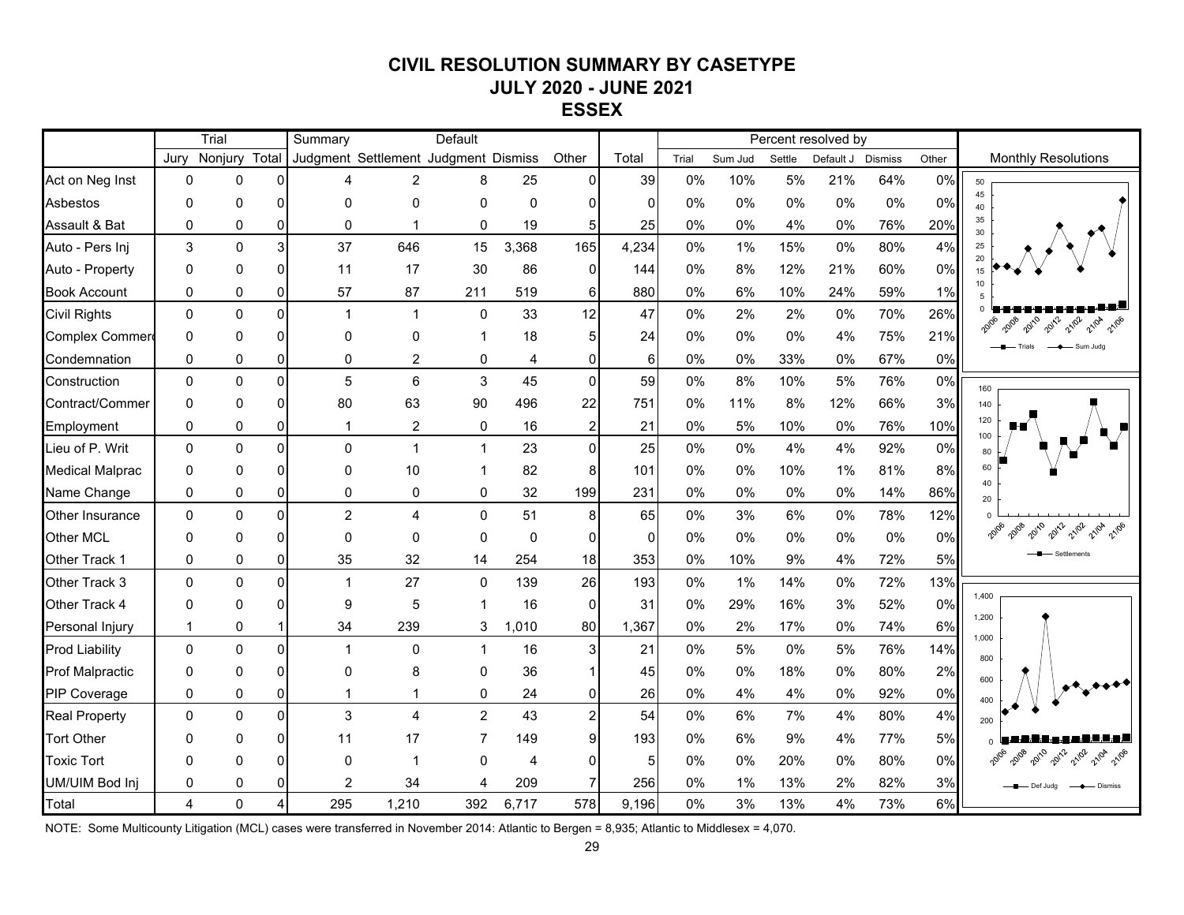# CIVIL RESOLUTION SUMMARY BY CASETYPE
## JULY 2020 - JUNE 2021
## ESSEX

| | Trial | | | Summary | | Default | | | | Percent resolved by | | | | | |
|---|---|---|---|---|---|---|---|---|---|---|---|---|---|---|---|
| | Jury | Nonjury | Total | Judgment | Settlement | Judgment | Dismiss | Other | Total | Trial | Sum Jud | Settle | Default J | Dismiss | Other |
| Act on Neg Inst | 0 | 0 | 0 | 4 | 2 | 8 | 25 | 0 | 39 | 0% | 10% | 5% | 21% | 64% | 0% |
| Asbestos | 0 | 0 | 0 | 0 | 0 | 0 | 0 | 0 | 0 | 0% | 0% | 0% | 0% | 0% | 0% |
| Assault & Bat | 0 | 0 | 0 | 0 | 1 | 0 | 19 | 5 | 25 | 0% | 0% | 4% | 0% | 76% | 20% |
| Auto - Pers Inj | 3 | 0 | 3 | 37 | 646 | 15 | 3,368 | 165 | 4,234 | 0% | 1% | 15% | 0% | 80% | 4% |
| Auto - Property | 0 | 0 | 0 | 11 | 17 | 30 | 86 | 0 | 144 | 0% | 8% | 12% | 21% | 60% | 0% |
| Book Account | 0 | 0 | 0 | 57 | 87 | 211 | 519 | 6 | 880 | 0% | 6% | 10% | 24% | 59% | 1% |
| Civil Rights | 0 | 0 | 0 | 1 | 1 | 0 | 33 | 12 | 47 | 0% | 2% | 2% | 0% | 70% | 26% |
| Complex Commerc | 0 | 0 | 0 | 0 | 0 | 1 | 18 | 5 | 24 | 0% | 0% | 0% | 4% | 75% | 21% |
| Condemnation | 0 | 0 | 0 | 0 | 2 | 0 | 4 | 0 | 6 | 0% | 0% | 33% | 0% | 67% | 0% |
| Construction | 0 | 0 | 0 | 5 | 6 | 3 | 45 | 0 | 59 | 0% | 8% | 10% | 5% | 76% | 0% |
| Contract/Commer | 0 | 0 | 0 | 80 | 63 | 90 | 496 | 22 | 751 | 0% | 11% | 8% | 12% | 66% | 3% |
| Employment | 0 | 0 | 0 | 1 | 2 | 0 | 16 | 2 | 21 | 0% | 5% | 10% | 0% | 76% | 10% |
| Lieu of P. Writ | 0 | 0 | 0 | 0 | 1 | 1 | 23 | 0 | 25 | 0% | 0% | 4% | 4% | 92% | 0% |
| Medical Malprac | 0 | 0 | 0 | 0 | 10 | 1 | 82 | 8 | 101 | 0% | 0% | 10% | 1% | 81% | 8% |
| Name Change | 0 | 0 | 0 | 0 | 0 | 0 | 32 | 199 | 231 | 0% | 0% | 0% | 0% | 14% | 86% |
| Other Insurance | 0 | 0 | 0 | 2 | 4 | 0 | 51 | 8 | 65 | 0% | 3% | 6% | 0% | 78% | 12% |
| Other MCL | 0 | 0 | 0 | 0 | 0 | 0 | 0 | 0 | 0 | 0% | 0% | 0% | 0% | 0% | 0% |
| Other Track 1 | 0 | 0 | 0 | 35 | 32 | 14 | 254 | 18 | 353 | 0% | 10% | 9% | 4% | 72% | 5% |
| Other Track 3 | 0 | 0 | 0 | 1 | 27 | 0 | 139 | 26 | 193 | 0% | 1% | 14% | 0% | 72% | 13% |
| Other Track 4 | 0 | 0 | 0 | 9 | 5 | 1 | 16 | 0 | 31 | 0% | 29% | 16% | 3% | 52% | 0% |
| Personal Injury | 1 | 0 | 1 | 34 | 239 | 3 | 1,010 | 80 | 1,367 | 0% | 2% | 17% | 0% | 74% | 6% |
| Prod Liability | 0 | 0 | 0 | 1 | 0 | 1 | 16 | 3 | 21 | 0% | 5% | 0% | 5% | 76% | 14% |
| Prof Malpractic | 0 | 0 | 0 | 0 | 8 | 0 | 36 | 1 | 45 | 0% | 0% | 18% | 0% | 80% | 2% |
| PIP Coverage | 0 | 0 | 0 | 1 | 1 | 0 | 24 | 0 | 26 | 0% | 4% | 4% | 0% | 92% | 0% |
| Real Property | 0 | 0 | 0 | 3 | 4 | 2 | 43 | 2 | 54 | 0% | 6% | 7% | 4% | 80% | 4% |
| Tort Other | 0 | 0 | 0 | 11 | 17 | 7 | 149 | 9 | 193 | 0% | 6% | 9% | 4% | 77% | 5% |
| Toxic Tort | 0 | 0 | 0 | 0 | 1 | 0 | 4 | 0 | 5 | 0% | 0% | 20% | 0% | 80% | 0% |
| UM/UIM Bod Inj | 0 | 0 | 0 | 2 | 34 | 4 | 209 | 7 | 256 | 0% | 1% | 13% | 2% | 82% | 3% |
| Total | 4 | 0 | 4 | 295 | 1,210 | 392 | 6,717 | 578 | 9,196 | 0% | 3% | 13% | 4% | 73% | 6% |

Monthly Resolutions

NOTE: Some Multicounty Litigation (MCL) cases were transferred in November 2014: Atlantic to Bergen = 8,935; Atlantic to Middlesex = 4,070.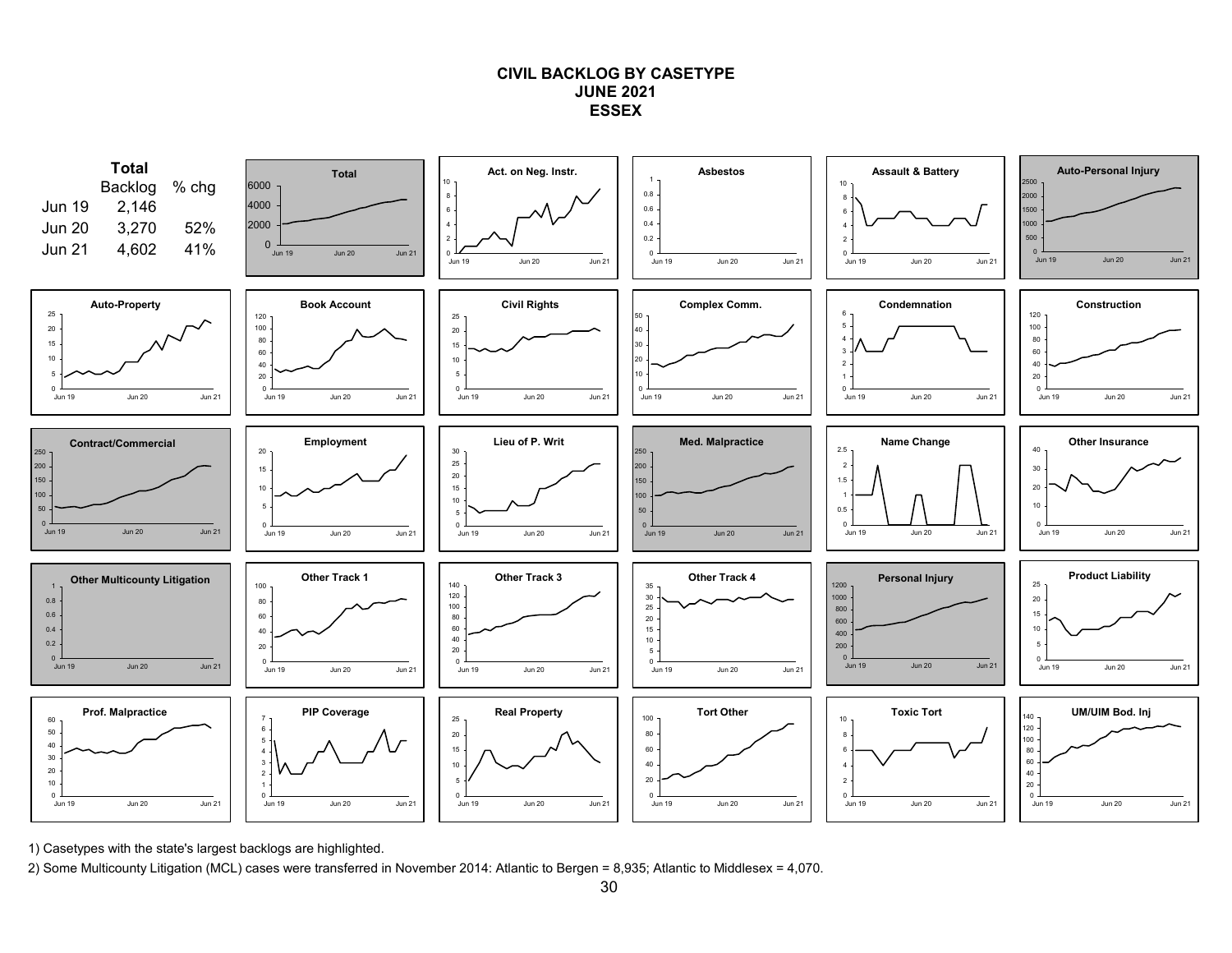# CIVIL BACKLOG BY CASETYPE
## JUNE 2021
## ESSEX

**Total**

| | Backlog | % chg |
|---|---|---|
| Jun 19 | 2,146 | |
| Jun 20 | 3,270 | 52% |
| Jun 21 | 4,602 | 41% |

1) Casetypes with the state's largest backlogs are highlighted.

2) Some Multicounty Litigation (MCL) cases were transferred in November 2014: Atlantic to Bergen = 8,935; Atlantic to Middlesex = 4,070.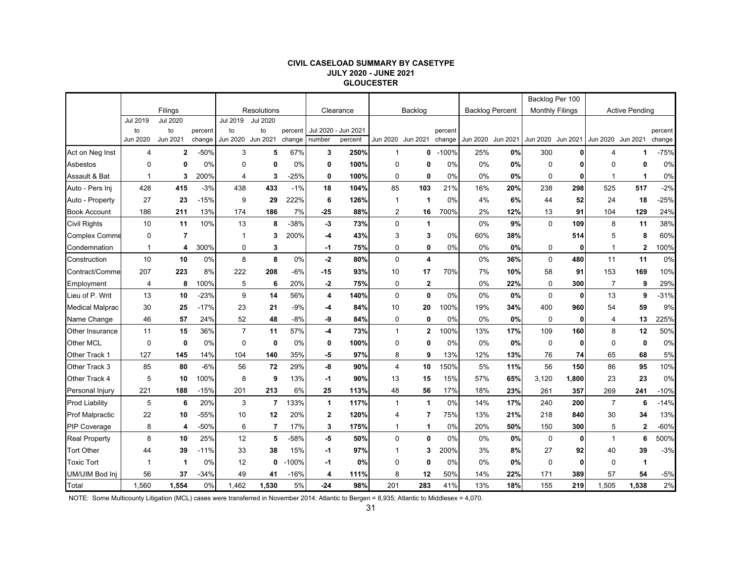**CIVIL CASELOAD SUMMARY BY CASETYPE**
**JULY 2020 - JUNE 2021**
**GLOUCESTER**

| | Filings | | | Resolutions | | | Clearance | | Backlog | | | Backlog Percent | | Backlog Per 100 Monthly Filings | | Active Pending | | |
|---|---|---|---|---|---|---|---|---|---|---|---|---|---|---|---|---|---|---|
| | Jul 2019 to Jun 2020 | Jul 2020 to Jun 2021 | percent change | Jul 2019 to Jun 2020 | Jul 2020 to Jun 2021 | percent change | Jul 2020 - Jun 2021 number | Jul 2020 - Jun 2021 percent | Jun 2020 | Jun 2021 | percent change | Jun 2020 | Jun 2021 | Jun 2020 | Jun 2021 | Jun 2020 | Jun 2021 | percent change |
| Act on Neg Inst | 4 | **2** | -50% | 3 | **5** | 67% | **3** | **250%** | 1 | **0** | -100% | 25% | **0%** | 300 | **0** | 4 | **1** | -75% |
| Asbestos | 0 | **0** | 0% | 0 | **0** | 0% | **0** | **100%** | 0 | **0** | 0% | 0% | **0%** | 0 | **0** | 0 | **0** | 0% |
| Assault & Bat | 1 | **3** | 200% | 4 | **3** | -25% | **0** | **100%** | 0 | **0** | 0% | 0% | **0%** | 0 | **0** | 1 | **1** | 0% |
| Auto - Pers Inj | 428 | **415** | -3% | 438 | **433** | -1% | **18** | **104%** | 85 | **103** | 21% | 16% | **20%** | 238 | **298** | 525 | **517** | -2% |
| Auto - Property | 27 | **23** | -15% | 9 | **29** | 222% | **6** | **126%** | 1 | **1** | 0% | 4% | **6%** | 44 | **52** | 24 | **18** | -25% |
| Book Account | 186 | **211** | 13% | 174 | **186** | 7% | **-25** | **88%** | 2 | **16** | 700% | 2% | **12%** | 13 | **91** | 104 | **129** | 24% |
| Civil Rights | 10 | **11** | 10% | 13 | **8** | -38% | **-3** | **73%** | 0 | **1** | | 0% | **9%** | 0 | **109** | 8 | **11** | 38% |
| Complex Comme | 0 | **7** | | 1 | **3** | 200% | **-4** | **43%** | 3 | **3** | 0% | 60% | **38%** | | **514** | 5 | **8** | 60% |
| Condemnation | 1 | **4** | 300% | 0 | **3** | | **-1** | **75%** | 0 | **0** | 0% | 0% | **0%** | 0 | **0** | 1 | **2** | 100% |
| Construction | 10 | **10** | 0% | 8 | **8** | 0% | **-2** | **80%** | 0 | **4** | | 0% | **36%** | 0 | **480** | 11 | **11** | 0% |
| Contract/Comme | 207 | **223** | 8% | 222 | **208** | -6% | **-15** | **93%** | 10 | **17** | 70% | 7% | **10%** | 58 | **91** | 153 | **169** | 10% |
| Employment | 4 | **8** | 100% | 5 | **6** | 20% | **-2** | **75%** | 0 | **2** | | 0% | **22%** | 0 | **300** | 7 | **9** | 29% |
| Lieu of P. Writ | 13 | **10** | -23% | 9 | **14** | 56% | **4** | **140%** | 0 | **0** | 0% | 0% | **0%** | 0 | **0** | 13 | **9** | -31% |
| Medical Malprac | 30 | **25** | -17% | 23 | **21** | -9% | **-4** | **84%** | 10 | **20** | 100% | 19% | **34%** | 400 | **960** | 54 | **59** | 9% |
| Name Change | 46 | **57** | 24% | 52 | **48** | -8% | **-9** | **84%** | 0 | **0** | 0% | 0% | **0%** | 0 | **0** | 4 | **13** | 225% |
| Other Insurance | 11 | **15** | 36% | 7 | **11** | 57% | **-4** | **73%** | 1 | **2** | 100% | 13% | **17%** | 109 | **160** | 8 | **12** | 50% |
| Other MCL | 0 | **0** | 0% | 0 | **0** | 0% | **0** | **100%** | 0 | **0** | 0% | 0% | **0%** | 0 | **0** | 0 | **0** | 0% |
| Other Track 1 | 127 | **145** | 14% | 104 | **140** | 35% | **-5** | **97%** | 8 | **9** | 13% | 12% | **13%** | 76 | **74** | 65 | **68** | 5% |
| Other Track 3 | 85 | **80** | -6% | 56 | **72** | 29% | **-8** | **90%** | 4 | **10** | 150% | 5% | **11%** | 56 | **150** | 86 | **95** | 10% |
| Other Track 4 | 5 | **10** | 100% | 8 | **9** | 13% | **-1** | **90%** | 13 | **15** | 15% | 57% | **65%** | 3,120 | **1,800** | 23 | **23** | 0% |
| Personal Injury | 221 | **188** | -15% | 201 | **213** | 6% | **25** | **113%** | 48 | **56** | 17% | 18% | **23%** | 261 | **357** | 269 | **241** | -10% |
| Prod Liability | 5 | **6** | 20% | 3 | **7** | 133% | **1** | **117%** | 1 | **1** | 0% | 14% | **17%** | 240 | **200** | 7 | **6** | -14% |
| Prof Malpractic | 22 | **10** | -55% | 10 | **12** | 20% | **2** | **120%** | 4 | **7** | 75% | 13% | **21%** | 218 | **840** | 30 | **34** | 13% |
| PIP Coverage | 8 | **4** | -50% | 6 | **7** | 17% | **3** | **175%** | 1 | **1** | 0% | 20% | **50%** | 150 | **300** | 5 | **2** | -60% |
| Real Property | 8 | **10** | 25% | 12 | **5** | -58% | **-5** | **50%** | 0 | **0** | 0% | 0% | **0%** | 0 | **0** | 1 | **6** | 500% |
| Tort Other | 44 | **39** | -11% | 33 | **38** | 15% | **-1** | **97%** | 1 | **3** | 200% | 3% | **8%** | 27 | **92** | 40 | **39** | -3% |
| Toxic Tort | 1 | **1** | 0% | 12 | **0** | -100% | **-1** | **0%** | 0 | **0** | 0% | 0% | **0%** | 0 | **0** | 0 | **1** | |
| UM/UIM Bod Inj | 56 | **37** | -34% | 49 | **41** | -16% | **4** | **111%** | 8 | **12** | 50% | 14% | **22%** | 171 | **389** | 57 | **54** | -5% |
| Total | 1,560 | **1,554** | 0% | 1,462 | **1,530** | 5% | **-24** | **98%** | 201 | **283** | 41% | 13% | **18%** | 155 | **219** | 1,505 | **1,538** | 2% |

NOTE: Some Multicounty Litigation (MCL) cases were transferred in November 2014: Atlantic to Bergen = 8,935; Atlantic to Middlesex = 4,070.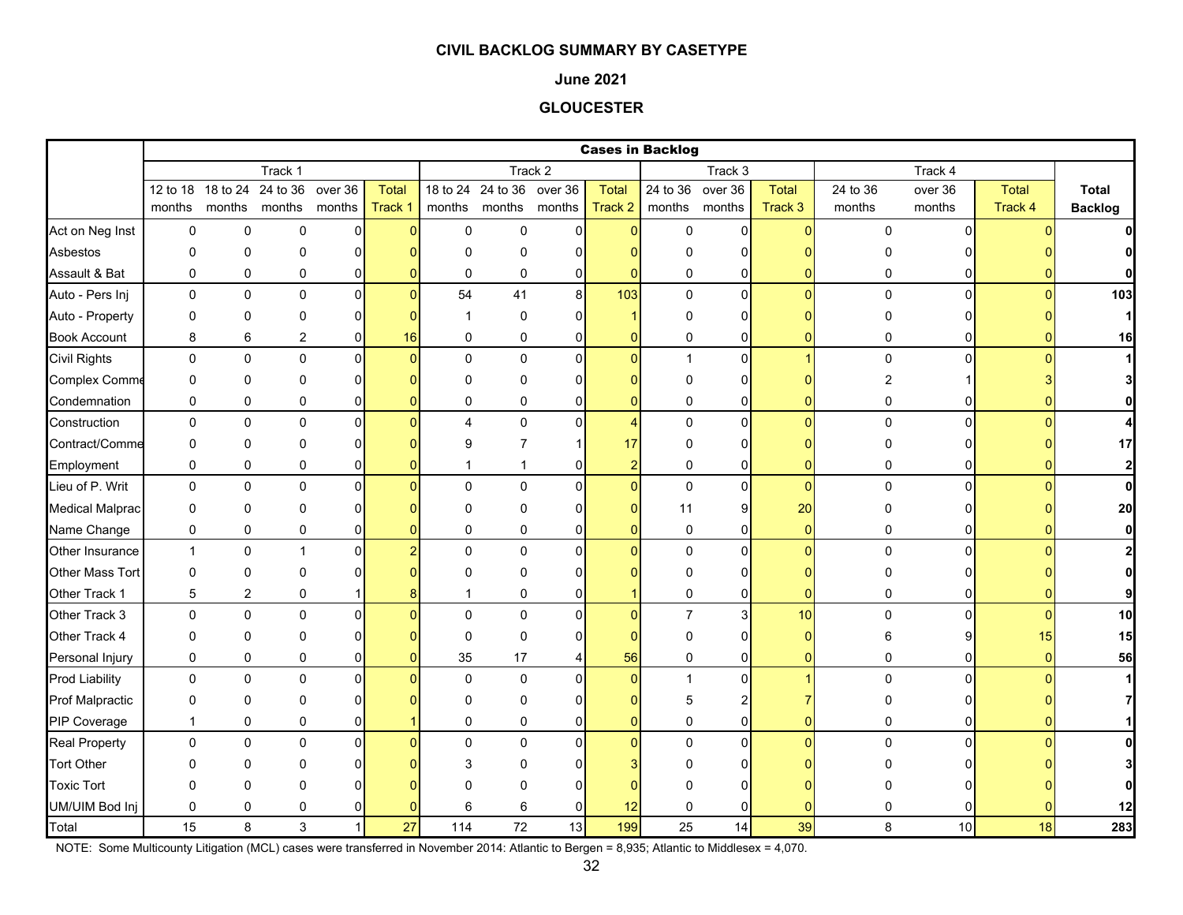**CIVIL BACKLOG SUMMARY BY CASETYPE**

**June 2021**

**GLOUCESTER**

| | Cases in Backlog | | | | | | | | | | | | | | | | |
|---|---|---|---|---|---|---|---|---|---|---|---|---|---|---|---|---|---|
| | Track 1 | | | | | Track 2 | | | | Track 3 | | | Track 4 | | | |
| | 12 to 18 months | 18 to 24 months | 24 to 36 months | over 36 months | Total Track 1 | 18 to 24 months | 24 to 36 months | over 36 months | Total Track 2 | 24 to 36 months | over 36 months | Total Track 3 | 24 to 36 months | over 36 months | Total Track 4 | **Total Backlog** |
| Act on Neg Inst | 0 | 0 | 0 | 0 | 0 | 0 | 0 | 0 | 0 | 0 | 0 | 0 | 0 | 0 | 0 | **0** |
| Asbestos | 0 | 0 | 0 | 0 | 0 | 0 | 0 | 0 | 0 | 0 | 0 | 0 | 0 | 0 | 0 | **0** |
| Assault & Bat | 0 | 0 | 0 | 0 | 0 | 0 | 0 | 0 | 0 | 0 | 0 | 0 | 0 | 0 | 0 | **0** |
| Auto - Pers Inj | 0 | 0 | 0 | 0 | 0 | 54 | 41 | 8 | 103 | 0 | 0 | 0 | 0 | 0 | 0 | **103** |
| Auto - Property | 0 | 0 | 0 | 0 | 0 | 1 | 0 | 0 | 1 | 0 | 0 | 0 | 0 | 0 | 0 | **1** |
| Book Account | 8 | 6 | 2 | 0 | 16 | 0 | 0 | 0 | 0 | 0 | 0 | 0 | 0 | 0 | 0 | **16** |
| Civil Rights | 0 | 0 | 0 | 0 | 0 | 0 | 0 | 0 | 0 | 1 | 0 | 1 | 0 | 0 | 0 | **1** |
| Complex Comme | 0 | 0 | 0 | 0 | 0 | 0 | 0 | 0 | 0 | 0 | 0 | 0 | 2 | 1 | 3 | **3** |
| Condemnation | 0 | 0 | 0 | 0 | 0 | 0 | 0 | 0 | 0 | 0 | 0 | 0 | 0 | 0 | 0 | **0** |
| Construction | 0 | 0 | 0 | 0 | 0 | 4 | 0 | 0 | 4 | 0 | 0 | 0 | 0 | 0 | 0 | **4** |
| Contract/Comme | 0 | 0 | 0 | 0 | 0 | 9 | 7 | 1 | 17 | 0 | 0 | 0 | 0 | 0 | 0 | **17** |
| Employment | 0 | 0 | 0 | 0 | 0 | 1 | 1 | 0 | 2 | 0 | 0 | 0 | 0 | 0 | 0 | **2** |
| Lieu of P. Writ | 0 | 0 | 0 | 0 | 0 | 0 | 0 | 0 | 0 | 0 | 0 | 0 | 0 | 0 | 0 | **0** |
| Medical Malprac | 0 | 0 | 0 | 0 | 0 | 0 | 0 | 0 | 0 | 11 | 9 | 20 | 0 | 0 | 0 | **20** |
| Name Change | 0 | 0 | 0 | 0 | 0 | 0 | 0 | 0 | 0 | 0 | 0 | 0 | 0 | 0 | 0 | **0** |
| Other Insurance | 1 | 0 | 1 | 0 | 2 | 0 | 0 | 0 | 0 | 0 | 0 | 0 | 0 | 0 | 0 | **2** |
| Other Mass Tort | 0 | 0 | 0 | 0 | 0 | 0 | 0 | 0 | 0 | 0 | 0 | 0 | 0 | 0 | 0 | **0** |
| Other Track 1 | 5 | 2 | 0 | 1 | 8 | 1 | 0 | 0 | 1 | 0 | 0 | 0 | 0 | 0 | 0 | **9** |
| Other Track 3 | 0 | 0 | 0 | 0 | 0 | 0 | 0 | 0 | 0 | 7 | 3 | 10 | 0 | 0 | 0 | **10** |
| Other Track 4 | 0 | 0 | 0 | 0 | 0 | 0 | 0 | 0 | 0 | 0 | 0 | 0 | 6 | 9 | 15 | **15** |
| Personal Injury | 0 | 0 | 0 | 0 | 0 | 35 | 17 | 4 | 56 | 0 | 0 | 0 | 0 | 0 | 0 | **56** |
| Prod Liability | 0 | 0 | 0 | 0 | 0 | 0 | 0 | 0 | 0 | 1 | 0 | 1 | 0 | 0 | 0 | **1** |
| Prof Malpractic | 0 | 0 | 0 | 0 | 0 | 0 | 0 | 0 | 0 | 5 | 2 | 7 | 0 | 0 | 0 | **7** |
| PIP Coverage | 1 | 0 | 0 | 0 | 1 | 0 | 0 | 0 | 0 | 0 | 0 | 0 | 0 | 0 | 0 | **1** |
| Real Property | 0 | 0 | 0 | 0 | 0 | 0 | 0 | 0 | 0 | 0 | 0 | 0 | 0 | 0 | 0 | **0** |
| Tort Other | 0 | 0 | 0 | 0 | 0 | 3 | 0 | 0 | 3 | 0 | 0 | 0 | 0 | 0 | 0 | **3** |
| Toxic Tort | 0 | 0 | 0 | 0 | 0 | 0 | 0 | 0 | 0 | 0 | 0 | 0 | 0 | 0 | 0 | **0** |
| UM/UIM Bod Inj | 0 | 0 | 0 | 0 | 0 | 6 | 6 | 0 | 12 | 0 | 0 | 0 | 0 | 0 | 0 | **12** |
| Total | 15 | 8 | 3 | 1 | 27 | 114 | 72 | 13 | 199 | 25 | 14 | 39 | 8 | 10 | 18 | **283** |

NOTE: Some Multicounty Litigation (MCL) cases were transferred in November 2014: Atlantic to Bergen = 8,935; Atlantic to Middlesex = 4,070.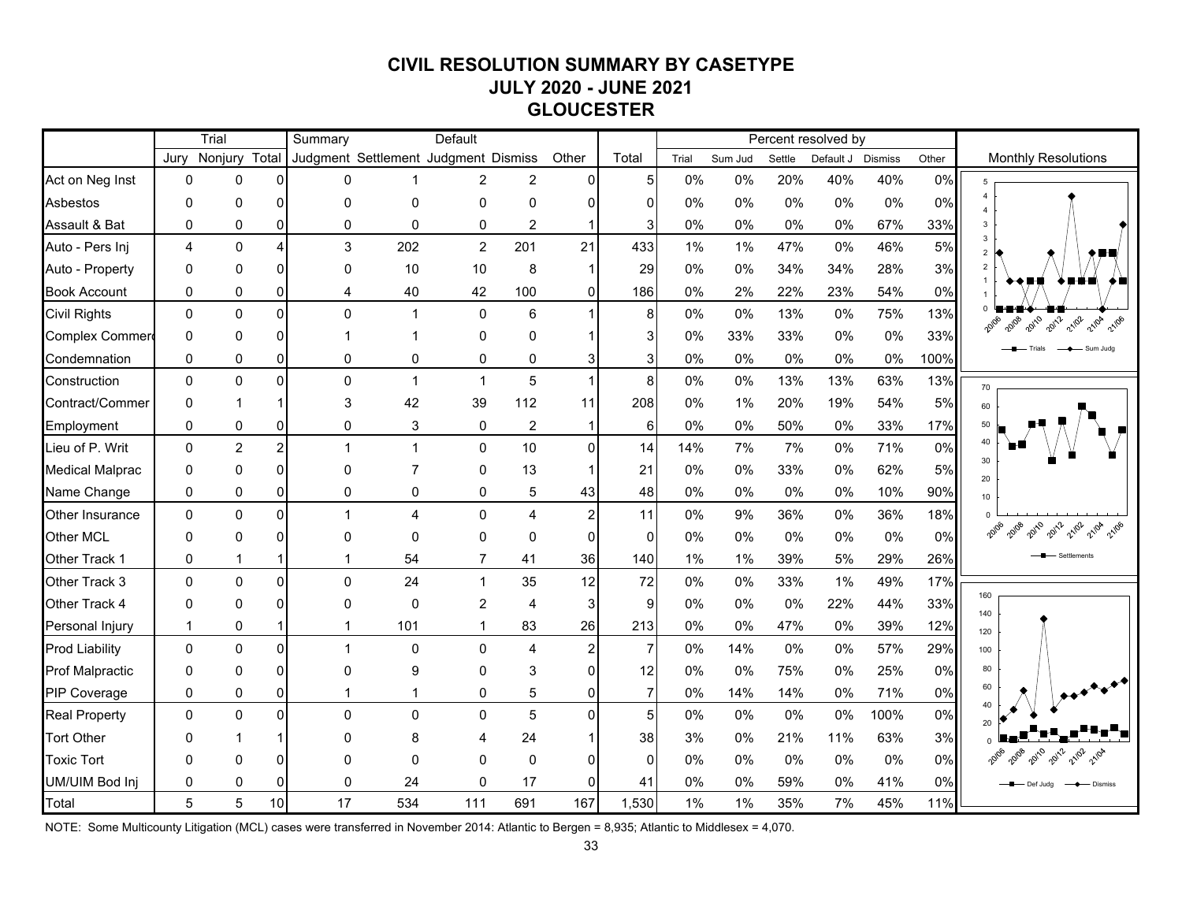# CIVIL RESOLUTION SUMMARY BY CASETYPE
## JULY 2020 - JUNE 2021
## GLOUCESTER

| | Trial | | | Summary | | Default | | | | Percent resolved by | | | | | |
|---|---|---|---|---|---|---|---|---|---|---|---|---|---|---|---|
| | Jury | Nonjury | Total | Judgment | Settlement | Judgment | Dismiss | Other | Total | Trial | Sum Jud | Settle | Default J | Dismiss | Other |
| Act on Neg Inst | 0 | 0 | 0 | 0 | 1 | 2 | 2 | 0 | 5 | 0% | 0% | 20% | 40% | 40% | 0% |
| Asbestos | 0 | 0 | 0 | 0 | 0 | 0 | 0 | 0 | 0 | 0% | 0% | 0% | 0% | 0% | 0% |
| Assault & Bat | 0 | 0 | 0 | 0 | 0 | 0 | 2 | 1 | 3 | 0% | 0% | 0% | 0% | 67% | 33% |
| Auto - Pers Inj | 4 | 0 | 4 | 3 | 202 | 2 | 201 | 21 | 433 | 1% | 1% | 47% | 0% | 46% | 5% |
| Auto - Property | 0 | 0 | 0 | 0 | 10 | 10 | 8 | 1 | 29 | 0% | 0% | 34% | 34% | 28% | 3% |
| Book Account | 0 | 0 | 0 | 4 | 40 | 42 | 100 | 0 | 186 | 0% | 2% | 22% | 23% | 54% | 0% |
| Civil Rights | 0 | 0 | 0 | 0 | 1 | 0 | 6 | 1 | 8 | 0% | 0% | 13% | 0% | 75% | 13% |
| Complex Commerc | 0 | 0 | 0 | 1 | 1 | 0 | 0 | 1 | 3 | 0% | 33% | 33% | 0% | 0% | 33% |
| Condemnation | 0 | 0 | 0 | 0 | 0 | 0 | 0 | 3 | 3 | 0% | 0% | 0% | 0% | 0% | 100% |
| Construction | 0 | 0 | 0 | 0 | 1 | 1 | 5 | 1 | 8 | 0% | 0% | 13% | 13% | 63% | 13% |
| Contract/Commer | 0 | 1 | 1 | 3 | 42 | 39 | 112 | 11 | 208 | 0% | 1% | 20% | 19% | 54% | 5% |
| Employment | 0 | 0 | 0 | 0 | 3 | 0 | 2 | 1 | 6 | 0% | 0% | 50% | 0% | 33% | 17% |
| Lieu of P. Writ | 0 | 2 | 2 | 1 | 1 | 0 | 10 | 0 | 14 | 14% | 7% | 7% | 0% | 71% | 0% |
| Medical Malprac | 0 | 0 | 0 | 0 | 7 | 0 | 13 | 1 | 21 | 0% | 0% | 33% | 0% | 62% | 5% |
| Name Change | 0 | 0 | 0 | 0 | 0 | 0 | 5 | 43 | 48 | 0% | 0% | 0% | 0% | 10% | 90% |
| Other Insurance | 0 | 0 | 0 | 1 | 4 | 0 | 4 | 2 | 11 | 0% | 9% | 36% | 0% | 36% | 18% |
| Other MCL | 0 | 0 | 0 | 0 | 0 | 0 | 0 | 0 | 0 | 0% | 0% | 0% | 0% | 0% | 0% |
| Other Track 1 | 0 | 1 | 1 | 1 | 54 | 7 | 41 | 36 | 140 | 1% | 1% | 39% | 5% | 29% | 26% |
| Other Track 3 | 0 | 0 | 0 | 0 | 24 | 1 | 35 | 12 | 72 | 0% | 0% | 33% | 1% | 49% | 17% |
| Other Track 4 | 0 | 0 | 0 | 0 | 0 | 2 | 4 | 3 | 9 | 0% | 0% | 0% | 22% | 44% | 33% |
| Personal Injury | 1 | 0 | 1 | 1 | 101 | 1 | 83 | 26 | 213 | 0% | 0% | 47% | 0% | 39% | 12% |
| Prod Liability | 0 | 0 | 0 | 1 | 0 | 0 | 4 | 2 | 7 | 0% | 14% | 0% | 0% | 57% | 29% |
| Prof Malpractic | 0 | 0 | 0 | 0 | 9 | 0 | 3 | 0 | 12 | 0% | 0% | 75% | 0% | 25% | 0% |
| PIP Coverage | 0 | 0 | 0 | 1 | 1 | 0 | 5 | 0 | 7 | 0% | 14% | 14% | 0% | 71% | 0% |
| Real Property | 0 | 0 | 0 | 0 | 0 | 0 | 5 | 0 | 5 | 0% | 0% | 0% | 0% | 100% | 0% |
| Tort Other | 0 | 1 | 1 | 0 | 8 | 4 | 24 | 1 | 38 | 3% | 0% | 21% | 11% | 63% | 3% |
| Toxic Tort | 0 | 0 | 0 | 0 | 0 | 0 | 0 | 0 | 0 | 0% | 0% | 0% | 0% | 0% | 0% |
| UM/UIM Bod Inj | 0 | 0 | 0 | 0 | 24 | 0 | 17 | 0 | 41 | 0% | 0% | 59% | 0% | 41% | 0% |
| Total | 5 | 5 | 10 | 17 | 534 | 111 | 691 | 167 | 1,530 | 1% | 1% | 35% | 7% | 45% | 11% |

Monthly Resolutions

NOTE: Some Multicounty Litigation (MCL) cases were transferred in November 2014: Atlantic to Bergen = 8,935; Atlantic to Middlesex = 4,070.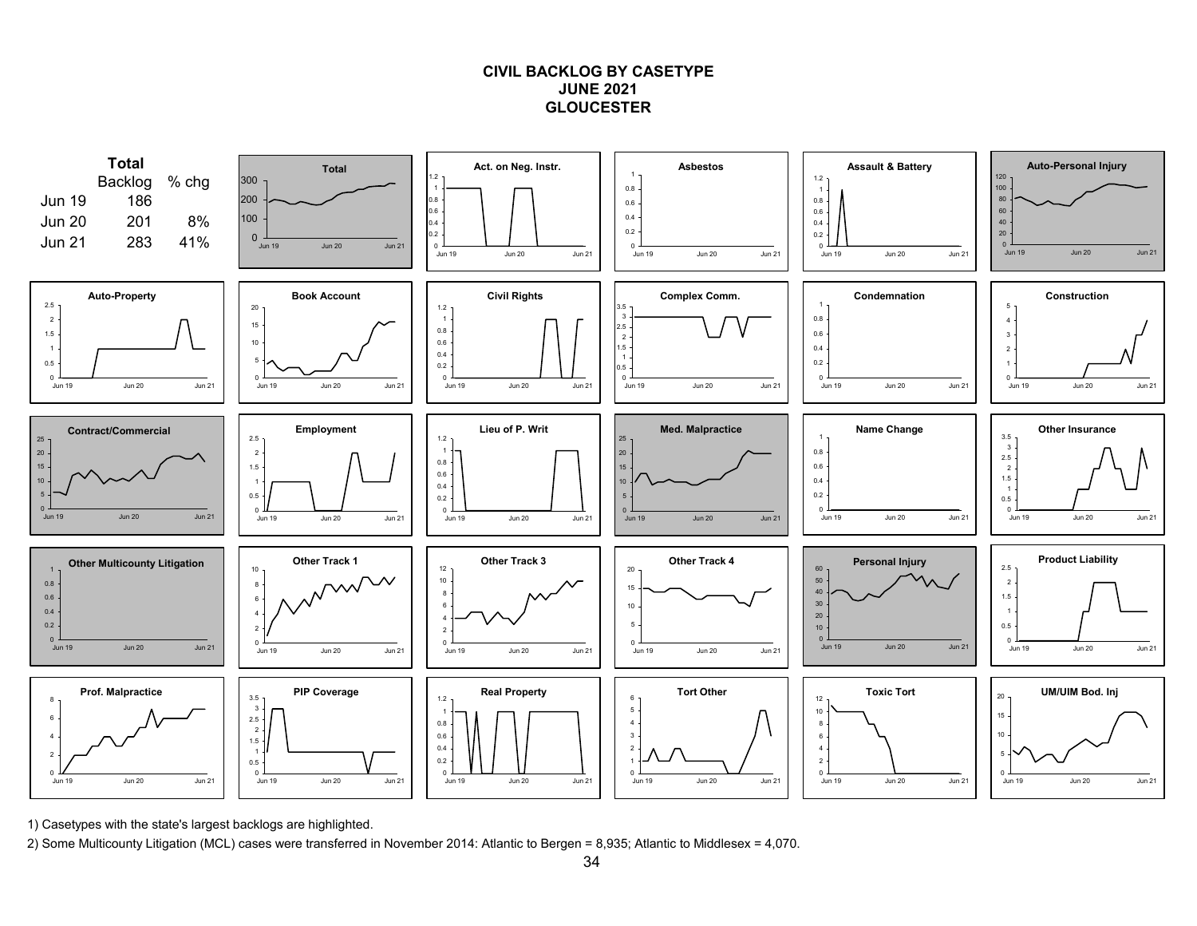# CIVIL BACKLOG BY CASETYPE
## JUNE 2021
## GLOUCESTER

**Total**

| | Backlog | % chg |
|---|---|---|
| Jun 19 | 186 | |
| Jun 20 | 201 | 8% |
| Jun 21 | 283 | 41% |

Charts (Jun 19 – Jun 21): Total; Act. on Neg. Instr.; Asbestos; Assault & Battery; Auto-Personal Injury; Auto-Property; Book Account; Civil Rights; Complex Comm.; Condemnation; Construction; Contract/Commercial; Employment; Lieu of P. Writ; Med. Malpractice; Name Change; Other Insurance; Other Multicounty Litigation; Other Track 1; Other Track 3; Other Track 4; Personal Injury; Product Liability; Prof. Malpractice; PIP Coverage; Real Property; Tort Other; Toxic Tort; UM/UIM Bod. Inj

1) Casetypes with the state's largest backlogs are highlighted.

2) Some Multicounty Litigation (MCL) cases were transferred in November 2014: Atlantic to Bergen = 8,935; Atlantic to Middlesex = 4,070.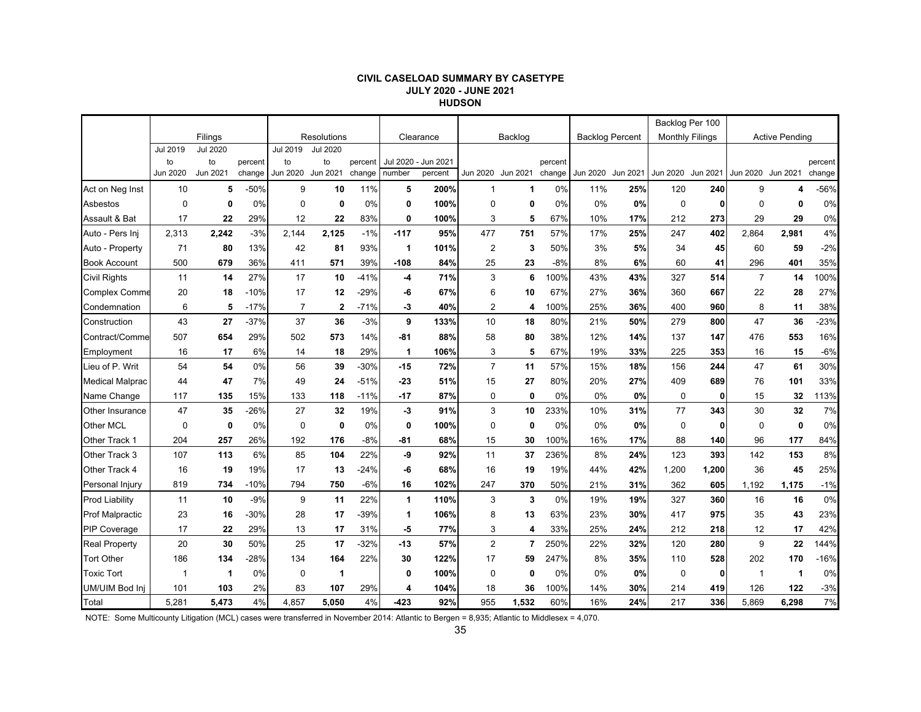# CIVIL CASELOAD SUMMARY BY CASETYPE
## JULY 2020 - JUNE 2021
## HUDSON

| | Filings | | | Resolutions | | | Clearance | | Backlog | | | Backlog Percent | | Backlog Per 100 Monthly Filings | | Active Pending | | |
|---|---|---|---|---|---|---|---|---|---|---|---|---|---|---|---|---|---|---|
| | Jul 2019 to Jun 2020 | Jul 2020 to Jun 2021 | percent change | Jul 2019 to Jun 2020 | Jul 2020 to Jun 2021 | percent change | Jul 2020 - Jun 2021 number | percent | Jun 2020 | Jun 2021 | percent change | Jun 2020 | Jun 2021 | Jun 2020 | Jun 2021 | Jun 2020 | Jun 2021 | percent change |
| Act on Neg Inst | 10 | **5** | -50% | 9 | **10** | 11% | **5** | **200%** | 1 | **1** | 0% | 11% | **25%** | 120 | **240** | 9 | **4** | -56% |
| Asbestos | 0 | **0** | 0% | 0 | **0** | 0% | **0** | **100%** | 0 | **0** | 0% | 0% | **0%** | 0 | **0** | 0 | **0** | 0% |
| Assault & Bat | 17 | **22** | 29% | 12 | **22** | 83% | **0** | **100%** | 3 | **5** | 67% | 10% | **17%** | 212 | **273** | 29 | **29** | 0% |
| Auto - Pers Inj | 2,313 | **2,242** | -3% | 2,144 | **2,125** | -1% | **-117** | **95%** | 477 | **751** | 57% | 17% | **25%** | 247 | **402** | 2,864 | **2,981** | 4% |
| Auto - Property | 71 | **80** | 13% | 42 | **81** | 93% | **1** | **101%** | 2 | **3** | 50% | 3% | **5%** | 34 | **45** | 60 | **59** | -2% |
| Book Account | 500 | **679** | 36% | 411 | **571** | 39% | **-108** | **84%** | 25 | **23** | -8% | 8% | **6%** | 60 | **41** | 296 | **401** | 35% |
| Civil Rights | 11 | **14** | 27% | 17 | **10** | -41% | **-4** | **71%** | 3 | **6** | 100% | 43% | **43%** | 327 | **514** | 7 | **14** | 100% |
| Complex Comme | 20 | **18** | -10% | 17 | **12** | -29% | **-6** | **67%** | 6 | **10** | 67% | 27% | **36%** | 360 | **667** | 22 | **28** | 27% |
| Condemnation | 6 | **5** | -17% | 7 | **2** | -71% | **-3** | **40%** | 2 | **4** | 100% | 25% | **36%** | 400 | **960** | 8 | **11** | 38% |
| Construction | 43 | **27** | -37% | 37 | **36** | -3% | **9** | **133%** | 10 | **18** | 80% | 21% | **50%** | 279 | **800** | 47 | **36** | -23% |
| Contract/Comme | 507 | **654** | 29% | 502 | **573** | 14% | **-81** | **88%** | 58 | **80** | 38% | 12% | **14%** | 137 | **147** | 476 | **553** | 16% |
| Employment | 16 | **17** | 6% | 14 | **18** | 29% | **1** | **106%** | 3 | **5** | 67% | 19% | **33%** | 225 | **353** | 16 | **15** | -6% |
| Lieu of P. Writ | 54 | **54** | 0% | 56 | **39** | -30% | **-15** | **72%** | 7 | **11** | 57% | 15% | **18%** | 156 | **244** | 47 | **61** | 30% |
| Medical Malprac | 44 | **47** | 7% | 49 | **24** | -51% | **-23** | **51%** | 15 | **27** | 80% | 20% | **27%** | 409 | **689** | 76 | **101** | 33% |
| Name Change | 117 | **135** | 15% | 133 | **118** | -11% | **-17** | **87%** | 0 | **0** | 0% | 0% | **0%** | 0 | **0** | 15 | **32** | 113% |
| Other Insurance | 47 | **35** | -26% | 27 | **32** | 19% | **-3** | **91%** | 3 | **10** | 233% | 10% | **31%** | 77 | **343** | 30 | **32** | 7% |
| Other MCL | 0 | **0** | 0% | 0 | **0** | 0% | **0** | **100%** | 0 | **0** | 0% | 0% | **0%** | 0 | **0** | 0 | **0** | 0% |
| Other Track 1 | 204 | **257** | 26% | 192 | **176** | -8% | **-81** | **68%** | 15 | **30** | 100% | 16% | **17%** | 88 | **140** | 96 | **177** | 84% |
| Other Track 3 | 107 | **113** | 6% | 85 | **104** | 22% | **-9** | **92%** | 11 | **37** | 236% | 8% | **24%** | 123 | **393** | 142 | **153** | 8% |
| Other Track 4 | 16 | **19** | 19% | 17 | **13** | -24% | **-6** | **68%** | 16 | **19** | 19% | 44% | **42%** | 1,200 | **1,200** | 36 | **45** | 25% |
| Personal Injury | 819 | **734** | -10% | 794 | **750** | -6% | **16** | **102%** | 247 | **370** | 50% | 21% | **31%** | 362 | **605** | 1,192 | **1,175** | -1% |
| Prod Liability | 11 | **10** | -9% | 9 | **11** | 22% | **1** | **110%** | 3 | **3** | 0% | 19% | **19%** | 327 | **360** | 16 | **16** | 0% |
| Prof Malpractic | 23 | **16** | -30% | 28 | **17** | -39% | **1** | **106%** | 8 | **13** | 63% | 23% | **30%** | 417 | **975** | 35 | **43** | 23% |
| PIP Coverage | 17 | **22** | 29% | 13 | **17** | 31% | **-5** | **77%** | 3 | **4** | 33% | 25% | **24%** | 212 | **218** | 12 | **17** | 42% |
| Real Property | 20 | **30** | 50% | 25 | **17** | -32% | **-13** | **57%** | 2 | **7** | 250% | 22% | **32%** | 120 | **280** | 9 | **22** | 144% |
| Tort Other | 186 | **134** | -28% | 134 | **164** | 22% | **30** | **122%** | 17 | **59** | 247% | 8% | **35%** | 110 | **528** | 202 | **170** | -16% |
| Toxic Tort | 1 | **1** | 0% | 0 | **1** | | **0** | **100%** | 0 | **0** | 0% | 0% | **0%** | 0 | **0** | 1 | **1** | 0% |
| UM/UIM Bod Inj | 101 | **103** | 2% | 83 | **107** | 29% | **4** | **104%** | 18 | **36** | 100% | 14% | **30%** | 214 | **419** | 126 | **122** | -3% |
| Total | 5,281 | **5,473** | 4% | 4,857 | **5,050** | 4% | **-423** | **92%** | 955 | **1,532** | 60% | 16% | **24%** | 217 | **336** | 5,869 | **6,298** | 7% |

NOTE: Some Multicounty Litigation (MCL) cases were transferred in November 2014: Atlantic to Bergen = 8,935; Atlantic to Middlesex = 4,070.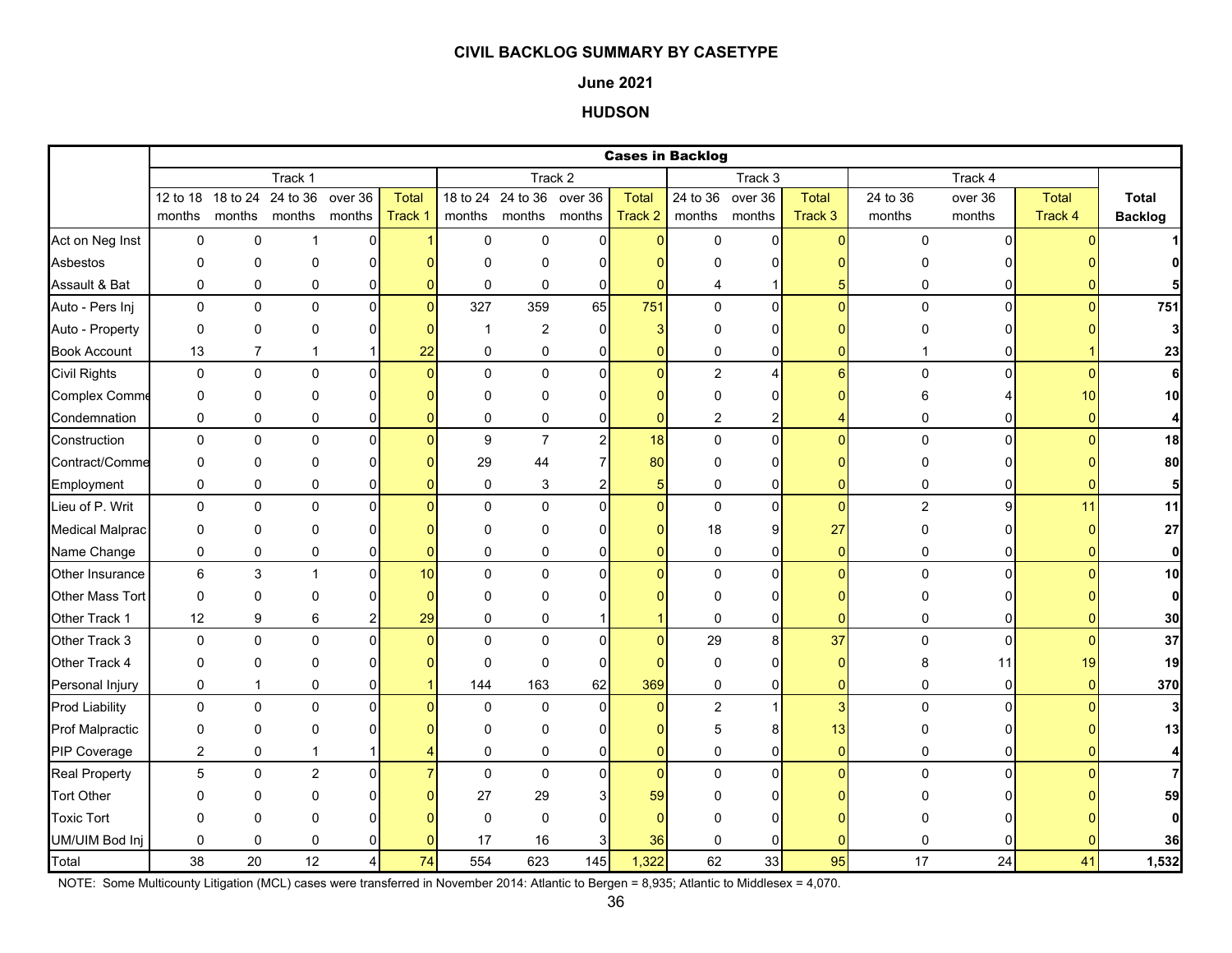**CIVIL BACKLOG SUMMARY BY CASETYPE**

**June 2021**

**HUDSON**

| | Cases in Backlog | | | | | | | | | | | | | | | | |
|---|---|---|---|---|---|---|---|---|---|---|---|---|---|---|---|---|---|
| | Track 1 | | | | | Track 2 | | | | Track 3 | | | Track 4 | | | |
| | 12 to 18 months | 18 to 24 months | 24 to 36 months | over 36 months | Total Track 1 | 18 to 24 months | 24 to 36 months | over 36 months | Total Track 2 | 24 to 36 months | over 36 months | Total Track 3 | 24 to 36 months | over 36 months | Total Track 4 | **Total Backlog** |
| Act on Neg Inst | 0 | 0 | 1 | 0 | 1 | 0 | 0 | 0 | 0 | 0 | 0 | 0 | 0 | 0 | 0 | **1** |
| Asbestos | 0 | 0 | 0 | 0 | 0 | 0 | 0 | 0 | 0 | 0 | 0 | 0 | 0 | 0 | 0 | **0** |
| Assault & Bat | 0 | 0 | 0 | 0 | 0 | 0 | 0 | 0 | 0 | 4 | 1 | 5 | 0 | 0 | 0 | **5** |
| Auto - Pers Inj | 0 | 0 | 0 | 0 | 0 | 327 | 359 | 65 | 751 | 0 | 0 | 0 | 0 | 0 | 0 | **751** |
| Auto - Property | 0 | 0 | 0 | 0 | 0 | 1 | 2 | 0 | 3 | 0 | 0 | 0 | 0 | 0 | 0 | **3** |
| Book Account | 13 | 7 | 1 | 1 | 22 | 0 | 0 | 0 | 0 | 0 | 0 | 0 | 1 | 0 | 1 | **23** |
| Civil Rights | 0 | 0 | 0 | 0 | 0 | 0 | 0 | 0 | 0 | 2 | 4 | 6 | 0 | 0 | 0 | **6** |
| Complex Comme | 0 | 0 | 0 | 0 | 0 | 0 | 0 | 0 | 0 | 0 | 0 | 0 | 6 | 4 | 10 | **10** |
| Condemnation | 0 | 0 | 0 | 0 | 0 | 0 | 0 | 0 | 0 | 2 | 2 | 4 | 0 | 0 | 0 | **4** |
| Construction | 0 | 0 | 0 | 0 | 0 | 9 | 7 | 2 | 18 | 0 | 0 | 0 | 0 | 0 | 0 | **18** |
| Contract/Comme | 0 | 0 | 0 | 0 | 0 | 29 | 44 | 7 | 80 | 0 | 0 | 0 | 0 | 0 | 0 | **80** |
| Employment | 0 | 0 | 0 | 0 | 0 | 0 | 3 | 2 | 5 | 0 | 0 | 0 | 0 | 0 | 0 | **5** |
| Lieu of P. Writ | 0 | 0 | 0 | 0 | 0 | 0 | 0 | 0 | 0 | 0 | 0 | 0 | 2 | 9 | 11 | **11** |
| Medical Malprac | 0 | 0 | 0 | 0 | 0 | 0 | 0 | 0 | 0 | 18 | 9 | 27 | 0 | 0 | 0 | **27** |
| Name Change | 0 | 0 | 0 | 0 | 0 | 0 | 0 | 0 | 0 | 0 | 0 | 0 | 0 | 0 | 0 | **0** |
| Other Insurance | 6 | 3 | 1 | 0 | 10 | 0 | 0 | 0 | 0 | 0 | 0 | 0 | 0 | 0 | 0 | **10** |
| Other Mass Tort | 0 | 0 | 0 | 0 | 0 | 0 | 0 | 0 | 0 | 0 | 0 | 0 | 0 | 0 | 0 | **0** |
| Other Track 1 | 12 | 9 | 6 | 2 | 29 | 0 | 0 | 1 | 1 | 0 | 0 | 0 | 0 | 0 | 0 | **30** |
| Other Track 3 | 0 | 0 | 0 | 0 | 0 | 0 | 0 | 0 | 0 | 29 | 8 | 37 | 0 | 0 | 0 | **37** |
| Other Track 4 | 0 | 0 | 0 | 0 | 0 | 0 | 0 | 0 | 0 | 0 | 0 | 0 | 8 | 11 | 19 | **19** |
| Personal Injury | 0 | 1 | 0 | 0 | 1 | 144 | 163 | 62 | 369 | 0 | 0 | 0 | 0 | 0 | 0 | **370** |
| Prod Liability | 0 | 0 | 0 | 0 | 0 | 0 | 0 | 0 | 0 | 2 | 1 | 3 | 0 | 0 | 0 | **3** |
| Prof Malpractic | 0 | 0 | 0 | 0 | 0 | 0 | 0 | 0 | 0 | 5 | 8 | 13 | 0 | 0 | 0 | **13** |
| PIP Coverage | 2 | 0 | 1 | 1 | 4 | 0 | 0 | 0 | 0 | 0 | 0 | 0 | 0 | 0 | 0 | **4** |
| Real Property | 5 | 0 | 2 | 0 | 7 | 0 | 0 | 0 | 0 | 0 | 0 | 0 | 0 | 0 | 0 | **7** |
| Tort Other | 0 | 0 | 0 | 0 | 0 | 27 | 29 | 3 | 59 | 0 | 0 | 0 | 0 | 0 | 0 | **59** |
| Toxic Tort | 0 | 0 | 0 | 0 | 0 | 0 | 0 | 0 | 0 | 0 | 0 | 0 | 0 | 0 | 0 | **0** |
| UM/UIM Bod Inj | 0 | 0 | 0 | 0 | 0 | 17 | 16 | 3 | 36 | 0 | 0 | 0 | 0 | 0 | 0 | **36** |
| Total | 38 | 20 | 12 | 4 | 74 | 554 | 623 | 145 | 1,322 | 62 | 33 | 95 | 17 | 24 | 41 | **1,532** |

NOTE: Some Multicounty Litigation (MCL) cases were transferred in November 2014: Atlantic to Bergen = 8,935; Atlantic to Middlesex = 4,070.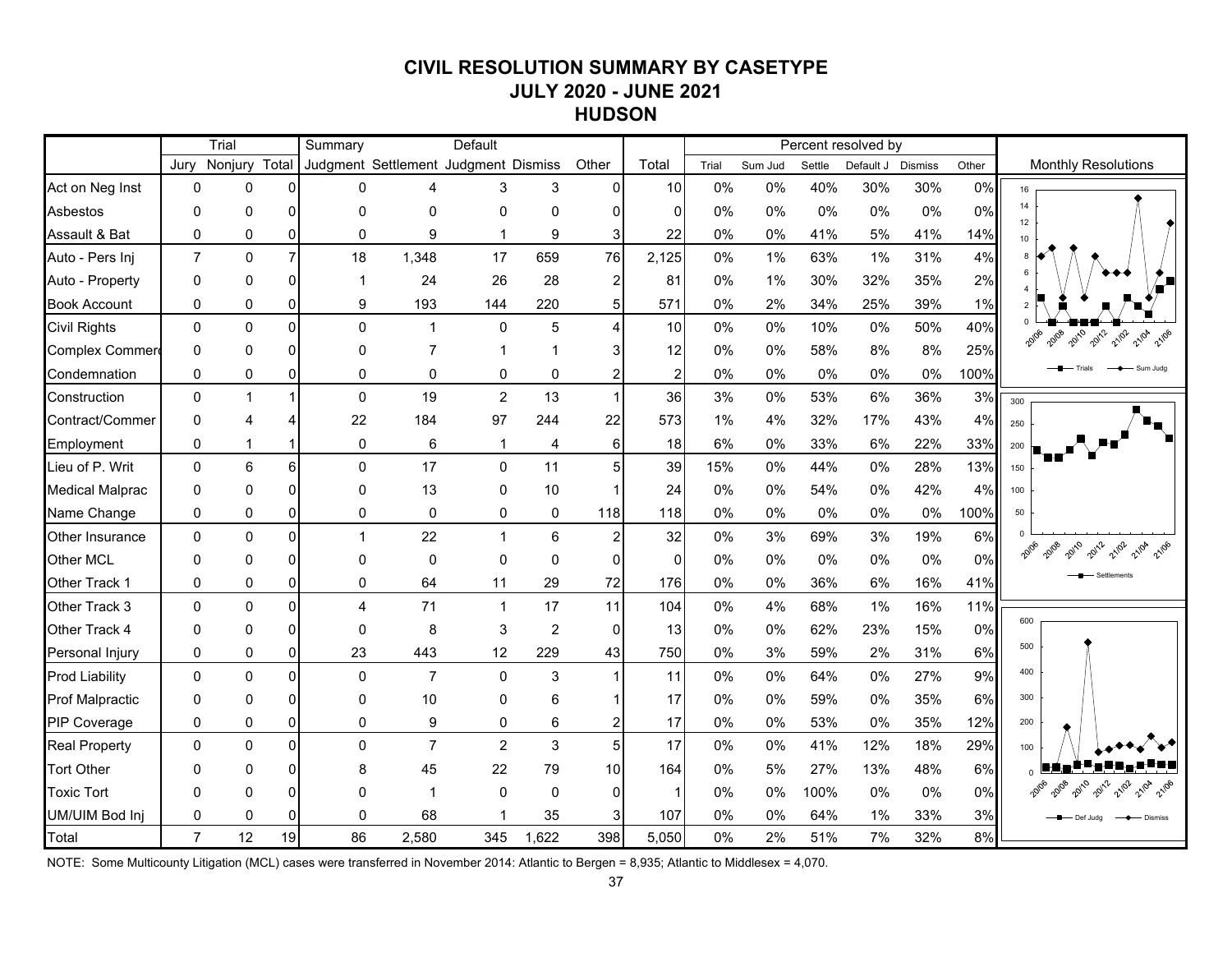# CIVIL RESOLUTION SUMMARY BY CASETYPE
## JULY 2020 - JUNE 2021
## HUDSON

| | Trial | | | Summary | | Default | | | | Percent resolved by | | | | | |
|---|---|---|---|---|---|---|---|---|---|---|---|---|---|---|---|
| | Jury | Nonjury | Total | Judgment | Settlement | Judgment | Dismiss | Other | Total | Trial | Sum Jud | Settle | Default J | Dismiss | Other |
| Act on Neg Inst | 0 | 0 | 0 | 0 | 4 | 3 | 3 | 0 | 10 | 0% | 0% | 40% | 30% | 30% | 0% |
| Asbestos | 0 | 0 | 0 | 0 | 0 | 0 | 0 | 0 | 0 | 0% | 0% | 0% | 0% | 0% | 0% |
| Assault & Bat | 0 | 0 | 0 | 0 | 9 | 1 | 9 | 3 | 22 | 0% | 0% | 41% | 5% | 41% | 14% |
| Auto - Pers Inj | 7 | 0 | 7 | 18 | 1,348 | 17 | 659 | 76 | 2,125 | 0% | 1% | 63% | 1% | 31% | 4% |
| Auto - Property | 0 | 0 | 0 | 1 | 24 | 26 | 28 | 2 | 81 | 0% | 1% | 30% | 32% | 35% | 2% |
| Book Account | 0 | 0 | 0 | 9 | 193 | 144 | 220 | 5 | 571 | 0% | 2% | 34% | 25% | 39% | 1% |
| Civil Rights | 0 | 0 | 0 | 0 | 1 | 0 | 5 | 4 | 10 | 0% | 0% | 10% | 0% | 50% | 40% |
| Complex Commerc | 0 | 0 | 0 | 0 | 7 | 1 | 1 | 3 | 12 | 0% | 0% | 58% | 8% | 8% | 25% |
| Condemnation | 0 | 0 | 0 | 0 | 0 | 0 | 0 | 2 | 2 | 0% | 0% | 0% | 0% | 0% | 100% |
| Construction | 0 | 1 | 1 | 0 | 19 | 2 | 13 | 1 | 36 | 3% | 0% | 53% | 6% | 36% | 3% |
| Contract/Commer | 0 | 4 | 4 | 22 | 184 | 97 | 244 | 22 | 573 | 1% | 4% | 32% | 17% | 43% | 4% |
| Employment | 0 | 1 | 1 | 0 | 6 | 1 | 4 | 6 | 18 | 6% | 0% | 33% | 6% | 22% | 33% |
| Lieu of P. Writ | 0 | 6 | 6 | 0 | 17 | 0 | 11 | 5 | 39 | 15% | 0% | 44% | 0% | 28% | 13% |
| Medical Malprac | 0 | 0 | 0 | 0 | 13 | 0 | 10 | 1 | 24 | 0% | 0% | 54% | 0% | 42% | 4% |
| Name Change | 0 | 0 | 0 | 0 | 0 | 0 | 0 | 118 | 118 | 0% | 0% | 0% | 0% | 0% | 100% |
| Other Insurance | 0 | 0 | 0 | 1 | 22 | 1 | 6 | 2 | 32 | 0% | 3% | 69% | 3% | 19% | 6% |
| Other MCL | 0 | 0 | 0 | 0 | 0 | 0 | 0 | 0 | 0 | 0% | 0% | 0% | 0% | 0% | 0% |
| Other Track 1 | 0 | 0 | 0 | 0 | 64 | 11 | 29 | 72 | 176 | 0% | 0% | 36% | 6% | 16% | 41% |
| Other Track 3 | 0 | 0 | 0 | 4 | 71 | 1 | 17 | 11 | 104 | 0% | 4% | 68% | 1% | 16% | 11% |
| Other Track 4 | 0 | 0 | 0 | 0 | 8 | 3 | 2 | 0 | 13 | 0% | 0% | 62% | 23% | 15% | 0% |
| Personal Injury | 0 | 0 | 0 | 23 | 443 | 12 | 229 | 43 | 750 | 0% | 3% | 59% | 2% | 31% | 6% |
| Prod Liability | 0 | 0 | 0 | 0 | 7 | 0 | 3 | 1 | 11 | 0% | 0% | 64% | 0% | 27% | 9% |
| Prof Malpractic | 0 | 0 | 0 | 0 | 10 | 0 | 6 | 1 | 17 | 0% | 0% | 59% | 0% | 35% | 6% |
| PIP Coverage | 0 | 0 | 0 | 0 | 9 | 0 | 6 | 2 | 17 | 0% | 0% | 53% | 0% | 35% | 12% |
| Real Property | 0 | 0 | 0 | 0 | 7 | 2 | 3 | 5 | 17 | 0% | 0% | 41% | 12% | 18% | 29% |
| Tort Other | 0 | 0 | 0 | 8 | 45 | 22 | 79 | 10 | 164 | 0% | 5% | 27% | 13% | 48% | 6% |
| Toxic Tort | 0 | 0 | 0 | 0 | 1 | 0 | 0 | 0 | 1 | 0% | 0% | 100% | 0% | 0% | 0% |
| UM/UIM Bod Inj | 0 | 0 | 0 | 0 | 68 | 1 | 35 | 3 | 107 | 0% | 0% | 64% | 1% | 33% | 3% |
| Total | 7 | 12 | 19 | 86 | 2,580 | 345 | 1,622 | 398 | 5,050 | 0% | 2% | 51% | 7% | 32% | 8% |

Monthly Resolutions

NOTE: Some Multicounty Litigation (MCL) cases were transferred in November 2014: Atlantic to Bergen = 8,935; Atlantic to Middlesex = 4,070.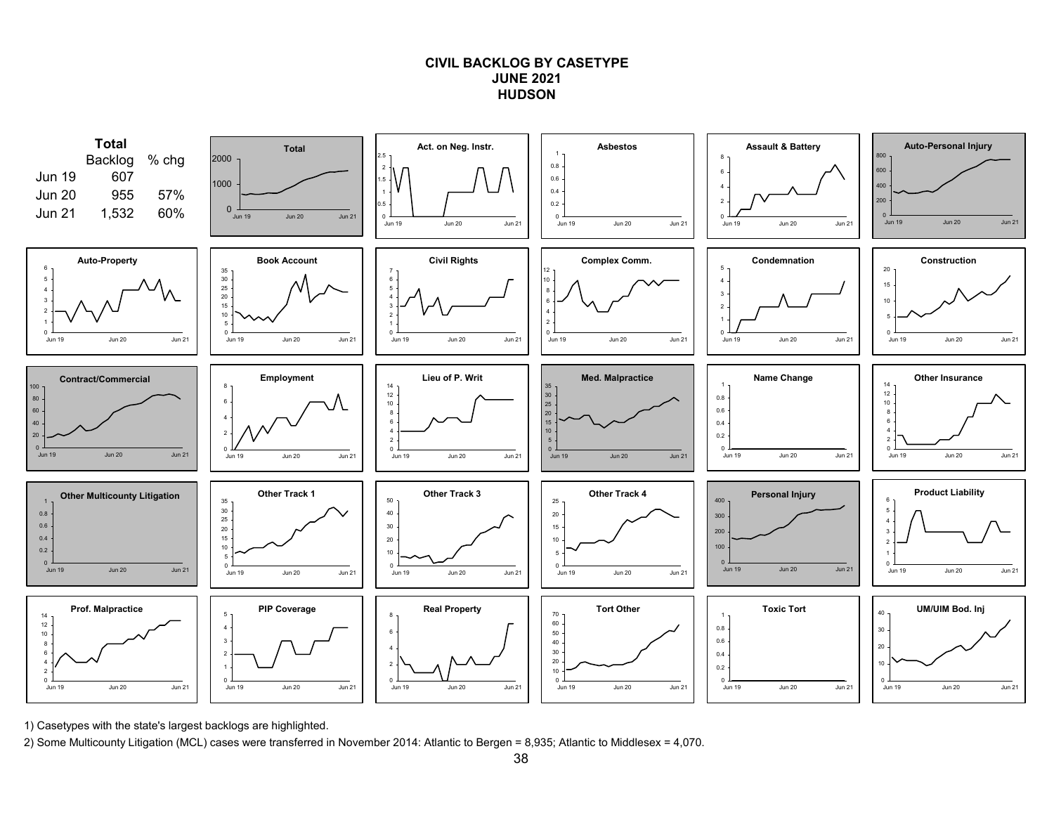# CIVIL BACKLOG BY CASETYPE
## JUNE 2021
## HUDSON

**Total**

| | Backlog | % chg |
|---|---|---|
| Jun 19 | 607 | |
| Jun 20 | 955 | 57% |
| Jun 21 | 1,532 | 60% |

Charts (Jun 19 – Jun 21): Total; Act. on Neg. Instr.; Asbestos; Assault & Battery; Auto-Personal Injury; Auto-Property; Book Account; Civil Rights; Complex Comm.; Condemnation; Construction; Contract/Commercial; Employment; Lieu of P. Writ; Med. Malpractice; Name Change; Other Insurance; Other Multicounty Litigation; Other Track 1; Other Track 3; Other Track 4; Personal Injury; Product Liability; Prof. Malpractice; PIP Coverage; Real Property; Tort Other; Toxic Tort; UM/UIM Bod. Inj

1) Casetypes with the state's largest backlogs are highlighted.

2) Some Multicounty Litigation (MCL) cases were transferred in November 2014: Atlantic to Bergen = 8,935; Atlantic to Middlesex = 4,070.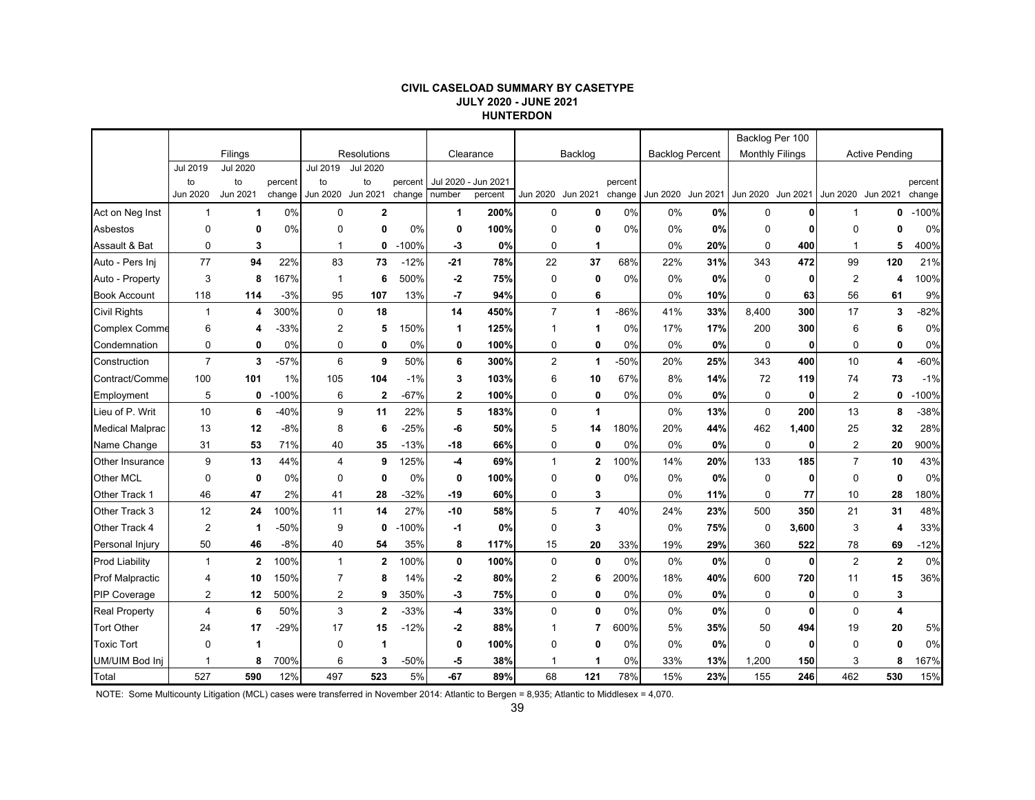**CIVIL CASELOAD SUMMARY BY CASETYPE**
**JULY 2020 - JUNE 2021**
**HUNTERDON**

| | Filings | | | Resolutions | | | Clearance | | Backlog | | | Backlog Percent | | Backlog Per 100 Monthly Filings | | Active Pending | | |
|---|---|---|---|---|---|---|---|---|---|---|---|---|---|---|---|---|---|---|
| | Jul 2019 to Jun 2020 | Jul 2020 to Jun 2021 | percent change | Jul 2019 to Jun 2020 | Jul 2020 to Jun 2021 | percent change | Jul 2020 - Jun 2021 number | percent | Jun 2020 | Jun 2021 | percent change | Jun 2020 | Jun 2021 | Jun 2020 | Jun 2021 | Jun 2020 | Jun 2021 | percent change |
| Act on Neg Inst | 1 | **1** | 0% | 0 | **2** | | **1** | **200%** | 0 | **0** | 0% | 0% | **0%** | 0 | **0** | 1 | **0** | -100% |
| Asbestos | 0 | **0** | 0% | 0 | **0** | 0% | **0** | **100%** | 0 | **0** | 0% | 0% | **0%** | 0 | **0** | 0 | **0** | 0% |
| Assault & Bat | 0 | **3** | | 1 | **0** | -100% | **-3** | **0%** | 0 | **1** | | 0% | **20%** | 0 | **400** | 1 | **5** | 400% |
| Auto - Pers Inj | 77 | **94** | 22% | 83 | **73** | -12% | **-21** | **78%** | 22 | **37** | 68% | 22% | **31%** | 343 | **472** | 99 | **120** | 21% |
| Auto - Property | 3 | **8** | 167% | 1 | **6** | 500% | **-2** | **75%** | 0 | **0** | 0% | 0% | **0%** | 0 | **0** | 2 | **4** | 100% |
| Book Account | 118 | **114** | -3% | 95 | **107** | 13% | **-7** | **94%** | 0 | **6** | | 0% | **10%** | 0 | **63** | 56 | **61** | 9% |
| Civil Rights | 1 | **4** | 300% | 0 | **18** | | **14** | **450%** | 7 | **1** | -86% | 41% | **33%** | 8,400 | **300** | 17 | **3** | -82% |
| Complex Comme | 6 | **4** | -33% | 2 | **5** | 150% | **1** | **125%** | 1 | **1** | 0% | 17% | **17%** | 200 | **300** | 6 | **6** | 0% |
| Condemnation | 0 | **0** | 0% | 0 | **0** | 0% | **0** | **100%** | 0 | **0** | 0% | 0% | **0%** | 0 | **0** | 0 | **0** | 0% |
| Construction | 7 | **3** | -57% | 6 | **9** | 50% | **6** | **300%** | 2 | **1** | -50% | 20% | **25%** | 343 | **400** | 10 | **4** | -60% |
| Contract/Comme | 100 | **101** | 1% | 105 | **104** | -1% | **3** | **103%** | 6 | **10** | 67% | 8% | **14%** | 72 | **119** | 74 | **73** | -1% |
| Employment | 5 | **0** | -100% | 6 | **2** | -67% | **2** | **100%** | 0 | **0** | 0% | 0% | **0%** | 0 | **0** | 2 | **0** | -100% |
| Lieu of P. Writ | 10 | **6** | -40% | 9 | **11** | 22% | **5** | **183%** | 0 | **1** | | 0% | **13%** | 0 | **200** | 13 | **8** | -38% |
| Medical Malprac | 13 | **12** | -8% | 8 | **6** | -25% | **-6** | **50%** | 5 | **14** | 180% | 20% | **44%** | 462 | **1,400** | 25 | **32** | 28% |
| Name Change | 31 | **53** | 71% | 40 | **35** | -13% | **-18** | **66%** | 0 | **0** | 0% | 0% | **0%** | 0 | **0** | 2 | **20** | 900% |
| Other Insurance | 9 | **13** | 44% | 4 | **9** | 125% | **-4** | **69%** | 1 | **2** | 100% | 14% | **20%** | 133 | **185** | 7 | **10** | 43% |
| Other MCL | 0 | **0** | 0% | 0 | **0** | 0% | **0** | **100%** | 0 | **0** | 0% | 0% | **0%** | 0 | **0** | 0 | **0** | 0% |
| Other Track 1 | 46 | **47** | 2% | 41 | **28** | -32% | **-19** | **60%** | 0 | **3** | | 0% | **11%** | 0 | **77** | 10 | **28** | 180% |
| Other Track 3 | 12 | **24** | 100% | 11 | **14** | 27% | **-10** | **58%** | 5 | **7** | 40% | 24% | **23%** | 500 | **350** | 21 | **31** | 48% |
| Other Track 4 | 2 | **1** | -50% | 9 | **0** | -100% | **-1** | **0%** | 0 | **3** | | 0% | **75%** | 0 | **3,600** | 3 | **4** | 33% |
| Personal Injury | 50 | **46** | -8% | 40 | **54** | 35% | **8** | **117%** | 15 | **20** | 33% | 19% | **29%** | 360 | **522** | 78 | **69** | -12% |
| Prod Liability | 1 | **2** | 100% | 1 | **2** | 100% | **0** | **100%** | 0 | **0** | 0% | 0% | **0%** | 0 | **0** | 2 | **2** | 0% |
| Prof Malpractic | 4 | **10** | 150% | 7 | **8** | 14% | **-2** | **80%** | 2 | **6** | 200% | 18% | **40%** | 600 | **720** | 11 | **15** | 36% |
| PIP Coverage | 2 | **12** | 500% | 2 | **9** | 350% | **-3** | **75%** | 0 | **0** | 0% | 0% | **0%** | 0 | **0** | 0 | **3** | |
| Real Property | 4 | **6** | 50% | 3 | **2** | -33% | **-4** | **33%** | 0 | **0** | 0% | 0% | **0%** | 0 | **0** | 0 | **4** | |
| Tort Other | 24 | **17** | -29% | 17 | **15** | -12% | **-2** | **88%** | 1 | **7** | 600% | 5% | **35%** | 50 | **494** | 19 | **20** | 5% |
| Toxic Tort | 0 | **1** | | 0 | **1** | | **0** | **100%** | 0 | **0** | 0% | 0% | **0%** | 0 | **0** | 0 | **0** | 0% |
| UM/UIM Bod Inj | 1 | **8** | 700% | 6 | **3** | -50% | **-5** | **38%** | 1 | **1** | 0% | 33% | **13%** | 1,200 | **150** | 3 | **8** | 167% |
| Total | 527 | **590** | 12% | 497 | **523** | 5% | **-67** | **89%** | 68 | **121** | 78% | 15% | **23%** | 155 | **246** | 462 | **530** | 15% |

NOTE: Some Multicounty Litigation (MCL) cases were transferred in November 2014: Atlantic to Bergen = 8,935; Atlantic to Middlesex = 4,070.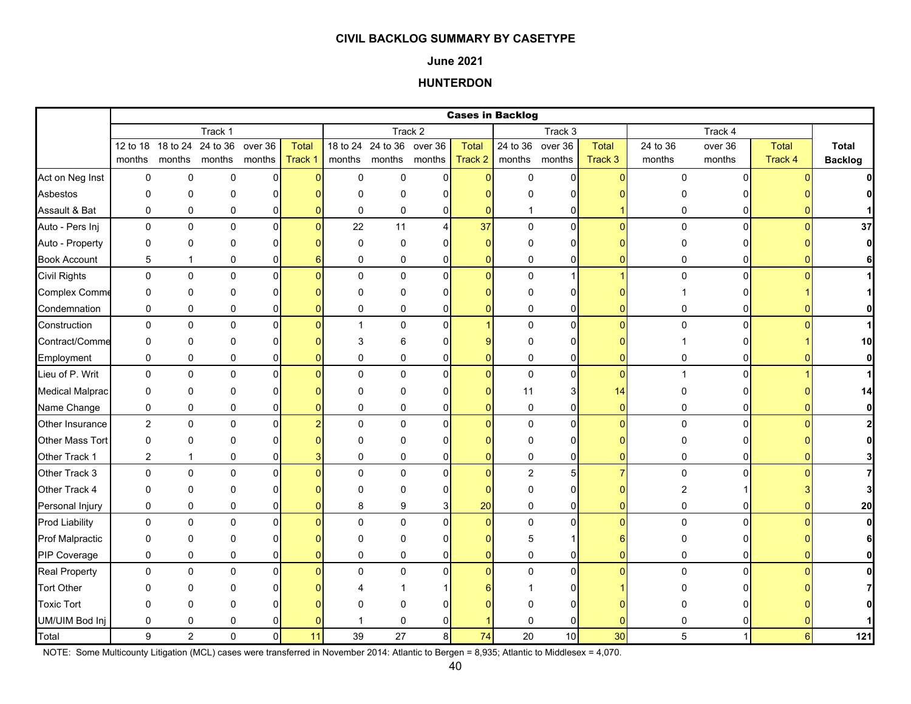**CIVIL BACKLOG SUMMARY BY CASETYPE**

**June 2021**

**HUNTERDON**

| | Cases in Backlog | | | | | | | | | | | | | | | | |
|---|---|---|---|---|---|---|---|---|---|---|---|---|---|---|---|---|---|
| | Track 1 | | | | | Track 2 | | | | Track 3 | | | Track 4 | | | |
| | 12 to 18 months | 18 to 24 months | 24 to 36 months | over 36 months | Total Track 1 | 18 to 24 months | 24 to 36 months | over 36 months | Total Track 2 | 24 to 36 months | over 36 months | Total Track 3 | 24 to 36 months | over 36 months | Total Track 4 | **Total Backlog** |
| Act on Neg Inst | 0 | 0 | 0 | 0 | 0 | 0 | 0 | 0 | 0 | 0 | 0 | 0 | 0 | 0 | 0 | **0** |
| Asbestos | 0 | 0 | 0 | 0 | 0 | 0 | 0 | 0 | 0 | 0 | 0 | 0 | 0 | 0 | 0 | **0** |
| Assault & Bat | 0 | 0 | 0 | 0 | 0 | 0 | 0 | 0 | 0 | 1 | 0 | 1 | 0 | 0 | 0 | **1** |
| Auto - Pers Inj | 0 | 0 | 0 | 0 | 0 | 22 | 11 | 4 | 37 | 0 | 0 | 0 | 0 | 0 | 0 | **37** |
| Auto - Property | 0 | 0 | 0 | 0 | 0 | 0 | 0 | 0 | 0 | 0 | 0 | 0 | 0 | 0 | 0 | **0** |
| Book Account | 5 | 1 | 0 | 0 | 6 | 0 | 0 | 0 | 0 | 0 | 0 | 0 | 0 | 0 | 0 | **6** |
| Civil Rights | 0 | 0 | 0 | 0 | 0 | 0 | 0 | 0 | 0 | 0 | 1 | 1 | 0 | 0 | 0 | **1** |
| Complex Comme | 0 | 0 | 0 | 0 | 0 | 0 | 0 | 0 | 0 | 0 | 0 | 0 | 1 | 0 | 1 | **1** |
| Condemnation | 0 | 0 | 0 | 0 | 0 | 0 | 0 | 0 | 0 | 0 | 0 | 0 | 0 | 0 | 0 | **0** |
| Construction | 0 | 0 | 0 | 0 | 0 | 1 | 0 | 0 | 1 | 0 | 0 | 0 | 0 | 0 | 0 | **1** |
| Contract/Comme | 0 | 0 | 0 | 0 | 0 | 3 | 6 | 0 | 9 | 0 | 0 | 0 | 1 | 0 | 1 | **10** |
| Employment | 0 | 0 | 0 | 0 | 0 | 0 | 0 | 0 | 0 | 0 | 0 | 0 | 0 | 0 | 0 | **0** |
| Lieu of P. Writ | 0 | 0 | 0 | 0 | 0 | 0 | 0 | 0 | 0 | 0 | 0 | 0 | 1 | 0 | 1 | **1** |
| Medical Malprac | 0 | 0 | 0 | 0 | 0 | 0 | 0 | 0 | 0 | 11 | 3 | 14 | 0 | 0 | 0 | **14** |
| Name Change | 0 | 0 | 0 | 0 | 0 | 0 | 0 | 0 | 0 | 0 | 0 | 0 | 0 | 0 | 0 | **0** |
| Other Insurance | 2 | 0 | 0 | 0 | 2 | 0 | 0 | 0 | 0 | 0 | 0 | 0 | 0 | 0 | 0 | **2** |
| Other Mass Tort | 0 | 0 | 0 | 0 | 0 | 0 | 0 | 0 | 0 | 0 | 0 | 0 | 0 | 0 | 0 | **0** |
| Other Track 1 | 2 | 1 | 0 | 0 | 3 | 0 | 0 | 0 | 0 | 0 | 0 | 0 | 0 | 0 | 0 | **3** |
| Other Track 3 | 0 | 0 | 0 | 0 | 0 | 0 | 0 | 0 | 0 | 2 | 5 | 7 | 0 | 0 | 0 | **7** |
| Other Track 4 | 0 | 0 | 0 | 0 | 0 | 0 | 0 | 0 | 0 | 0 | 0 | 0 | 2 | 1 | 3 | **3** |
| Personal Injury | 0 | 0 | 0 | 0 | 0 | 8 | 9 | 3 | 20 | 0 | 0 | 0 | 0 | 0 | 0 | **20** |
| Prod Liability | 0 | 0 | 0 | 0 | 0 | 0 | 0 | 0 | 0 | 0 | 0 | 0 | 0 | 0 | 0 | **0** |
| Prof Malpractic | 0 | 0 | 0 | 0 | 0 | 0 | 0 | 0 | 0 | 5 | 1 | 6 | 0 | 0 | 0 | **6** |
| PIP Coverage | 0 | 0 | 0 | 0 | 0 | 0 | 0 | 0 | 0 | 0 | 0 | 0 | 0 | 0 | 0 | **0** |
| Real Property | 0 | 0 | 0 | 0 | 0 | 0 | 0 | 0 | 0 | 0 | 0 | 0 | 0 | 0 | 0 | **0** |
| Tort Other | 0 | 0 | 0 | 0 | 0 | 4 | 1 | 1 | 6 | 1 | 0 | 1 | 0 | 0 | 0 | **7** |
| Toxic Tort | 0 | 0 | 0 | 0 | 0 | 0 | 0 | 0 | 0 | 0 | 0 | 0 | 0 | 0 | 0 | **0** |
| UM/UIM Bod Inj | 0 | 0 | 0 | 0 | 0 | 1 | 0 | 0 | 1 | 0 | 0 | 0 | 0 | 0 | 0 | **1** |
| Total | 9 | 2 | 0 | 0 | 11 | 39 | 27 | 8 | 74 | 20 | 10 | 30 | 5 | 1 | 6 | **121** |

NOTE: Some Multicounty Litigation (MCL) cases were transferred in November 2014: Atlantic to Bergen = 8,935; Atlantic to Middlesex = 4,070.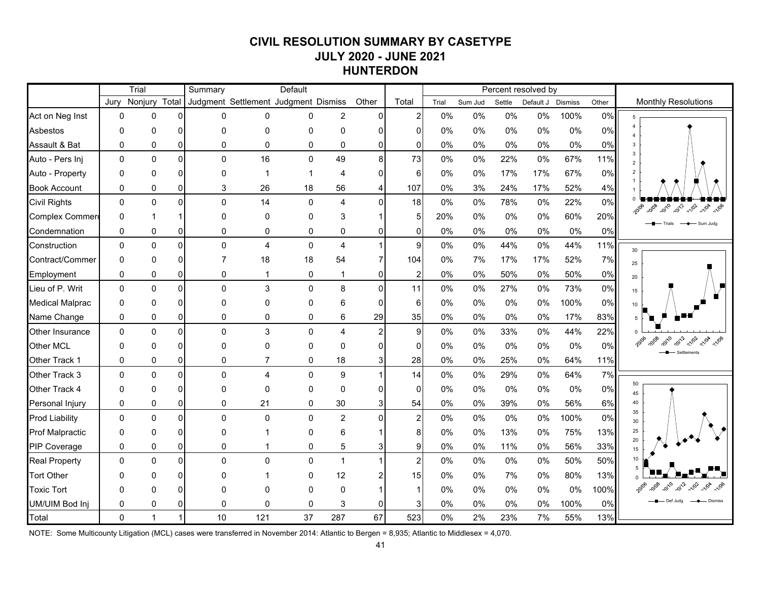# CIVIL RESOLUTION SUMMARY BY CASETYPE
## JULY 2020 - JUNE 2021
## HUNTERDON

| | Trial | | | Summary | | Default | | | | Percent resolved by | | | | | |
|---|---|---|---|---|---|---|---|---|---|---|---|---|---|---|---|
| | Jury | Nonjury | Total | Judgment | Settlement | Judgment | Dismiss | Other | Total | Trial | Sum Jud | Settle | Default J | Dismiss | Other |
| Act on Neg Inst | 0 | 0 | 0 | 0 | 0 | 0 | 2 | 0 | 2 | 0% | 0% | 0% | 0% | 100% | 0% |
| Asbestos | 0 | 0 | 0 | 0 | 0 | 0 | 0 | 0 | 0 | 0% | 0% | 0% | 0% | 0% | 0% |
| Assault & Bat | 0 | 0 | 0 | 0 | 0 | 0 | 0 | 0 | 0 | 0% | 0% | 0% | 0% | 0% | 0% |
| Auto - Pers Inj | 0 | 0 | 0 | 0 | 16 | 0 | 49 | 8 | 73 | 0% | 0% | 22% | 0% | 67% | 11% |
| Auto - Property | 0 | 0 | 0 | 0 | 1 | 1 | 4 | 0 | 6 | 0% | 0% | 17% | 17% | 67% | 0% |
| Book Account | 0 | 0 | 0 | 3 | 26 | 18 | 56 | 4 | 107 | 0% | 3% | 24% | 17% | 52% | 4% |
| Civil Rights | 0 | 0 | 0 | 0 | 14 | 0 | 4 | 0 | 18 | 0% | 0% | 78% | 0% | 22% | 0% |
| Complex Commerc | 0 | 1 | 1 | 0 | 0 | 0 | 3 | 1 | 5 | 20% | 0% | 0% | 0% | 60% | 20% |
| Condemnation | 0 | 0 | 0 | 0 | 0 | 0 | 0 | 0 | 0 | 0% | 0% | 0% | 0% | 0% | 0% |
| Construction | 0 | 0 | 0 | 0 | 4 | 0 | 4 | 1 | 9 | 0% | 0% | 44% | 0% | 44% | 11% |
| Contract/Commer | 0 | 0 | 0 | 7 | 18 | 18 | 54 | 7 | 104 | 0% | 7% | 17% | 17% | 52% | 7% |
| Employment | 0 | 0 | 0 | 0 | 1 | 0 | 1 | 0 | 2 | 0% | 0% | 50% | 0% | 50% | 0% |
| Lieu of P. Writ | 0 | 0 | 0 | 0 | 3 | 0 | 8 | 0 | 11 | 0% | 0% | 27% | 0% | 73% | 0% |
| Medical Malprac | 0 | 0 | 0 | 0 | 0 | 0 | 6 | 0 | 6 | 0% | 0% | 0% | 0% | 100% | 0% |
| Name Change | 0 | 0 | 0 | 0 | 0 | 0 | 6 | 29 | 35 | 0% | 0% | 0% | 0% | 17% | 83% |
| Other Insurance | 0 | 0 | 0 | 0 | 3 | 0 | 4 | 2 | 9 | 0% | 0% | 33% | 0% | 44% | 22% |
| Other MCL | 0 | 0 | 0 | 0 | 0 | 0 | 0 | 0 | 0 | 0% | 0% | 0% | 0% | 0% | 0% |
| Other Track 1 | 0 | 0 | 0 | 0 | 7 | 0 | 18 | 3 | 28 | 0% | 0% | 25% | 0% | 64% | 11% |
| Other Track 3 | 0 | 0 | 0 | 0 | 4 | 0 | 9 | 1 | 14 | 0% | 0% | 29% | 0% | 64% | 7% |
| Other Track 4 | 0 | 0 | 0 | 0 | 0 | 0 | 0 | 0 | 0 | 0% | 0% | 0% | 0% | 0% | 0% |
| Personal Injury | 0 | 0 | 0 | 0 | 21 | 0 | 30 | 3 | 54 | 0% | 0% | 39% | 0% | 56% | 6% |
| Prod Liability | 0 | 0 | 0 | 0 | 0 | 0 | 2 | 0 | 2 | 0% | 0% | 0% | 0% | 100% | 0% |
| Prof Malpractic | 0 | 0 | 0 | 0 | 1 | 0 | 6 | 1 | 8 | 0% | 0% | 13% | 0% | 75% | 13% |
| PIP Coverage | 0 | 0 | 0 | 0 | 1 | 0 | 5 | 3 | 9 | 0% | 0% | 11% | 0% | 56% | 33% |
| Real Property | 0 | 0 | 0 | 0 | 0 | 0 | 1 | 1 | 2 | 0% | 0% | 0% | 0% | 50% | 50% |
| Tort Other | 0 | 0 | 0 | 0 | 1 | 0 | 12 | 2 | 15 | 0% | 0% | 7% | 0% | 80% | 13% |
| Toxic Tort | 0 | 0 | 0 | 0 | 0 | 0 | 0 | 1 | 1 | 0% | 0% | 0% | 0% | 0% | 100% |
| UM/UIM Bod Inj | 0 | 0 | 0 | 0 | 0 | 0 | 3 | 0 | 3 | 0% | 0% | 0% | 0% | 100% | 0% |
| Total | 0 | 1 | 1 | 10 | 121 | 37 | 287 | 67 | 523 | 0% | 2% | 23% | 7% | 55% | 13% |

Monthly Resolutions

NOTE: Some Multicounty Litigation (MCL) cases were transferred in November 2014: Atlantic to Bergen = 8,935; Atlantic to Middlesex = 4,070.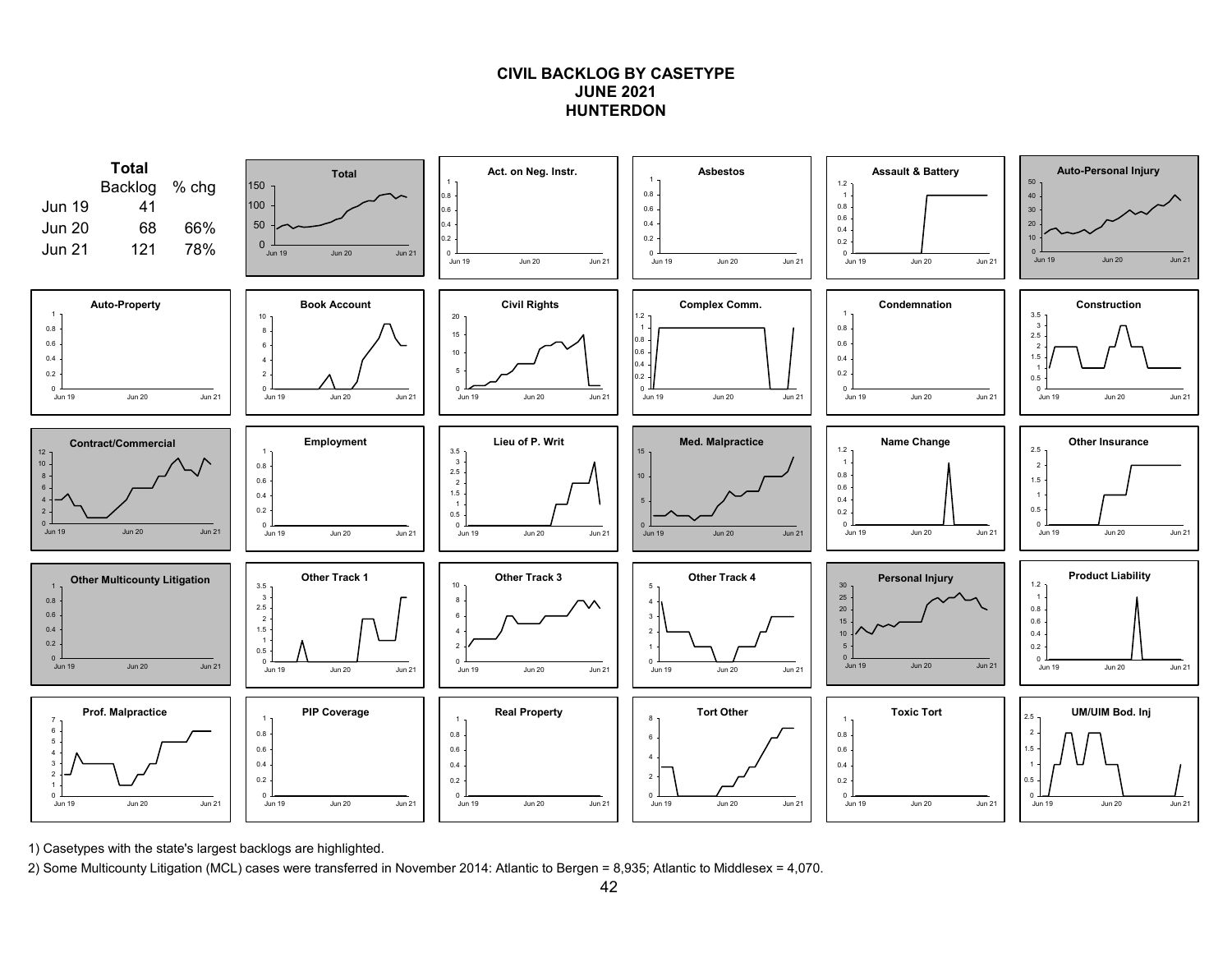# CIVIL BACKLOG BY CASETYPE
## JUNE 2021
## HUNTERDON

**Total**

| | Backlog | % chg |
|---|---|---|
| Jun 19 | 41 | |
| Jun 20 | 68 | 66% |
| Jun 21 | 121 | 78% |

1) Casetypes with the state's largest backlogs are highlighted.

2) Some Multicounty Litigation (MCL) cases were transferred in November 2014: Atlantic to Bergen = 8,935; Atlantic to Middlesex = 4,070.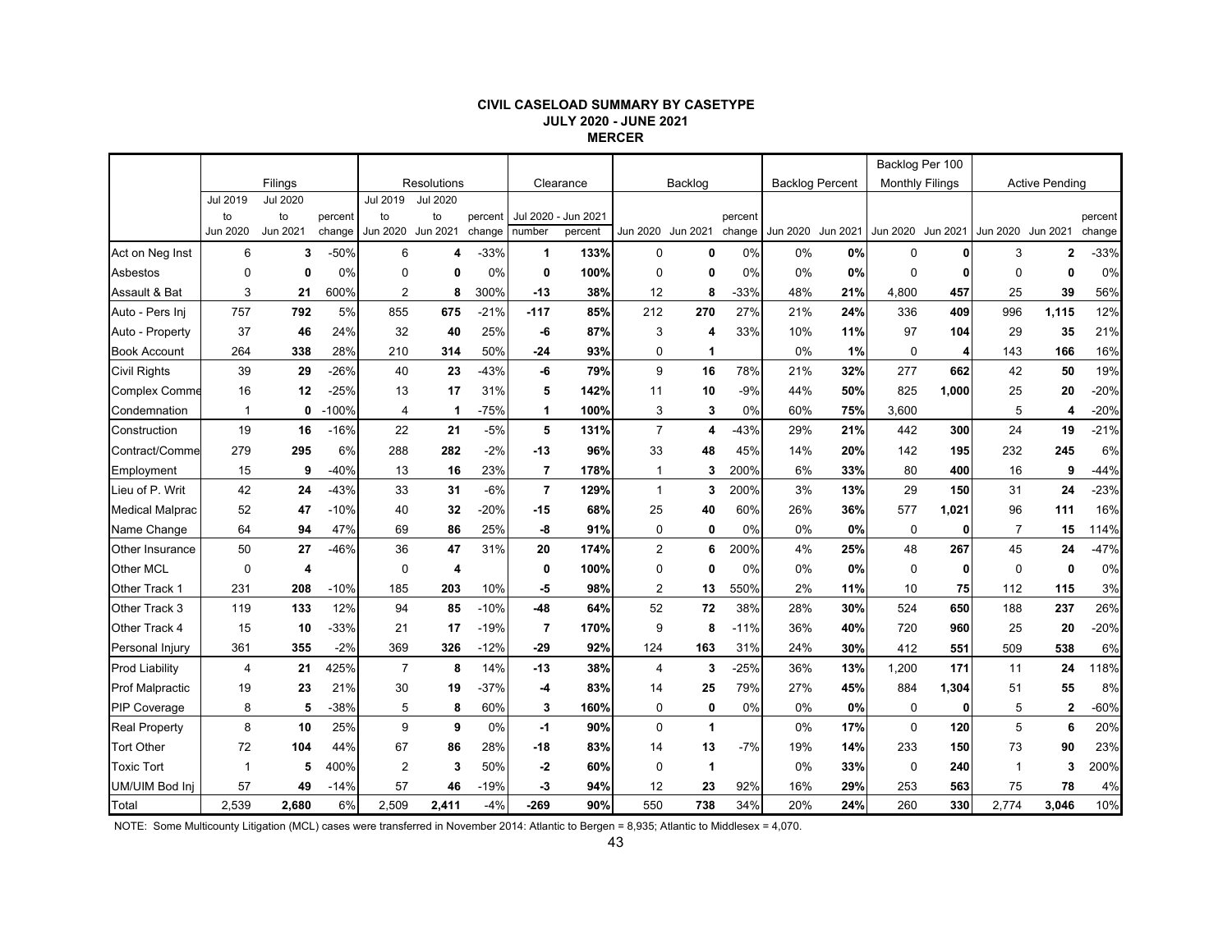**CIVIL CASELOAD SUMMARY BY CASETYPE**
**JULY 2020 - JUNE 2021**
**MERCER**

| | Filings | | | Resolutions | | | Clearance | | Backlog | | | Backlog Percent | | Backlog Per 100 Monthly Filings | | Active Pending | | |
|---|---|---|---|---|---|---|---|---|---|---|---|---|---|---|---|---|---|---|
| | Jul 2019 to Jun 2020 | Jul 2020 to Jun 2021 | percent change | Jul 2019 to Jun 2020 | Jul 2020 to Jun 2021 | percent change | Jul 2020 - Jun 2021 number | Jul 2020 - Jun 2021 percent | Jun 2020 | Jun 2021 | percent change | Jun 2020 | Jun 2021 | Jun 2020 | Jun 2021 | Jun 2020 | Jun 2021 | percent change |
| Act on Neg Inst | 6 | **3** | -50% | 6 | **4** | -33% | **1** | **133%** | 0 | **0** | 0% | 0% | **0%** | 0 | **0** | 3 | **2** | -33% |
| Asbestos | 0 | **0** | 0% | 0 | **0** | 0% | **0** | **100%** | 0 | **0** | 0% | 0% | **0%** | 0 | **0** | 0 | **0** | 0% |
| Assault & Bat | 3 | **21** | 600% | 2 | **8** | 300% | **-13** | **38%** | 12 | **8** | -33% | 48% | **21%** | 4,800 | **457** | 25 | **39** | 56% |
| Auto - Pers Inj | 757 | **792** | 5% | 855 | **675** | -21% | **-117** | **85%** | 212 | **270** | 27% | 21% | **24%** | 336 | **409** | 996 | **1,115** | 12% |
| Auto - Property | 37 | **46** | 24% | 32 | **40** | 25% | **-6** | **87%** | 3 | **4** | 33% | 10% | **11%** | 97 | **104** | 29 | **35** | 21% |
| Book Account | 264 | **338** | 28% | 210 | **314** | 50% | **-24** | **93%** | 0 | **1** | | 0% | **1%** | 0 | **4** | 143 | **166** | 16% |
| Civil Rights | 39 | **29** | -26% | 40 | **23** | -43% | **-6** | **79%** | 9 | **16** | 78% | 21% | **32%** | 277 | **662** | 42 | **50** | 19% |
| Complex Comme | 16 | **12** | -25% | 13 | **17** | 31% | **5** | **142%** | 11 | **10** | -9% | 44% | **50%** | 825 | **1,000** | 25 | **20** | -20% |
| Condemnation | 1 | **0** | -100% | 4 | **1** | -75% | **1** | **100%** | 3 | **3** | 0% | 60% | **75%** | 3,600 | | 5 | **4** | -20% |
| Construction | 19 | **16** | -16% | 22 | **21** | -5% | **5** | **131%** | 7 | **4** | -43% | 29% | **21%** | 442 | **300** | 24 | **19** | -21% |
| Contract/Comme | 279 | **295** | 6% | 288 | **282** | -2% | **-13** | **96%** | 33 | **48** | 45% | 14% | **20%** | 142 | **195** | 232 | **245** | 6% |
| Employment | 15 | **9** | -40% | 13 | **16** | 23% | **7** | **178%** | 1 | **3** | 200% | 6% | **33%** | 80 | **400** | 16 | **9** | -44% |
| Lieu of P. Writ | 42 | **24** | -43% | 33 | **31** | -6% | **7** | **129%** | 1 | **3** | 200% | 3% | **13%** | 29 | **150** | 31 | **24** | -23% |
| Medical Malprac | 52 | **47** | -10% | 40 | **32** | -20% | **-15** | **68%** | 25 | **40** | 60% | 26% | **36%** | 577 | **1,021** | 96 | **111** | 16% |
| Name Change | 64 | **94** | 47% | 69 | **86** | 25% | **-8** | **91%** | 0 | **0** | 0% | 0% | **0%** | 0 | **0** | 7 | **15** | 114% |
| Other Insurance | 50 | **27** | -46% | 36 | **47** | 31% | **20** | **174%** | 2 | **6** | 200% | 4% | **25%** | 48 | **267** | 45 | **24** | -47% |
| Other MCL | 0 | **4** | | 0 | **4** | | **0** | **100%** | 0 | **0** | 0% | 0% | **0%** | 0 | **0** | 0 | **0** | 0% |
| Other Track 1 | 231 | **208** | -10% | 185 | **203** | 10% | **-5** | **98%** | 2 | **13** | 550% | 2% | **11%** | 10 | **75** | 112 | **115** | 3% |
| Other Track 3 | 119 | **133** | 12% | 94 | **85** | -10% | **-48** | **64%** | 52 | **72** | 38% | 28% | **30%** | 524 | **650** | 188 | **237** | 26% |
| Other Track 4 | 15 | **10** | -33% | 21 | **17** | -19% | **7** | **170%** | 9 | **8** | -11% | 36% | **40%** | 720 | **960** | 25 | **20** | -20% |
| Personal Injury | 361 | **355** | -2% | 369 | **326** | -12% | **-29** | **92%** | 124 | **163** | 31% | 24% | **30%** | 412 | **551** | 509 | **538** | 6% |
| Prod Liability | 4 | **21** | 425% | 7 | **8** | 14% | **-13** | **38%** | 4 | **3** | -25% | 36% | **13%** | 1,200 | **171** | 11 | **24** | 118% |
| Prof Malpractic | 19 | **23** | 21% | 30 | **19** | -37% | **-4** | **83%** | 14 | **25** | 79% | 27% | **45%** | 884 | **1,304** | 51 | **55** | 8% |
| PIP Coverage | 8 | **5** | -38% | 5 | **8** | 60% | **3** | **160%** | 0 | **0** | 0% | 0% | **0%** | 0 | **0** | 5 | **2** | -60% |
| Real Property | 8 | **10** | 25% | 9 | **9** | 0% | **-1** | **90%** | 0 | **1** | | 0% | **17%** | 0 | **120** | 5 | **6** | 20% |
| Tort Other | 72 | **104** | 44% | 67 | **86** | 28% | **-18** | **83%** | 14 | **13** | -7% | 19% | **14%** | 233 | **150** | 73 | **90** | 23% |
| Toxic Tort | 1 | **5** | 400% | 2 | **3** | 50% | **-2** | **60%** | 0 | **1** | | 0% | **33%** | 0 | **240** | 1 | **3** | 200% |
| UM/UIM Bod Inj | 57 | **49** | -14% | 57 | **46** | -19% | **-3** | **94%** | 12 | **23** | 92% | 16% | **29%** | 253 | **563** | 75 | **78** | 4% |
| Total | 2,539 | **2,680** | 6% | 2,509 | **2,411** | -4% | **-269** | **90%** | 550 | **738** | 34% | 20% | **24%** | 260 | **330** | 2,774 | **3,046** | 10% |

NOTE: Some Multicounty Litigation (MCL) cases were transferred in November 2014: Atlantic to Bergen = 8,935; Atlantic to Middlesex = 4,070.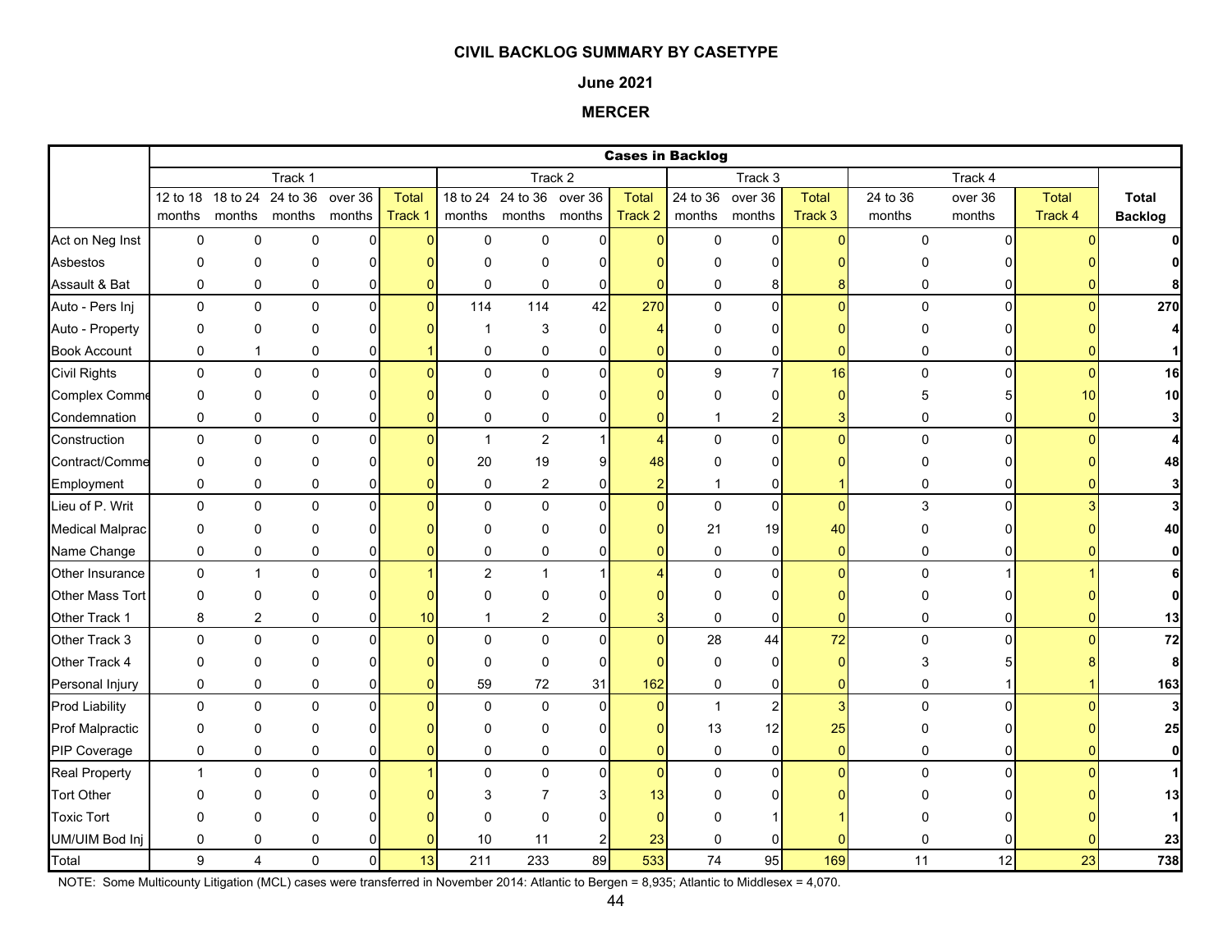**CIVIL BACKLOG SUMMARY BY CASETYPE**

**June 2021**

**MERCER**

| | Cases in Backlog | | | | | | | | | | | | | | | |
|---|---|---|---|---|---|---|---|---|---|---|---|---|---|---|---|---|
| | Track 1 | | | | | Track 2 | | | | Track 3 | | | Track 4 | | | |
| | 12 to 18 months | 18 to 24 months | 24 to 36 months | over 36 months | Total Track 1 | 18 to 24 months | 24 to 36 months | over 36 months | Total Track 2 | 24 to 36 months | over 36 months | Total Track 3 | 24 to 36 months | over 36 months | Total Track 4 | **Total Backlog** |
| Act on Neg Inst | 0 | 0 | 0 | 0 | 0 | 0 | 0 | 0 | 0 | 0 | 0 | 0 | 0 | 0 | 0 | **0** |
| Asbestos | 0 | 0 | 0 | 0 | 0 | 0 | 0 | 0 | 0 | 0 | 0 | 0 | 0 | 0 | 0 | **0** |
| Assault & Bat | 0 | 0 | 0 | 0 | 0 | 0 | 0 | 0 | 0 | 0 | 8 | 8 | 0 | 0 | 0 | **8** |
| Auto - Pers Inj | 0 | 0 | 0 | 0 | 0 | 114 | 114 | 42 | 270 | 0 | 0 | 0 | 0 | 0 | 0 | **270** |
| Auto - Property | 0 | 0 | 0 | 0 | 0 | 1 | 3 | 0 | 4 | 0 | 0 | 0 | 0 | 0 | 0 | **4** |
| Book Account | 0 | 1 | 0 | 0 | 1 | 0 | 0 | 0 | 0 | 0 | 0 | 0 | 0 | 0 | 0 | **1** |
| Civil Rights | 0 | 0 | 0 | 0 | 0 | 0 | 0 | 0 | 0 | 9 | 7 | 16 | 0 | 0 | 0 | **16** |
| Complex Comme | 0 | 0 | 0 | 0 | 0 | 0 | 0 | 0 | 0 | 0 | 0 | 0 | 5 | 5 | 10 | **10** |
| Condemnation | 0 | 0 | 0 | 0 | 0 | 0 | 0 | 0 | 0 | 1 | 2 | 3 | 0 | 0 | 0 | **3** |
| Construction | 0 | 0 | 0 | 0 | 0 | 1 | 2 | 1 | 4 | 0 | 0 | 0 | 0 | 0 | 0 | **4** |
| Contract/Comme | 0 | 0 | 0 | 0 | 0 | 20 | 19 | 9 | 48 | 0 | 0 | 0 | 0 | 0 | 0 | **48** |
| Employment | 0 | 0 | 0 | 0 | 0 | 0 | 2 | 0 | 2 | 1 | 0 | 1 | 0 | 0 | 0 | **3** |
| Lieu of P. Writ | 0 | 0 | 0 | 0 | 0 | 0 | 0 | 0 | 0 | 0 | 0 | 0 | 3 | 0 | 3 | **3** |
| Medical Malprac | 0 | 0 | 0 | 0 | 0 | 0 | 0 | 0 | 0 | 21 | 19 | 40 | 0 | 0 | 0 | **40** |
| Name Change | 0 | 0 | 0 | 0 | 0 | 0 | 0 | 0 | 0 | 0 | 0 | 0 | 0 | 0 | 0 | **0** |
| Other Insurance | 0 | 1 | 0 | 0 | 1 | 2 | 1 | 1 | 4 | 0 | 0 | 0 | 0 | 1 | 1 | **6** |
| Other Mass Tort | 0 | 0 | 0 | 0 | 0 | 0 | 0 | 0 | 0 | 0 | 0 | 0 | 0 | 0 | 0 | **0** |
| Other Track 1 | 8 | 2 | 0 | 0 | 10 | 1 | 2 | 0 | 3 | 0 | 0 | 0 | 0 | 0 | 0 | **13** |
| Other Track 3 | 0 | 0 | 0 | 0 | 0 | 0 | 0 | 0 | 0 | 28 | 44 | 72 | 0 | 0 | 0 | **72** |
| Other Track 4 | 0 | 0 | 0 | 0 | 0 | 0 | 0 | 0 | 0 | 0 | 0 | 0 | 3 | 5 | 8 | **8** |
| Personal Injury | 0 | 0 | 0 | 0 | 0 | 59 | 72 | 31 | 162 | 0 | 0 | 0 | 0 | 1 | 1 | **163** |
| Prod Liability | 0 | 0 | 0 | 0 | 0 | 0 | 0 | 0 | 0 | 1 | 2 | 3 | 0 | 0 | 0 | **3** |
| Prof Malpractic | 0 | 0 | 0 | 0 | 0 | 0 | 0 | 0 | 0 | 13 | 12 | 25 | 0 | 0 | 0 | **25** |
| PIP Coverage | 0 | 0 | 0 | 0 | 0 | 0 | 0 | 0 | 0 | 0 | 0 | 0 | 0 | 0 | 0 | **0** |
| Real Property | 1 | 0 | 0 | 0 | 1 | 0 | 0 | 0 | 0 | 0 | 0 | 0 | 0 | 0 | 0 | **1** |
| Tort Other | 0 | 0 | 0 | 0 | 0 | 3 | 7 | 3 | 13 | 0 | 0 | 0 | 0 | 0 | 0 | **13** |
| Toxic Tort | 0 | 0 | 0 | 0 | 0 | 0 | 0 | 0 | 0 | 0 | 1 | 1 | 0 | 0 | 0 | **1** |
| UM/UIM Bod Inj | 0 | 0 | 0 | 0 | 0 | 10 | 11 | 2 | 23 | 0 | 0 | 0 | 0 | 0 | 0 | **23** |
| Total | 9 | 4 | 0 | 0 | 13 | 211 | 233 | 89 | 533 | 74 | 95 | 169 | 11 | 12 | 23 | **738** |

NOTE: Some Multicounty Litigation (MCL) cases were transferred in November 2014: Atlantic to Bergen = 8,935; Atlantic to Middlesex = 4,070.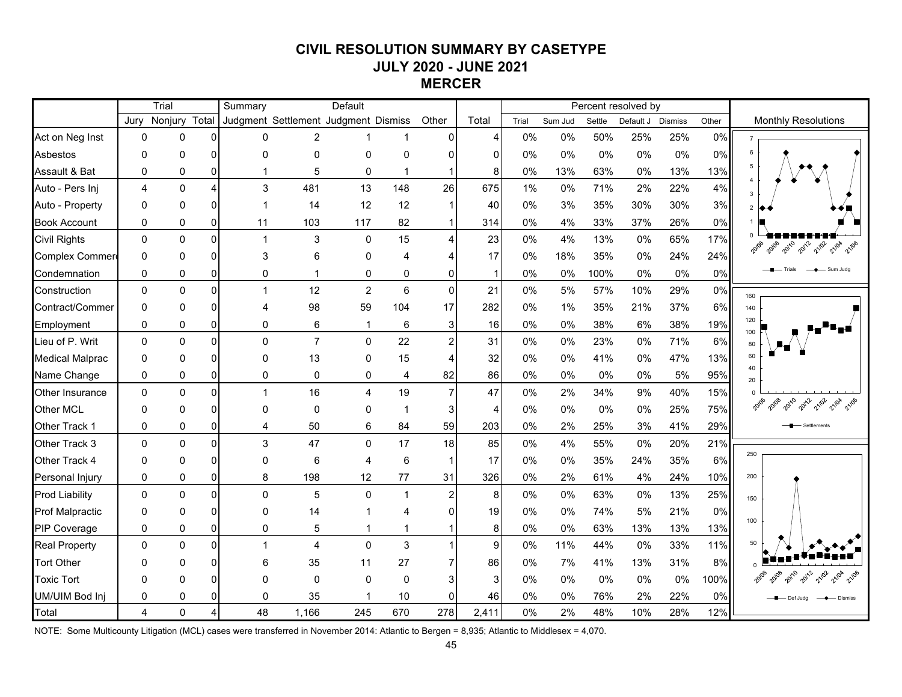# CIVIL RESOLUTION SUMMARY BY CASETYPE
## JULY 2020 - JUNE 2021
## MERCER

| | Trial | | | Summary | | Default | | | | Percent resolved by | | | | | |
|---|---|---|---|---|---|---|---|---|---|---|---|---|---|---|---|
| | Jury | Nonjury | Total | Judgment | Settlement | Judgment | Dismiss | Other | Total | Trial | Sum Jud | Settle | Default J | Dismiss | Other |
| Act on Neg Inst | 0 | 0 | 0 | 0 | 2 | 1 | 1 | 0 | 4 | 0% | 0% | 50% | 25% | 25% | 0% |
| Asbestos | 0 | 0 | 0 | 0 | 0 | 0 | 0 | 0 | 0 | 0% | 0% | 0% | 0% | 0% | 0% |
| Assault & Bat | 0 | 0 | 0 | 1 | 5 | 0 | 1 | 1 | 8 | 0% | 13% | 63% | 0% | 13% | 13% |
| Auto - Pers Inj | 4 | 0 | 4 | 3 | 481 | 13 | 148 | 26 | 675 | 1% | 0% | 71% | 2% | 22% | 4% |
| Auto - Property | 0 | 0 | 0 | 1 | 14 | 12 | 12 | 1 | 40 | 0% | 3% | 35% | 30% | 30% | 3% |
| Book Account | 0 | 0 | 0 | 11 | 103 | 117 | 82 | 1 | 314 | 0% | 4% | 33% | 37% | 26% | 0% |
| Civil Rights | 0 | 0 | 0 | 1 | 3 | 0 | 15 | 4 | 23 | 0% | 4% | 13% | 0% | 65% | 17% |
| Complex Commerc | 0 | 0 | 0 | 3 | 6 | 0 | 4 | 4 | 17 | 0% | 18% | 35% | 0% | 24% | 24% |
| Condemnation | 0 | 0 | 0 | 0 | 1 | 0 | 0 | 0 | 1 | 0% | 0% | 100% | 0% | 0% | 0% |
| Construction | 0 | 0 | 0 | 1 | 12 | 2 | 6 | 0 | 21 | 0% | 5% | 57% | 10% | 29% | 0% |
| Contract/Commer | 0 | 0 | 0 | 4 | 98 | 59 | 104 | 17 | 282 | 0% | 1% | 35% | 21% | 37% | 6% |
| Employment | 0 | 0 | 0 | 0 | 6 | 1 | 6 | 3 | 16 | 0% | 0% | 38% | 6% | 38% | 19% |
| Lieu of P. Writ | 0 | 0 | 0 | 0 | 7 | 0 | 22 | 2 | 31 | 0% | 0% | 23% | 0% | 71% | 6% |
| Medical Malprac | 0 | 0 | 0 | 0 | 13 | 0 | 15 | 4 | 32 | 0% | 0% | 41% | 0% | 47% | 13% |
| Name Change | 0 | 0 | 0 | 0 | 0 | 0 | 4 | 82 | 86 | 0% | 0% | 0% | 0% | 5% | 95% |
| Other Insurance | 0 | 0 | 0 | 1 | 16 | 4 | 19 | 7 | 47 | 0% | 2% | 34% | 9% | 40% | 15% |
| Other MCL | 0 | 0 | 0 | 0 | 0 | 0 | 1 | 3 | 4 | 0% | 0% | 0% | 0% | 25% | 75% |
| Other Track 1 | 0 | 0 | 0 | 4 | 50 | 6 | 84 | 59 | 203 | 0% | 2% | 25% | 3% | 41% | 29% |
| Other Track 3 | 0 | 0 | 0 | 3 | 47 | 0 | 17 | 18 | 85 | 0% | 4% | 55% | 0% | 20% | 21% |
| Other Track 4 | 0 | 0 | 0 | 0 | 6 | 4 | 6 | 1 | 17 | 0% | 0% | 35% | 24% | 35% | 6% |
| Personal Injury | 0 | 0 | 0 | 8 | 198 | 12 | 77 | 31 | 326 | 0% | 2% | 61% | 4% | 24% | 10% |
| Prod Liability | 0 | 0 | 0 | 0 | 5 | 0 | 1 | 2 | 8 | 0% | 0% | 63% | 0% | 13% | 25% |
| Prof Malpractic | 0 | 0 | 0 | 0 | 14 | 1 | 4 | 0 | 19 | 0% | 0% | 74% | 5% | 21% | 0% |
| PIP Coverage | 0 | 0 | 0 | 0 | 5 | 1 | 1 | 1 | 8 | 0% | 0% | 63% | 13% | 13% | 13% |
| Real Property | 0 | 0 | 0 | 1 | 4 | 0 | 3 | 1 | 9 | 0% | 11% | 44% | 0% | 33% | 11% |
| Tort Other | 0 | 0 | 0 | 6 | 35 | 11 | 27 | 7 | 86 | 0% | 7% | 41% | 13% | 31% | 8% |
| Toxic Tort | 0 | 0 | 0 | 0 | 0 | 0 | 0 | 3 | 3 | 0% | 0% | 0% | 0% | 0% | 100% |
| UM/UIM Bod Inj | 0 | 0 | 0 | 0 | 35 | 1 | 10 | 0 | 46 | 0% | 0% | 76% | 2% | 22% | 0% |
| Total | 4 | 0 | 4 | 48 | 1,166 | 245 | 670 | 278 | 2,411 | 0% | 2% | 48% | 10% | 28% | 12% |

Monthly Resolutions

NOTE: Some Multicounty Litigation (MCL) cases were transferred in November 2014: Atlantic to Bergen = 8,935; Atlantic to Middlesex = 4,070.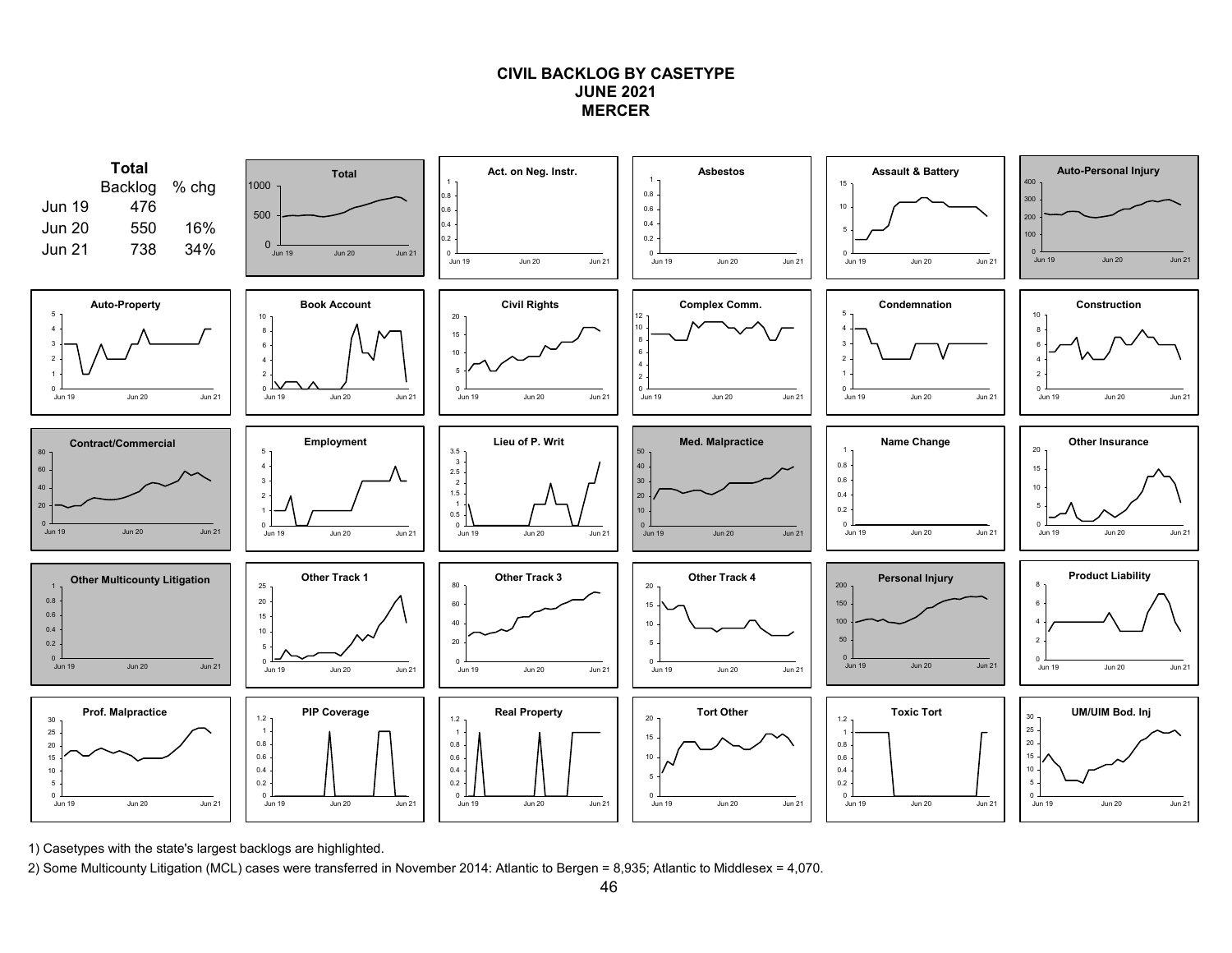# CIVIL BACKLOG BY CASETYPE
## JUNE 2021
## MERCER

**Total**

| | Backlog | % chg |
|---|---|---|
| Jun 19 | 476 | |
| Jun 20 | 550 | 16% |
| Jun 21 | 738 | 34% |

Total

Act. on Neg. Instr.

Asbestos

Assault & Battery

Auto-Personal Injury

Auto-Property

Book Account

Civil Rights

Complex Comm.

Condemnation

Construction

Contract/Commercial

Employment

Lieu of P. Writ

Med. Malpractice

Name Change

Other Insurance

Other Multicounty Litigation

Other Track 1

Other Track 3

Other Track 4

Personal Injury

Product Liability

Prof. Malpractice

PIP Coverage

Real Property

Tort Other

Toxic Tort

UM/UIM Bod. Inj

1) Casetypes with the state's largest backlogs are highlighted.

2) Some Multicounty Litigation (MCL) cases were transferred in November 2014: Atlantic to Bergen = 8,935; Atlantic to Middlesex = 4,070.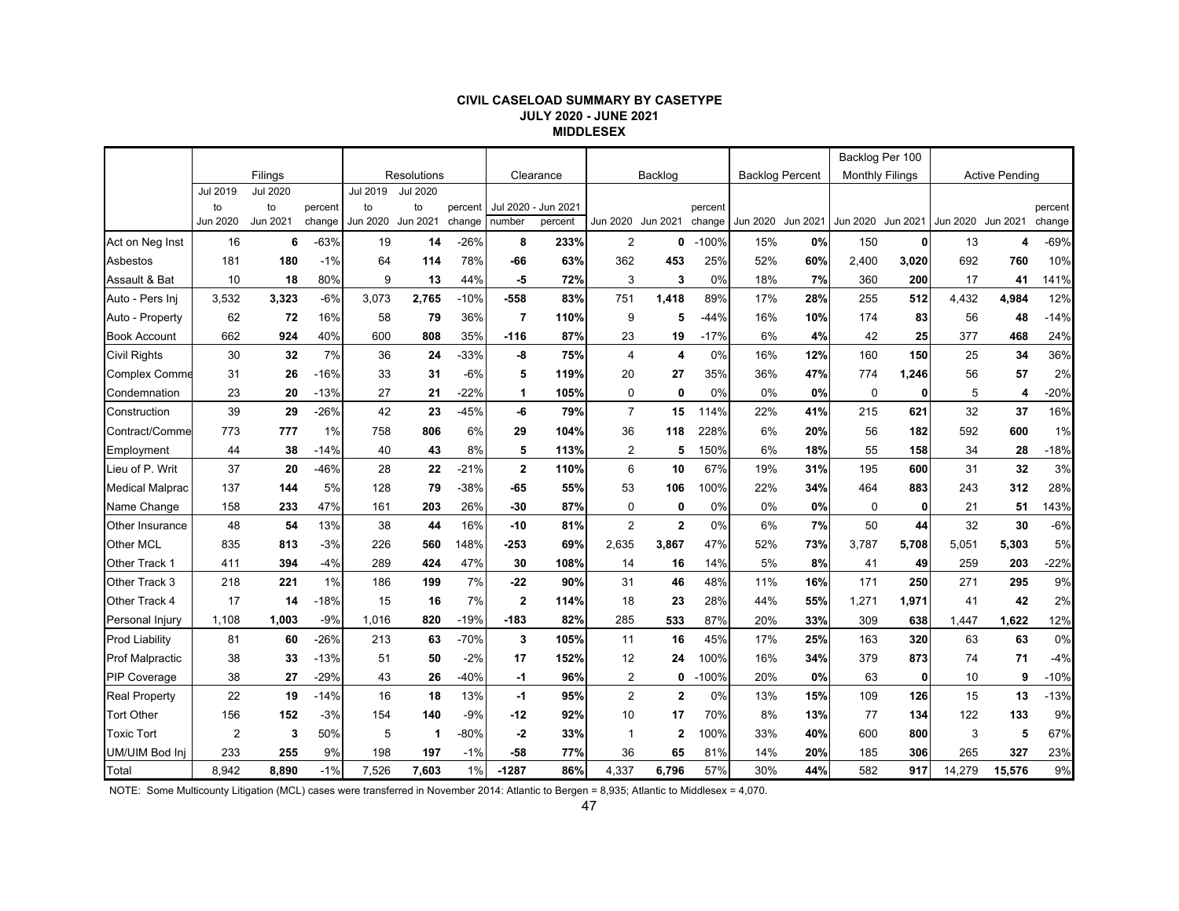**CIVIL CASELOAD SUMMARY BY CASETYPE**
**JULY 2020 - JUNE 2021**
**MIDDLESEX**

| | Filings | | | Resolutions | | | Clearance | | Backlog | | | Backlog Percent | | Backlog Per 100 Monthly Filings | | Active Pending | | |
|---|---|---|---|---|---|---|---|---|---|---|---|---|---|---|---|---|---|---|
| | Jul 2019 to Jun 2020 | Jul 2020 to Jun 2021 | percent change | Jul 2019 to Jun 2020 | Jul 2020 to Jun 2021 | percent change | Jul 2020 - Jun 2021 number | percent | Jun 2020 | Jun 2021 | percent change | Jun 2020 | Jun 2021 | Jun 2020 | Jun 2021 | Jun 2020 | Jun 2021 | percent change |
| Act on Neg Inst | 16 | **6** | -63% | 19 | **14** | -26% | **8** | **233%** | 2 | **0** | -100% | 15% | **0%** | 150 | **0** | 13 | **4** | -69% |
| Asbestos | 181 | **180** | -1% | 64 | **114** | 78% | **-66** | **63%** | 362 | **453** | 25% | 52% | **60%** | 2,400 | **3,020** | 692 | **760** | 10% |
| Assault & Bat | 10 | **18** | 80% | 9 | **13** | 44% | **-5** | **72%** | 3 | **3** | 0% | 18% | **7%** | 360 | **200** | 17 | **41** | 141% |
| Auto - Pers Inj | 3,532 | **3,323** | -6% | 3,073 | **2,765** | -10% | **-558** | **83%** | 751 | **1,418** | 89% | 17% | **28%** | 255 | **512** | 4,432 | **4,984** | 12% |
| Auto - Property | 62 | **72** | 16% | 58 | **79** | 36% | **7** | **110%** | 9 | **5** | -44% | 16% | **10%** | 174 | **83** | 56 | **48** | -14% |
| Book Account | 662 | **924** | 40% | 600 | **808** | 35% | **-116** | **87%** | 23 | **19** | -17% | 6% | **4%** | 42 | **25** | 377 | **468** | 24% |
| Civil Rights | 30 | **32** | 7% | 36 | **24** | -33% | **-8** | **75%** | 4 | **4** | 0% | 16% | **12%** | 160 | **150** | 25 | **34** | 36% |
| Complex Comme | 31 | **26** | -16% | 33 | **31** | -6% | **5** | **119%** | 20 | **27** | 35% | 36% | **47%** | 774 | **1,246** | 56 | **57** | 2% |
| Condemnation | 23 | **20** | -13% | 27 | **21** | -22% | **1** | **105%** | 0 | **0** | 0% | 0% | **0%** | 0 | **0** | 5 | **4** | -20% |
| Construction | 39 | **29** | -26% | 42 | **23** | -45% | **-6** | **79%** | 7 | **15** | 114% | 22% | **41%** | 215 | **621** | 32 | **37** | 16% |
| Contract/Comme | 773 | **777** | 1% | 758 | **806** | 6% | **29** | **104%** | 36 | **118** | 228% | 6% | **20%** | 56 | **182** | 592 | **600** | 1% |
| Employment | 44 | **38** | -14% | 40 | **43** | 8% | **5** | **113%** | 2 | **5** | 150% | 6% | **18%** | 55 | **158** | 34 | **28** | -18% |
| Lieu of P. Writ | 37 | **20** | -46% | 28 | **22** | -21% | **2** | **110%** | 6 | **10** | 67% | 19% | **31%** | 195 | **600** | 31 | **32** | 3% |
| Medical Malprac | 137 | **144** | 5% | 128 | **79** | -38% | **-65** | **55%** | 53 | **106** | 100% | 22% | **34%** | 464 | **883** | 243 | **312** | 28% |
| Name Change | 158 | **233** | 47% | 161 | **203** | 26% | **-30** | **87%** | 0 | **0** | 0% | 0% | **0%** | 0 | **0** | 21 | **51** | 143% |
| Other Insurance | 48 | **54** | 13% | 38 | **44** | 16% | **-10** | **81%** | 2 | **2** | 0% | 6% | **7%** | 50 | **44** | 32 | **30** | -6% |
| Other MCL | 835 | **813** | -3% | 226 | **560** | 148% | **-253** | **69%** | 2,635 | **3,867** | 47% | 52% | **73%** | 3,787 | **5,708** | 5,051 | **5,303** | 5% |
| Other Track 1 | 411 | **394** | -4% | 289 | **424** | 47% | **30** | **108%** | 14 | **16** | 14% | 5% | **8%** | 41 | **49** | 259 | **203** | -22% |
| Other Track 3 | 218 | **221** | 1% | 186 | **199** | 7% | **-22** | **90%** | 31 | **46** | 48% | 11% | **16%** | 171 | **250** | 271 | **295** | 9% |
| Other Track 4 | 17 | **14** | -18% | 15 | **16** | 7% | **2** | **114%** | 18 | **23** | 28% | 44% | **55%** | 1,271 | **1,971** | 41 | **42** | 2% |
| Personal Injury | 1,108 | **1,003** | -9% | 1,016 | **820** | -19% | **-183** | **82%** | 285 | **533** | 87% | 20% | **33%** | 309 | **638** | 1,447 | **1,622** | 12% |
| Prod Liability | 81 | **60** | -26% | 213 | **63** | -70% | **3** | **105%** | 11 | **16** | 45% | 17% | **25%** | 163 | **320** | 63 | **63** | 0% |
| Prof Malpractic | 38 | **33** | -13% | 51 | **50** | -2% | **17** | **152%** | 12 | **24** | 100% | 16% | **34%** | 379 | **873** | 74 | **71** | -4% |
| PIP Coverage | 38 | **27** | -29% | 43 | **26** | -40% | **-1** | **96%** | 2 | **0** | -100% | 20% | **0%** | 63 | **0** | 10 | **9** | -10% |
| Real Property | 22 | **19** | -14% | 16 | **18** | 13% | **-1** | **95%** | 2 | **2** | 0% | 13% | **15%** | 109 | **126** | 15 | **13** | -13% |
| Tort Other | 156 | **152** | -3% | 154 | **140** | -9% | **-12** | **92%** | 10 | **17** | 70% | 8% | **13%** | 77 | **134** | 122 | **133** | 9% |
| Toxic Tort | 2 | **3** | 50% | 5 | **1** | -80% | **-2** | **33%** | 1 | **2** | 100% | 33% | **40%** | 600 | **800** | 3 | **5** | 67% |
| UM/UIM Bod Inj | 233 | **255** | 9% | 198 | **197** | -1% | **-58** | **77%** | 36 | **65** | 81% | 14% | **20%** | 185 | **306** | 265 | **327** | 23% |
| Total | 8,942 | **8,890** | -1% | 7,526 | **7,603** | 1% | **-1287** | **86%** | 4,337 | **6,796** | 57% | 30% | **44%** | 582 | **917** | 14,279 | **15,576** | 9% |

NOTE: Some Multicounty Litigation (MCL) cases were transferred in November 2014: Atlantic to Bergen = 8,935; Atlantic to Middlesex = 4,070.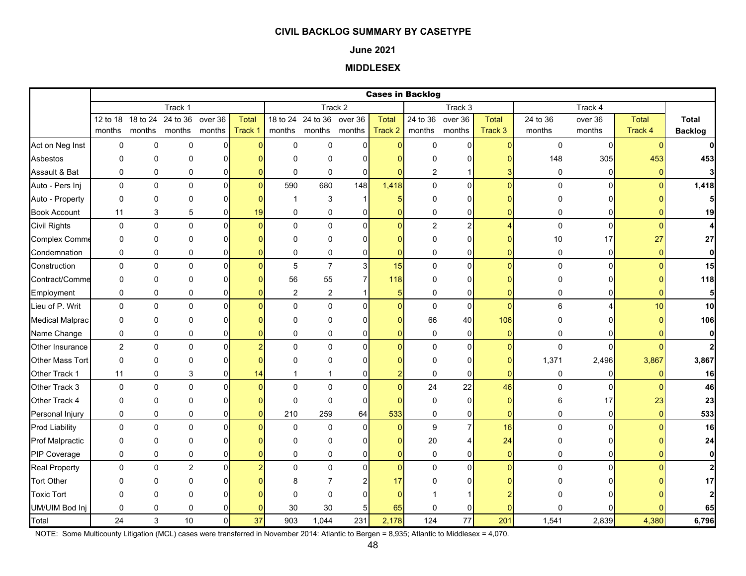**CIVIL BACKLOG SUMMARY BY CASETYPE**

**June 2021**

**MIDDLESEX**

| | **Cases in Backlog** | | | | | | | | | | | | | | | |
|---|---|---|---|---|---|---|---|---|---|---|---|---|---|---|---|---|
| | Track 1 | | | | | Track 2 | | | | Track 3 | | | Track 4 | | | |
| | 12 to 18 months | 18 to 24 months | 24 to 36 months | over 36 months | Total Track 1 | 18 to 24 months | 24 to 36 months | over 36 months | Total Track 2 | 24 to 36 months | over 36 months | Total Track 3 | 24 to 36 months | over 36 months | Total Track 4 | **Total Backlog** |
| Act on Neg Inst | 0 | 0 | 0 | 0 | 0 | 0 | 0 | 0 | 0 | 0 | 0 | 0 | 0 | 0 | 0 | **0** |
| Asbestos | 0 | 0 | 0 | 0 | 0 | 0 | 0 | 0 | 0 | 0 | 0 | 0 | 148 | 305 | 453 | **453** |
| Assault & Bat | 0 | 0 | 0 | 0 | 0 | 0 | 0 | 0 | 0 | 2 | 1 | 3 | 0 | 0 | 0 | **3** |
| Auto - Pers Inj | 0 | 0 | 0 | 0 | 0 | 590 | 680 | 148 | 1,418 | 0 | 0 | 0 | 0 | 0 | 0 | **1,418** |
| Auto - Property | 0 | 0 | 0 | 0 | 0 | 1 | 3 | 1 | 5 | 0 | 0 | 0 | 0 | 0 | 0 | **5** |
| Book Account | 11 | 3 | 5 | 0 | 19 | 0 | 0 | 0 | 0 | 0 | 0 | 0 | 0 | 0 | 0 | **19** |
| Civil Rights | 0 | 0 | 0 | 0 | 0 | 0 | 0 | 0 | 0 | 2 | 2 | 4 | 0 | 0 | 0 | **4** |
| Complex Comme | 0 | 0 | 0 | 0 | 0 | 0 | 0 | 0 | 0 | 0 | 0 | 0 | 10 | 17 | 27 | **27** |
| Condemnation | 0 | 0 | 0 | 0 | 0 | 0 | 0 | 0 | 0 | 0 | 0 | 0 | 0 | 0 | 0 | **0** |
| Construction | 0 | 0 | 0 | 0 | 0 | 5 | 7 | 3 | 15 | 0 | 0 | 0 | 0 | 0 | 0 | **15** |
| Contract/Comme | 0 | 0 | 0 | 0 | 0 | 56 | 55 | 7 | 118 | 0 | 0 | 0 | 0 | 0 | 0 | **118** |
| Employment | 0 | 0 | 0 | 0 | 0 | 2 | 2 | 1 | 5 | 0 | 0 | 0 | 0 | 0 | 0 | **5** |
| Lieu of P. Writ | 0 | 0 | 0 | 0 | 0 | 0 | 0 | 0 | 0 | 0 | 0 | 0 | 6 | 4 | 10 | **10** |
| Medical Malprac | 0 | 0 | 0 | 0 | 0 | 0 | 0 | 0 | 0 | 66 | 40 | 106 | 0 | 0 | 0 | **106** |
| Name Change | 0 | 0 | 0 | 0 | 0 | 0 | 0 | 0 | 0 | 0 | 0 | 0 | 0 | 0 | 0 | **0** |
| Other Insurance | 2 | 0 | 0 | 0 | 2 | 0 | 0 | 0 | 0 | 0 | 0 | 0 | 0 | 0 | 0 | **2** |
| Other Mass Tort | 0 | 0 | 0 | 0 | 0 | 0 | 0 | 0 | 0 | 0 | 0 | 0 | 1,371 | 2,496 | 3,867 | **3,867** |
| Other Track 1 | 11 | 0 | 3 | 0 | 14 | 1 | 1 | 0 | 2 | 0 | 0 | 0 | 0 | 0 | 0 | **16** |
| Other Track 3 | 0 | 0 | 0 | 0 | 0 | 0 | 0 | 0 | 0 | 24 | 22 | 46 | 0 | 0 | 0 | **46** |
| Other Track 4 | 0 | 0 | 0 | 0 | 0 | 0 | 0 | 0 | 0 | 0 | 0 | 0 | 6 | 17 | 23 | **23** |
| Personal Injury | 0 | 0 | 0 | 0 | 0 | 210 | 259 | 64 | 533 | 0 | 0 | 0 | 0 | 0 | 0 | **533** |
| Prod Liability | 0 | 0 | 0 | 0 | 0 | 0 | 0 | 0 | 0 | 9 | 7 | 16 | 0 | 0 | 0 | **16** |
| Prof Malpractic | 0 | 0 | 0 | 0 | 0 | 0 | 0 | 0 | 0 | 20 | 4 | 24 | 0 | 0 | 0 | **24** |
| PIP Coverage | 0 | 0 | 0 | 0 | 0 | 0 | 0 | 0 | 0 | 0 | 0 | 0 | 0 | 0 | 0 | **0** |
| Real Property | 0 | 0 | 2 | 0 | 2 | 0 | 0 | 0 | 0 | 0 | 0 | 0 | 0 | 0 | 0 | **2** |
| Tort Other | 0 | 0 | 0 | 0 | 0 | 8 | 7 | 2 | 17 | 0 | 0 | 0 | 0 | 0 | 0 | **17** |
| Toxic Tort | 0 | 0 | 0 | 0 | 0 | 0 | 0 | 0 | 0 | 1 | 1 | 2 | 0 | 0 | 0 | **2** |
| UM/UIM Bod Inj | 0 | 0 | 0 | 0 | 0 | 30 | 30 | 5 | 65 | 0 | 0 | 0 | 0 | 0 | 0 | **65** |
| Total | 24 | 3 | 10 | 0 | 37 | 903 | 1,044 | 231 | 2,178 | 124 | 77 | 201 | 1,541 | 2,839 | 4,380 | **6,796** |

NOTE: Some Multicounty Litigation (MCL) cases were transferred in November 2014: Atlantic to Bergen = 8,935; Atlantic to Middlesex = 4,070.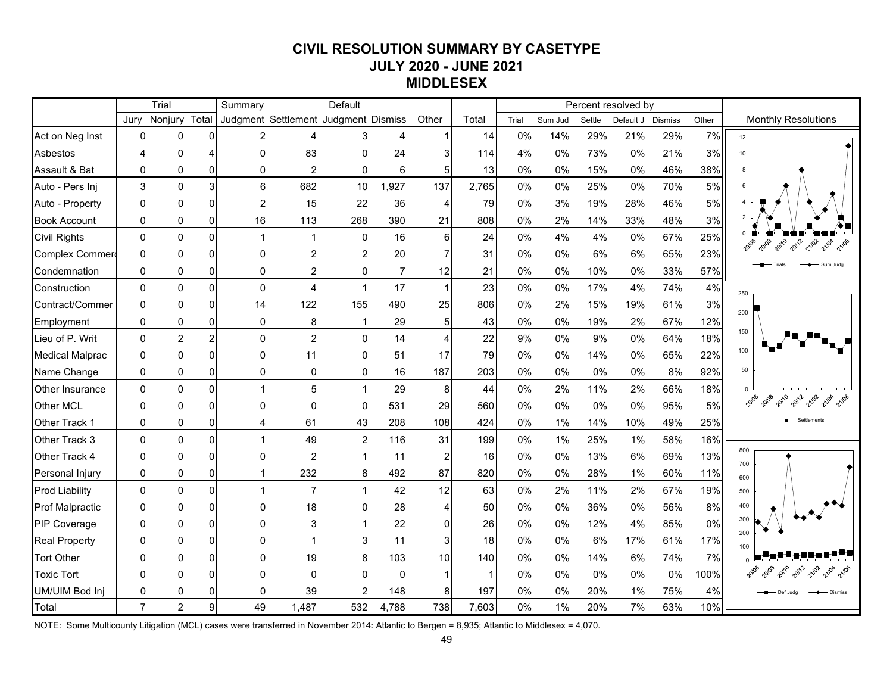# CIVIL RESOLUTION SUMMARY BY CASETYPE
## JULY 2020 - JUNE 2021
## MIDDLESEX

| | Trial | | | Summary | | Default | | | | Percent resolved by | | | | | |
|---|---|---|---|---|---|---|---|---|---|---|---|---|---|---|---|
| | Jury | Nonjury | Total | Judgment | Settlement | Judgment | Dismiss | Other | Total | Trial | Sum Jud | Settle | Default J | Dismiss | Other |
| Act on Neg Inst | 0 | 0 | 0 | 2 | 4 | 3 | 4 | 1 | 14 | 0% | 14% | 29% | 21% | 29% | 7% |
| Asbestos | 4 | 0 | 4 | 0 | 83 | 0 | 24 | 3 | 114 | 4% | 0% | 73% | 0% | 21% | 3% |
| Assault & Bat | 0 | 0 | 0 | 0 | 2 | 0 | 6 | 5 | 13 | 0% | 0% | 15% | 0% | 46% | 38% |
| Auto - Pers Inj | 3 | 0 | 3 | 6 | 682 | 10 | 1,927 | 137 | 2,765 | 0% | 0% | 25% | 0% | 70% | 5% |
| Auto - Property | 0 | 0 | 0 | 2 | 15 | 22 | 36 | 4 | 79 | 0% | 3% | 19% | 28% | 46% | 5% |
| Book Account | 0 | 0 | 0 | 16 | 113 | 268 | 390 | 21 | 808 | 0% | 2% | 14% | 33% | 48% | 3% |
| Civil Rights | 0 | 0 | 0 | 1 | 1 | 0 | 16 | 6 | 24 | 0% | 4% | 4% | 0% | 67% | 25% |
| Complex Commerc | 0 | 0 | 0 | 0 | 2 | 2 | 20 | 7 | 31 | 0% | 0% | 6% | 6% | 65% | 23% |
| Condemnation | 0 | 0 | 0 | 0 | 2 | 0 | 7 | 12 | 21 | 0% | 0% | 10% | 0% | 33% | 57% |
| Construction | 0 | 0 | 0 | 0 | 4 | 1 | 17 | 1 | 23 | 0% | 0% | 17% | 4% | 74% | 4% |
| Contract/Commer | 0 | 0 | 0 | 14 | 122 | 155 | 490 | 25 | 806 | 0% | 2% | 15% | 19% | 61% | 3% |
| Employment | 0 | 0 | 0 | 0 | 8 | 1 | 29 | 5 | 43 | 0% | 0% | 19% | 2% | 67% | 12% |
| Lieu of P. Writ | 0 | 2 | 2 | 0 | 2 | 0 | 14 | 4 | 22 | 9% | 0% | 9% | 0% | 64% | 18% |
| Medical Malprac | 0 | 0 | 0 | 0 | 11 | 0 | 51 | 17 | 79 | 0% | 0% | 14% | 0% | 65% | 22% |
| Name Change | 0 | 0 | 0 | 0 | 0 | 0 | 16 | 187 | 203 | 0% | 0% | 0% | 0% | 8% | 92% |
| Other Insurance | 0 | 0 | 0 | 1 | 5 | 1 | 29 | 8 | 44 | 0% | 2% | 11% | 2% | 66% | 18% |
| Other MCL | 0 | 0 | 0 | 0 | 0 | 0 | 531 | 29 | 560 | 0% | 0% | 0% | 0% | 95% | 5% |
| Other Track 1 | 0 | 0 | 0 | 4 | 61 | 43 | 208 | 108 | 424 | 0% | 1% | 14% | 10% | 49% | 25% |
| Other Track 3 | 0 | 0 | 0 | 1 | 49 | 2 | 116 | 31 | 199 | 0% | 1% | 25% | 1% | 58% | 16% |
| Other Track 4 | 0 | 0 | 0 | 0 | 2 | 1 | 11 | 2 | 16 | 0% | 0% | 13% | 6% | 69% | 13% |
| Personal Injury | 0 | 0 | 0 | 1 | 232 | 8 | 492 | 87 | 820 | 0% | 0% | 28% | 1% | 60% | 11% |
| Prod Liability | 0 | 0 | 0 | 1 | 7 | 1 | 42 | 12 | 63 | 0% | 2% | 11% | 2% | 67% | 19% |
| Prof Malpractic | 0 | 0 | 0 | 0 | 18 | 0 | 28 | 4 | 50 | 0% | 0% | 36% | 0% | 56% | 8% |
| PIP Coverage | 0 | 0 | 0 | 0 | 3 | 1 | 22 | 0 | 26 | 0% | 0% | 12% | 4% | 85% | 0% |
| Real Property | 0 | 0 | 0 | 0 | 1 | 3 | 11 | 3 | 18 | 0% | 0% | 6% | 17% | 61% | 17% |
| Tort Other | 0 | 0 | 0 | 0 | 19 | 8 | 103 | 10 | 140 | 0% | 0% | 14% | 6% | 74% | 7% |
| Toxic Tort | 0 | 0 | 0 | 0 | 0 | 0 | 0 | 1 | 1 | 0% | 0% | 0% | 0% | 0% | 100% |
| UM/UIM Bod Inj | 0 | 0 | 0 | 0 | 39 | 2 | 148 | 8 | 197 | 0% | 0% | 20% | 1% | 75% | 4% |
| Total | 7 | 2 | 9 | 49 | 1,487 | 532 | 4,788 | 738 | 7,603 | 0% | 1% | 20% | 7% | 63% | 10% |

Monthly Resolutions

NOTE: Some Multicounty Litigation (MCL) cases were transferred in November 2014: Atlantic to Bergen = 8,935; Atlantic to Middlesex = 4,070.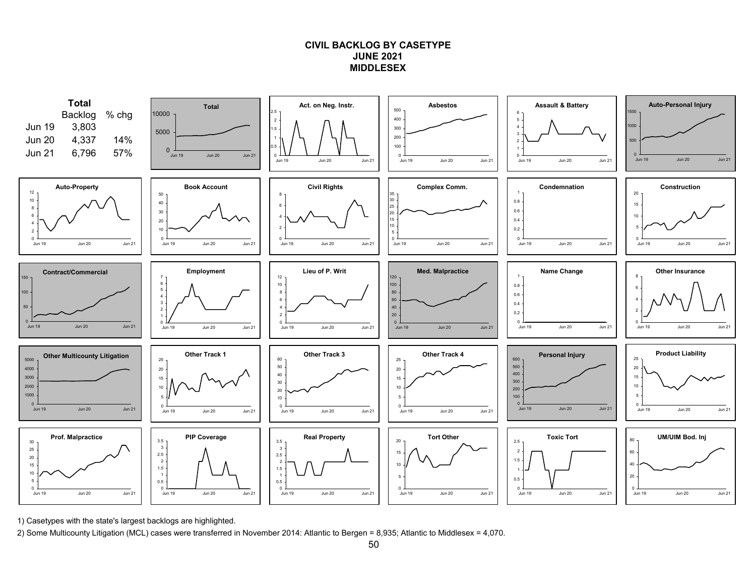# CIVIL BACKLOG BY CASETYPE
## JUNE 2021
## MIDDLESEX

**Total**

| | Backlog | % chg |
|---|---|---|
| Jun 19 | 3,803 | |
| Jun 20 | 4,337 | 14% |
| Jun 21 | 6,796 | 57% |

Charts (Jun 19 – Jun 21): Total; Act. on Neg. Instr.; Asbestos; Assault & Battery; Auto-Personal Injury; Auto-Property; Book Account; Civil Rights; Complex Comm.; Condemnation; Construction; Contract/Commercial; Employment; Lieu of P. Writ; Med. Malpractice; Name Change; Other Insurance; Other Multicounty Litigation; Other Track 1; Other Track 3; Other Track 4; Personal Injury; Product Liability; Prof. Malpractice; PIP Coverage; Real Property; Tort Other; Toxic Tort; UM/UIM Bod. Inj

1) Casetypes with the state's largest backlogs are highlighted.

2) Some Multicounty Litigation (MCL) cases were transferred in November 2014: Atlantic to Bergen = 8,935; Atlantic to Middlesex = 4,070.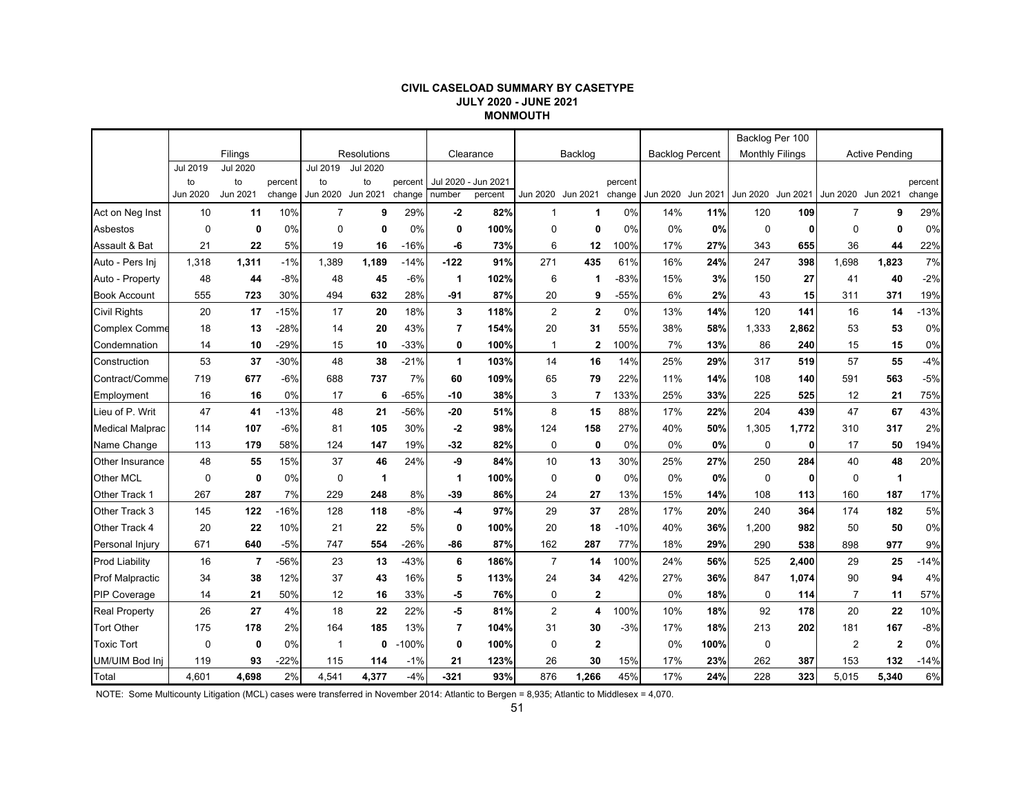### CIVIL CASELOAD SUMMARY BY CASETYPE
### JULY 2020 - JUNE 2021
### MONMOUTH

| | Filings | | | Resolutions | | | Clearance | | Backlog | | | Backlog Percent | | Backlog Per 100 Monthly Filings | | Active Pending | | |
|---|---|---|---|---|---|---|---|---|---|---|---|---|---|---|---|---|---|---|
| | Jul 2019 to Jun 2020 | Jul 2020 to Jun 2021 | percent change | Jul 2019 to Jun 2020 | Jul 2020 to Jun 2021 | percent change | Jul 2020 - Jun 2021 number | Jul 2020 - Jun 2021 percent | Jun 2020 | Jun 2021 | percent change | Jun 2020 | Jun 2021 | Jun 2020 | Jun 2021 | Jun 2020 | Jun 2021 | percent change |
| Act on Neg Inst | 10 | **11** | 10% | 7 | **9** | 29% | **-2** | **82%** | 1 | **1** | 0% | 14% | **11%** | 120 | **109** | 7 | **9** | 29% |
| Asbestos | 0 | **0** | 0% | 0 | **0** | 0% | **0** | **100%** | 0 | **0** | 0% | 0% | **0%** | 0 | **0** | 0 | **0** | 0% |
| Assault & Bat | 21 | **22** | 5% | 19 | **16** | -16% | **-6** | **73%** | 6 | **12** | 100% | 17% | **27%** | 343 | **655** | 36 | **44** | 22% |
| Auto - Pers Inj | 1,318 | **1,311** | -1% | 1,389 | **1,189** | -14% | **-122** | **91%** | 271 | **435** | 61% | 16% | **24%** | 247 | **398** | 1,698 | **1,823** | 7% |
| Auto - Property | 48 | **44** | -8% | 48 | **45** | -6% | **1** | **102%** | 6 | **1** | -83% | 15% | **3%** | 150 | **27** | 41 | **40** | -2% |
| Book Account | 555 | **723** | 30% | 494 | **632** | 28% | **-91** | **87%** | 20 | **9** | -55% | 6% | **2%** | 43 | **15** | 311 | **371** | 19% |
| Civil Rights | 20 | **17** | -15% | 17 | **20** | 18% | **3** | **118%** | 2 | **2** | 0% | 13% | **14%** | 120 | **141** | 16 | **14** | -13% |
| Complex Comme | 18 | **13** | -28% | 14 | **20** | 43% | **7** | **154%** | 20 | **31** | 55% | 38% | **58%** | 1,333 | **2,862** | 53 | **53** | 0% |
| Condemnation | 14 | **10** | -29% | 15 | **10** | -33% | **0** | **100%** | 1 | **2** | 100% | 7% | **13%** | 86 | **240** | 15 | **15** | 0% |
| Construction | 53 | **37** | -30% | 48 | **38** | -21% | **1** | **103%** | 14 | **16** | 14% | 25% | **29%** | 317 | **519** | 57 | **55** | -4% |
| Contract/Comme | 719 | **677** | -6% | 688 | **737** | 7% | **60** | **109%** | 65 | **79** | 22% | 11% | **14%** | 108 | **140** | 591 | **563** | -5% |
| Employment | 16 | **16** | 0% | 17 | **6** | -65% | **-10** | **38%** | 3 | **7** | 133% | 25% | **33%** | 225 | **525** | 12 | **21** | 75% |
| Lieu of P. Writ | 47 | **41** | -13% | 48 | **21** | -56% | **-20** | **51%** | 8 | **15** | 88% | 17% | **22%** | 204 | **439** | 47 | **67** | 43% |
| Medical Malprac | 114 | **107** | -6% | 81 | **105** | 30% | **-2** | **98%** | 124 | **158** | 27% | 40% | **50%** | 1,305 | **1,772** | 310 | **317** | 2% |
| Name Change | 113 | **179** | 58% | 124 | **147** | 19% | **-32** | **82%** | 0 | **0** | 0% | 0% | **0%** | 0 | **0** | 17 | **50** | 194% |
| Other Insurance | 48 | **55** | 15% | 37 | **46** | 24% | **-9** | **84%** | 10 | **13** | 30% | 25% | **27%** | 250 | **284** | 40 | **48** | 20% |
| Other MCL | 0 | **0** | 0% | 0 | **1** | | **1** | **100%** | 0 | **0** | 0% | 0% | **0%** | 0 | **0** | 0 | **1** | |
| Other Track 1 | 267 | **287** | 7% | 229 | **248** | 8% | **-39** | **86%** | 24 | **27** | 13% | 15% | **14%** | 108 | **113** | 160 | **187** | 17% |
| Other Track 3 | 145 | **122** | -16% | 128 | **118** | -8% | **-4** | **97%** | 29 | **37** | 28% | 17% | **20%** | 240 | **364** | 174 | **182** | 5% |
| Other Track 4 | 20 | **22** | 10% | 21 | **22** | 5% | **0** | **100%** | 20 | **18** | -10% | 40% | **36%** | 1,200 | **982** | 50 | **50** | 0% |
| Personal Injury | 671 | **640** | -5% | 747 | **554** | -26% | **-86** | **87%** | 162 | **287** | 77% | 18% | **29%** | 290 | **538** | 898 | **977** | 9% |
| Prod Liability | 16 | **7** | -56% | 23 | **13** | -43% | **6** | **186%** | 7 | **14** | 100% | 24% | **56%** | 525 | **2,400** | 29 | **25** | -14% |
| Prof Malpractic | 34 | **38** | 12% | 37 | **43** | 16% | **5** | **113%** | 24 | **34** | 42% | 27% | **36%** | 847 | **1,074** | 90 | **94** | 4% |
| PIP Coverage | 14 | **21** | 50% | 12 | **16** | 33% | **-5** | **76%** | 0 | **2** | | 0% | **18%** | 0 | **114** | 7 | **11** | 57% |
| Real Property | 26 | **27** | 4% | 18 | **22** | 22% | **-5** | **81%** | 2 | **4** | 100% | 10% | **18%** | 92 | **178** | 20 | **22** | 10% |
| Tort Other | 175 | **178** | 2% | 164 | **185** | 13% | **7** | **104%** | 31 | **30** | -3% | 17% | **18%** | 213 | **202** | 181 | **167** | -8% |
| Toxic Tort | 0 | **0** | 0% | 1 | **0** | -100% | **0** | **100%** | 0 | **2** | | 0% | **100%** | 0 | | 2 | **2** | 0% |
| UM/UIM Bod Inj | 119 | **93** | -22% | 115 | **114** | -1% | **21** | **123%** | 26 | **30** | 15% | 17% | **23%** | 262 | **387** | 153 | **132** | -14% |
| Total | 4,601 | **4,698** | 2% | 4,541 | **4,377** | -4% | **-321** | **93%** | 876 | **1,266** | 45% | 17% | **24%** | 228 | **323** | 5,015 | **5,340** | 6% |

NOTE: Some Multicounty Litigation (MCL) cases were transferred in November 2014: Atlantic to Bergen = 8,935; Atlantic to Middlesex = 4,070.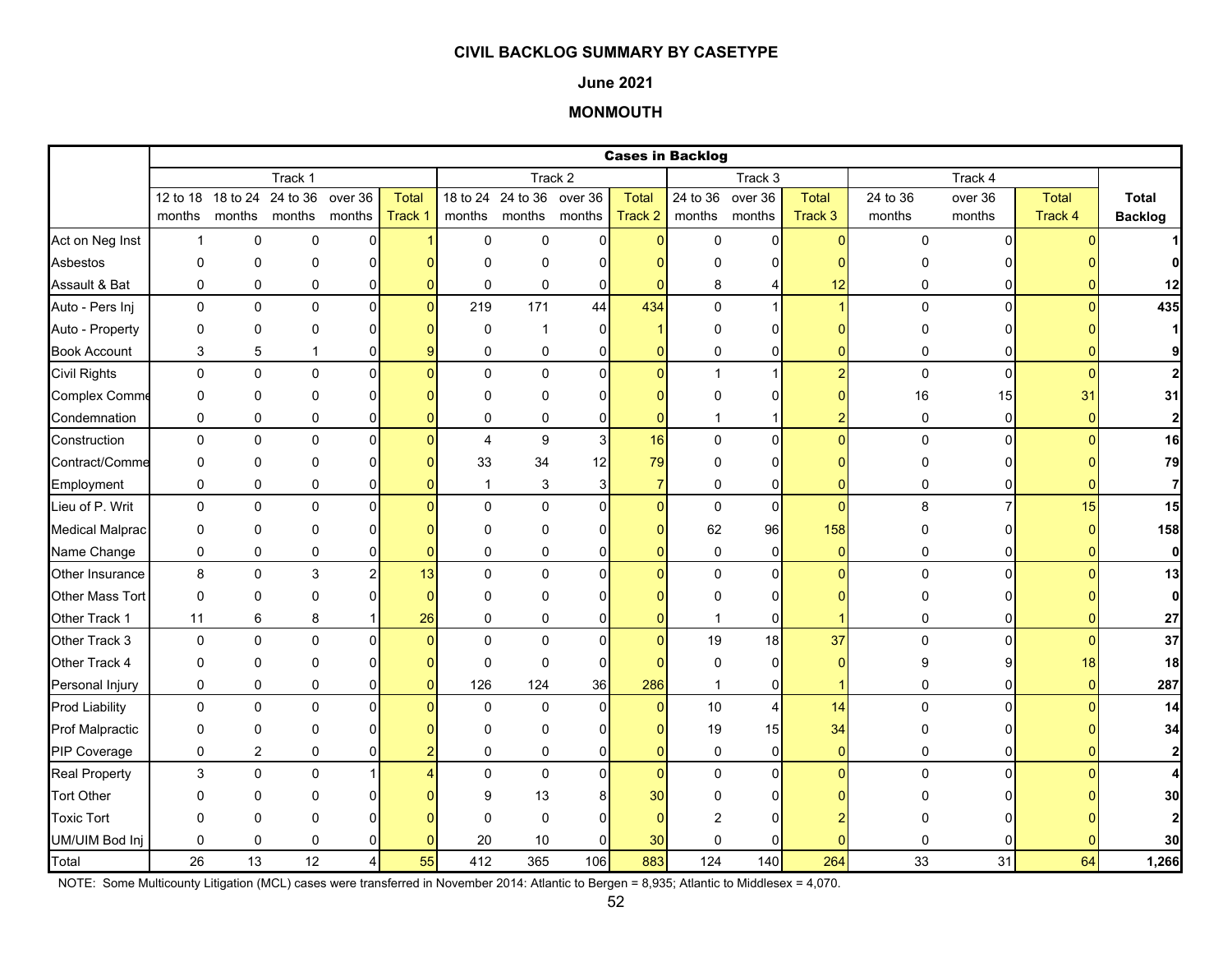**CIVIL BACKLOG SUMMARY BY CASETYPE**

**June 2021**

**MONMOUTH**

| | Cases in Backlog | | | | | | | | | | | | | | | | |
|---|---|---|---|---|---|---|---|---|---|---|---|---|---|---|---|---|---|
| | Track 1 | | | | | Track 2 | | | | Track 3 | | | Track 4 | | | |
| | 12 to 18 months | 18 to 24 months | 24 to 36 months | over 36 months | Total Track 1 | 18 to 24 months | 24 to 36 months | over 36 months | Total Track 2 | 24 to 36 months | over 36 months | Total Track 3 | 24 to 36 months | over 36 months | Total Track 4 | Total Backlog |
| Act on Neg Inst | 1 | 0 | 0 | 0 | 1 | 0 | 0 | 0 | 0 | 0 | 0 | 0 | 0 | 0 | 0 | 1 |
| Asbestos | 0 | 0 | 0 | 0 | 0 | 0 | 0 | 0 | 0 | 0 | 0 | 0 | 0 | 0 | 0 | 0 |
| Assault & Bat | 0 | 0 | 0 | 0 | 0 | 0 | 0 | 0 | 0 | 8 | 4 | 12 | 0 | 0 | 0 | 12 |
| Auto - Pers Inj | 0 | 0 | 0 | 0 | 0 | 219 | 171 | 44 | 434 | 0 | 1 | 1 | 0 | 0 | 0 | 435 |
| Auto - Property | 0 | 0 | 0 | 0 | 0 | 0 | 1 | 0 | 1 | 0 | 0 | 0 | 0 | 0 | 0 | 1 |
| Book Account | 3 | 5 | 1 | 0 | 9 | 0 | 0 | 0 | 0 | 0 | 0 | 0 | 0 | 0 | 0 | 9 |
| Civil Rights | 0 | 0 | 0 | 0 | 0 | 0 | 0 | 0 | 0 | 1 | 1 | 2 | 0 | 0 | 0 | 2 |
| Complex Comme | 0 | 0 | 0 | 0 | 0 | 0 | 0 | 0 | 0 | 0 | 0 | 0 | 16 | 15 | 31 | 31 |
| Condemnation | 0 | 0 | 0 | 0 | 0 | 0 | 0 | 0 | 0 | 1 | 1 | 2 | 0 | 0 | 0 | 2 |
| Construction | 0 | 0 | 0 | 0 | 0 | 4 | 9 | 3 | 16 | 0 | 0 | 0 | 0 | 0 | 0 | 16 |
| Contract/Comme | 0 | 0 | 0 | 0 | 0 | 33 | 34 | 12 | 79 | 0 | 0 | 0 | 0 | 0 | 0 | 79 |
| Employment | 0 | 0 | 0 | 0 | 0 | 1 | 3 | 3 | 7 | 0 | 0 | 0 | 0 | 0 | 0 | 7 |
| Lieu of P. Writ | 0 | 0 | 0 | 0 | 0 | 0 | 0 | 0 | 0 | 0 | 0 | 0 | 8 | 7 | 15 | 15 |
| Medical Malprac | 0 | 0 | 0 | 0 | 0 | 0 | 0 | 0 | 0 | 62 | 96 | 158 | 0 | 0 | 0 | 158 |
| Name Change | 0 | 0 | 0 | 0 | 0 | 0 | 0 | 0 | 0 | 0 | 0 | 0 | 0 | 0 | 0 | 0 |
| Other Insurance | 8 | 0 | 3 | 2 | 13 | 0 | 0 | 0 | 0 | 0 | 0 | 0 | 0 | 0 | 0 | 13 |
| Other Mass Tort | 0 | 0 | 0 | 0 | 0 | 0 | 0 | 0 | 0 | 0 | 0 | 0 | 0 | 0 | 0 | 0 |
| Other Track 1 | 11 | 6 | 8 | 1 | 26 | 0 | 0 | 0 | 0 | 1 | 0 | 1 | 0 | 0 | 0 | 27 |
| Other Track 3 | 0 | 0 | 0 | 0 | 0 | 0 | 0 | 0 | 0 | 19 | 18 | 37 | 0 | 0 | 0 | 37 |
| Other Track 4 | 0 | 0 | 0 | 0 | 0 | 0 | 0 | 0 | 0 | 0 | 0 | 0 | 9 | 9 | 18 | 18 |
| Personal Injury | 0 | 0 | 0 | 0 | 0 | 126 | 124 | 36 | 286 | 1 | 0 | 1 | 0 | 0 | 0 | 287 |
| Prod Liability | 0 | 0 | 0 | 0 | 0 | 0 | 0 | 0 | 0 | 10 | 4 | 14 | 0 | 0 | 0 | 14 |
| Prof Malpractic | 0 | 0 | 0 | 0 | 0 | 0 | 0 | 0 | 0 | 19 | 15 | 34 | 0 | 0 | 0 | 34 |
| PIP Coverage | 0 | 2 | 0 | 0 | 2 | 0 | 0 | 0 | 0 | 0 | 0 | 0 | 0 | 0 | 0 | 2 |
| Real Property | 3 | 0 | 0 | 1 | 4 | 0 | 0 | 0 | 0 | 0 | 0 | 0 | 0 | 0 | 0 | 4 |
| Tort Other | 0 | 0 | 0 | 0 | 0 | 9 | 13 | 8 | 30 | 0 | 0 | 0 | 0 | 0 | 0 | 30 |
| Toxic Tort | 0 | 0 | 0 | 0 | 0 | 0 | 0 | 0 | 0 | 2 | 0 | 2 | 0 | 0 | 0 | 2 |
| UM/UIM Bod Inj | 0 | 0 | 0 | 0 | 0 | 20 | 10 | 0 | 30 | 0 | 0 | 0 | 0 | 0 | 0 | 30 |
| Total | 26 | 13 | 12 | 4 | 55 | 412 | 365 | 106 | 883 | 124 | 140 | 264 | 33 | 31 | 64 | 1,266 |

NOTE: Some Multicounty Litigation (MCL) cases were transferred in November 2014: Atlantic to Bergen = 8,935; Atlantic to Middlesex = 4,070.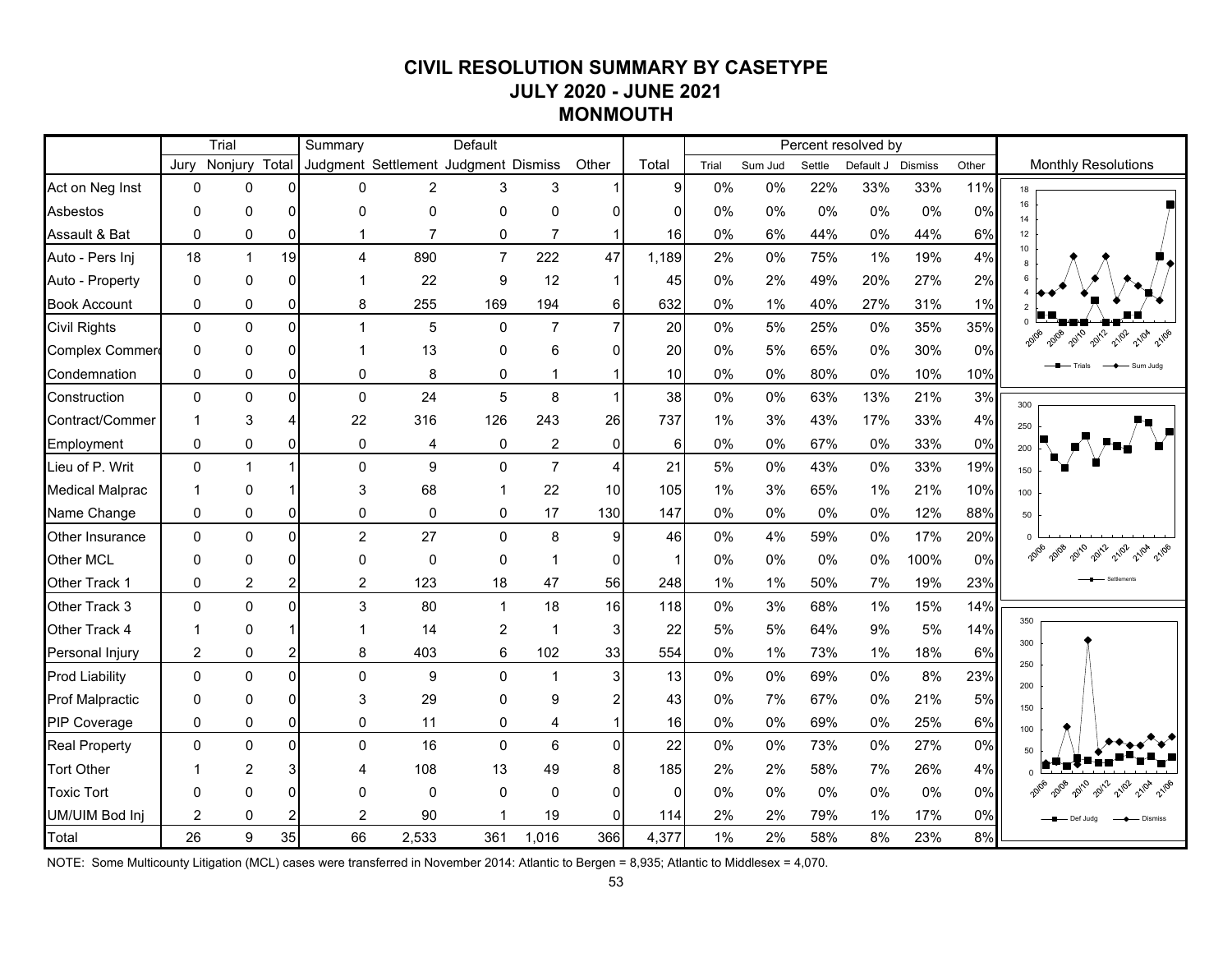# CIVIL RESOLUTION SUMMARY BY CASETYPE
## JULY 2020 - JUNE 2021
## MONMOUTH

| | Trial | | | Summary | | Default | | | | Percent resolved by | | | | | |
|---|---|---|---|---|---|---|---|---|---|---|---|---|---|---|---|
| | Jury | Nonjury | Total | Judgment | Settlement | Judgment | Dismiss | Other | Total | Trial | Sum Jud | Settle | Default J | Dismiss | Other |
| Act on Neg Inst | 0 | 0 | 0 | 0 | 2 | 3 | 3 | 1 | 9 | 0% | 0% | 22% | 33% | 33% | 11% |
| Asbestos | 0 | 0 | 0 | 0 | 0 | 0 | 0 | 0 | 0 | 0% | 0% | 0% | 0% | 0% | 0% |
| Assault & Bat | 0 | 0 | 0 | 1 | 7 | 0 | 7 | 1 | 16 | 0% | 6% | 44% | 0% | 44% | 6% |
| Auto - Pers Inj | 18 | 1 | 19 | 4 | 890 | 7 | 222 | 47 | 1,189 | 2% | 0% | 75% | 1% | 19% | 4% |
| Auto - Property | 0 | 0 | 0 | 1 | 22 | 9 | 12 | 1 | 45 | 0% | 2% | 49% | 20% | 27% | 2% |
| Book Account | 0 | 0 | 0 | 8 | 255 | 169 | 194 | 6 | 632 | 0% | 1% | 40% | 27% | 31% | 1% |
| Civil Rights | 0 | 0 | 0 | 1 | 5 | 0 | 7 | 7 | 20 | 0% | 5% | 25% | 0% | 35% | 35% |
| Complex Commerc | 0 | 0 | 0 | 1 | 13 | 0 | 6 | 0 | 20 | 0% | 5% | 65% | 0% | 30% | 0% |
| Condemnation | 0 | 0 | 0 | 0 | 8 | 0 | 1 | 1 | 10 | 0% | 0% | 80% | 0% | 10% | 10% |
| Construction | 0 | 0 | 0 | 0 | 24 | 5 | 8 | 1 | 38 | 0% | 0% | 63% | 13% | 21% | 3% |
| Contract/Commer | 1 | 3 | 4 | 22 | 316 | 126 | 243 | 26 | 737 | 1% | 3% | 43% | 17% | 33% | 4% |
| Employment | 0 | 0 | 0 | 0 | 4 | 0 | 2 | 0 | 6 | 0% | 0% | 67% | 0% | 33% | 0% |
| Lieu of P. Writ | 0 | 1 | 1 | 0 | 9 | 0 | 7 | 4 | 21 | 5% | 0% | 43% | 0% | 33% | 19% |
| Medical Malprac | 1 | 0 | 1 | 3 | 68 | 1 | 22 | 10 | 105 | 1% | 3% | 65% | 1% | 21% | 10% |
| Name Change | 0 | 0 | 0 | 0 | 0 | 0 | 17 | 130 | 147 | 0% | 0% | 0% | 0% | 12% | 88% |
| Other Insurance | 0 | 0 | 0 | 2 | 27 | 0 | 8 | 9 | 46 | 0% | 4% | 59% | 0% | 17% | 20% |
| Other MCL | 0 | 0 | 0 | 0 | 0 | 0 | 1 | 0 | 1 | 0% | 0% | 0% | 0% | 100% | 0% |
| Other Track 1 | 0 | 2 | 2 | 2 | 123 | 18 | 47 | 56 | 248 | 1% | 1% | 50% | 7% | 19% | 23% |
| Other Track 3 | 0 | 0 | 0 | 3 | 80 | 1 | 18 | 16 | 118 | 0% | 3% | 68% | 1% | 15% | 14% |
| Other Track 4 | 1 | 0 | 1 | 1 | 14 | 2 | 1 | 3 | 22 | 5% | 5% | 64% | 9% | 5% | 14% |
| Personal Injury | 2 | 0 | 2 | 8 | 403 | 6 | 102 | 33 | 554 | 0% | 1% | 73% | 1% | 18% | 6% |
| Prod Liability | 0 | 0 | 0 | 0 | 9 | 0 | 1 | 3 | 13 | 0% | 0% | 69% | 0% | 8% | 23% |
| Prof Malpractic | 0 | 0 | 0 | 3 | 29 | 0 | 9 | 2 | 43 | 0% | 7% | 67% | 0% | 21% | 5% |
| PIP Coverage | 0 | 0 | 0 | 0 | 11 | 0 | 4 | 1 | 16 | 0% | 0% | 69% | 0% | 25% | 6% |
| Real Property | 0 | 0 | 0 | 0 | 16 | 0 | 6 | 0 | 22 | 0% | 0% | 73% | 0% | 27% | 0% |
| Tort Other | 1 | 2 | 3 | 4 | 108 | 13 | 49 | 8 | 185 | 2% | 2% | 58% | 7% | 26% | 4% |
| Toxic Tort | 0 | 0 | 0 | 0 | 0 | 0 | 0 | 0 | 0 | 0% | 0% | 0% | 0% | 0% | 0% |
| UM/UIM Bod Inj | 2 | 0 | 2 | 2 | 90 | 1 | 19 | 0 | 114 | 2% | 2% | 79% | 1% | 17% | 0% |
| Total | 26 | 9 | 35 | 66 | 2,533 | 361 | 1,016 | 366 | 4,377 | 1% | 2% | 58% | 8% | 23% | 8% |

Monthly Resolutions

NOTE: Some Multicounty Litigation (MCL) cases were transferred in November 2014: Atlantic to Bergen = 8,935; Atlantic to Middlesex = 4,070.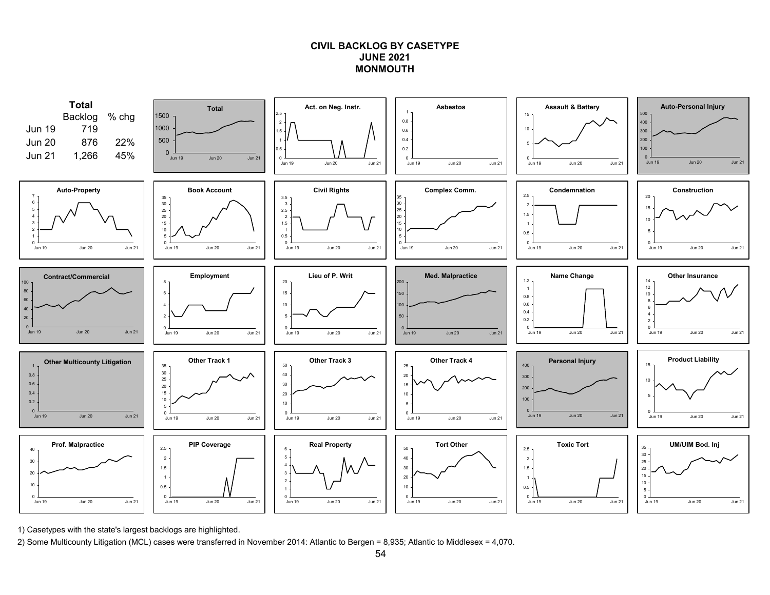# CIVIL BACKLOG BY CASETYPE
## JUNE 2021
## MONMOUTH

**Total**

| | Backlog | % chg |
|---|---|---|
| Jun 19 | 719 | |
| Jun 20 | 876 | 22% |
| Jun 21 | 1,266 | 45% |

Charts (Jun 19 – Jun 21): Total; Act. on Neg. Instr.; Asbestos; Assault & Battery; Auto-Personal Injury; Auto-Property; Book Account; Civil Rights; Complex Comm.; Condemnation; Construction; Contract/Commercial; Employment; Lieu of P. Writ; Med. Malpractice; Name Change; Other Insurance; Other Multicounty Litigation; Other Track 1; Other Track 3; Other Track 4; Personal Injury; Product Liability; Prof. Malpractice; PIP Coverage; Real Property; Tort Other; Toxic Tort; UM/UIM Bod. Inj

1) Casetypes with the state's largest backlogs are highlighted.

2) Some Multicounty Litigation (MCL) cases were transferred in November 2014: Atlantic to Bergen = 8,935; Atlantic to Middlesex = 4,070.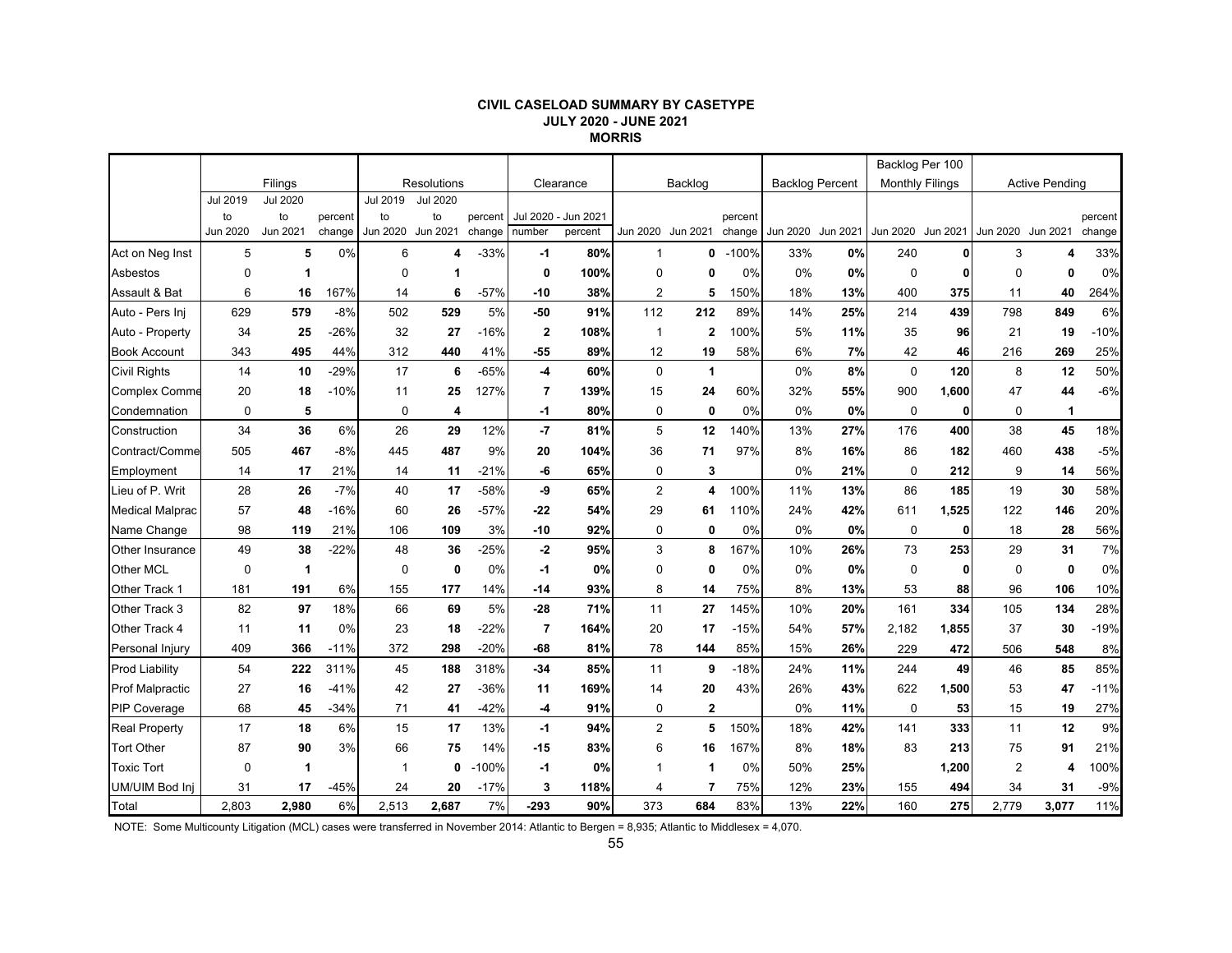**CIVIL CASELOAD SUMMARY BY CASETYPE**
**JULY 2020 - JUNE 2021**
**MORRIS**

| | Filings | | | Resolutions | | | Clearance | | Backlog | | | Backlog Percent | | Backlog Per 100 Monthly Filings | | Active Pending | | |
|---|---|---|---|---|---|---|---|---|---|---|---|---|---|---|---|---|---|---|
| | Jul 2019 to Jun 2020 | Jul 2020 to Jun 2021 | percent change | Jul 2019 to Jun 2020 | Jul 2020 to Jun 2021 | percent change | Jul 2020 - Jun 2021 number | Jul 2020 - Jun 2021 percent | Jun 2020 | Jun 2021 | percent change | Jun 2020 | Jun 2021 | Jun 2020 | Jun 2021 | Jun 2020 | Jun 2021 | percent change |
| Act on Neg Inst | 5 | **5** | 0% | 6 | **4** | -33% | **-1** | **80%** | 1 | **0** | -100% | 33% | **0%** | 240 | **0** | 3 | **4** | 33% |
| Asbestos | 0 | **1** | | 0 | **1** | | **0** | **100%** | 0 | **0** | 0% | 0% | **0%** | 0 | **0** | 0 | **0** | 0% |
| Assault & Bat | 6 | **16** | 167% | 14 | **6** | -57% | **-10** | **38%** | 2 | **5** | 150% | 18% | **13%** | 400 | **375** | 11 | **40** | 264% |
| Auto - Pers Inj | 629 | **579** | -8% | 502 | **529** | 5% | **-50** | **91%** | 112 | **212** | 89% | 14% | **25%** | 214 | **439** | 798 | **849** | 6% |
| Auto - Property | 34 | **25** | -26% | 32 | **27** | -16% | **2** | **108%** | 1 | **2** | 100% | 5% | **11%** | 35 | **96** | 21 | **19** | -10% |
| Book Account | 343 | **495** | 44% | 312 | **440** | 41% | **-55** | **89%** | 12 | **19** | 58% | 6% | **7%** | 42 | **46** | 216 | **269** | 25% |
| Civil Rights | 14 | **10** | -29% | 17 | **6** | -65% | **-4** | **60%** | 0 | **1** | | 0% | **8%** | 0 | **120** | 8 | **12** | 50% |
| Complex Comme | 20 | **18** | -10% | 11 | **25** | 127% | **7** | **139%** | 15 | **24** | 60% | 32% | **55%** | 900 | **1,600** | 47 | **44** | -6% |
| Condemnation | 0 | **5** | | 0 | **4** | | **-1** | **80%** | 0 | **0** | 0% | 0% | **0%** | 0 | **0** | 0 | **1** | |
| Construction | 34 | **36** | 6% | 26 | **29** | 12% | **-7** | **81%** | 5 | **12** | 140% | 13% | **27%** | 176 | **400** | 38 | **45** | 18% |
| Contract/Comme | 505 | **467** | -8% | 445 | **487** | 9% | **20** | **104%** | 36 | **71** | 97% | 8% | **16%** | 86 | **182** | 460 | **438** | -5% |
| Employment | 14 | **17** | 21% | 14 | **11** | -21% | **-6** | **65%** | 0 | **3** | | 0% | **21%** | 0 | **212** | 9 | **14** | 56% |
| Lieu of P. Writ | 28 | **26** | -7% | 40 | **17** | -58% | **-9** | **65%** | 2 | **4** | 100% | 11% | **13%** | 86 | **185** | 19 | **30** | 58% |
| Medical Malprac | 57 | **48** | -16% | 60 | **26** | -57% | **-22** | **54%** | 29 | **61** | 110% | 24% | **42%** | 611 | **1,525** | 122 | **146** | 20% |
| Name Change | 98 | **119** | 21% | 106 | **109** | 3% | **-10** | **92%** | 0 | **0** | 0% | 0% | **0%** | 0 | **0** | 18 | **28** | 56% |
| Other Insurance | 49 | **38** | -22% | 48 | **36** | -25% | **-2** | **95%** | 3 | **8** | 167% | 10% | **26%** | 73 | **253** | 29 | **31** | 7% |
| Other MCL | 0 | **1** | | 0 | **0** | 0% | **-1** | **0%** | 0 | **0** | 0% | 0% | **0%** | 0 | **0** | 0 | **0** | 0% |
| Other Track 1 | 181 | **191** | 6% | 155 | **177** | 14% | **-14** | **93%** | 8 | **14** | 75% | 8% | **13%** | 53 | **88** | 96 | **106** | 10% |
| Other Track 3 | 82 | **97** | 18% | 66 | **69** | 5% | **-28** | **71%** | 11 | **27** | 145% | 10% | **20%** | 161 | **334** | 105 | **134** | 28% |
| Other Track 4 | 11 | **11** | 0% | 23 | **18** | -22% | **7** | **164%** | 20 | **17** | -15% | 54% | **57%** | 2,182 | **1,855** | 37 | **30** | -19% |
| Personal Injury | 409 | **366** | -11% | 372 | **298** | -20% | **-68** | **81%** | 78 | **144** | 85% | 15% | **26%** | 229 | **472** | 506 | **548** | 8% |
| Prod Liability | 54 | **222** | 311% | 45 | **188** | 318% | **-34** | **85%** | 11 | **9** | -18% | 24% | **11%** | 244 | **49** | 46 | **85** | 85% |
| Prof Malpractic | 27 | **16** | -41% | 42 | **27** | -36% | **11** | **169%** | 14 | **20** | 43% | 26% | **43%** | 622 | **1,500** | 53 | **47** | -11% |
| PIP Coverage | 68 | **45** | -34% | 71 | **41** | -42% | **-4** | **91%** | 0 | **2** | | 0% | **11%** | 0 | **53** | 15 | **19** | 27% |
| Real Property | 17 | **18** | 6% | 15 | **17** | 13% | **-1** | **94%** | 2 | **5** | 150% | 18% | **42%** | 141 | **333** | 11 | **12** | 9% |
| Tort Other | 87 | **90** | 3% | 66 | **75** | 14% | **-15** | **83%** | 6 | **16** | 167% | 8% | **18%** | 83 | **213** | 75 | **91** | 21% |
| Toxic Tort | 0 | **1** | | 1 | **0** | -100% | **-1** | **0%** | 1 | **1** | 0% | 50% | **25%** | | **1,200** | 2 | **4** | 100% |
| UM/UIM Bod Inj | 31 | **17** | -45% | 24 | **20** | -17% | **3** | **118%** | 4 | **7** | 75% | 12% | **23%** | 155 | **494** | 34 | **31** | -9% |
| Total | 2,803 | **2,980** | 6% | 2,513 | **2,687** | 7% | **-293** | **90%** | 373 | **684** | 83% | 13% | **22%** | 160 | **275** | 2,779 | **3,077** | 11% |

NOTE: Some Multicounty Litigation (MCL) cases were transferred in November 2014: Atlantic to Bergen = 8,935; Atlantic to Middlesex = 4,070.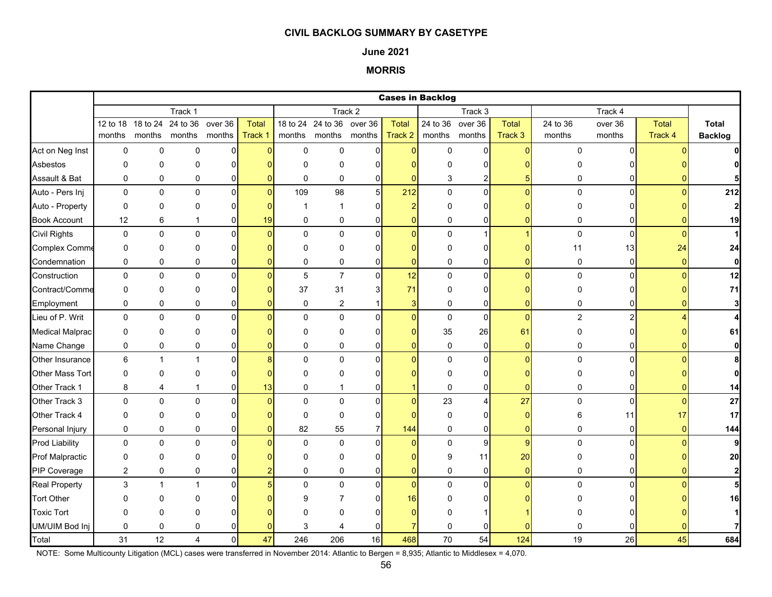**CIVIL BACKLOG SUMMARY BY CASETYPE**

**June 2021**

**MORRIS**

| | Cases in Backlog | | | | | | | | | | | | | | | | |
|---|---|---|---|---|---|---|---|---|---|---|---|---|---|---|---|---|---|
| | Track 1 | | | | | Track 2 | | | | Track 3 | | | Track 4 | | | |
| | 12 to 18 months | 18 to 24 months | 24 to 36 months | over 36 months | Total Track 1 | 18 to 24 months | 24 to 36 months | over 36 months | Total Track 2 | 24 to 36 months | over 36 months | Total Track 3 | 24 to 36 months | over 36 months | Total Track 4 | Total Backlog |
| Act on Neg Inst | 0 | 0 | 0 | 0 | 0 | 0 | 0 | 0 | 0 | 0 | 0 | 0 | 0 | 0 | 0 | 0 |
| Asbestos | 0 | 0 | 0 | 0 | 0 | 0 | 0 | 0 | 0 | 0 | 0 | 0 | 0 | 0 | 0 | 0 |
| Assault & Bat | 0 | 0 | 0 | 0 | 0 | 0 | 0 | 0 | 0 | 3 | 2 | 5 | 0 | 0 | 0 | 5 |
| Auto - Pers Inj | 0 | 0 | 0 | 0 | 0 | 109 | 98 | 5 | 212 | 0 | 0 | 0 | 0 | 0 | 0 | 212 |
| Auto - Property | 0 | 0 | 0 | 0 | 0 | 1 | 1 | 0 | 2 | 0 | 0 | 0 | 0 | 0 | 0 | 2 |
| Book Account | 12 | 6 | 1 | 0 | 19 | 0 | 0 | 0 | 0 | 0 | 0 | 0 | 0 | 0 | 0 | 19 |
| Civil Rights | 0 | 0 | 0 | 0 | 0 | 0 | 0 | 0 | 0 | 0 | 1 | 1 | 0 | 0 | 0 | 1 |
| Complex Comme | 0 | 0 | 0 | 0 | 0 | 0 | 0 | 0 | 0 | 0 | 0 | 0 | 11 | 13 | 24 | 24 |
| Condemnation | 0 | 0 | 0 | 0 | 0 | 0 | 0 | 0 | 0 | 0 | 0 | 0 | 0 | 0 | 0 | 0 |
| Construction | 0 | 0 | 0 | 0 | 0 | 5 | 7 | 0 | 12 | 0 | 0 | 0 | 0 | 0 | 0 | 12 |
| Contract/Comme | 0 | 0 | 0 | 0 | 0 | 37 | 31 | 3 | 71 | 0 | 0 | 0 | 0 | 0 | 0 | 71 |
| Employment | 0 | 0 | 0 | 0 | 0 | 0 | 2 | 1 | 3 | 0 | 0 | 0 | 0 | 0 | 0 | 3 |
| Lieu of P. Writ | 0 | 0 | 0 | 0 | 0 | 0 | 0 | 0 | 0 | 0 | 0 | 0 | 2 | 2 | 4 | 4 |
| Medical Malprac | 0 | 0 | 0 | 0 | 0 | 0 | 0 | 0 | 0 | 35 | 26 | 61 | 0 | 0 | 0 | 61 |
| Name Change | 0 | 0 | 0 | 0 | 0 | 0 | 0 | 0 | 0 | 0 | 0 | 0 | 0 | 0 | 0 | 0 |
| Other Insurance | 6 | 1 | 1 | 0 | 8 | 0 | 0 | 0 | 0 | 0 | 0 | 0 | 0 | 0 | 0 | 8 |
| Other Mass Tort | 0 | 0 | 0 | 0 | 0 | 0 | 0 | 0 | 0 | 0 | 0 | 0 | 0 | 0 | 0 | 0 |
| Other Track 1 | 8 | 4 | 1 | 0 | 13 | 0 | 1 | 0 | 1 | 0 | 0 | 0 | 0 | 0 | 0 | 14 |
| Other Track 3 | 0 | 0 | 0 | 0 | 0 | 0 | 0 | 0 | 0 | 23 | 4 | 27 | 0 | 0 | 0 | 27 |
| Other Track 4 | 0 | 0 | 0 | 0 | 0 | 0 | 0 | 0 | 0 | 0 | 0 | 0 | 6 | 11 | 17 | 17 |
| Personal Injury | 0 | 0 | 0 | 0 | 0 | 82 | 55 | 7 | 144 | 0 | 0 | 0 | 0 | 0 | 0 | 144 |
| Prod Liability | 0 | 0 | 0 | 0 | 0 | 0 | 0 | 0 | 0 | 0 | 9 | 9 | 0 | 0 | 0 | 9 |
| Prof Malpractic | 0 | 0 | 0 | 0 | 0 | 0 | 0 | 0 | 0 | 9 | 11 | 20 | 0 | 0 | 0 | 20 |
| PIP Coverage | 2 | 0 | 0 | 0 | 2 | 0 | 0 | 0 | 0 | 0 | 0 | 0 | 0 | 0 | 0 | 2 |
| Real Property | 3 | 1 | 1 | 0 | 5 | 0 | 0 | 0 | 0 | 0 | 0 | 0 | 0 | 0 | 0 | 5 |
| Tort Other | 0 | 0 | 0 | 0 | 0 | 9 | 7 | 0 | 16 | 0 | 0 | 0 | 0 | 0 | 0 | 16 |
| Toxic Tort | 0 | 0 | 0 | 0 | 0 | 0 | 0 | 0 | 0 | 0 | 1 | 1 | 0 | 0 | 0 | 1 |
| UM/UIM Bod Inj | 0 | 0 | 0 | 0 | 0 | 3 | 4 | 0 | 7 | 0 | 0 | 0 | 0 | 0 | 0 | 7 |
| Total | 31 | 12 | 4 | 0 | 47 | 246 | 206 | 16 | 468 | 70 | 54 | 124 | 19 | 26 | 45 | 684 |

NOTE: Some Multicounty Litigation (MCL) cases were transferred in November 2014: Atlantic to Bergen = 8,935; Atlantic to Middlesex = 4,070.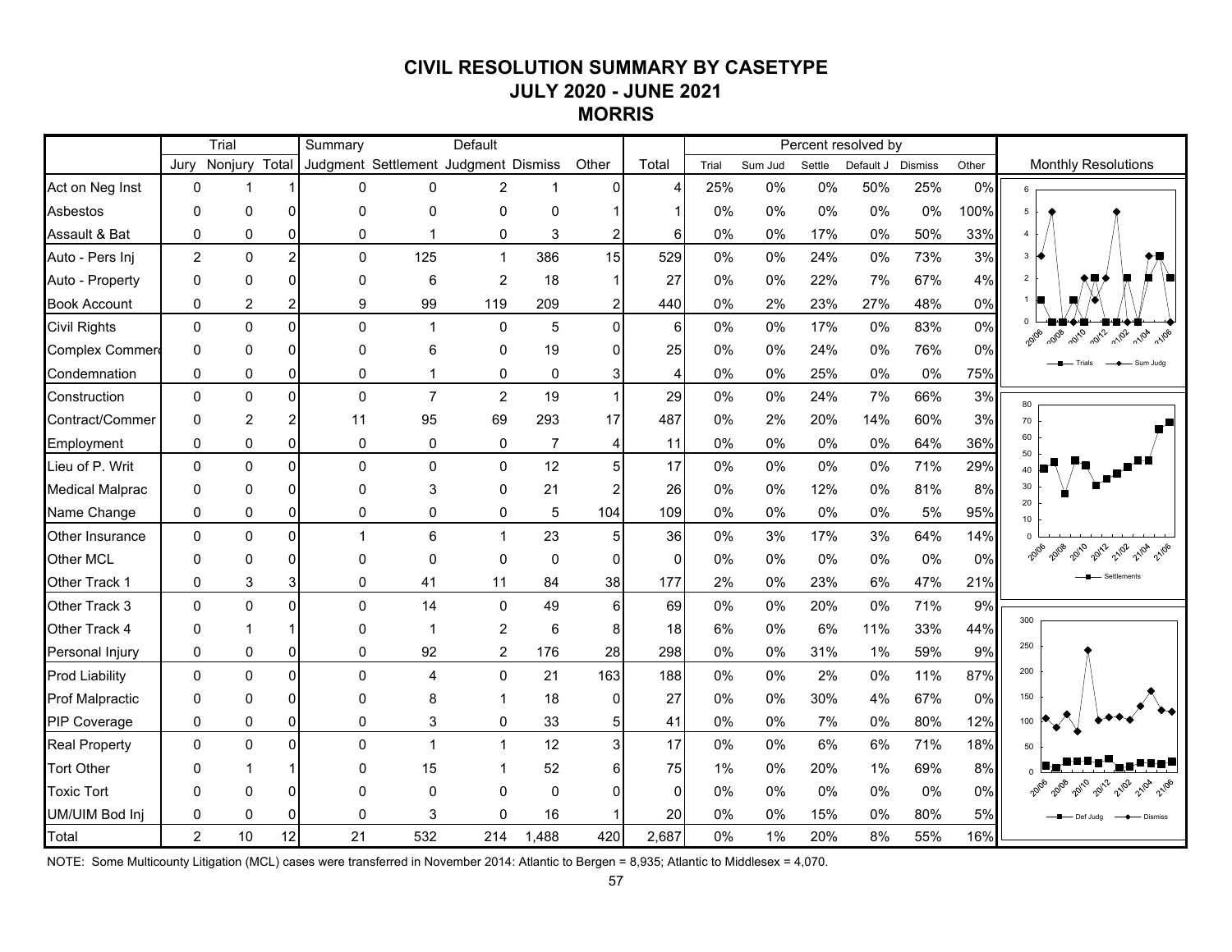# CIVIL RESOLUTION SUMMARY BY CASETYPE
## JULY 2020 - JUNE 2021
## MORRIS

| | Trial | | | Summary | | Default | | | | Percent resolved by | | | | | |
|---|---|---|---|---|---|---|---|---|---|---|---|---|---|---|---|
| | Jury | Nonjury | Total | Judgment | Settlement | Judgment | Dismiss | Other | Total | Trial | Sum Jud | Settle | Default J | Dismiss | Other |
| Act on Neg Inst | 0 | 1 | 1 | 0 | 0 | 2 | 1 | 0 | 4 | 25% | 0% | 0% | 50% | 25% | 0% |
| Asbestos | 0 | 0 | 0 | 0 | 0 | 0 | 0 | 1 | 1 | 0% | 0% | 0% | 0% | 0% | 100% |
| Assault & Bat | 0 | 0 | 0 | 0 | 1 | 0 | 3 | 2 | 6 | 0% | 0% | 17% | 0% | 50% | 33% |
| Auto - Pers Inj | 2 | 0 | 2 | 0 | 125 | 1 | 386 | 15 | 529 | 0% | 0% | 24% | 0% | 73% | 3% |
| Auto - Property | 0 | 0 | 0 | 0 | 6 | 2 | 18 | 1 | 27 | 0% | 0% | 22% | 7% | 67% | 4% |
| Book Account | 0 | 2 | 2 | 9 | 99 | 119 | 209 | 2 | 440 | 0% | 2% | 23% | 27% | 48% | 0% |
| Civil Rights | 0 | 0 | 0 | 0 | 1 | 0 | 5 | 0 | 6 | 0% | 0% | 17% | 0% | 83% | 0% |
| Complex Commerc | 0 | 0 | 0 | 0 | 6 | 0 | 19 | 0 | 25 | 0% | 0% | 24% | 0% | 76% | 0% |
| Condemnation | 0 | 0 | 0 | 0 | 1 | 0 | 0 | 3 | 4 | 0% | 0% | 25% | 0% | 0% | 75% |
| Construction | 0 | 0 | 0 | 0 | 7 | 2 | 19 | 1 | 29 | 0% | 0% | 24% | 7% | 66% | 3% |
| Contract/Commer | 0 | 2 | 2 | 11 | 95 | 69 | 293 | 17 | 487 | 0% | 2% | 20% | 14% | 60% | 3% |
| Employment | 0 | 0 | 0 | 0 | 0 | 0 | 7 | 4 | 11 | 0% | 0% | 0% | 0% | 64% | 36% |
| Lieu of P. Writ | 0 | 0 | 0 | 0 | 0 | 0 | 12 | 5 | 17 | 0% | 0% | 0% | 0% | 71% | 29% |
| Medical Malprac | 0 | 0 | 0 | 0 | 3 | 0 | 21 | 2 | 26 | 0% | 0% | 12% | 0% | 81% | 8% |
| Name Change | 0 | 0 | 0 | 0 | 0 | 0 | 5 | 104 | 109 | 0% | 0% | 0% | 0% | 5% | 95% |
| Other Insurance | 0 | 0 | 0 | 1 | 6 | 1 | 23 | 5 | 36 | 0% | 3% | 17% | 3% | 64% | 14% |
| Other MCL | 0 | 0 | 0 | 0 | 0 | 0 | 0 | 0 | 0 | 0% | 0% | 0% | 0% | 0% | 0% |
| Other Track 1 | 0 | 3 | 3 | 0 | 41 | 11 | 84 | 38 | 177 | 2% | 0% | 23% | 6% | 47% | 21% |
| Other Track 3 | 0 | 0 | 0 | 0 | 14 | 0 | 49 | 6 | 69 | 0% | 0% | 20% | 0% | 71% | 9% |
| Other Track 4 | 0 | 1 | 1 | 0 | 1 | 2 | 6 | 8 | 18 | 6% | 0% | 6% | 11% | 33% | 44% |
| Personal Injury | 0 | 0 | 0 | 0 | 92 | 2 | 176 | 28 | 298 | 0% | 0% | 31% | 1% | 59% | 9% |
| Prod Liability | 0 | 0 | 0 | 0 | 4 | 0 | 21 | 163 | 188 | 0% | 0% | 2% | 0% | 11% | 87% |
| Prof Malpractic | 0 | 0 | 0 | 0 | 8 | 1 | 18 | 0 | 27 | 0% | 0% | 30% | 4% | 67% | 0% |
| PIP Coverage | 0 | 0 | 0 | 0 | 3 | 0 | 33 | 5 | 41 | 0% | 0% | 7% | 0% | 80% | 12% |
| Real Property | 0 | 0 | 0 | 0 | 1 | 1 | 12 | 3 | 17 | 0% | 0% | 6% | 6% | 71% | 18% |
| Tort Other | 0 | 1 | 1 | 0 | 15 | 1 | 52 | 6 | 75 | 1% | 0% | 20% | 1% | 69% | 8% |
| Toxic Tort | 0 | 0 | 0 | 0 | 0 | 0 | 0 | 0 | 0 | 0% | 0% | 0% | 0% | 0% | 0% |
| UM/UIM Bod Inj | 0 | 0 | 0 | 0 | 3 | 0 | 16 | 1 | 20 | 0% | 0% | 15% | 0% | 80% | 5% |
| Total | 2 | 10 | 12 | 21 | 532 | 214 | 1,488 | 420 | 2,687 | 0% | 1% | 20% | 8% | 55% | 16% |

Monthly Resolutions

NOTE: Some Multicounty Litigation (MCL) cases were transferred in November 2014: Atlantic to Bergen = 8,935; Atlantic to Middlesex = 4,070.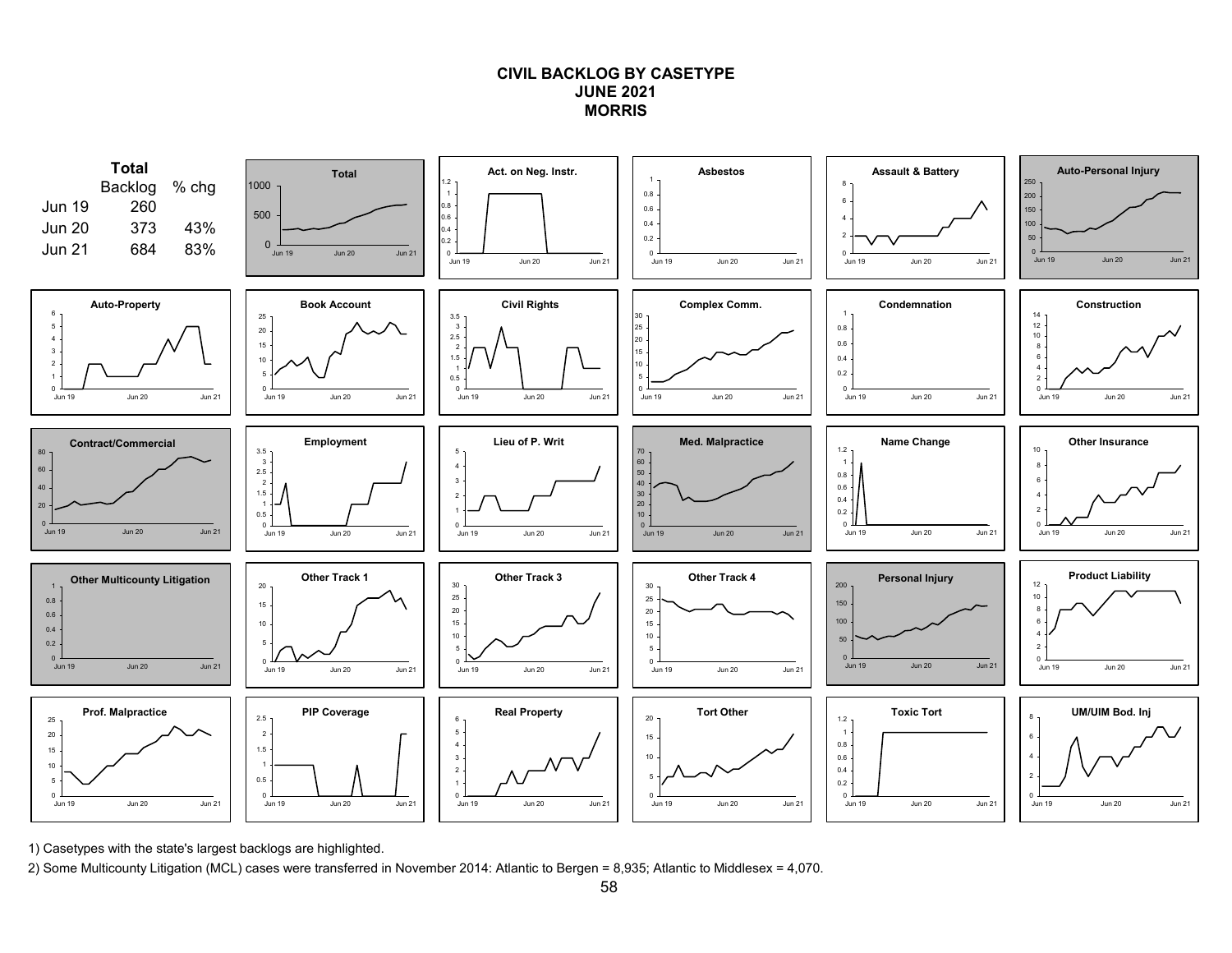# CIVIL BACKLOG BY CASETYPE
## JUNE 2021
## MORRIS

**Total**

| | Backlog | % chg |
|---|---|---|
| Jun 19 | 260 | |
| Jun 20 | 373 | 43% |
| Jun 21 | 684 | 83% |

Total

Act. on Neg. Instr.

Asbestos

Assault & Battery

Auto-Personal Injury

Auto-Property

Book Account

Civil Rights

Complex Comm.

Condemnation

Construction

Contract/Commercial

Employment

Lieu of P. Writ

Med. Malpractice

Name Change

Other Insurance

Other Multicounty Litigation

Other Track 1

Other Track 3

Other Track 4

Personal Injury

Product Liability

Prof. Malpractice

PIP Coverage

Real Property

Tort Other

Toxic Tort

UM/UIM Bod. Inj

1) Casetypes with the state's largest backlogs are highlighted.

2) Some Multicounty Litigation (MCL) cases were transferred in November 2014: Atlantic to Bergen = 8,935; Atlantic to Middlesex = 4,070.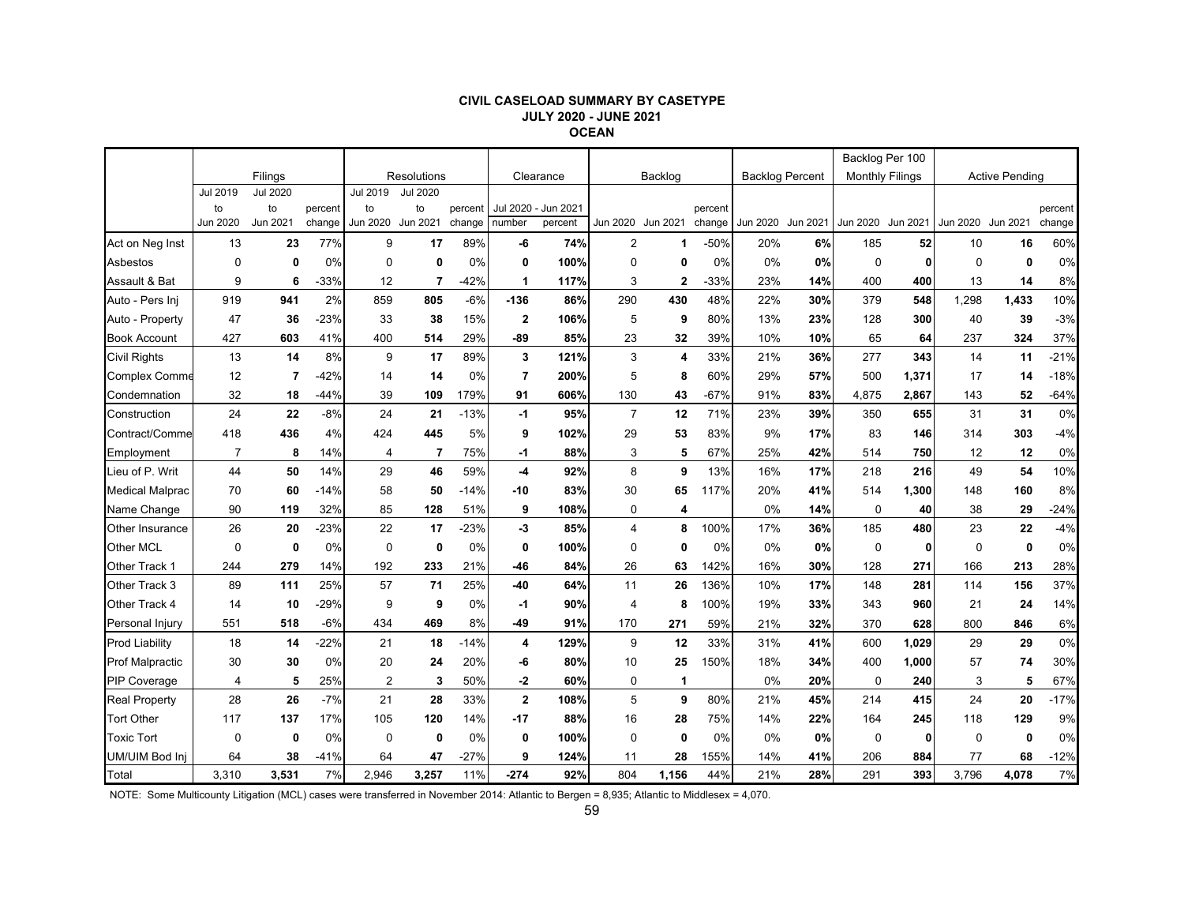## CIVIL CASELOAD SUMMARY BY CASETYPE
### JULY 2020 - JUNE 2021
### OCEAN

| | Filings | | | Resolutions | | | Clearance | | Backlog | | | Backlog Percent | | Backlog Per 100 Monthly Filings | | Active Pending | | |
|---|---|---|---|---|---|---|---|---|---|---|---|---|---|---|---|---|---|---|
| | Jul 2019 to Jun 2020 | Jul 2020 to Jun 2021 | percent change | Jul 2019 to Jun 2020 | Jul 2020 to Jun 2021 | percent change | Jul 2020 - Jun 2021 number | Jul 2020 - Jun 2021 percent | Jun 2020 | Jun 2021 | percent change | Jun 2020 | Jun 2021 | Jun 2020 | Jun 2021 | Jun 2020 | Jun 2021 | percent change |
| Act on Neg Inst | 13 | **23** | 77% | 9 | **17** | 89% | **-6** | **74%** | 2 | **1** | -50% | 20% | **6%** | 185 | **52** | 10 | **16** | 60% |
| Asbestos | 0 | **0** | 0% | 0 | **0** | 0% | **0** | **100%** | 0 | **0** | 0% | 0% | **0%** | 0 | **0** | 0 | **0** | 0% |
| Assault & Bat | 9 | **6** | -33% | 12 | **7** | -42% | **1** | **117%** | 3 | **2** | -33% | 23% | **14%** | 400 | **400** | 13 | **14** | 8% |
| Auto - Pers Inj | 919 | **941** | 2% | 859 | **805** | -6% | **-136** | **86%** | 290 | **430** | 48% | 22% | **30%** | 379 | **548** | 1,298 | **1,433** | 10% |
| Auto - Property | 47 | **36** | -23% | 33 | **38** | 15% | **2** | **106%** | 5 | **9** | 80% | 13% | **23%** | 128 | **300** | 40 | **39** | -3% |
| Book Account | 427 | **603** | 41% | 400 | **514** | 29% | **-89** | **85%** | 23 | **32** | 39% | 10% | **10%** | 65 | **64** | 237 | **324** | 37% |
| Civil Rights | 13 | **14** | 8% | 9 | **17** | 89% | **3** | **121%** | 3 | **4** | 33% | 21% | **36%** | 277 | **343** | 14 | **11** | -21% |
| Complex Comme | 12 | **7** | -42% | 14 | **14** | 0% | **7** | **200%** | 5 | **8** | 60% | 29% | **57%** | 500 | **1,371** | 17 | **14** | -18% |
| Condemnation | 32 | **18** | -44% | 39 | **109** | 179% | **91** | **606%** | 130 | **43** | -67% | 91% | **83%** | 4,875 | **2,867** | 143 | **52** | -64% |
| Construction | 24 | **22** | -8% | 24 | **21** | -13% | **-1** | **95%** | 7 | **12** | 71% | 23% | **39%** | 350 | **655** | 31 | **31** | 0% |
| Contract/Comme | 418 | **436** | 4% | 424 | **445** | 5% | **9** | **102%** | 29 | **53** | 83% | 9% | **17%** | 83 | **146** | 314 | **303** | -4% |
| Employment | 7 | **8** | 14% | 4 | **7** | 75% | **-1** | **88%** | 3 | **5** | 67% | 25% | **42%** | 514 | **750** | 12 | **12** | 0% |
| Lieu of P. Writ | 44 | **50** | 14% | 29 | **46** | 59% | **-4** | **92%** | 8 | **9** | 13% | 16% | **17%** | 218 | **216** | 49 | **54** | 10% |
| Medical Malprac | 70 | **60** | -14% | 58 | **50** | -14% | **-10** | **83%** | 30 | **65** | 117% | 20% | **41%** | 514 | **1,300** | 148 | **160** | 8% |
| Name Change | 90 | **119** | 32% | 85 | **128** | 51% | **9** | **108%** | 0 | **4** | | 0% | **14%** | 0 | **40** | 38 | **29** | -24% |
| Other Insurance | 26 | **20** | -23% | 22 | **17** | -23% | **-3** | **85%** | 4 | **8** | 100% | 17% | **36%** | 185 | **480** | 23 | **22** | -4% |
| Other MCL | 0 | **0** | 0% | 0 | **0** | 0% | **0** | **100%** | 0 | **0** | 0% | 0% | **0%** | 0 | **0** | 0 | **0** | 0% |
| Other Track 1 | 244 | **279** | 14% | 192 | **233** | 21% | **-46** | **84%** | 26 | **63** | 142% | 16% | **30%** | 128 | **271** | 166 | **213** | 28% |
| Other Track 3 | 89 | **111** | 25% | 57 | **71** | 25% | **-40** | **64%** | 11 | **26** | 136% | 10% | **17%** | 148 | **281** | 114 | **156** | 37% |
| Other Track 4 | 14 | **10** | -29% | 9 | **9** | 0% | **-1** | **90%** | 4 | **8** | 100% | 19% | **33%** | 343 | **960** | 21 | **24** | 14% |
| Personal Injury | 551 | **518** | -6% | 434 | **469** | 8% | **-49** | **91%** | 170 | **271** | 59% | 21% | **32%** | 370 | **628** | 800 | **846** | 6% |
| Prod Liability | 18 | **14** | -22% | 21 | **18** | -14% | **4** | **129%** | 9 | **12** | 33% | 31% | **41%** | 600 | **1,029** | 29 | **29** | 0% |
| Prof Malpractic | 30 | **30** | 0% | 20 | **24** | 20% | **-6** | **80%** | 10 | **25** | 150% | 18% | **34%** | 400 | **1,000** | 57 | **74** | 30% |
| PIP Coverage | 4 | **5** | 25% | 2 | **3** | 50% | **-2** | **60%** | 0 | **1** | | 0% | **20%** | 0 | **240** | 3 | **5** | 67% |
| Real Property | 28 | **26** | -7% | 21 | **28** | 33% | **2** | **108%** | 5 | **9** | 80% | 21% | **45%** | 214 | **415** | 24 | **20** | -17% |
| Tort Other | 117 | **137** | 17% | 105 | **120** | 14% | **-17** | **88%** | 16 | **28** | 75% | 14% | **22%** | 164 | **245** | 118 | **129** | 9% |
| Toxic Tort | 0 | **0** | 0% | 0 | **0** | 0% | **0** | **100%** | 0 | **0** | 0% | 0% | **0%** | 0 | **0** | 0 | **0** | 0% |
| UM/UIM Bod Inj | 64 | **38** | -41% | 64 | **47** | -27% | **9** | **124%** | 11 | **28** | 155% | 14% | **41%** | 206 | **884** | 77 | **68** | -12% |
| Total | 3,310 | **3,531** | 7% | 2,946 | **3,257** | 11% | **-274** | **92%** | 804 | **1,156** | 44% | 21% | **28%** | 291 | **393** | 3,796 | **4,078** | 7% |

NOTE: Some Multicounty Litigation (MCL) cases were transferred in November 2014: Atlantic to Bergen = 8,935; Atlantic to Middlesex = 4,070.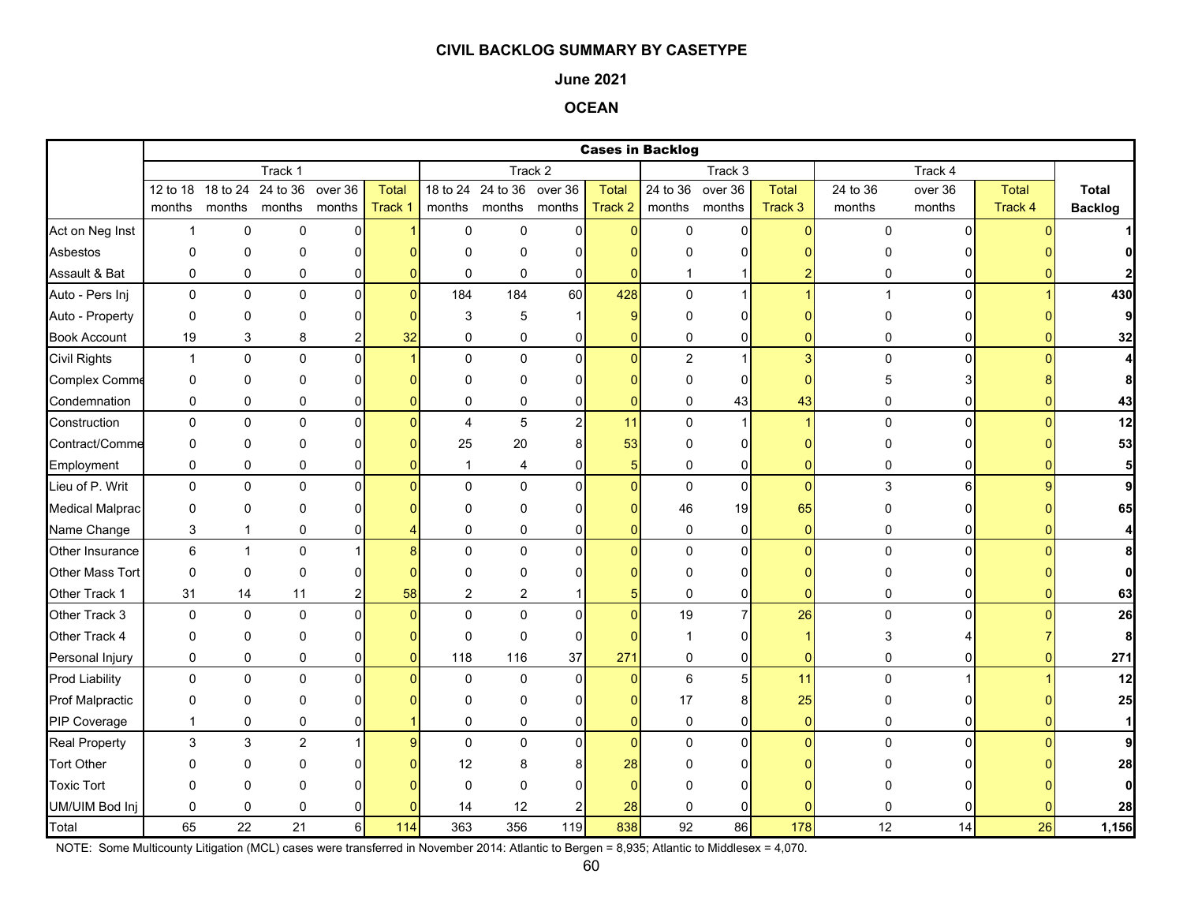**CIVIL BACKLOG SUMMARY BY CASETYPE**

**June 2021**

**OCEAN**

| | Cases in Backlog | | | | | | | | | | | | | | | | |
|---|---|---|---|---|---|---|---|---|---|---|---|---|---|---|---|---|---|
| | Track 1 | | | | | Track 2 | | | | Track 3 | | | Track 4 | | | |
| | 12 to 18 months | 18 to 24 months | 24 to 36 months | over 36 months | Total Track 1 | 18 to 24 months | 24 to 36 months | over 36 months | Total Track 2 | 24 to 36 months | over 36 months | Total Track 3 | 24 to 36 months | over 36 months | Total Track 4 | Total Backlog |
| Act on Neg Inst | 1 | 0 | 0 | 0 | 1 | 0 | 0 | 0 | 0 | 0 | 0 | 0 | 0 | 0 | 0 | 1 |
| Asbestos | 0 | 0 | 0 | 0 | 0 | 0 | 0 | 0 | 0 | 0 | 0 | 0 | 0 | 0 | 0 | 0 |
| Assault & Bat | 0 | 0 | 0 | 0 | 0 | 0 | 0 | 0 | 0 | 1 | 1 | 2 | 0 | 0 | 0 | 2 |
| Auto - Pers Inj | 0 | 0 | 0 | 0 | 0 | 184 | 184 | 60 | 428 | 0 | 1 | 1 | 1 | 0 | 1 | 430 |
| Auto - Property | 0 | 0 | 0 | 0 | 0 | 3 | 5 | 1 | 9 | 0 | 0 | 0 | 0 | 0 | 0 | 9 |
| Book Account | 19 | 3 | 8 | 2 | 32 | 0 | 0 | 0 | 0 | 0 | 0 | 0 | 0 | 0 | 0 | 32 |
| Civil Rights | 1 | 0 | 0 | 0 | 1 | 0 | 0 | 0 | 0 | 2 | 1 | 3 | 0 | 0 | 0 | 4 |
| Complex Comme | 0 | 0 | 0 | 0 | 0 | 0 | 0 | 0 | 0 | 0 | 0 | 0 | 5 | 3 | 8 | 8 |
| Condemnation | 0 | 0 | 0 | 0 | 0 | 0 | 0 | 0 | 0 | 0 | 43 | 43 | 0 | 0 | 0 | 43 |
| Construction | 0 | 0 | 0 | 0 | 0 | 4 | 5 | 2 | 11 | 0 | 1 | 1 | 0 | 0 | 0 | 12 |
| Contract/Comme | 0 | 0 | 0 | 0 | 0 | 25 | 20 | 8 | 53 | 0 | 0 | 0 | 0 | 0 | 0 | 53 |
| Employment | 0 | 0 | 0 | 0 | 0 | 1 | 4 | 0 | 5 | 0 | 0 | 0 | 0 | 0 | 0 | 5 |
| Lieu of P. Writ | 0 | 0 | 0 | 0 | 0 | 0 | 0 | 0 | 0 | 0 | 0 | 0 | 3 | 6 | 9 | 9 |
| Medical Malprac | 0 | 0 | 0 | 0 | 0 | 0 | 0 | 0 | 0 | 46 | 19 | 65 | 0 | 0 | 0 | 65 |
| Name Change | 3 | 1 | 0 | 0 | 4 | 0 | 0 | 0 | 0 | 0 | 0 | 0 | 0 | 0 | 0 | 4 |
| Other Insurance | 6 | 1 | 0 | 1 | 8 | 0 | 0 | 0 | 0 | 0 | 0 | 0 | 0 | 0 | 0 | 8 |
| Other Mass Tort | 0 | 0 | 0 | 0 | 0 | 0 | 0 | 0 | 0 | 0 | 0 | 0 | 0 | 0 | 0 | 0 |
| Other Track 1 | 31 | 14 | 11 | 2 | 58 | 2 | 2 | 1 | 5 | 0 | 0 | 0 | 0 | 0 | 0 | 63 |
| Other Track 3 | 0 | 0 | 0 | 0 | 0 | 0 | 0 | 0 | 0 | 19 | 7 | 26 | 0 | 0 | 0 | 26 |
| Other Track 4 | 0 | 0 | 0 | 0 | 0 | 0 | 0 | 0 | 0 | 1 | 0 | 1 | 3 | 4 | 7 | 8 |
| Personal Injury | 0 | 0 | 0 | 0 | 0 | 118 | 116 | 37 | 271 | 0 | 0 | 0 | 0 | 0 | 0 | 271 |
| Prod Liability | 0 | 0 | 0 | 0 | 0 | 0 | 0 | 0 | 0 | 6 | 5 | 11 | 0 | 1 | 1 | 12 |
| Prof Malpractic | 0 | 0 | 0 | 0 | 0 | 0 | 0 | 0 | 0 | 17 | 8 | 25 | 0 | 0 | 0 | 25 |
| PIP Coverage | 1 | 0 | 0 | 0 | 1 | 0 | 0 | 0 | 0 | 0 | 0 | 0 | 0 | 0 | 0 | 1 |
| Real Property | 3 | 3 | 2 | 1 | 9 | 0 | 0 | 0 | 0 | 0 | 0 | 0 | 0 | 0 | 0 | 9 |
| Tort Other | 0 | 0 | 0 | 0 | 0 | 12 | 8 | 8 | 28 | 0 | 0 | 0 | 0 | 0 | 0 | 28 |
| Toxic Tort | 0 | 0 | 0 | 0 | 0 | 0 | 0 | 0 | 0 | 0 | 0 | 0 | 0 | 0 | 0 | 0 |
| UM/UIM Bod Inj | 0 | 0 | 0 | 0 | 0 | 14 | 12 | 2 | 28 | 0 | 0 | 0 | 0 | 0 | 0 | 28 |
| Total | 65 | 22 | 21 | 6 | 114 | 363 | 356 | 119 | 838 | 92 | 86 | 178 | 12 | 14 | 26 | 1,156 |

NOTE: Some Multicounty Litigation (MCL) cases were transferred in November 2014: Atlantic to Bergen = 8,935; Atlantic to Middlesex = 4,070.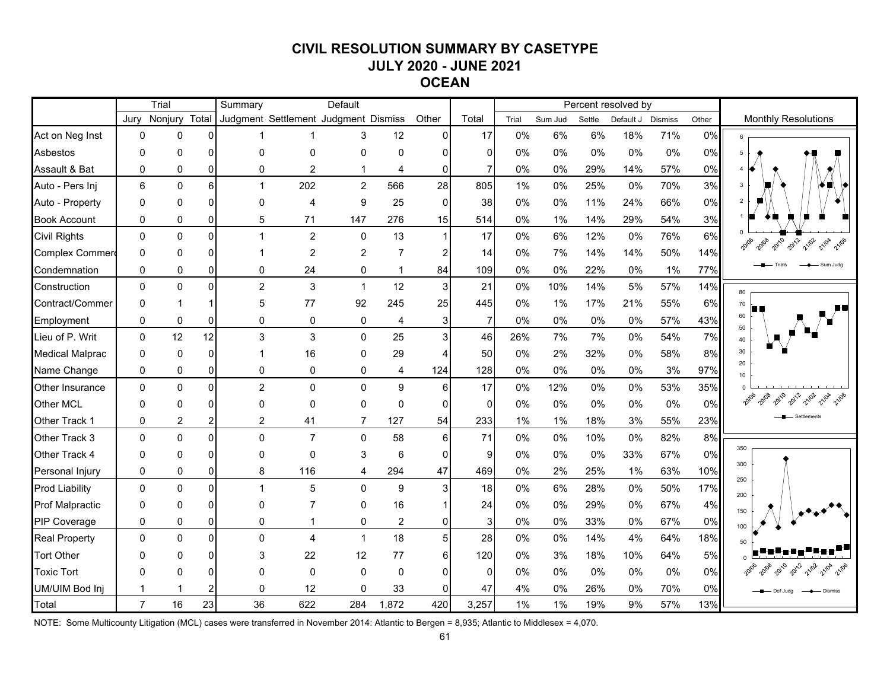# CIVIL RESOLUTION SUMMARY BY CASETYPE
## JULY 2020 - JUNE 2021
## OCEAN

| | Trial | | | Summary | | Default | | | | Percent resolved by | | | | | |
|---|---|---|---|---|---|---|---|---|---|---|---|---|---|---|---|
| | Jury | Nonjury | Total | Judgment | Settlement | Judgment | Dismiss | Other | Total | Trial | Sum Jud | Settle | Default J | Dismiss | Other |
| Act on Neg Inst | 0 | 0 | 0 | 1 | 1 | 3 | 12 | 0 | 17 | 0% | 6% | 6% | 18% | 71% | 0% |
| Asbestos | 0 | 0 | 0 | 0 | 0 | 0 | 0 | 0 | 0 | 0% | 0% | 0% | 0% | 0% | 0% |
| Assault & Bat | 0 | 0 | 0 | 0 | 2 | 1 | 4 | 0 | 7 | 0% | 0% | 29% | 14% | 57% | 0% |
| Auto - Pers Inj | 6 | 0 | 6 | 1 | 202 | 2 | 566 | 28 | 805 | 1% | 0% | 25% | 0% | 70% | 3% |
| Auto - Property | 0 | 0 | 0 | 0 | 4 | 9 | 25 | 0 | 38 | 0% | 0% | 11% | 24% | 66% | 0% |
| Book Account | 0 | 0 | 0 | 5 | 71 | 147 | 276 | 15 | 514 | 0% | 1% | 14% | 29% | 54% | 3% |
| Civil Rights | 0 | 0 | 0 | 1 | 2 | 0 | 13 | 1 | 17 | 0% | 6% | 12% | 0% | 76% | 6% |
| Complex Commerc | 0 | 0 | 0 | 1 | 2 | 2 | 7 | 2 | 14 | 0% | 7% | 14% | 14% | 50% | 14% |
| Condemnation | 0 | 0 | 0 | 0 | 24 | 0 | 1 | 84 | 109 | 0% | 0% | 22% | 0% | 1% | 77% |
| Construction | 0 | 0 | 0 | 2 | 3 | 1 | 12 | 3 | 21 | 0% | 10% | 14% | 5% | 57% | 14% |
| Contract/Commer | 0 | 1 | 1 | 5 | 77 | 92 | 245 | 25 | 445 | 0% | 1% | 17% | 21% | 55% | 6% |
| Employment | 0 | 0 | 0 | 0 | 0 | 0 | 4 | 3 | 7 | 0% | 0% | 0% | 0% | 57% | 43% |
| Lieu of P. Writ | 0 | 12 | 12 | 3 | 3 | 0 | 25 | 3 | 46 | 26% | 7% | 7% | 0% | 54% | 7% |
| Medical Malprac | 0 | 0 | 0 | 1 | 16 | 0 | 29 | 4 | 50 | 0% | 2% | 32% | 0% | 58% | 8% |
| Name Change | 0 | 0 | 0 | 0 | 0 | 0 | 4 | 124 | 128 | 0% | 0% | 0% | 0% | 3% | 97% |
| Other Insurance | 0 | 0 | 0 | 2 | 0 | 0 | 9 | 6 | 17 | 0% | 12% | 0% | 0% | 53% | 35% |
| Other MCL | 0 | 0 | 0 | 0 | 0 | 0 | 0 | 0 | 0 | 0% | 0% | 0% | 0% | 0% | 0% |
| Other Track 1 | 0 | 2 | 2 | 2 | 41 | 7 | 127 | 54 | 233 | 1% | 1% | 18% | 3% | 55% | 23% |
| Other Track 3 | 0 | 0 | 0 | 0 | 7 | 0 | 58 | 6 | 71 | 0% | 0% | 10% | 0% | 82% | 8% |
| Other Track 4 | 0 | 0 | 0 | 0 | 0 | 3 | 6 | 0 | 9 | 0% | 0% | 0% | 33% | 67% | 0% |
| Personal Injury | 0 | 0 | 0 | 8 | 116 | 4 | 294 | 47 | 469 | 0% | 2% | 25% | 1% | 63% | 10% |
| Prod Liability | 0 | 0 | 0 | 1 | 5 | 0 | 9 | 3 | 18 | 0% | 6% | 28% | 0% | 50% | 17% |
| Prof Malpractic | 0 | 0 | 0 | 0 | 7 | 0 | 16 | 1 | 24 | 0% | 0% | 29% | 0% | 67% | 4% |
| PIP Coverage | 0 | 0 | 0 | 0 | 1 | 0 | 2 | 0 | 3 | 0% | 0% | 33% | 0% | 67% | 0% |
| Real Property | 0 | 0 | 0 | 0 | 4 | 1 | 18 | 5 | 28 | 0% | 0% | 14% | 4% | 64% | 18% |
| Tort Other | 0 | 0 | 0 | 3 | 22 | 12 | 77 | 6 | 120 | 0% | 3% | 18% | 10% | 64% | 5% |
| Toxic Tort | 0 | 0 | 0 | 0 | 0 | 0 | 0 | 0 | 0 | 0% | 0% | 0% | 0% | 0% | 0% |
| UM/UIM Bod Inj | 1 | 1 | 2 | 0 | 12 | 0 | 33 | 0 | 47 | 4% | 0% | 26% | 0% | 70% | 0% |
| Total | 7 | 16 | 23 | 36 | 622 | 284 | 1,872 | 420 | 3,257 | 1% | 1% | 19% | 9% | 57% | 13% |

Monthly Resolutions

NOTE: Some Multicounty Litigation (MCL) cases were transferred in November 2014: Atlantic to Bergen = 8,935; Atlantic to Middlesex = 4,070.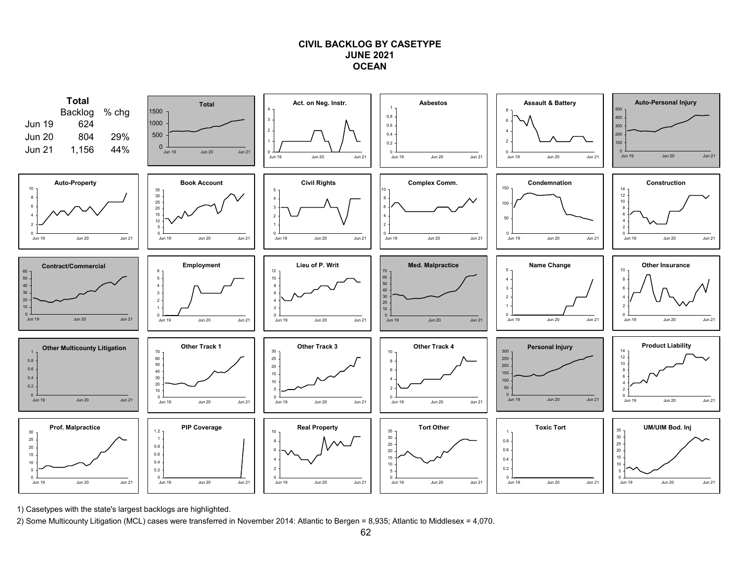# CIVIL BACKLOG BY CASETYPE
## JUNE 2021
## OCEAN

**Total**

| | Backlog | % chg |
|---|---|---|
| Jun 19 | 624 | |
| Jun 20 | 804 | 29% |
| Jun 21 | 1,156 | 44% |

Total

Act. on Neg. Instr.

Asbestos

Assault & Battery

Auto-Personal Injury

Auto-Property

Book Account

Civil Rights

Complex Comm.

Condemnation

Construction

Contract/Commercial

Employment

Lieu of P. Writ

Med. Malpractice

Name Change

Other Insurance

Other Multicounty Litigation

Other Track 1

Other Track 3

Other Track 4

Personal Injury

Product Liability

Prof. Malpractice

PIP Coverage

Real Property

Tort Other

Toxic Tort

UM/UIM Bod. Inj

1) Casetypes with the state's largest backlogs are highlighted.

2) Some Multicounty Litigation (MCL) cases were transferred in November 2014: Atlantic to Bergen = 8,935; Atlantic to Middlesex = 4,070.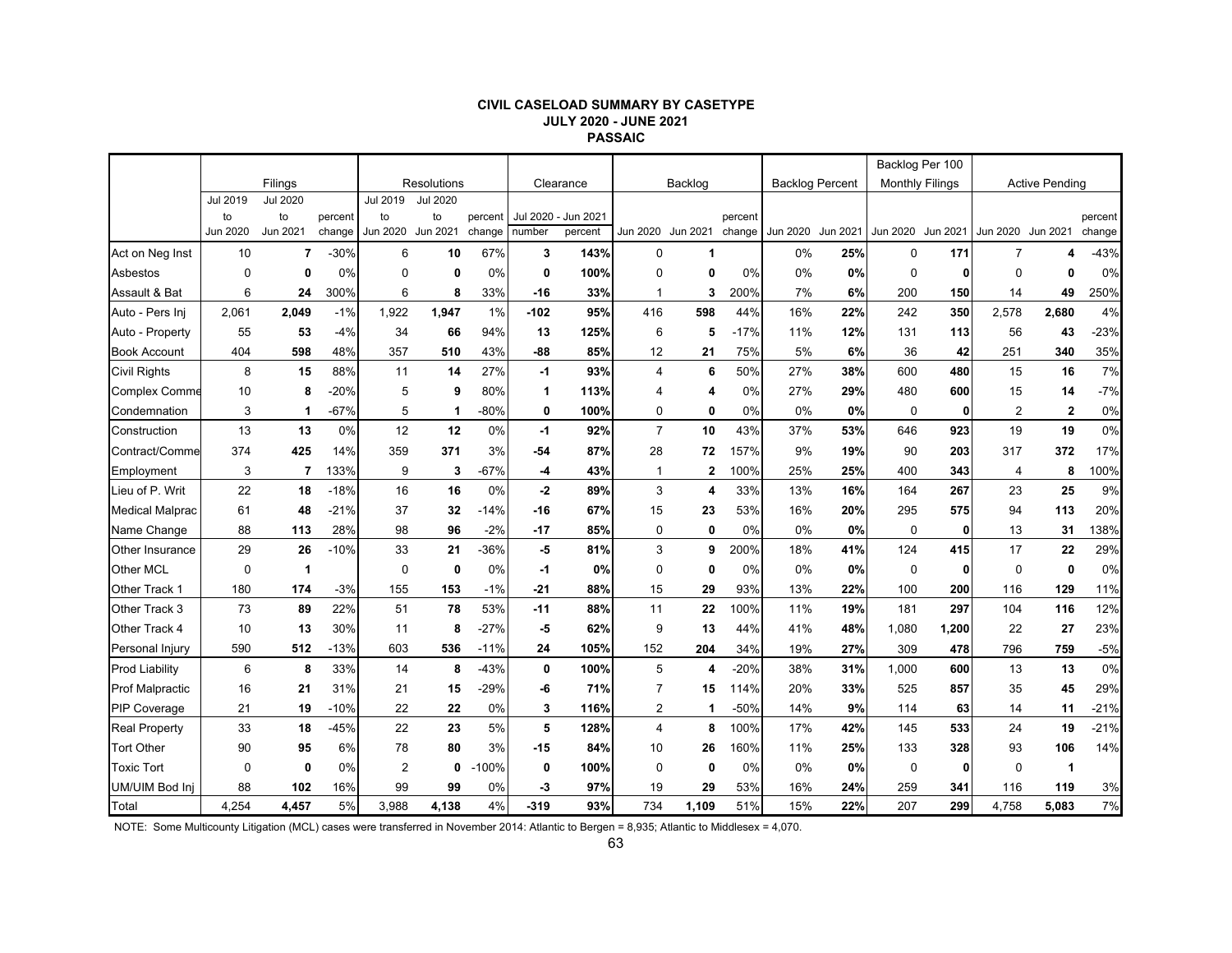# CIVIL CASELOAD SUMMARY BY CASETYPE
## JULY 2020 - JUNE 2021
## PASSAIC

| | Filings | | | Resolutions | | | Clearance | | Backlog | | | Backlog Percent | | Backlog Per 100 Monthly Filings | | Active Pending | | |
|---|---|---|---|---|---|---|---|---|---|---|---|---|---|---|---|---|---|---|
| | Jul 2019 to Jun 2020 | Jul 2020 to Jun 2021 | percent change | Jul 2019 to Jun 2020 | Jul 2020 to Jun 2021 | percent change | Jul 2020 - Jun 2021 number | Jul 2020 - Jun 2021 percent | Jun 2020 | Jun 2021 | percent change | Jun 2020 | Jun 2021 | Jun 2020 | Jun 2021 | Jun 2020 | Jun 2021 | percent change |
| Act on Neg Inst | 10 | **7** | -30% | 6 | **10** | 67% | **3** | **143%** | 0 | **1** | | 0% | **25%** | 0 | **171** | 7 | **4** | -43% |
| Asbestos | 0 | **0** | 0% | 0 | **0** | 0% | **0** | **100%** | 0 | **0** | 0% | 0% | **0%** | 0 | **0** | 0 | **0** | 0% |
| Assault & Bat | 6 | **24** | 300% | 6 | **8** | 33% | **-16** | **33%** | 1 | **3** | 200% | 7% | **6%** | 200 | **150** | 14 | **49** | 250% |
| Auto - Pers Inj | 2,061 | **2,049** | -1% | 1,922 | **1,947** | 1% | **-102** | **95%** | 416 | **598** | 44% | 16% | **22%** | 242 | **350** | 2,578 | **2,680** | 4% |
| Auto - Property | 55 | **53** | -4% | 34 | **66** | 94% | **13** | **125%** | 6 | **5** | -17% | 11% | **12%** | 131 | **113** | 56 | **43** | -23% |
| Book Account | 404 | **598** | 48% | 357 | **510** | 43% | **-88** | **85%** | 12 | **21** | 75% | 5% | **6%** | 36 | **42** | 251 | **340** | 35% |
| Civil Rights | 8 | **15** | 88% | 11 | **14** | 27% | **-1** | **93%** | 4 | **6** | 50% | 27% | **38%** | 600 | **480** | 15 | **16** | 7% |
| Complex Comme | 10 | **8** | -20% | 5 | **9** | 80% | **1** | **113%** | 4 | **4** | 0% | 27% | **29%** | 480 | **600** | 15 | **14** | -7% |
| Condemnation | 3 | **1** | -67% | 5 | **1** | -80% | **0** | **100%** | 0 | **0** | 0% | 0% | **0%** | 0 | **0** | 2 | **2** | 0% |
| Construction | 13 | **13** | 0% | 12 | **12** | 0% | **-1** | **92%** | 7 | **10** | 43% | 37% | **53%** | 646 | **923** | 19 | **19** | 0% |
| Contract/Comme | 374 | **425** | 14% | 359 | **371** | 3% | **-54** | **87%** | 28 | **72** | 157% | 9% | **19%** | 90 | **203** | 317 | **372** | 17% |
| Employment | 3 | **7** | 133% | 9 | **3** | -67% | **-4** | **43%** | 1 | **2** | 100% | 25% | **25%** | 400 | **343** | 4 | **8** | 100% |
| Lieu of P. Writ | 22 | **18** | -18% | 16 | **16** | 0% | **-2** | **89%** | 3 | **4** | 33% | 13% | **16%** | 164 | **267** | 23 | **25** | 9% |
| Medical Malprac | 61 | **48** | -21% | 37 | **32** | -14% | **-16** | **67%** | 15 | **23** | 53% | 16% | **20%** | 295 | **575** | 94 | **113** | 20% |
| Name Change | 88 | **113** | 28% | 98 | **96** | -2% | **-17** | **85%** | 0 | **0** | 0% | 0% | **0%** | 0 | **0** | 13 | **31** | 138% |
| Other Insurance | 29 | **26** | -10% | 33 | **21** | -36% | **-5** | **81%** | 3 | **9** | 200% | 18% | **41%** | 124 | **415** | 17 | **22** | 29% |
| Other MCL | 0 | **1** | | 0 | **0** | 0% | **-1** | **0%** | 0 | **0** | 0% | 0% | **0%** | 0 | **0** | 0 | **0** | 0% |
| Other Track 1 | 180 | **174** | -3% | 155 | **153** | -1% | **-21** | **88%** | 15 | **29** | 93% | 13% | **22%** | 100 | **200** | 116 | **129** | 11% |
| Other Track 3 | 73 | **89** | 22% | 51 | **78** | 53% | **-11** | **88%** | 11 | **22** | 100% | 11% | **19%** | 181 | **297** | 104 | **116** | 12% |
| Other Track 4 | 10 | **13** | 30% | 11 | **8** | -27% | **-5** | **62%** | 9 | **13** | 44% | 41% | **48%** | 1,080 | **1,200** | 22 | **27** | 23% |
| Personal Injury | 590 | **512** | -13% | 603 | **536** | -11% | **24** | **105%** | 152 | **204** | 34% | 19% | **27%** | 309 | **478** | 796 | **759** | -5% |
| Prod Liability | 6 | **8** | 33% | 14 | **8** | -43% | **0** | **100%** | 5 | **4** | -20% | 38% | **31%** | 1,000 | **600** | 13 | **13** | 0% |
| Prof Malpractic | 16 | **21** | 31% | 21 | **15** | -29% | **-6** | **71%** | 7 | **15** | 114% | 20% | **33%** | 525 | **857** | 35 | **45** | 29% |
| PIP Coverage | 21 | **19** | -10% | 22 | **22** | 0% | **3** | **116%** | 2 | **1** | -50% | 14% | **9%** | 114 | **63** | 14 | **11** | -21% |
| Real Property | 33 | **18** | -45% | 22 | **23** | 5% | **5** | **128%** | 4 | **8** | 100% | 17% | **42%** | 145 | **533** | 24 | **19** | -21% |
| Tort Other | 90 | **95** | 6% | 78 | **80** | 3% | **-15** | **84%** | 10 | **26** | 160% | 11% | **25%** | 133 | **328** | 93 | **106** | 14% |
| Toxic Tort | 0 | **0** | 0% | 2 | **0** | -100% | **0** | **100%** | 0 | **0** | 0% | 0% | **0%** | 0 | **0** | 0 | **1** | |
| UM/UIM Bod Inj | 88 | **102** | 16% | 99 | **99** | 0% | **-3** | **97%** | 19 | **29** | 53% | 16% | **24%** | 259 | **341** | 116 | **119** | 3% |
| Total | 4,254 | **4,457** | 5% | 3,988 | **4,138** | 4% | **-319** | **93%** | 734 | **1,109** | 51% | 15% | **22%** | 207 | **299** | 4,758 | **5,083** | 7% |

NOTE: Some Multicounty Litigation (MCL) cases were transferred in November 2014: Atlantic to Bergen = 8,935; Atlantic to Middlesex = 4,070.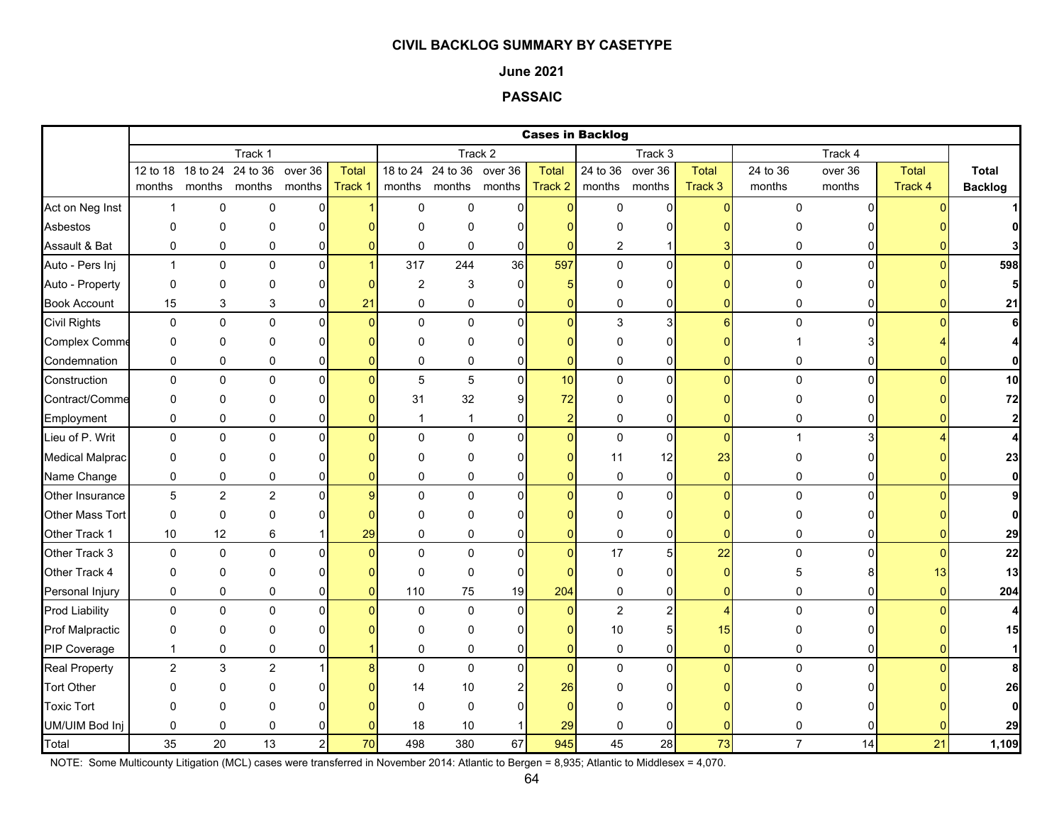**CIVIL BACKLOG SUMMARY BY CASETYPE**

**June 2021**

**PASSAIC**

| | Cases in Backlog | | | | | | | | | | | | | | | | |
|---|---|---|---|---|---|---|---|---|---|---|---|---|---|---|---|---|---|
| | Track 1 | | | | | Track 2 | | | | Track 3 | | | Track 4 | | | |
| | 12 to 18 months | 18 to 24 months | 24 to 36 months | over 36 months | Total Track 1 | 18 to 24 months | 24 to 36 months | over 36 months | Total Track 2 | 24 to 36 months | over 36 months | Total Track 3 | 24 to 36 months | over 36 months | Total Track 4 | **Total Backlog** |
| Act on Neg Inst | 1 | 0 | 0 | 0 | 1 | 0 | 0 | 0 | 0 | 0 | 0 | 0 | 0 | 0 | 0 | **1** |
| Asbestos | 0 | 0 | 0 | 0 | 0 | 0 | 0 | 0 | 0 | 0 | 0 | 0 | 0 | 0 | 0 | **0** |
| Assault & Bat | 0 | 0 | 0 | 0 | 0 | 0 | 0 | 0 | 0 | 2 | 1 | 3 | 0 | 0 | 0 | **3** |
| Auto - Pers Inj | 1 | 0 | 0 | 0 | 1 | 317 | 244 | 36 | 597 | 0 | 0 | 0 | 0 | 0 | 0 | **598** |
| Auto - Property | 0 | 0 | 0 | 0 | 0 | 2 | 3 | 0 | 5 | 0 | 0 | 0 | 0 | 0 | 0 | **5** |
| Book Account | 15 | 3 | 3 | 0 | 21 | 0 | 0 | 0 | 0 | 0 | 0 | 0 | 0 | 0 | 0 | **21** |
| Civil Rights | 0 | 0 | 0 | 0 | 0 | 0 | 0 | 0 | 0 | 3 | 3 | 6 | 0 | 0 | 0 | **6** |
| Complex Comme | 0 | 0 | 0 | 0 | 0 | 0 | 0 | 0 | 0 | 0 | 0 | 0 | 1 | 3 | 4 | **4** |
| Condemnation | 0 | 0 | 0 | 0 | 0 | 0 | 0 | 0 | 0 | 0 | 0 | 0 | 0 | 0 | 0 | **0** |
| Construction | 0 | 0 | 0 | 0 | 0 | 5 | 5 | 0 | 10 | 0 | 0 | 0 | 0 | 0 | 0 | **10** |
| Contract/Comme | 0 | 0 | 0 | 0 | 0 | 31 | 32 | 9 | 72 | 0 | 0 | 0 | 0 | 0 | 0 | **72** |
| Employment | 0 | 0 | 0 | 0 | 0 | 1 | 1 | 0 | 2 | 0 | 0 | 0 | 0 | 0 | 0 | **2** |
| Lieu of P. Writ | 0 | 0 | 0 | 0 | 0 | 0 | 0 | 0 | 0 | 0 | 0 | 0 | 1 | 3 | 4 | **4** |
| Medical Malprac | 0 | 0 | 0 | 0 | 0 | 0 | 0 | 0 | 0 | 11 | 12 | 23 | 0 | 0 | 0 | **23** |
| Name Change | 0 | 0 | 0 | 0 | 0 | 0 | 0 | 0 | 0 | 0 | 0 | 0 | 0 | 0 | 0 | **0** |
| Other Insurance | 5 | 2 | 2 | 0 | 9 | 0 | 0 | 0 | 0 | 0 | 0 | 0 | 0 | 0 | 0 | **9** |
| Other Mass Tort | 0 | 0 | 0 | 0 | 0 | 0 | 0 | 0 | 0 | 0 | 0 | 0 | 0 | 0 | 0 | **0** |
| Other Track 1 | 10 | 12 | 6 | 1 | 29 | 0 | 0 | 0 | 0 | 0 | 0 | 0 | 0 | 0 | 0 | **29** |
| Other Track 3 | 0 | 0 | 0 | 0 | 0 | 0 | 0 | 0 | 0 | 17 | 5 | 22 | 0 | 0 | 0 | **22** |
| Other Track 4 | 0 | 0 | 0 | 0 | 0 | 0 | 0 | 0 | 0 | 0 | 0 | 0 | 5 | 8 | 13 | **13** |
| Personal Injury | 0 | 0 | 0 | 0 | 0 | 110 | 75 | 19 | 204 | 0 | 0 | 0 | 0 | 0 | 0 | **204** |
| Prod Liability | 0 | 0 | 0 | 0 | 0 | 0 | 0 | 0 | 0 | 2 | 2 | 4 | 0 | 0 | 0 | **4** |
| Prof Malpractic | 0 | 0 | 0 | 0 | 0 | 0 | 0 | 0 | 0 | 10 | 5 | 15 | 0 | 0 | 0 | **15** |
| PIP Coverage | 1 | 0 | 0 | 0 | 1 | 0 | 0 | 0 | 0 | 0 | 0 | 0 | 0 | 0 | 0 | **1** |
| Real Property | 2 | 3 | 2 | 1 | 8 | 0 | 0 | 0 | 0 | 0 | 0 | 0 | 0 | 0 | 0 | **8** |
| Tort Other | 0 | 0 | 0 | 0 | 0 | 14 | 10 | 2 | 26 | 0 | 0 | 0 | 0 | 0 | 0 | **26** |
| Toxic Tort | 0 | 0 | 0 | 0 | 0 | 0 | 0 | 0 | 0 | 0 | 0 | 0 | 0 | 0 | 0 | **0** |
| UM/UIM Bod Inj | 0 | 0 | 0 | 0 | 0 | 18 | 10 | 1 | 29 | 0 | 0 | 0 | 0 | 0 | 0 | **29** |
| Total | 35 | 20 | 13 | 2 | 70 | 498 | 380 | 67 | 945 | 45 | 28 | 73 | 7 | 14 | 21 | **1,109** |

NOTE: Some Multicounty Litigation (MCL) cases were transferred in November 2014: Atlantic to Bergen = 8,935; Atlantic to Middlesex = 4,070.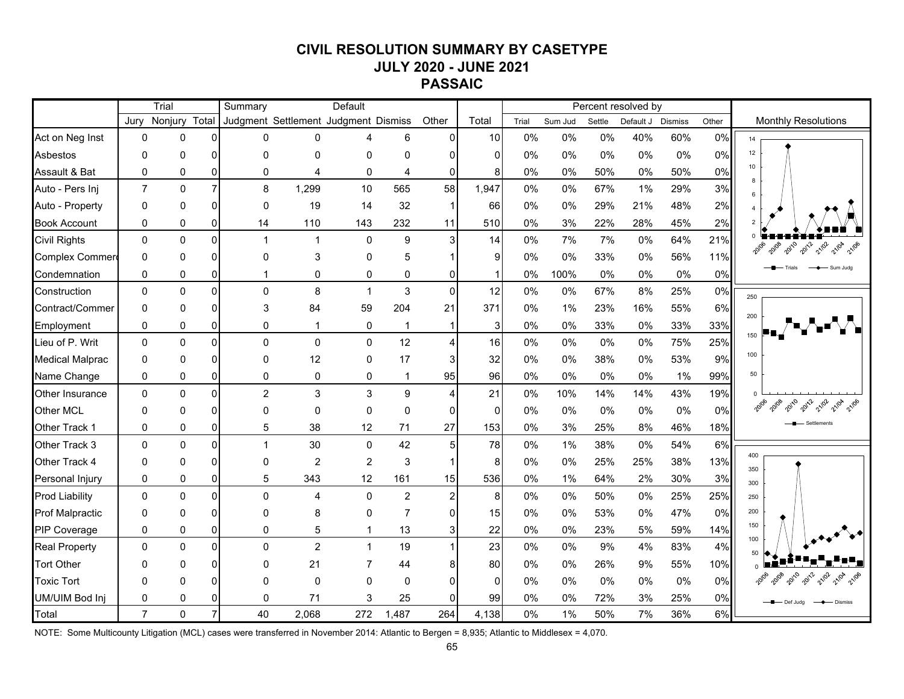# CIVIL RESOLUTION SUMMARY BY CASETYPE
## JULY 2020 - JUNE 2021
## PASSAIC

| | Trial | | | Summary | | Default | | | | Percent resolved by | | | | | |
|---|---|---|---|---|---|---|---|---|---|---|---|---|---|---|---|
| | Jury | Nonjury | Total | Judgment | Settlement | Judgment | Dismiss | Other | Total | Trial | Sum Jud | Settle | Default J | Dismiss | Other |
| Act on Neg Inst | 0 | 0 | 0 | 0 | 0 | 4 | 6 | 0 | 10 | 0% | 0% | 0% | 40% | 60% | 0% |
| Asbestos | 0 | 0 | 0 | 0 | 0 | 0 | 0 | 0 | 0 | 0% | 0% | 0% | 0% | 0% | 0% |
| Assault & Bat | 0 | 0 | 0 | 0 | 4 | 0 | 4 | 0 | 8 | 0% | 0% | 50% | 0% | 50% | 0% |
| Auto - Pers Inj | 7 | 0 | 7 | 8 | 1,299 | 10 | 565 | 58 | 1,947 | 0% | 0% | 67% | 1% | 29% | 3% |
| Auto - Property | 0 | 0 | 0 | 0 | 19 | 14 | 32 | 1 | 66 | 0% | 0% | 29% | 21% | 48% | 2% |
| Book Account | 0 | 0 | 0 | 14 | 110 | 143 | 232 | 11 | 510 | 0% | 3% | 22% | 28% | 45% | 2% |
| Civil Rights | 0 | 0 | 0 | 1 | 1 | 0 | 9 | 3 | 14 | 0% | 7% | 7% | 0% | 64% | 21% |
| Complex Commerc | 0 | 0 | 0 | 0 | 3 | 0 | 5 | 1 | 9 | 0% | 0% | 33% | 0% | 56% | 11% |
| Condemnation | 0 | 0 | 0 | 1 | 0 | 0 | 0 | 0 | 1 | 0% | 100% | 0% | 0% | 0% | 0% |
| Construction | 0 | 0 | 0 | 0 | 8 | 1 | 3 | 0 | 12 | 0% | 0% | 67% | 8% | 25% | 0% |
| Contract/Commer | 0 | 0 | 0 | 3 | 84 | 59 | 204 | 21 | 371 | 0% | 1% | 23% | 16% | 55% | 6% |
| Employment | 0 | 0 | 0 | 0 | 1 | 0 | 1 | 1 | 3 | 0% | 0% | 33% | 0% | 33% | 33% |
| Lieu of P. Writ | 0 | 0 | 0 | 0 | 0 | 0 | 12 | 4 | 16 | 0% | 0% | 0% | 0% | 75% | 25% |
| Medical Malprac | 0 | 0 | 0 | 0 | 12 | 0 | 17 | 3 | 32 | 0% | 0% | 38% | 0% | 53% | 9% |
| Name Change | 0 | 0 | 0 | 0 | 0 | 0 | 1 | 95 | 96 | 0% | 0% | 0% | 0% | 1% | 99% |
| Other Insurance | 0 | 0 | 0 | 2 | 3 | 3 | 9 | 4 | 21 | 0% | 10% | 14% | 14% | 43% | 19% |
| Other MCL | 0 | 0 | 0 | 0 | 0 | 0 | 0 | 0 | 0 | 0% | 0% | 0% | 0% | 0% | 0% |
| Other Track 1 | 0 | 0 | 0 | 5 | 38 | 12 | 71 | 27 | 153 | 0% | 3% | 25% | 8% | 46% | 18% |
| Other Track 3 | 0 | 0 | 0 | 1 | 30 | 0 | 42 | 5 | 78 | 0% | 1% | 38% | 0% | 54% | 6% |
| Other Track 4 | 0 | 0 | 0 | 0 | 2 | 2 | 3 | 1 | 8 | 0% | 0% | 25% | 25% | 38% | 13% |
| Personal Injury | 0 | 0 | 0 | 5 | 343 | 12 | 161 | 15 | 536 | 0% | 1% | 64% | 2% | 30% | 3% |
| Prod Liability | 0 | 0 | 0 | 0 | 4 | 0 | 2 | 2 | 8 | 0% | 0% | 50% | 0% | 25% | 25% |
| Prof Malpractic | 0 | 0 | 0 | 0 | 8 | 0 | 7 | 0 | 15 | 0% | 0% | 53% | 0% | 47% | 0% |
| PIP Coverage | 0 | 0 | 0 | 0 | 5 | 1 | 13 | 3 | 22 | 0% | 0% | 23% | 5% | 59% | 14% |
| Real Property | 0 | 0 | 0 | 0 | 2 | 1 | 19 | 1 | 23 | 0% | 0% | 9% | 4% | 83% | 4% |
| Tort Other | 0 | 0 | 0 | 0 | 21 | 7 | 44 | 8 | 80 | 0% | 0% | 26% | 9% | 55% | 10% |
| Toxic Tort | 0 | 0 | 0 | 0 | 0 | 0 | 0 | 0 | 0 | 0% | 0% | 0% | 0% | 0% | 0% |
| UM/UIM Bod Inj | 0 | 0 | 0 | 0 | 71 | 3 | 25 | 0 | 99 | 0% | 0% | 72% | 3% | 25% | 0% |
| Total | 7 | 0 | 7 | 40 | 2,068 | 272 | 1,487 | 264 | 4,138 | 0% | 1% | 50% | 7% | 36% | 6% |

Monthly Resolutions

NOTE: Some Multicounty Litigation (MCL) cases were transferred in November 2014: Atlantic to Bergen = 8,935; Atlantic to Middlesex = 4,070.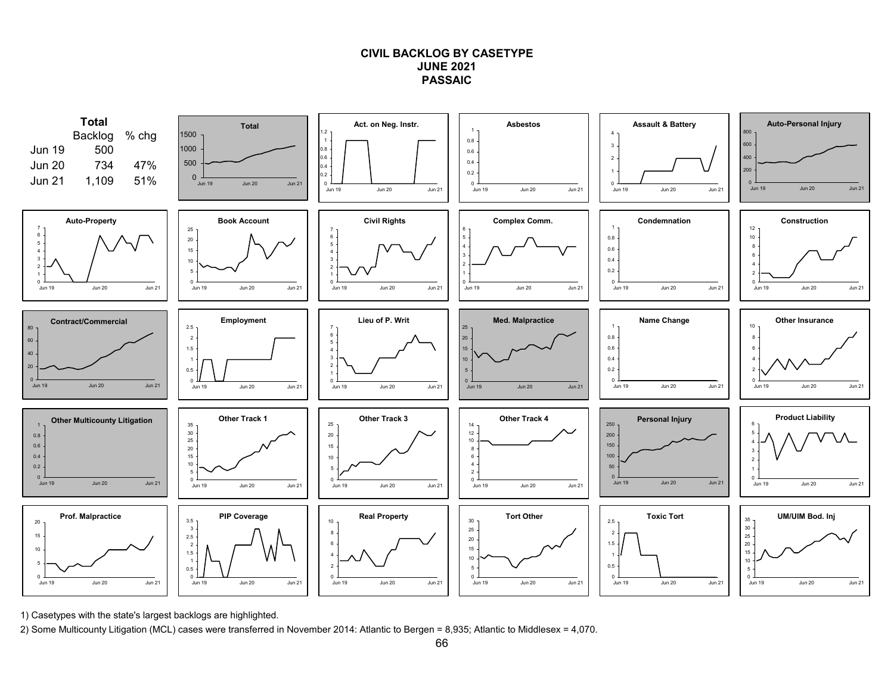# CIVIL BACKLOG BY CASETYPE
## JUNE 2021
## PASSAIC

**Total**

| | Backlog | % chg |
|---|---|---|
| Jun 19 | 500 | |
| Jun 20 | 734 | 47% |
| Jun 21 | 1,109 | 51% |

1) Casetypes with the state's largest backlogs are highlighted.

2) Some Multicounty Litigation (MCL) cases were transferred in November 2014: Atlantic to Bergen = 8,935; Atlantic to Middlesex = 4,070.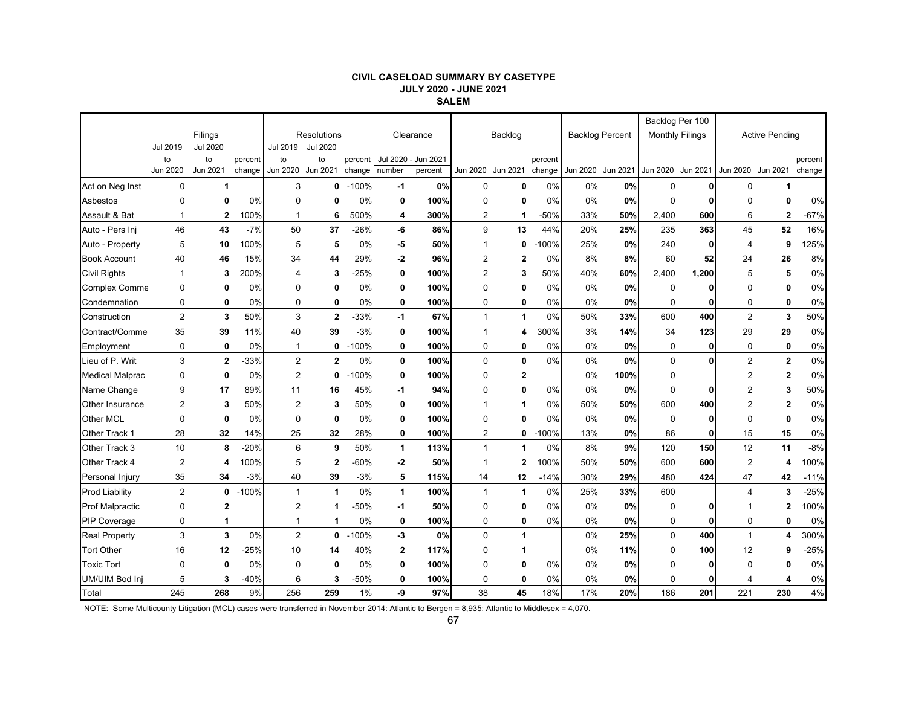**CIVIL CASELOAD SUMMARY BY CASETYPE**
**JULY 2020 - JUNE 2021**
**SALEM**

| | Filings | | | Resolutions | | | Clearance | | Backlog | | | Backlog Percent | | Backlog Per 100 Monthly Filings | | Active Pending | | |
|---|---|---|---|---|---|---|---|---|---|---|---|---|---|---|---|---|---|---|
| | Jul 2019 to Jun 2020 | Jul 2020 to Jun 2021 | percent change | Jul 2019 to Jun 2020 | Jul 2020 to Jun 2021 | percent change | Jul 2020 - Jun 2021 number | Jul 2020 - Jun 2021 percent | Jun 2020 | Jun 2021 | percent change | Jun 2020 | Jun 2021 | Jun 2020 | Jun 2021 | Jun 2020 | Jun 2021 | percent change |
| Act on Neg Inst | 0 | **1** | | 3 | **0** | -100% | **-1** | **0%** | 0 | **0** | 0% | 0% | **0%** | 0 | **0** | 0 | **1** | |
| Asbestos | 0 | **0** | 0% | 0 | **0** | 0% | **0** | **100%** | 0 | **0** | 0% | 0% | **0%** | 0 | **0** | 0 | **0** | 0% |
| Assault & Bat | 1 | **2** | 100% | 1 | **6** | 500% | **4** | **300%** | 2 | **1** | -50% | 33% | **50%** | 2,400 | **600** | 6 | **2** | -67% |
| Auto - Pers Inj | 46 | **43** | -7% | 50 | **37** | -26% | **-6** | **86%** | 9 | **13** | 44% | 20% | **25%** | 235 | **363** | 45 | **52** | 16% |
| Auto - Property | 5 | **10** | 100% | 5 | **5** | 0% | **-5** | **50%** | 1 | **0** | -100% | 25% | **0%** | 240 | **0** | 4 | **9** | 125% |
| Book Account | 40 | **46** | 15% | 34 | **44** | 29% | **-2** | **96%** | 2 | **2** | 0% | 8% | **8%** | 60 | **52** | 24 | **26** | 8% |
| Civil Rights | 1 | **3** | 200% | 4 | **3** | -25% | **0** | **100%** | 2 | **3** | 50% | 40% | **60%** | 2,400 | **1,200** | 5 | **5** | 0% |
| Complex Comme | 0 | **0** | 0% | 0 | **0** | 0% | **0** | **100%** | 0 | **0** | 0% | 0% | **0%** | 0 | **0** | 0 | **0** | 0% |
| Condemnation | 0 | **0** | 0% | 0 | **0** | 0% | **0** | **100%** | 0 | **0** | 0% | 0% | **0%** | 0 | **0** | 0 | **0** | 0% |
| Construction | 2 | **3** | 50% | 3 | **2** | -33% | **-1** | **67%** | 1 | **1** | 0% | 50% | **33%** | 600 | **400** | 2 | **3** | 50% |
| Contract/Comme | 35 | **39** | 11% | 40 | **39** | -3% | **0** | **100%** | 1 | **4** | 300% | 3% | **14%** | 34 | **123** | 29 | **29** | 0% |
| Employment | 0 | **0** | 0% | 1 | **0** | -100% | **0** | **100%** | 0 | **0** | 0% | 0% | **0%** | 0 | **0** | 0 | **0** | 0% |
| Lieu of P. Writ | 3 | **2** | -33% | 2 | **2** | 0% | **0** | **100%** | 0 | **0** | 0% | 0% | **0%** | 0 | **0** | 2 | **2** | 0% |
| Medical Malprac | 0 | **0** | 0% | 2 | **0** | -100% | **0** | **100%** | 0 | **2** | | 0% | **100%** | 0 | | 2 | **2** | 0% |
| Name Change | 9 | **17** | 89% | 11 | **16** | 45% | **-1** | **94%** | 0 | **0** | 0% | 0% | **0%** | 0 | **0** | 2 | **3** | 50% |
| Other Insurance | 2 | **3** | 50% | 2 | **3** | 50% | **0** | **100%** | 1 | **1** | 0% | 50% | **50%** | 600 | **400** | 2 | **2** | 0% |
| Other MCL | 0 | **0** | 0% | 0 | **0** | 0% | **0** | **100%** | 0 | **0** | 0% | 0% | **0%** | 0 | **0** | 0 | **0** | 0% |
| Other Track 1 | 28 | **32** | 14% | 25 | **32** | 28% | **0** | **100%** | 2 | **0** | -100% | 13% | **0%** | 86 | **0** | 15 | **15** | 0% |
| Other Track 3 | 10 | **8** | -20% | 6 | **9** | 50% | **1** | **113%** | 1 | **1** | 0% | 8% | **9%** | 120 | **150** | 12 | **11** | -8% |
| Other Track 4 | 2 | **4** | 100% | 5 | **2** | -60% | **-2** | **50%** | 1 | **2** | 100% | 50% | **50%** | 600 | **600** | 2 | **4** | 100% |
| Personal Injury | 35 | **34** | -3% | 40 | **39** | -3% | **5** | **115%** | 14 | **12** | -14% | 30% | **29%** | 480 | **424** | 47 | **42** | -11% |
| Prod Liability | 2 | **0** | -100% | 1 | **1** | 0% | **1** | **100%** | 1 | **1** | 0% | 25% | **33%** | 600 | | 4 | **3** | -25% |
| Prof Malpractic | 0 | **2** | | 2 | **1** | -50% | **-1** | **50%** | 0 | **0** | 0% | 0% | **0%** | 0 | **0** | 1 | **2** | 100% |
| PIP Coverage | 0 | **1** | | 1 | **1** | 0% | **0** | **100%** | 0 | **0** | 0% | 0% | **0%** | 0 | **0** | 0 | **0** | 0% |
| Real Property | 3 | **3** | 0% | 2 | **0** | -100% | **-3** | **0%** | 0 | **1** | | 0% | **25%** | 0 | **400** | 1 | **4** | 300% |
| Tort Other | 16 | **12** | -25% | 10 | **14** | 40% | **2** | **117%** | 0 | **1** | | 0% | **11%** | 0 | **100** | 12 | **9** | -25% |
| Toxic Tort | 0 | **0** | 0% | 0 | **0** | 0% | **0** | **100%** | 0 | **0** | 0% | 0% | **0%** | 0 | **0** | 0 | **0** | 0% |
| UM/UIM Bod Inj | 5 | **3** | -40% | 6 | **3** | -50% | **0** | **100%** | 0 | **0** | 0% | 0% | **0%** | 0 | **0** | 4 | **4** | 0% |
| Total | 245 | **268** | 9% | 256 | **259** | 1% | **-9** | **97%** | 38 | **45** | 18% | 17% | **20%** | 186 | **201** | 221 | **230** | 4% |

NOTE: Some Multicounty Litigation (MCL) cases were transferred in November 2014: Atlantic to Bergen = 8,935; Atlantic to Middlesex = 4,070.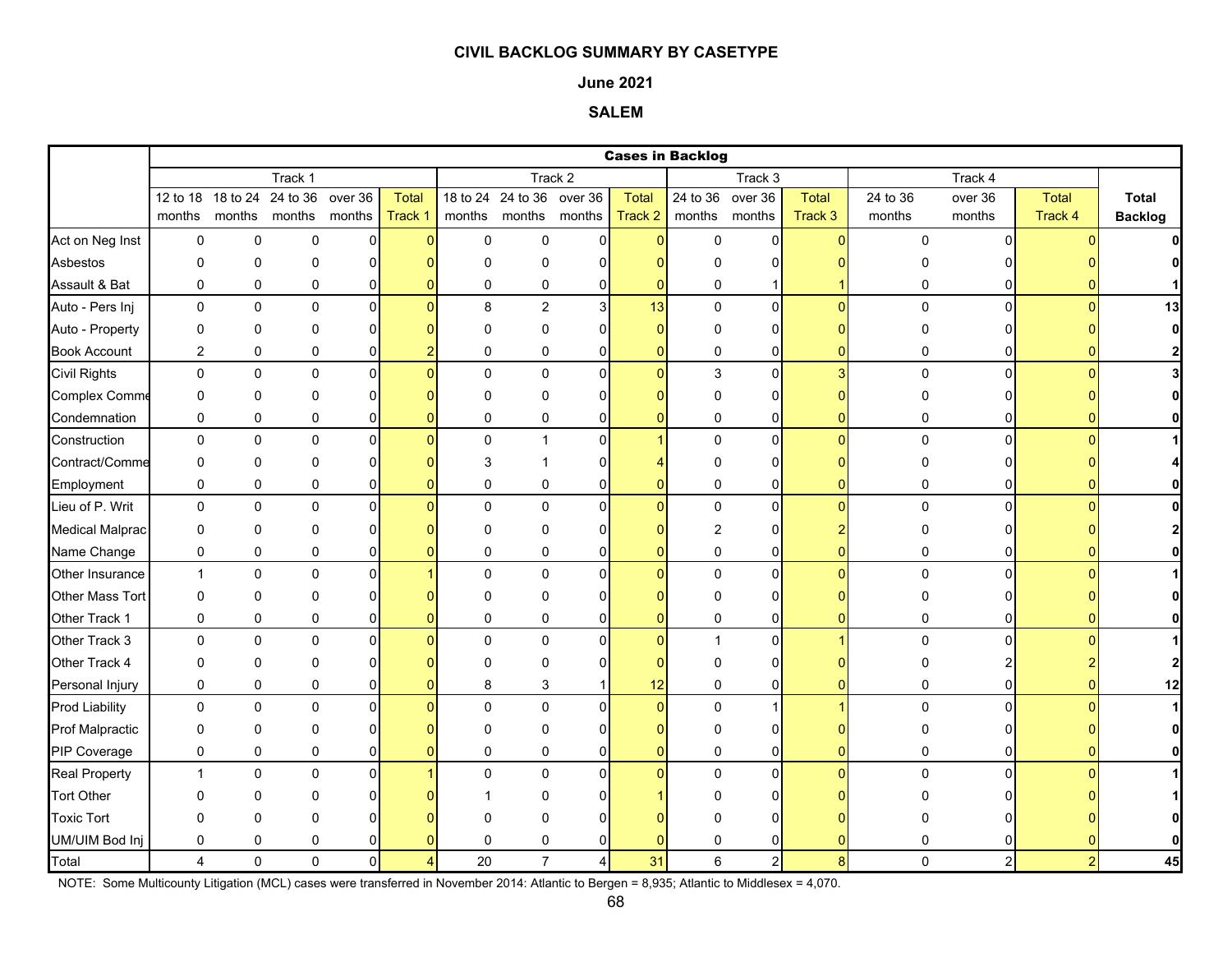**CIVIL BACKLOG SUMMARY BY CASETYPE**

**June 2021**

**SALEM**

| | Cases in Backlog | | | | | | | | | | | | | | | |
|---|---|---|---|---|---|---|---|---|---|---|---|---|---|---|---|---|
| | Track 1 | | | | | Track 2 | | | | Track 3 | | | Track 4 | | | |
| | 12 to 18 months | 18 to 24 months | 24 to 36 months | over 36 months | Total Track 1 | 18 to 24 months | 24 to 36 months | over 36 months | Total Track 2 | 24 to 36 months | over 36 months | Total Track 3 | 24 to 36 months | over 36 months | Total Track 4 | **Total Backlog** |
| Act on Neg Inst | 0 | 0 | 0 | 0 | 0 | 0 | 0 | 0 | 0 | 0 | 0 | 0 | 0 | 0 | 0 | **0** |
| Asbestos | 0 | 0 | 0 | 0 | 0 | 0 | 0 | 0 | 0 | 0 | 0 | 0 | 0 | 0 | 0 | **0** |
| Assault & Bat | 0 | 0 | 0 | 0 | 0 | 0 | 0 | 0 | 0 | 0 | 1 | 1 | 0 | 0 | 0 | **1** |
| Auto - Pers Inj | 0 | 0 | 0 | 0 | 0 | 8 | 2 | 3 | 13 | 0 | 0 | 0 | 0 | 0 | 0 | **13** |
| Auto - Property | 0 | 0 | 0 | 0 | 0 | 0 | 0 | 0 | 0 | 0 | 0 | 0 | 0 | 0 | 0 | **0** |
| Book Account | 2 | 0 | 0 | 0 | 2 | 0 | 0 | 0 | 0 | 0 | 0 | 0 | 0 | 0 | 0 | **2** |
| Civil Rights | 0 | 0 | 0 | 0 | 0 | 0 | 0 | 0 | 0 | 3 | 0 | 3 | 0 | 0 | 0 | **3** |
| Complex Comme | 0 | 0 | 0 | 0 | 0 | 0 | 0 | 0 | 0 | 0 | 0 | 0 | 0 | 0 | 0 | **0** |
| Condemnation | 0 | 0 | 0 | 0 | 0 | 0 | 0 | 0 | 0 | 0 | 0 | 0 | 0 | 0 | 0 | **0** |
| Construction | 0 | 0 | 0 | 0 | 0 | 0 | 1 | 0 | 1 | 0 | 0 | 0 | 0 | 0 | 0 | **1** |
| Contract/Comme | 0 | 0 | 0 | 0 | 0 | 3 | 1 | 0 | 4 | 0 | 0 | 0 | 0 | 0 | 0 | **4** |
| Employment | 0 | 0 | 0 | 0 | 0 | 0 | 0 | 0 | 0 | 0 | 0 | 0 | 0 | 0 | 0 | **0** |
| Lieu of P. Writ | 0 | 0 | 0 | 0 | 0 | 0 | 0 | 0 | 0 | 0 | 0 | 0 | 0 | 0 | 0 | **0** |
| Medical Malprac | 0 | 0 | 0 | 0 | 0 | 0 | 0 | 0 | 0 | 2 | 0 | 2 | 0 | 0 | 0 | **2** |
| Name Change | 0 | 0 | 0 | 0 | 0 | 0 | 0 | 0 | 0 | 0 | 0 | 0 | 0 | 0 | 0 | **0** |
| Other Insurance | 1 | 0 | 0 | 0 | 1 | 0 | 0 | 0 | 0 | 0 | 0 | 0 | 0 | 0 | 0 | **1** |
| Other Mass Tort | 0 | 0 | 0 | 0 | 0 | 0 | 0 | 0 | 0 | 0 | 0 | 0 | 0 | 0 | 0 | **0** |
| Other Track 1 | 0 | 0 | 0 | 0 | 0 | 0 | 0 | 0 | 0 | 0 | 0 | 0 | 0 | 0 | 0 | **0** |
| Other Track 3 | 0 | 0 | 0 | 0 | 0 | 0 | 0 | 0 | 0 | 1 | 0 | 1 | 0 | 0 | 0 | **1** |
| Other Track 4 | 0 | 0 | 0 | 0 | 0 | 0 | 0 | 0 | 0 | 0 | 0 | 0 | 0 | 2 | 2 | **2** |
| Personal Injury | 0 | 0 | 0 | 0 | 0 | 8 | 3 | 1 | 12 | 0 | 0 | 0 | 0 | 0 | 0 | **12** |
| Prod Liability | 0 | 0 | 0 | 0 | 0 | 0 | 0 | 0 | 0 | 0 | 1 | 1 | 0 | 0 | 0 | **1** |
| Prof Malpractic | 0 | 0 | 0 | 0 | 0 | 0 | 0 | 0 | 0 | 0 | 0 | 0 | 0 | 0 | 0 | **0** |
| PIP Coverage | 0 | 0 | 0 | 0 | 0 | 0 | 0 | 0 | 0 | 0 | 0 | 0 | 0 | 0 | 0 | **0** |
| Real Property | 1 | 0 | 0 | 0 | 1 | 0 | 0 | 0 | 0 | 0 | 0 | 0 | 0 | 0 | 0 | **1** |
| Tort Other | 0 | 0 | 0 | 0 | 0 | 1 | 0 | 0 | 1 | 0 | 0 | 0 | 0 | 0 | 0 | **1** |
| Toxic Tort | 0 | 0 | 0 | 0 | 0 | 0 | 0 | 0 | 0 | 0 | 0 | 0 | 0 | 0 | 0 | **0** |
| UM/UIM Bod Inj | 0 | 0 | 0 | 0 | 0 | 0 | 0 | 0 | 0 | 0 | 0 | 0 | 0 | 0 | 0 | **0** |
| Total | 4 | 0 | 0 | 0 | 4 | 20 | 7 | 4 | 31 | 6 | 2 | 8 | 0 | 2 | 2 | **45** |

NOTE: Some Multicounty Litigation (MCL) cases were transferred in November 2014: Atlantic to Bergen = 8,935; Atlantic to Middlesex = 4,070.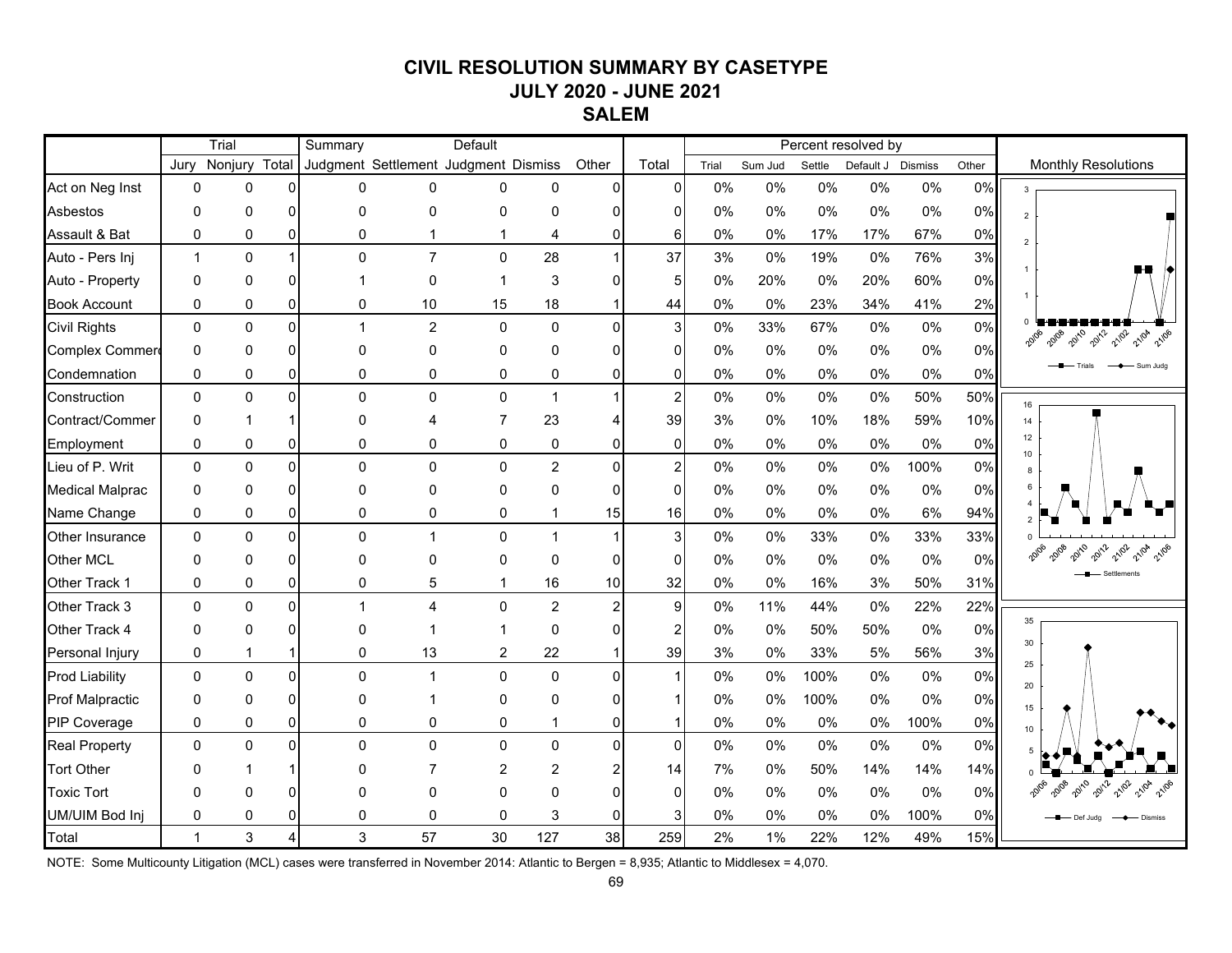# CIVIL RESOLUTION SUMMARY BY CASETYPE
## JULY 2020 - JUNE 2021
## SALEM

| | Trial | | | Summary | | Default | | | | Percent resolved by | | | | | |
|---|---|---|---|---|---|---|---|---|---|---|---|---|---|---|---|
| | Jury | Nonjury | Total | Judgment | Settlement | Judgment | Dismiss | Other | Total | Trial | Sum Jud | Settle | Default J | Dismiss | Other |
| Act on Neg Inst | 0 | 0 | 0 | 0 | 0 | 0 | 0 | 0 | 0 | 0% | 0% | 0% | 0% | 0% | 0% |
| Asbestos | 0 | 0 | 0 | 0 | 0 | 0 | 0 | 0 | 0 | 0% | 0% | 0% | 0% | 0% | 0% |
| Assault & Bat | 0 | 0 | 0 | 0 | 1 | 1 | 4 | 0 | 6 | 0% | 0% | 17% | 17% | 67% | 0% |
| Auto - Pers Inj | 1 | 0 | 1 | 0 | 7 | 0 | 28 | 1 | 37 | 3% | 0% | 19% | 0% | 76% | 3% |
| Auto - Property | 0 | 0 | 0 | 1 | 0 | 1 | 3 | 0 | 5 | 0% | 20% | 0% | 20% | 60% | 0% |
| Book Account | 0 | 0 | 0 | 0 | 10 | 15 | 18 | 1 | 44 | 0% | 0% | 23% | 34% | 41% | 2% |
| Civil Rights | 0 | 0 | 0 | 1 | 2 | 0 | 0 | 0 | 3 | 0% | 33% | 67% | 0% | 0% | 0% |
| Complex Commerc | 0 | 0 | 0 | 0 | 0 | 0 | 0 | 0 | 0 | 0% | 0% | 0% | 0% | 0% | 0% |
| Condemnation | 0 | 0 | 0 | 0 | 0 | 0 | 0 | 0 | 0 | 0% | 0% | 0% | 0% | 0% | 0% |
| Construction | 0 | 0 | 0 | 0 | 0 | 0 | 1 | 1 | 2 | 0% | 0% | 0% | 0% | 50% | 50% |
| Contract/Commer | 0 | 1 | 1 | 0 | 4 | 7 | 23 | 4 | 39 | 3% | 0% | 10% | 18% | 59% | 10% |
| Employment | 0 | 0 | 0 | 0 | 0 | 0 | 0 | 0 | 0 | 0% | 0% | 0% | 0% | 0% | 0% |
| Lieu of P. Writ | 0 | 0 | 0 | 0 | 0 | 0 | 2 | 0 | 2 | 0% | 0% | 0% | 0% | 100% | 0% |
| Medical Malprac | 0 | 0 | 0 | 0 | 0 | 0 | 0 | 0 | 0 | 0% | 0% | 0% | 0% | 0% | 0% |
| Name Change | 0 | 0 | 0 | 0 | 0 | 0 | 1 | 15 | 16 | 0% | 0% | 0% | 0% | 6% | 94% |
| Other Insurance | 0 | 0 | 0 | 0 | 1 | 0 | 1 | 1 | 3 | 0% | 0% | 33% | 0% | 33% | 33% |
| Other MCL | 0 | 0 | 0 | 0 | 0 | 0 | 0 | 0 | 0 | 0% | 0% | 0% | 0% | 0% | 0% |
| Other Track 1 | 0 | 0 | 0 | 0 | 5 | 1 | 16 | 10 | 32 | 0% | 0% | 16% | 3% | 50% | 31% |
| Other Track 3 | 0 | 0 | 0 | 1 | 4 | 0 | 2 | 2 | 9 | 0% | 11% | 44% | 0% | 22% | 22% |
| Other Track 4 | 0 | 0 | 0 | 0 | 1 | 1 | 0 | 0 | 2 | 0% | 0% | 50% | 50% | 0% | 0% |
| Personal Injury | 0 | 1 | 1 | 0 | 13 | 2 | 22 | 1 | 39 | 3% | 0% | 33% | 5% | 56% | 3% |
| Prod Liability | 0 | 0 | 0 | 0 | 1 | 0 | 0 | 0 | 1 | 0% | 0% | 100% | 0% | 0% | 0% |
| Prof Malpractic | 0 | 0 | 0 | 0 | 1 | 0 | 0 | 0 | 1 | 0% | 0% | 100% | 0% | 0% | 0% |
| PIP Coverage | 0 | 0 | 0 | 0 | 0 | 0 | 1 | 0 | 1 | 0% | 0% | 0% | 0% | 100% | 0% |
| Real Property | 0 | 0 | 0 | 0 | 0 | 0 | 0 | 0 | 0 | 0% | 0% | 0% | 0% | 0% | 0% |
| Tort Other | 0 | 1 | 1 | 0 | 7 | 2 | 2 | 2 | 14 | 7% | 0% | 50% | 14% | 14% | 14% |
| Toxic Tort | 0 | 0 | 0 | 0 | 0 | 0 | 0 | 0 | 0 | 0% | 0% | 0% | 0% | 0% | 0% |
| UM/UIM Bod Inj | 0 | 0 | 0 | 0 | 0 | 0 | 3 | 0 | 3 | 0% | 0% | 0% | 0% | 100% | 0% |
| Total | 1 | 3 | 4 | 3 | 57 | 30 | 127 | 38 | 259 | 2% | 1% | 22% | 12% | 49% | 15% |

Monthly Resolutions

NOTE: Some Multicounty Litigation (MCL) cases were transferred in November 2014: Atlantic to Bergen = 8,935; Atlantic to Middlesex = 4,070.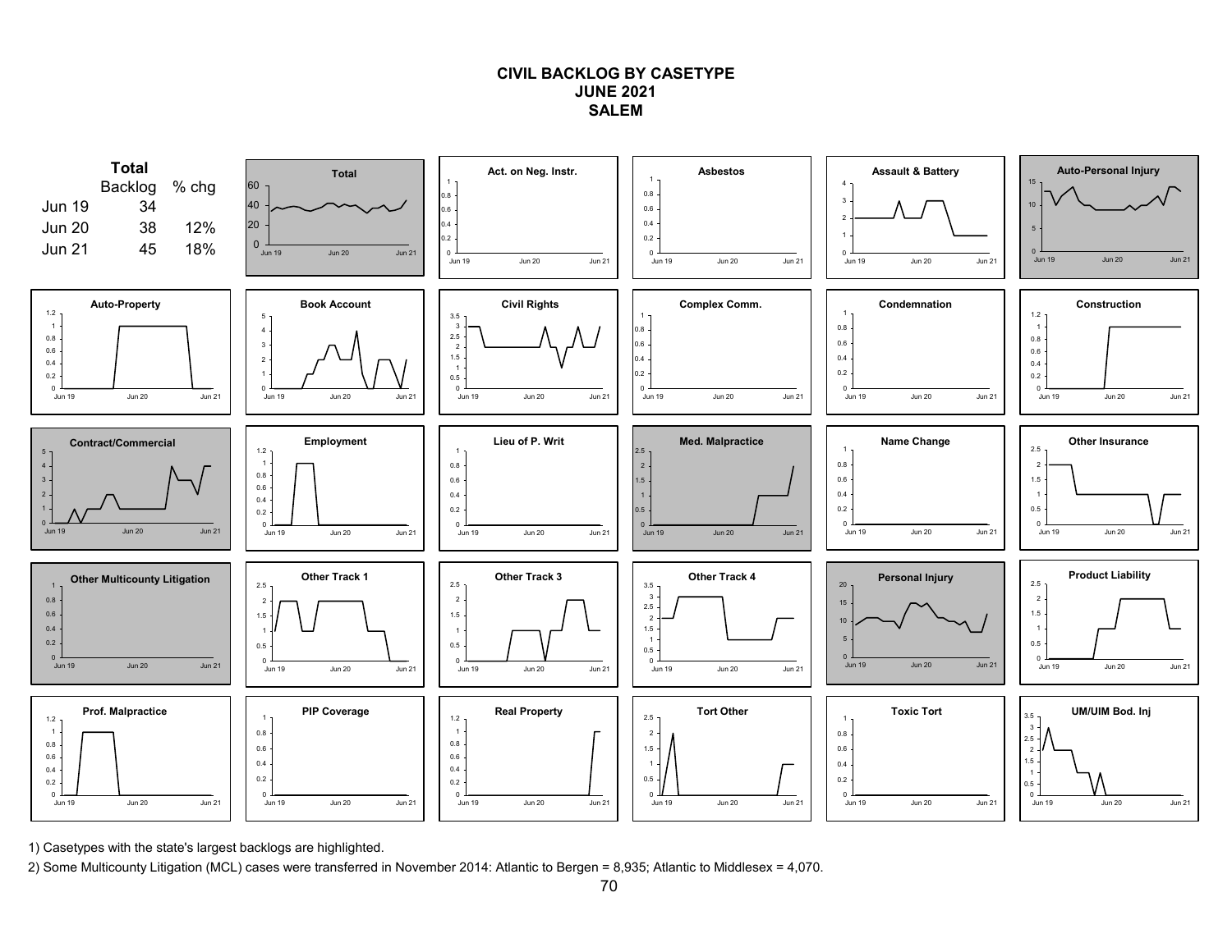# CIVIL BACKLOG BY CASETYPE
## JUNE 2021
## SALEM

**Total**

| | Backlog | % chg |
|---|---|---|
| Jun 19 | 34 | |
| Jun 20 | 38 | 12% |
| Jun 21 | 45 | 18% |

Total

Act. on Neg. Instr.

Asbestos

Assault & Battery

Auto-Personal Injury

Auto-Property

Book Account

Civil Rights

Complex Comm.

Condemnation

Construction

Contract/Commercial

Employment

Lieu of P. Writ

Med. Malpractice

Name Change

Other Insurance

Other Multicounty Litigation

Other Track 1

Other Track 3

Other Track 4

Personal Injury

Product Liability

Prof. Malpractice

PIP Coverage

Real Property

Tort Other

Toxic Tort

UM/UIM Bod. Inj

1) Casetypes with the state's largest backlogs are highlighted.

2) Some Multicounty Litigation (MCL) cases were transferred in November 2014: Atlantic to Bergen = 8,935; Atlantic to Middlesex = 4,070.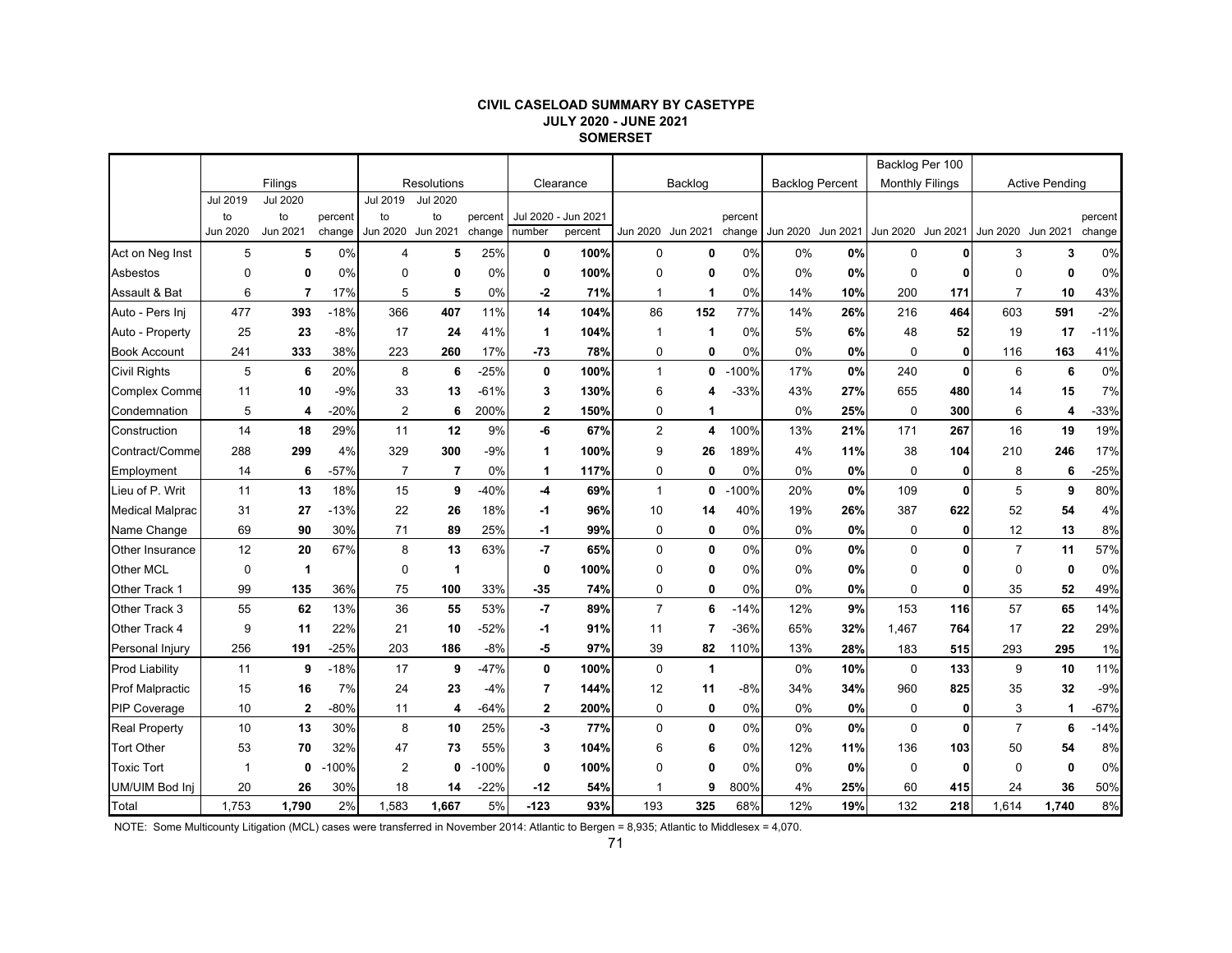**CIVIL CASELOAD SUMMARY BY CASETYPE**
**JULY 2020 - JUNE 2021**
**SOMERSET**

| | Filings | | | Resolutions | | | Clearance | | Backlog | | | Backlog Percent | | Backlog Per 100 Monthly Filings | | Active Pending | | |
|---|---|---|---|---|---|---|---|---|---|---|---|---|---|---|---|---|---|---|
| | Jul 2019 to Jun 2020 | Jul 2020 to Jun 2021 | percent change | Jul 2019 to Jun 2020 | Jul 2020 to Jun 2021 | percent change | Jul 2020 - Jun 2021 number | Jul 2020 - Jun 2021 percent | Jun 2020 | Jun 2021 | percent change | Jun 2020 | Jun 2021 | Jun 2020 | Jun 2021 | Jun 2020 | Jun 2021 | percent change |
| Act on Neg Inst | 5 | **5** | 0% | 4 | **5** | 25% | **0** | **100%** | 0 | **0** | 0% | 0% | **0%** | 0 | **0** | 3 | **3** | 0% |
| Asbestos | 0 | **0** | 0% | 0 | **0** | 0% | **0** | **100%** | 0 | **0** | 0% | 0% | **0%** | 0 | **0** | 0 | **0** | 0% |
| Assault & Bat | 6 | **7** | 17% | 5 | **5** | 0% | **-2** | **71%** | 1 | **1** | 0% | 14% | **10%** | 200 | **171** | 7 | **10** | 43% |
| Auto - Pers Inj | 477 | **393** | -18% | 366 | **407** | 11% | **14** | **104%** | 86 | **152** | 77% | 14% | **26%** | 216 | **464** | 603 | **591** | -2% |
| Auto - Property | 25 | **23** | -8% | 17 | **24** | 41% | **1** | **104%** | 1 | **1** | 0% | 5% | **6%** | 48 | **52** | 19 | **17** | -11% |
| Book Account | 241 | **333** | 38% | 223 | **260** | 17% | **-73** | **78%** | 0 | **0** | 0% | 0% | **0%** | 0 | **0** | 116 | **163** | 41% |
| Civil Rights | 5 | **6** | 20% | 8 | **6** | -25% | **0** | **100%** | 1 | **0** | -100% | 17% | **0%** | 240 | **0** | 6 | **6** | 0% |
| Complex Comme | 11 | **10** | -9% | 33 | **13** | -61% | **3** | **130%** | 6 | **4** | -33% | 43% | **27%** | 655 | **480** | 14 | **15** | 7% |
| Condemnation | 5 | **4** | -20% | 2 | **6** | 200% | **2** | **150%** | 0 | **1** | | 0% | **25%** | 0 | **300** | 6 | **4** | -33% |
| Construction | 14 | **18** | 29% | 11 | **12** | 9% | **-6** | **67%** | 2 | **4** | 100% | 13% | **21%** | 171 | **267** | 16 | **19** | 19% |
| Contract/Comme | 288 | **299** | 4% | 329 | **300** | -9% | **1** | **100%** | 9 | **26** | 189% | 4% | **11%** | 38 | **104** | 210 | **246** | 17% |
| Employment | 14 | **6** | -57% | 7 | **7** | 0% | **1** | **117%** | 0 | **0** | 0% | 0% | **0%** | 0 | **0** | 8 | **6** | -25% |
| Lieu of P. Writ | 11 | **13** | 18% | 15 | **9** | -40% | **-4** | **69%** | 1 | **0** | -100% | 20% | **0%** | 109 | **0** | 5 | **9** | 80% |
| Medical Malprac | 31 | **27** | -13% | 22 | **26** | 18% | **-1** | **96%** | 10 | **14** | 40% | 19% | **26%** | 387 | **622** | 52 | **54** | 4% |
| Name Change | 69 | **90** | 30% | 71 | **89** | 25% | **-1** | **99%** | 0 | **0** | 0% | 0% | **0%** | 0 | **0** | 12 | **13** | 8% |
| Other Insurance | 12 | **20** | 67% | 8 | **13** | 63% | **-7** | **65%** | 0 | **0** | 0% | 0% | **0%** | 0 | **0** | 7 | **11** | 57% |
| Other MCL | 0 | **1** | | 0 | **1** | | **0** | **100%** | 0 | **0** | 0% | 0% | **0%** | 0 | **0** | 0 | **0** | 0% |
| Other Track 1 | 99 | **135** | 36% | 75 | **100** | 33% | **-35** | **74%** | 0 | **0** | 0% | 0% | **0%** | 0 | **0** | 35 | **52** | 49% |
| Other Track 3 | 55 | **62** | 13% | 36 | **55** | 53% | **-7** | **89%** | 7 | **6** | -14% | 12% | **9%** | 153 | **116** | 57 | **65** | 14% |
| Other Track 4 | 9 | **11** | 22% | 21 | **10** | -52% | **-1** | **91%** | 11 | **7** | -36% | 65% | **32%** | 1,467 | **764** | 17 | **22** | 29% |
| Personal Injury | 256 | **191** | -25% | 203 | **186** | -8% | **-5** | **97%** | 39 | **82** | 110% | 13% | **28%** | 183 | **515** | 293 | **295** | 1% |
| Prod Liability | 11 | **9** | -18% | 17 | **9** | -47% | **0** | **100%** | 0 | **1** | | 0% | **10%** | 0 | **133** | 9 | **10** | 11% |
| Prof Malpractic | 15 | **16** | 7% | 24 | **23** | -4% | **7** | **144%** | 12 | **11** | -8% | 34% | **34%** | 960 | **825** | 35 | **32** | -9% |
| PIP Coverage | 10 | **2** | -80% | 11 | **4** | -64% | **2** | **200%** | 0 | **0** | 0% | 0% | **0%** | 0 | **0** | 3 | **1** | -67% |
| Real Property | 10 | **13** | 30% | 8 | **10** | 25% | **-3** | **77%** | 0 | **0** | 0% | 0% | **0%** | 0 | **0** | 7 | **6** | -14% |
| Tort Other | 53 | **70** | 32% | 47 | **73** | 55% | **3** | **104%** | 6 | **6** | 0% | 12% | **11%** | 136 | **103** | 50 | **54** | 8% |
| Toxic Tort | 1 | **0** | -100% | 2 | **0** | -100% | **0** | **100%** | 0 | **0** | 0% | 0% | **0%** | 0 | **0** | 0 | **0** | 0% |
| UM/UIM Bod Inj | 20 | **26** | 30% | 18 | **14** | -22% | **-12** | **54%** | 1 | **9** | 800% | 4% | **25%** | 60 | **415** | 24 | **36** | 50% |
| Total | 1,753 | **1,790** | 2% | 1,583 | **1,667** | 5% | **-123** | **93%** | 193 | **325** | 68% | 12% | **19%** | 132 | **218** | 1,614 | **1,740** | 8% |

NOTE: Some Multicounty Litigation (MCL) cases were transferred in November 2014: Atlantic to Bergen = 8,935; Atlantic to Middlesex = 4,070.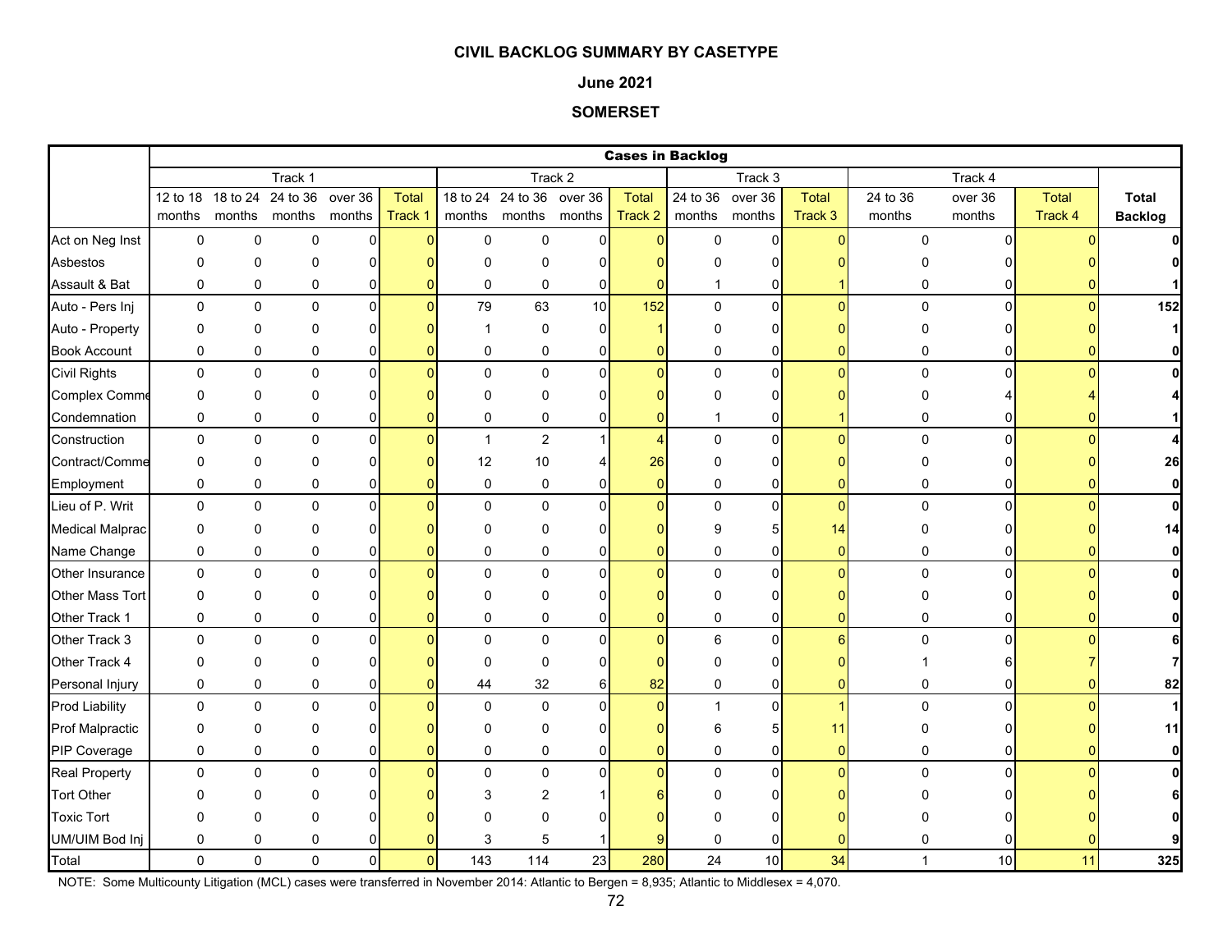# CIVIL BACKLOG SUMMARY BY CASETYPE

## June 2021

## SOMERSET

| | Cases in Backlog | | | | | | | | | | | | | | | | |
|---|---|---|---|---|---|---|---|---|---|---|---|---|---|---|---|---|---|
| | Track 1 | | | | | Track 2 | | | | Track 3 | | | Track 4 | | | |
| | 12 to 18 months | 18 to 24 months | 24 to 36 months | over 36 months | Total Track 1 | 18 to 24 months | 24 to 36 months | over 36 months | Total Track 2 | 24 to 36 months | over 36 months | Total Track 3 | 24 to 36 months | over 36 months | Total Track 4 | Total Backlog |
| Act on Neg Inst | 0 | 0 | 0 | 0 | 0 | 0 | 0 | 0 | 0 | 0 | 0 | 0 | 0 | 0 | 0 | **0** |
| Asbestos | 0 | 0 | 0 | 0 | 0 | 0 | 0 | 0 | 0 | 0 | 0 | 0 | 0 | 0 | 0 | **0** |
| Assault & Bat | 0 | 0 | 0 | 0 | 0 | 0 | 0 | 0 | 0 | 1 | 0 | 1 | 0 | 0 | 0 | **1** |
| Auto - Pers Inj | 0 | 0 | 0 | 0 | 0 | 79 | 63 | 10 | 152 | 0 | 0 | 0 | 0 | 0 | 0 | **152** |
| Auto - Property | 0 | 0 | 0 | 0 | 0 | 1 | 0 | 0 | 1 | 0 | 0 | 0 | 0 | 0 | 0 | **1** |
| Book Account | 0 | 0 | 0 | 0 | 0 | 0 | 0 | 0 | 0 | 0 | 0 | 0 | 0 | 0 | 0 | **0** |
| Civil Rights | 0 | 0 | 0 | 0 | 0 | 0 | 0 | 0 | 0 | 0 | 0 | 0 | 0 | 0 | 0 | **0** |
| Complex Comme | 0 | 0 | 0 | 0 | 0 | 0 | 0 | 0 | 0 | 0 | 0 | 0 | 0 | 4 | 4 | **4** |
| Condemnation | 0 | 0 | 0 | 0 | 0 | 0 | 0 | 0 | 0 | 1 | 0 | 1 | 0 | 0 | 0 | **1** |
| Construction | 0 | 0 | 0 | 0 | 0 | 1 | 2 | 1 | 4 | 0 | 0 | 0 | 0 | 0 | 0 | **4** |
| Contract/Comme | 0 | 0 | 0 | 0 | 0 | 12 | 10 | 4 | 26 | 0 | 0 | 0 | 0 | 0 | 0 | **26** |
| Employment | 0 | 0 | 0 | 0 | 0 | 0 | 0 | 0 | 0 | 0 | 0 | 0 | 0 | 0 | 0 | **0** |
| Lieu of P. Writ | 0 | 0 | 0 | 0 | 0 | 0 | 0 | 0 | 0 | 0 | 0 | 0 | 0 | 0 | 0 | **0** |
| Medical Malprac | 0 | 0 | 0 | 0 | 0 | 0 | 0 | 0 | 0 | 9 | 5 | 14 | 0 | 0 | 0 | **14** |
| Name Change | 0 | 0 | 0 | 0 | 0 | 0 | 0 | 0 | 0 | 0 | 0 | 0 | 0 | 0 | 0 | **0** |
| Other Insurance | 0 | 0 | 0 | 0 | 0 | 0 | 0 | 0 | 0 | 0 | 0 | 0 | 0 | 0 | 0 | **0** |
| Other Mass Tort | 0 | 0 | 0 | 0 | 0 | 0 | 0 | 0 | 0 | 0 | 0 | 0 | 0 | 0 | 0 | **0** |
| Other Track 1 | 0 | 0 | 0 | 0 | 0 | 0 | 0 | 0 | 0 | 0 | 0 | 0 | 0 | 0 | 0 | **0** |
| Other Track 3 | 0 | 0 | 0 | 0 | 0 | 0 | 0 | 0 | 0 | 6 | 0 | 6 | 0 | 0 | 0 | **6** |
| Other Track 4 | 0 | 0 | 0 | 0 | 0 | 0 | 0 | 0 | 0 | 0 | 0 | 0 | 1 | 6 | 7 | **7** |
| Personal Injury | 0 | 0 | 0 | 0 | 0 | 44 | 32 | 6 | 82 | 0 | 0 | 0 | 0 | 0 | 0 | **82** |
| Prod Liability | 0 | 0 | 0 | 0 | 0 | 0 | 0 | 0 | 0 | 1 | 0 | 1 | 0 | 0 | 0 | **1** |
| Prof Malpractic | 0 | 0 | 0 | 0 | 0 | 0 | 0 | 0 | 0 | 6 | 5 | 11 | 0 | 0 | 0 | **11** |
| PIP Coverage | 0 | 0 | 0 | 0 | 0 | 0 | 0 | 0 | 0 | 0 | 0 | 0 | 0 | 0 | 0 | **0** |
| Real Property | 0 | 0 | 0 | 0 | 0 | 0 | 0 | 0 | 0 | 0 | 0 | 0 | 0 | 0 | 0 | **0** |
| Tort Other | 0 | 0 | 0 | 0 | 0 | 3 | 2 | 1 | 6 | 0 | 0 | 0 | 0 | 0 | 0 | **6** |
| Toxic Tort | 0 | 0 | 0 | 0 | 0 | 0 | 0 | 0 | 0 | 0 | 0 | 0 | 0 | 0 | 0 | **0** |
| UM/UIM Bod Inj | 0 | 0 | 0 | 0 | 0 | 3 | 5 | 1 | 9 | 0 | 0 | 0 | 0 | 0 | 0 | **9** |
| Total | 0 | 0 | 0 | 0 | 0 | 143 | 114 | 23 | 280 | 24 | 10 | 34 | 1 | 10 | 11 | **325** |

NOTE: Some Multicounty Litigation (MCL) cases were transferred in November 2014: Atlantic to Bergen = 8,935; Atlantic to Middlesex = 4,070.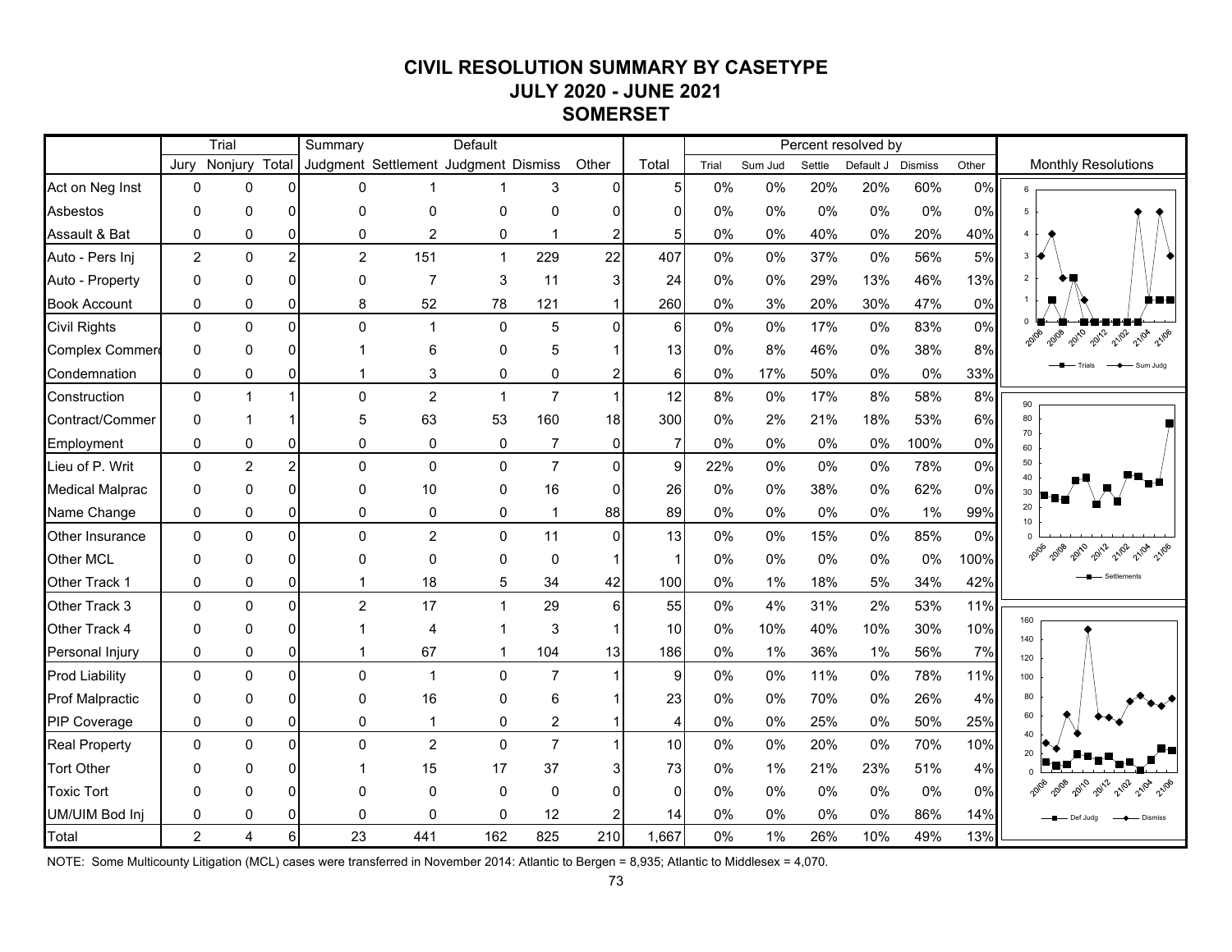# CIVIL RESOLUTION SUMMARY BY CASETYPE
## JULY 2020 - JUNE 2021
## SOMERSET

| | Trial | | | Summary | | Default | | | | Percent resolved by | | | | | |
|---|---|---|---|---|---|---|---|---|---|---|---|---|---|---|---|
| | Jury | Nonjury | Total | Judgment | Settlement | Judgment | Dismiss | Other | Total | Trial | Sum Jud | Settle | Default J | Dismiss | Other |
| Act on Neg Inst | 0 | 0 | 0 | 0 | 1 | 1 | 3 | 0 | 5 | 0% | 0% | 20% | 20% | 60% | 0% |
| Asbestos | 0 | 0 | 0 | 0 | 0 | 0 | 0 | 0 | 0 | 0% | 0% | 0% | 0% | 0% | 0% |
| Assault & Bat | 0 | 0 | 0 | 0 | 2 | 0 | 1 | 2 | 5 | 0% | 0% | 40% | 0% | 20% | 40% |
| Auto - Pers Inj | 2 | 0 | 2 | 2 | 151 | 1 | 229 | 22 | 407 | 0% | 0% | 37% | 0% | 56% | 5% |
| Auto - Property | 0 | 0 | 0 | 0 | 7 | 3 | 11 | 3 | 24 | 0% | 0% | 29% | 13% | 46% | 13% |
| Book Account | 0 | 0 | 0 | 8 | 52 | 78 | 121 | 1 | 260 | 0% | 3% | 20% | 30% | 47% | 0% |
| Civil Rights | 0 | 0 | 0 | 0 | 1 | 0 | 5 | 0 | 6 | 0% | 0% | 17% | 0% | 83% | 0% |
| Complex Commerc | 0 | 0 | 0 | 1 | 6 | 0 | 5 | 1 | 13 | 0% | 8% | 46% | 0% | 38% | 8% |
| Condemnation | 0 | 0 | 0 | 1 | 3 | 0 | 0 | 2 | 6 | 0% | 17% | 50% | 0% | 0% | 33% |
| Construction | 0 | 1 | 1 | 0 | 2 | 1 | 7 | 1 | 12 | 8% | 0% | 17% | 8% | 58% | 8% |
| Contract/Commer | 0 | 1 | 1 | 5 | 63 | 53 | 160 | 18 | 300 | 0% | 2% | 21% | 18% | 53% | 6% |
| Employment | 0 | 0 | 0 | 0 | 0 | 0 | 7 | 0 | 7 | 0% | 0% | 0% | 0% | 100% | 0% |
| Lieu of P. Writ | 0 | 2 | 2 | 0 | 0 | 0 | 7 | 0 | 9 | 22% | 0% | 0% | 0% | 78% | 0% |
| Medical Malprac | 0 | 0 | 0 | 0 | 10 | 0 | 16 | 0 | 26 | 0% | 0% | 38% | 0% | 62% | 0% |
| Name Change | 0 | 0 | 0 | 0 | 0 | 0 | 1 | 88 | 89 | 0% | 0% | 0% | 0% | 1% | 99% |
| Other Insurance | 0 | 0 | 0 | 0 | 2 | 0 | 11 | 0 | 13 | 0% | 0% | 15% | 0% | 85% | 0% |
| Other MCL | 0 | 0 | 0 | 0 | 0 | 0 | 0 | 1 | 1 | 0% | 0% | 0% | 0% | 0% | 100% |
| Other Track 1 | 0 | 0 | 0 | 1 | 18 | 5 | 34 | 42 | 100 | 0% | 1% | 18% | 5% | 34% | 42% |
| Other Track 3 | 0 | 0 | 0 | 2 | 17 | 1 | 29 | 6 | 55 | 0% | 4% | 31% | 2% | 53% | 11% |
| Other Track 4 | 0 | 0 | 0 | 1 | 4 | 1 | 3 | 1 | 10 | 0% | 10% | 40% | 10% | 30% | 10% |
| Personal Injury | 0 | 0 | 0 | 1 | 67 | 1 | 104 | 13 | 186 | 0% | 1% | 36% | 1% | 56% | 7% |
| Prod Liability | 0 | 0 | 0 | 0 | 1 | 0 | 7 | 1 | 9 | 0% | 0% | 11% | 0% | 78% | 11% |
| Prof Malpractic | 0 | 0 | 0 | 0 | 16 | 0 | 6 | 1 | 23 | 0% | 0% | 70% | 0% | 26% | 4% |
| PIP Coverage | 0 | 0 | 0 | 0 | 1 | 0 | 2 | 1 | 4 | 0% | 0% | 25% | 0% | 50% | 25% |
| Real Property | 0 | 0 | 0 | 0 | 2 | 0 | 7 | 1 | 10 | 0% | 0% | 20% | 0% | 70% | 10% |
| Tort Other | 0 | 0 | 0 | 1 | 15 | 17 | 37 | 3 | 73 | 0% | 1% | 21% | 23% | 51% | 4% |
| Toxic Tort | 0 | 0 | 0 | 0 | 0 | 0 | 0 | 0 | 0 | 0% | 0% | 0% | 0% | 0% | 0% |
| UM/UIM Bod Inj | 0 | 0 | 0 | 0 | 0 | 0 | 12 | 2 | 14 | 0% | 0% | 0% | 0% | 86% | 14% |
| Total | 2 | 4 | 6 | 23 | 441 | 162 | 825 | 210 | 1,667 | 0% | 1% | 26% | 10% | 49% | 13% |

Monthly Resolutions

NOTE: Some Multicounty Litigation (MCL) cases were transferred in November 2014: Atlantic to Bergen = 8,935; Atlantic to Middlesex = 4,070.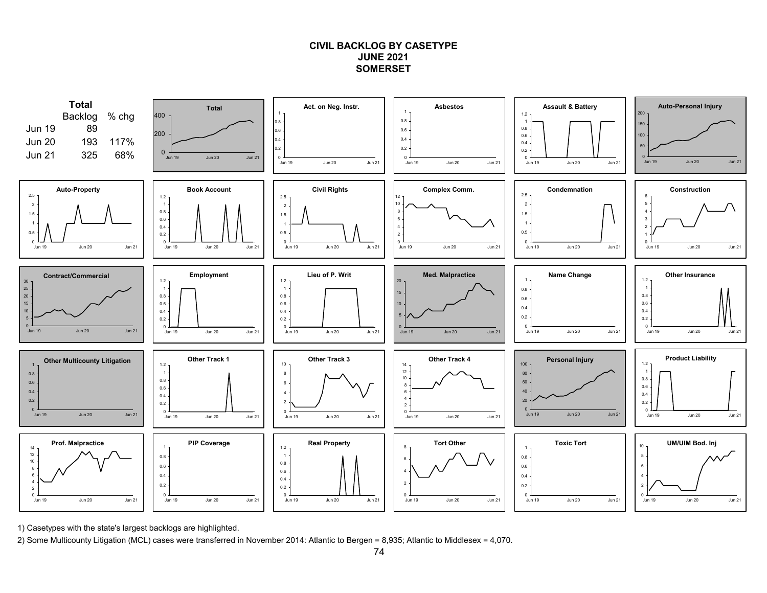# CIVIL BACKLOG BY CASETYPE
## JUNE 2021
## SOMERSET

**Total**

| | Backlog | % chg |
|---|---|---|
| Jun 19 | 89 | |
| Jun 20 | 193 | 117% |
| Jun 21 | 325 | 68% |

Total

Act. on Neg. Instr.

Asbestos

Assault & Battery

Auto-Personal Injury

Auto-Property

Book Account

Civil Rights

Complex Comm.

Condemnation

Construction

Contract/Commercial

Employment

Lieu of P. Writ

Med. Malpractice

Name Change

Other Insurance

Other Multicounty Litigation

Other Track 1

Other Track 3

Other Track 4

Personal Injury

Product Liability

Prof. Malpractice

PIP Coverage

Real Property

Tort Other

Toxic Tort

UM/UIM Bod. Inj

1) Casetypes with the state's largest backlogs are highlighted.

2) Some Multicounty Litigation (MCL) cases were transferred in November 2014: Atlantic to Bergen = 8,935; Atlantic to Middlesex = 4,070.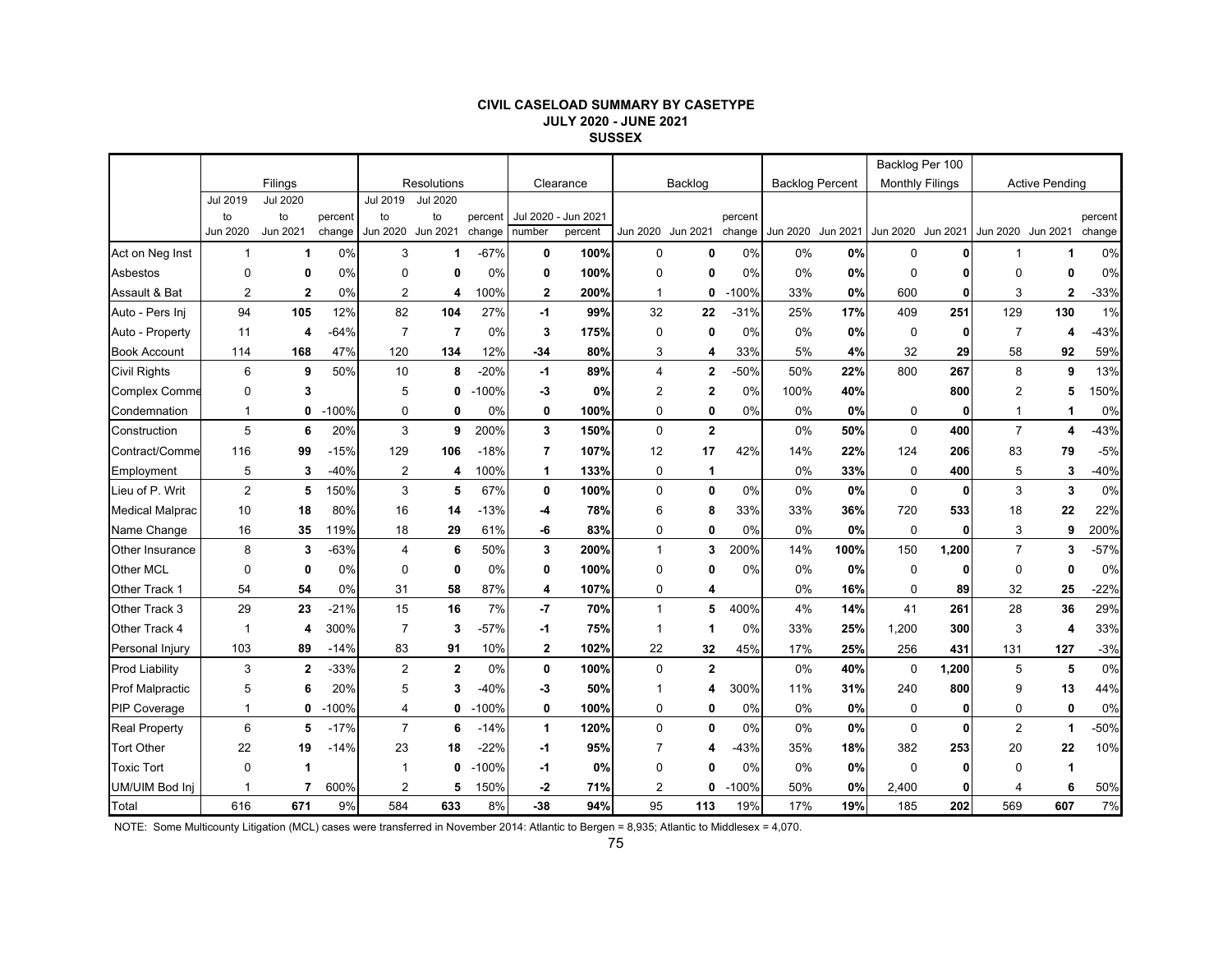# CIVIL CASELOAD SUMMARY BY CASETYPE
## JULY 2020 - JUNE 2021
## SUSSEX

| | Filings | | | Resolutions | | | Clearance | | Backlog | | | Backlog Percent | | Backlog Per 100 Monthly Filings | | Active Pending | | |
|---|---|---|---|---|---|---|---|---|---|---|---|---|---|---|---|---|---|---|
| | Jul 2019 to Jun 2020 | Jul 2020 to Jun 2021 | percent change | Jul 2019 to Jun 2020 | Jul 2020 to Jun 2021 | percent change | Jul 2020 - Jun 2021 number | percent | Jun 2020 | Jun 2021 | percent change | Jun 2020 | Jun 2021 | Jun 2020 | Jun 2021 | Jun 2020 | Jun 2021 | percent change |
| Act on Neg Inst | 1 | **1** | 0% | 3 | **1** | -67% | **0** | **100%** | 0 | **0** | 0% | 0% | **0%** | 0 | **0** | 1 | **1** | 0% |
| Asbestos | 0 | **0** | 0% | 0 | **0** | 0% | **0** | **100%** | 0 | **0** | 0% | 0% | **0%** | 0 | **0** | 0 | **0** | 0% |
| Assault & Bat | 2 | **2** | 0% | 2 | **4** | 100% | **2** | **200%** | 1 | **0** | -100% | 33% | **0%** | 600 | **0** | 3 | **2** | -33% |
| Auto - Pers Inj | 94 | **105** | 12% | 82 | **104** | 27% | **-1** | **99%** | 32 | **22** | -31% | 25% | **17%** | 409 | **251** | 129 | **130** | 1% |
| Auto - Property | 11 | **4** | -64% | 7 | **7** | 0% | **3** | **175%** | 0 | **0** | 0% | 0% | **0%** | 0 | **0** | 7 | **4** | -43% |
| Book Account | 114 | **168** | 47% | 120 | **134** | 12% | **-34** | **80%** | 3 | **4** | 33% | 5% | **4%** | 32 | **29** | 58 | **92** | 59% |
| Civil Rights | 6 | **9** | 50% | 10 | **8** | -20% | **-1** | **89%** | 4 | **2** | -50% | 50% | **22%** | 800 | **267** | 8 | **9** | 13% |
| Complex Comme | 0 | **3** | | 5 | **0** | -100% | **-3** | **0%** | 2 | **2** | 0% | 100% | **40%** | | **800** | 2 | **5** | 150% |
| Condemnation | 1 | **0** | -100% | 0 | **0** | 0% | **0** | **100%** | 0 | **0** | 0% | 0% | **0%** | 0 | **0** | 1 | **1** | 0% |
| Construction | 5 | **6** | 20% | 3 | **9** | 200% | **3** | **150%** | 0 | **2** | | 0% | **50%** | 0 | **400** | 7 | **4** | -43% |
| Contract/Comme | 116 | **99** | -15% | 129 | **106** | -18% | **7** | **107%** | 12 | **17** | 42% | 14% | **22%** | 124 | **206** | 83 | **79** | -5% |
| Employment | 5 | **3** | -40% | 2 | **4** | 100% | **1** | **133%** | 0 | **1** | | 0% | **33%** | 0 | **400** | 5 | **3** | -40% |
| Lieu of P. Writ | 2 | **5** | 150% | 3 | **5** | 67% | **0** | **100%** | 0 | **0** | 0% | 0% | **0%** | 0 | **0** | 3 | **3** | 0% |
| Medical Malprac | 10 | **18** | 80% | 16 | **14** | -13% | **-4** | **78%** | 6 | **8** | 33% | 33% | **36%** | 720 | **533** | 18 | **22** | 22% |
| Name Change | 16 | **35** | 119% | 18 | **29** | 61% | **-6** | **83%** | 0 | **0** | 0% | 0% | **0%** | 0 | **0** | 3 | **9** | 200% |
| Other Insurance | 8 | **3** | -63% | 4 | **6** | 50% | **3** | **200%** | 1 | **3** | 200% | 14% | **100%** | 150 | **1,200** | 7 | **3** | -57% |
| Other MCL | 0 | **0** | 0% | 0 | **0** | 0% | **0** | **100%** | 0 | **0** | 0% | 0% | **0%** | 0 | **0** | 0 | **0** | 0% |
| Other Track 1 | 54 | **54** | 0% | 31 | **58** | 87% | **4** | **107%** | 0 | **4** | | 0% | **16%** | 0 | **89** | 32 | **25** | -22% |
| Other Track 3 | 29 | **23** | -21% | 15 | **16** | 7% | **-7** | **70%** | 1 | **5** | 400% | 4% | **14%** | 41 | **261** | 28 | **36** | 29% |
| Other Track 4 | 1 | **4** | 300% | 7 | **3** | -57% | **-1** | **75%** | 1 | **1** | 0% | 33% | **25%** | 1,200 | **300** | 3 | **4** | 33% |
| Personal Injury | 103 | **89** | -14% | 83 | **91** | 10% | **2** | **102%** | 22 | **32** | 45% | 17% | **25%** | 256 | **431** | 131 | **127** | -3% |
| Prod Liability | 3 | **2** | -33% | 2 | **2** | 0% | **0** | **100%** | 0 | **2** | | 0% | **40%** | 0 | **1,200** | 5 | **5** | 0% |
| Prof Malpractic | 5 | **6** | 20% | 5 | **3** | -40% | **-3** | **50%** | 1 | **4** | 300% | 11% | **31%** | 240 | **800** | 9 | **13** | 44% |
| PIP Coverage | 1 | **0** | -100% | 4 | **0** | -100% | **0** | **100%** | 0 | **0** | 0% | 0% | **0%** | 0 | **0** | 0 | **0** | 0% |
| Real Property | 6 | **5** | -17% | 7 | **6** | -14% | **1** | **120%** | 0 | **0** | 0% | 0% | **0%** | 0 | **0** | 2 | **1** | -50% |
| Tort Other | 22 | **19** | -14% | 23 | **18** | -22% | **-1** | **95%** | 7 | **4** | -43% | 35% | **18%** | 382 | **253** | 20 | **22** | 10% |
| Toxic Tort | 0 | **1** | | 1 | **0** | -100% | **-1** | **0%** | 0 | **0** | 0% | 0% | **0%** | 0 | **0** | 0 | **1** | |
| UM/UIM Bod Inj | 1 | **7** | 600% | 2 | **5** | 150% | **-2** | **71%** | 2 | **0** | -100% | 50% | **0%** | 2,400 | **0** | 4 | **6** | 50% |
| Total | 616 | **671** | 9% | 584 | **633** | 8% | **-38** | **94%** | 95 | **113** | 19% | 17% | **19%** | 185 | **202** | 569 | **607** | 7% |

NOTE: Some Multicounty Litigation (MCL) cases were transferred in November 2014: Atlantic to Bergen = 8,935; Atlantic to Middlesex = 4,070.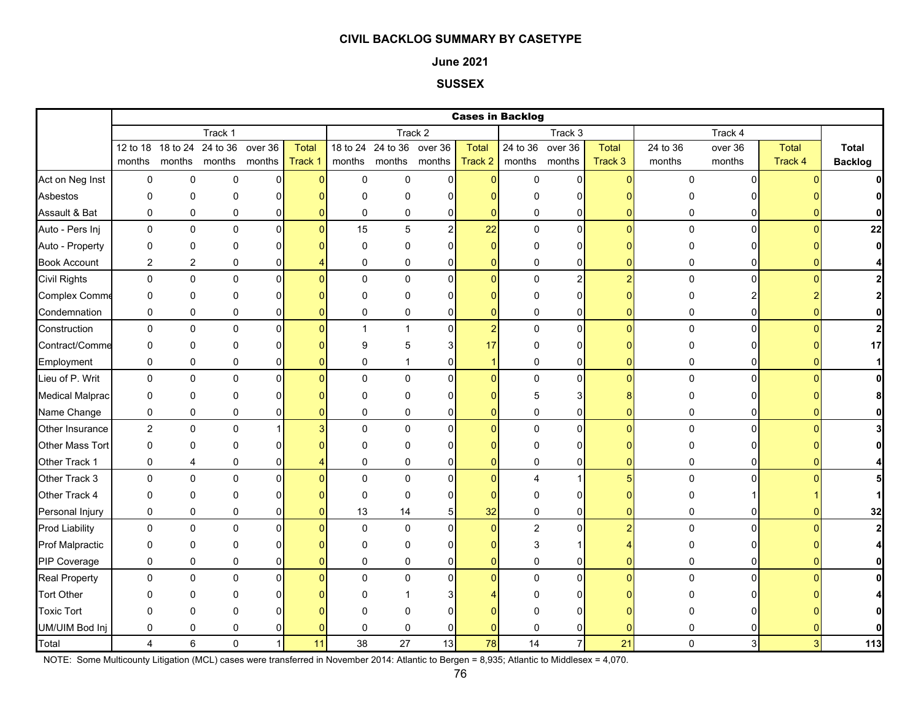## CIVIL BACKLOG SUMMARY BY CASETYPE

### June 2021

### SUSSEX

| | Cases in Backlog | | | | | | | | | | | | | | | | |
|---|---|---|---|---|---|---|---|---|---|---|---|---|---|---|---|---|---|
| | Track 1 | | | | | Track 2 | | | | Track 3 | | | Track 4 | | | |
| | 12 to 18 months | 18 to 24 months | 24 to 36 months | over 36 months | Total Track 1 | 18 to 24 months | 24 to 36 months | over 36 months | Total Track 2 | 24 to 36 months | over 36 months | Total Track 3 | 24 to 36 months | over 36 months | Total Track 4 | **Total Backlog** |
| Act on Neg Inst | 0 | 0 | 0 | 0 | 0 | 0 | 0 | 0 | 0 | 0 | 0 | 0 | 0 | 0 | 0 | **0** |
| Asbestos | 0 | 0 | 0 | 0 | 0 | 0 | 0 | 0 | 0 | 0 | 0 | 0 | 0 | 0 | 0 | **0** |
| Assault & Bat | 0 | 0 | 0 | 0 | 0 | 0 | 0 | 0 | 0 | 0 | 0 | 0 | 0 | 0 | 0 | **0** |
| Auto - Pers Inj | 0 | 0 | 0 | 0 | 0 | 15 | 5 | 2 | 22 | 0 | 0 | 0 | 0 | 0 | 0 | **22** |
| Auto - Property | 0 | 0 | 0 | 0 | 0 | 0 | 0 | 0 | 0 | 0 | 0 | 0 | 0 | 0 | 0 | **0** |
| Book Account | 2 | 2 | 0 | 0 | 4 | 0 | 0 | 0 | 0 | 0 | 0 | 0 | 0 | 0 | 0 | **4** |
| Civil Rights | 0 | 0 | 0 | 0 | 0 | 0 | 0 | 0 | 0 | 0 | 2 | 2 | 0 | 0 | 0 | **2** |
| Complex Comme | 0 | 0 | 0 | 0 | 0 | 0 | 0 | 0 | 0 | 0 | 0 | 0 | 0 | 2 | 2 | **2** |
| Condemnation | 0 | 0 | 0 | 0 | 0 | 0 | 0 | 0 | 0 | 0 | 0 | 0 | 0 | 0 | 0 | **0** |
| Construction | 0 | 0 | 0 | 0 | 0 | 1 | 1 | 0 | 2 | 0 | 0 | 0 | 0 | 0 | 0 | **2** |
| Contract/Comme | 0 | 0 | 0 | 0 | 0 | 9 | 5 | 3 | 17 | 0 | 0 | 0 | 0 | 0 | 0 | **17** |
| Employment | 0 | 0 | 0 | 0 | 0 | 0 | 1 | 0 | 1 | 0 | 0 | 0 | 0 | 0 | 0 | **1** |
| Lieu of P. Writ | 0 | 0 | 0 | 0 | 0 | 0 | 0 | 0 | 0 | 0 | 0 | 0 | 0 | 0 | 0 | **0** |
| Medical Malprac | 0 | 0 | 0 | 0 | 0 | 0 | 0 | 0 | 0 | 5 | 3 | 8 | 0 | 0 | 0 | **8** |
| Name Change | 0 | 0 | 0 | 0 | 0 | 0 | 0 | 0 | 0 | 0 | 0 | 0 | 0 | 0 | 0 | **0** |
| Other Insurance | 2 | 0 | 0 | 1 | 3 | 0 | 0 | 0 | 0 | 0 | 0 | 0 | 0 | 0 | 0 | **3** |
| Other Mass Tort | 0 | 0 | 0 | 0 | 0 | 0 | 0 | 0 | 0 | 0 | 0 | 0 | 0 | 0 | 0 | **0** |
| Other Track 1 | 0 | 4 | 0 | 0 | 4 | 0 | 0 | 0 | 0 | 0 | 0 | 0 | 0 | 0 | 0 | **4** |
| Other Track 3 | 0 | 0 | 0 | 0 | 0 | 0 | 0 | 0 | 0 | 4 | 1 | 5 | 0 | 0 | 0 | **5** |
| Other Track 4 | 0 | 0 | 0 | 0 | 0 | 0 | 0 | 0 | 0 | 0 | 0 | 0 | 0 | 1 | 1 | **1** |
| Personal Injury | 0 | 0 | 0 | 0 | 0 | 13 | 14 | 5 | 32 | 0 | 0 | 0 | 0 | 0 | 0 | **32** |
| Prod Liability | 0 | 0 | 0 | 0 | 0 | 0 | 0 | 0 | 0 | 2 | 0 | 2 | 0 | 0 | 0 | **2** |
| Prof Malpractic | 0 | 0 | 0 | 0 | 0 | 0 | 0 | 0 | 0 | 3 | 1 | 4 | 0 | 0 | 0 | **4** |
| PIP Coverage | 0 | 0 | 0 | 0 | 0 | 0 | 0 | 0 | 0 | 0 | 0 | 0 | 0 | 0 | 0 | **0** |
| Real Property | 0 | 0 | 0 | 0 | 0 | 0 | 0 | 0 | 0 | 0 | 0 | 0 | 0 | 0 | 0 | **0** |
| Tort Other | 0 | 0 | 0 | 0 | 0 | 0 | 1 | 3 | 4 | 0 | 0 | 0 | 0 | 0 | 0 | **4** |
| Toxic Tort | 0 | 0 | 0 | 0 | 0 | 0 | 0 | 0 | 0 | 0 | 0 | 0 | 0 | 0 | 0 | **0** |
| UM/UIM Bod Inj | 0 | 0 | 0 | 0 | 0 | 0 | 0 | 0 | 0 | 0 | 0 | 0 | 0 | 0 | 0 | **0** |
| Total | 4 | 6 | 0 | 1 | 11 | 38 | 27 | 13 | 78 | 14 | 7 | 21 | 0 | 3 | 3 | **113** |

NOTE: Some Multicounty Litigation (MCL) cases were transferred in November 2014: Atlantic to Bergen = 8,935; Atlantic to Middlesex = 4,070.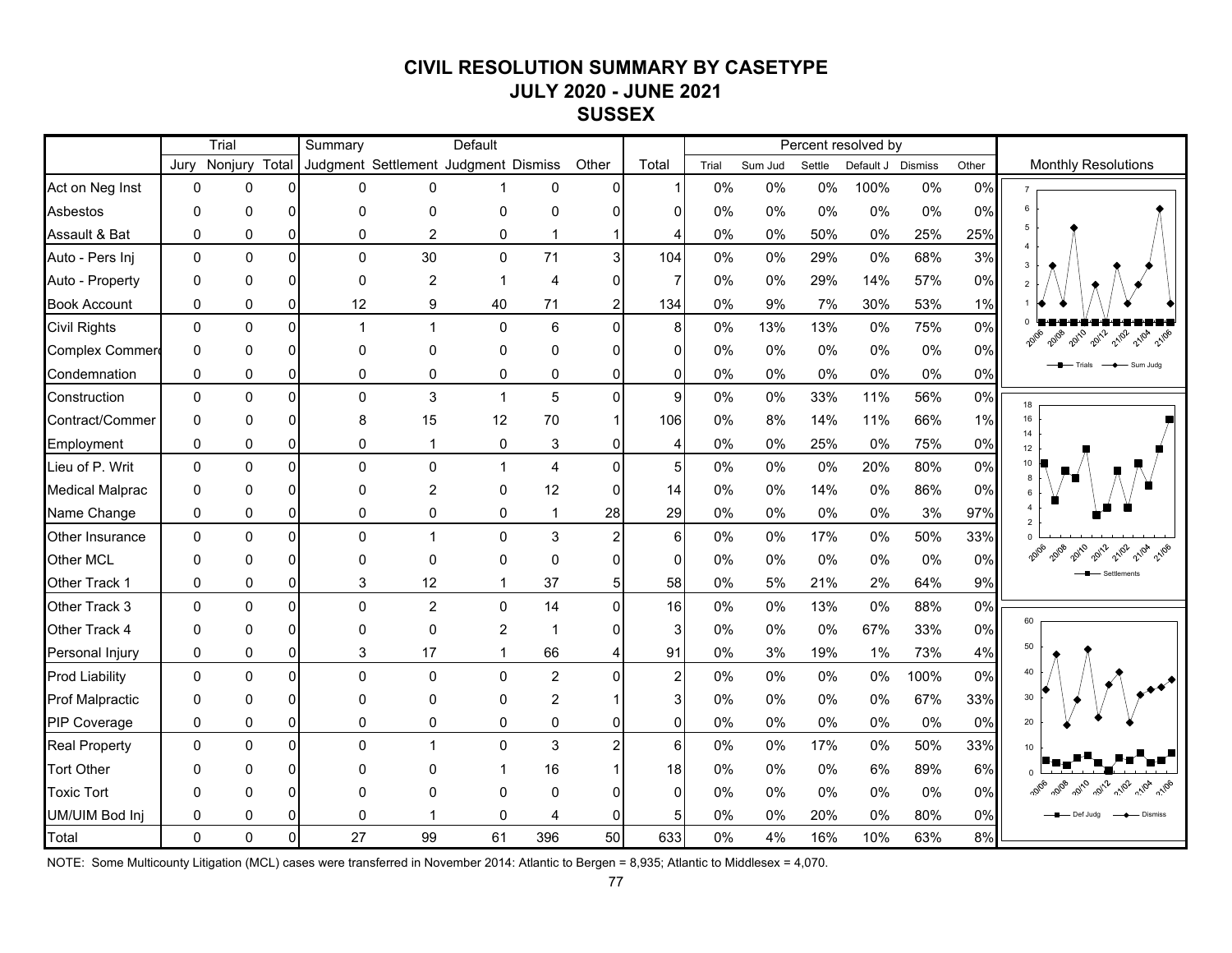# CIVIL RESOLUTION SUMMARY BY CASETYPE
## JULY 2020 - JUNE 2021
## SUSSEX

| | Trial | | | Summary | | Default | | | | Percent resolved by | | | | | |
|---|---|---|---|---|---|---|---|---|---|---|---|---|---|---|---|
| | Jury | Nonjury | Total | Judgment | Settlement | Judgment | Dismiss | Other | Total | Trial | Sum Jud | Settle | Default J | Dismiss | Other |
| Act on Neg Inst | 0 | 0 | 0 | 0 | 0 | 1 | 0 | 0 | 1 | 0% | 0% | 0% | 100% | 0% | 0% |
| Asbestos | 0 | 0 | 0 | 0 | 0 | 0 | 0 | 0 | 0 | 0% | 0% | 0% | 0% | 0% | 0% |
| Assault & Bat | 0 | 0 | 0 | 0 | 2 | 0 | 1 | 1 | 4 | 0% | 0% | 50% | 0% | 25% | 25% |
| Auto - Pers Inj | 0 | 0 | 0 | 0 | 30 | 0 | 71 | 3 | 104 | 0% | 0% | 29% | 0% | 68% | 3% |
| Auto - Property | 0 | 0 | 0 | 0 | 2 | 1 | 4 | 0 | 7 | 0% | 0% | 29% | 14% | 57% | 0% |
| Book Account | 0 | 0 | 0 | 12 | 9 | 40 | 71 | 2 | 134 | 0% | 9% | 7% | 30% | 53% | 1% |
| Civil Rights | 0 | 0 | 0 | 1 | 1 | 0 | 6 | 0 | 8 | 0% | 13% | 13% | 0% | 75% | 0% |
| Complex Commerc | 0 | 0 | 0 | 0 | 0 | 0 | 0 | 0 | 0 | 0% | 0% | 0% | 0% | 0% | 0% |
| Condemnation | 0 | 0 | 0 | 0 | 0 | 0 | 0 | 0 | 0 | 0% | 0% | 0% | 0% | 0% | 0% |
| Construction | 0 | 0 | 0 | 0 | 3 | 1 | 5 | 0 | 9 | 0% | 0% | 33% | 11% | 56% | 0% |
| Contract/Commer | 0 | 0 | 0 | 8 | 15 | 12 | 70 | 1 | 106 | 0% | 8% | 14% | 11% | 66% | 1% |
| Employment | 0 | 0 | 0 | 0 | 1 | 0 | 3 | 0 | 4 | 0% | 0% | 25% | 0% | 75% | 0% |
| Lieu of P. Writ | 0 | 0 | 0 | 0 | 0 | 1 | 4 | 0 | 5 | 0% | 0% | 0% | 20% | 80% | 0% |
| Medical Malprac | 0 | 0 | 0 | 0 | 2 | 0 | 12 | 0 | 14 | 0% | 0% | 14% | 0% | 86% | 0% |
| Name Change | 0 | 0 | 0 | 0 | 0 | 0 | 1 | 28 | 29 | 0% | 0% | 0% | 0% | 3% | 97% |
| Other Insurance | 0 | 0 | 0 | 0 | 1 | 0 | 3 | 2 | 6 | 0% | 0% | 17% | 0% | 50% | 33% |
| Other MCL | 0 | 0 | 0 | 0 | 0 | 0 | 0 | 0 | 0 | 0% | 0% | 0% | 0% | 0% | 0% |
| Other Track 1 | 0 | 0 | 0 | 3 | 12 | 1 | 37 | 5 | 58 | 0% | 5% | 21% | 2% | 64% | 9% |
| Other Track 3 | 0 | 0 | 0 | 0 | 2 | 0 | 14 | 0 | 16 | 0% | 0% | 13% | 0% | 88% | 0% |
| Other Track 4 | 0 | 0 | 0 | 0 | 0 | 2 | 1 | 0 | 3 | 0% | 0% | 0% | 67% | 33% | 0% |
| Personal Injury | 0 | 0 | 0 | 3 | 17 | 1 | 66 | 4 | 91 | 0% | 3% | 19% | 1% | 73% | 4% |
| Prod Liability | 0 | 0 | 0 | 0 | 0 | 0 | 2 | 0 | 2 | 0% | 0% | 0% | 0% | 100% | 0% |
| Prof Malpractic | 0 | 0 | 0 | 0 | 0 | 0 | 2 | 1 | 3 | 0% | 0% | 0% | 0% | 67% | 33% |
| PIP Coverage | 0 | 0 | 0 | 0 | 0 | 0 | 0 | 0 | 0 | 0% | 0% | 0% | 0% | 0% | 0% |
| Real Property | 0 | 0 | 0 | 0 | 1 | 0 | 3 | 2 | 6 | 0% | 0% | 17% | 0% | 50% | 33% |
| Tort Other | 0 | 0 | 0 | 0 | 0 | 1 | 16 | 1 | 18 | 0% | 0% | 0% | 6% | 89% | 6% |
| Toxic Tort | 0 | 0 | 0 | 0 | 0 | 0 | 0 | 0 | 0 | 0% | 0% | 0% | 0% | 0% | 0% |
| UM/UIM Bod Inj | 0 | 0 | 0 | 0 | 1 | 0 | 4 | 0 | 5 | 0% | 0% | 20% | 0% | 80% | 0% |
| Total | 0 | 0 | 0 | 27 | 99 | 61 | 396 | 50 | 633 | 0% | 4% | 16% | 10% | 63% | 8% |

Monthly Resolutions

NOTE: Some Multicounty Litigation (MCL) cases were transferred in November 2014: Atlantic to Bergen = 8,935; Atlantic to Middlesex = 4,070.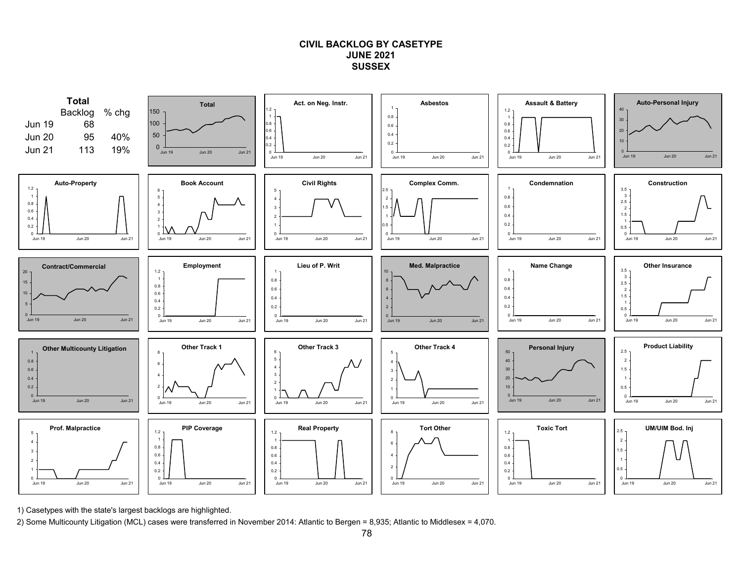# CIVIL BACKLOG BY CASETYPE
## JUNE 2021
## SUSSEX

| Total | Backlog | % chg |
|---|---|---|
| Jun 19 | 68 | |
| Jun 20 | 95 | 40% |
| Jun 21 | 113 | 19% |

Total

Act. on Neg. Instr.

Asbestos

Assault & Battery

Auto-Personal Injury

Auto-Property

Book Account

Civil Rights

Complex Comm.

Condemnation

Construction

Contract/Commercial

Employment

Lieu of P. Writ

Med. Malpractice

Name Change

Other Insurance

Other Multicounty Litigation

Other Track 1

Other Track 3

Other Track 4

Personal Injury

Product Liability

Prof. Malpractice

PIP Coverage

Real Property

Tort Other

Toxic Tort

UM/UIM Bod. Inj

1) Casetypes with the state's largest backlogs are highlighted.

2) Some Multicounty Litigation (MCL) cases were transferred in November 2014: Atlantic to Bergen = 8,935; Atlantic to Middlesex = 4,070.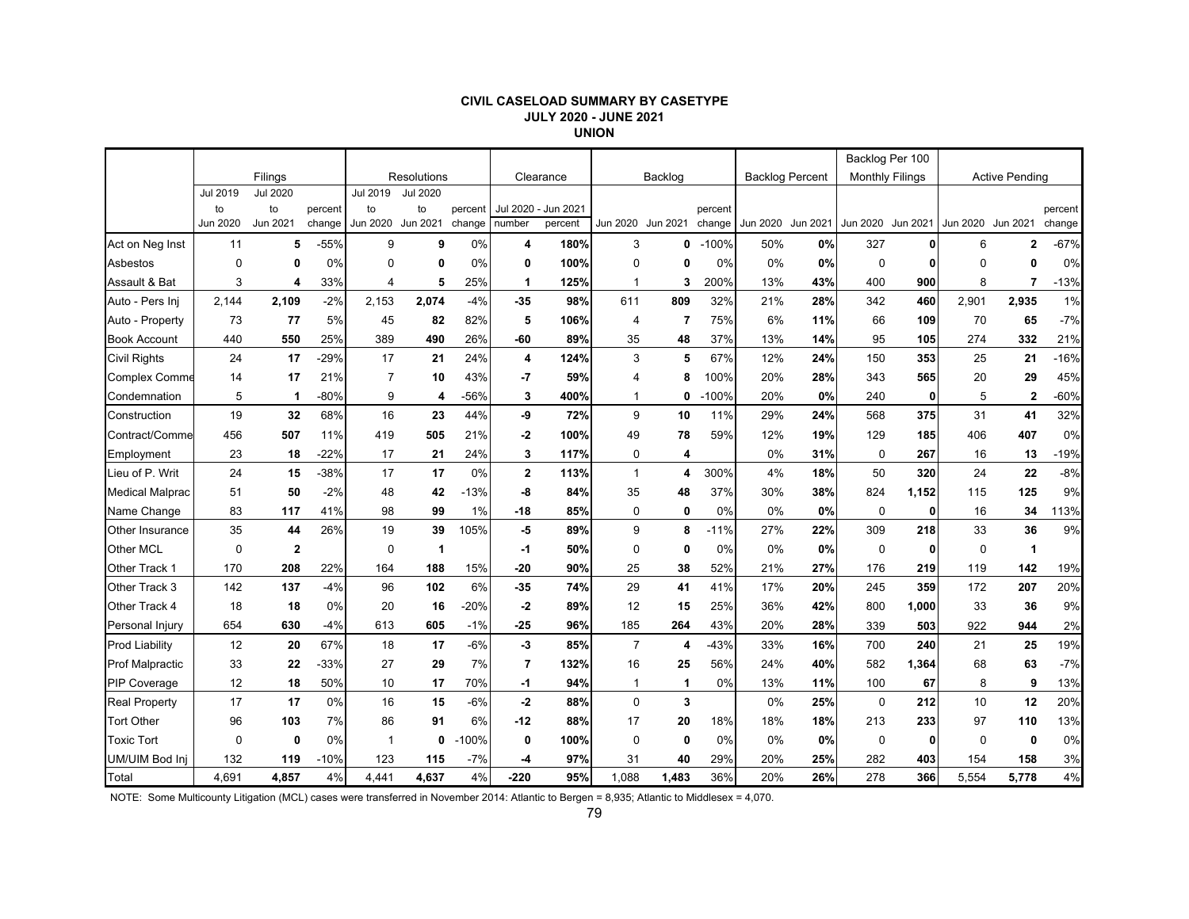**CIVIL CASELOAD SUMMARY BY CASETYPE**
**JULY 2020 - JUNE 2021**
**UNION**

| | Filings | | | Resolutions | | | Clearance | | Backlog | | | Backlog Percent | | Backlog Per 100 Monthly Filings | | Active Pending | | |
|---|---|---|---|---|---|---|---|---|---|---|---|---|---|---|---|---|---|---|
| | Jul 2019 to Jun 2020 | Jul 2020 to Jun 2021 | percent change | Jul 2019 to Jun 2020 | Jul 2020 to Jun 2021 | percent change | Jul 2020 - Jun 2021 number | Jul 2020 - Jun 2021 percent | Jun 2020 | Jun 2021 | percent change | Jun 2020 | Jun 2021 | Jun 2020 | Jun 2021 | Jun 2020 | Jun 2021 | percent change |
| Act on Neg Inst | 11 | **5** | -55% | 9 | **9** | 0% | **4** | **180%** | 3 | **0** | -100% | 50% | **0%** | 327 | **0** | 6 | **2** | -67% |
| Asbestos | 0 | **0** | 0% | 0 | **0** | 0% | **0** | **100%** | 0 | **0** | 0% | 0% | **0%** | 0 | **0** | 0 | **0** | 0% |
| Assault & Bat | 3 | **4** | 33% | 4 | **5** | 25% | **1** | **125%** | 1 | **3** | 200% | 13% | **43%** | 400 | **900** | 8 | **7** | -13% |
| Auto - Pers Inj | 2,144 | **2,109** | -2% | 2,153 | **2,074** | -4% | **-35** | **98%** | 611 | **809** | 32% | 21% | **28%** | 342 | **460** | 2,901 | **2,935** | 1% |
| Auto - Property | 73 | **77** | 5% | 45 | **82** | 82% | **5** | **106%** | 4 | **7** | 75% | 6% | **11%** | 66 | **109** | 70 | **65** | -7% |
| Book Account | 440 | **550** | 25% | 389 | **490** | 26% | **-60** | **89%** | 35 | **48** | 37% | 13% | **14%** | 95 | **105** | 274 | **332** | 21% |
| Civil Rights | 24 | **17** | -29% | 17 | **21** | 24% | **4** | **124%** | 3 | **5** | 67% | 12% | **24%** | 150 | **353** | 25 | **21** | -16% |
| Complex Comme | 14 | **17** | 21% | 7 | **10** | 43% | **-7** | **59%** | 4 | **8** | 100% | 20% | **28%** | 343 | **565** | 20 | **29** | 45% |
| Condemnation | 5 | **1** | -80% | 9 | **4** | -56% | **3** | **400%** | 1 | **0** | -100% | 20% | **0%** | 240 | **0** | 5 | **2** | -60% |
| Construction | 19 | **32** | 68% | 16 | **23** | 44% | **-9** | **72%** | 9 | **10** | 11% | 29% | **24%** | 568 | **375** | 31 | **41** | 32% |
| Contract/Comme | 456 | **507** | 11% | 419 | **505** | 21% | **-2** | **100%** | 49 | **78** | 59% | 12% | **19%** | 129 | **185** | 406 | **407** | 0% |
| Employment | 23 | **18** | -22% | 17 | **21** | 24% | **3** | **117%** | 0 | **4** | | 0% | **31%** | 0 | **267** | 16 | **13** | -19% |
| Lieu of P. Writ | 24 | **15** | -38% | 17 | **17** | 0% | **2** | **113%** | 1 | **4** | 300% | 4% | **18%** | 50 | **320** | 24 | **22** | -8% |
| Medical Malprac | 51 | **50** | -2% | 48 | **42** | -13% | **-8** | **84%** | 35 | **48** | 37% | 30% | **38%** | 824 | **1,152** | 115 | **125** | 9% |
| Name Change | 83 | **117** | 41% | 98 | **99** | 1% | **-18** | **85%** | 0 | **0** | 0% | 0% | **0%** | 0 | **0** | 16 | **34** | 113% |
| Other Insurance | 35 | **44** | 26% | 19 | **39** | 105% | **-5** | **89%** | 9 | **8** | -11% | 27% | **22%** | 309 | **218** | 33 | **36** | 9% |
| Other MCL | 0 | **2** | | 0 | **1** | | **-1** | **50%** | 0 | **0** | 0% | 0% | **0%** | 0 | **0** | 0 | **1** | |
| Other Track 1 | 170 | **208** | 22% | 164 | **188** | 15% | **-20** | **90%** | 25 | **38** | 52% | 21% | **27%** | 176 | **219** | 119 | **142** | 19% |
| Other Track 3 | 142 | **137** | -4% | 96 | **102** | 6% | **-35** | **74%** | 29 | **41** | 41% | 17% | **20%** | 245 | **359** | 172 | **207** | 20% |
| Other Track 4 | 18 | **18** | 0% | 20 | **16** | -20% | **-2** | **89%** | 12 | **15** | 25% | 36% | **42%** | 800 | **1,000** | 33 | **36** | 9% |
| Personal Injury | 654 | **630** | -4% | 613 | **605** | -1% | **-25** | **96%** | 185 | **264** | 43% | 20% | **28%** | 339 | **503** | 922 | **944** | 2% |
| Prod Liability | 12 | **20** | 67% | 18 | **17** | -6% | **-3** | **85%** | 7 | **4** | -43% | 33% | **16%** | 700 | **240** | 21 | **25** | 19% |
| Prof Malpractic | 33 | **22** | -33% | 27 | **29** | 7% | **7** | **132%** | 16 | **25** | 56% | 24% | **40%** | 582 | **1,364** | 68 | **63** | -7% |
| PIP Coverage | 12 | **18** | 50% | 10 | **17** | 70% | **-1** | **94%** | 1 | **1** | 0% | 13% | **11%** | 100 | **67** | 8 | **9** | 13% |
| Real Property | 17 | **17** | 0% | 16 | **15** | -6% | **-2** | **88%** | 0 | **3** | | 0% | **25%** | 0 | **212** | 10 | **12** | 20% |
| Tort Other | 96 | **103** | 7% | 86 | **91** | 6% | **-12** | **88%** | 17 | **20** | 18% | 18% | **18%** | 213 | **233** | 97 | **110** | 13% |
| Toxic Tort | 0 | **0** | 0% | 1 | **0** | -100% | **0** | **100%** | 0 | **0** | 0% | 0% | **0%** | 0 | **0** | 0 | **0** | 0% |
| UM/UIM Bod Inj | 132 | **119** | -10% | 123 | **115** | -7% | **-4** | **97%** | 31 | **40** | 29% | 20% | **25%** | 282 | **403** | 154 | **158** | 3% |
| Total | 4,691 | **4,857** | 4% | 4,441 | **4,637** | 4% | **-220** | **95%** | 1,088 | **1,483** | 36% | 20% | **26%** | 278 | **366** | 5,554 | **5,778** | 4% |

NOTE: Some Multicounty Litigation (MCL) cases were transferred in November 2014: Atlantic to Bergen = 8,935; Atlantic to Middlesex = 4,070.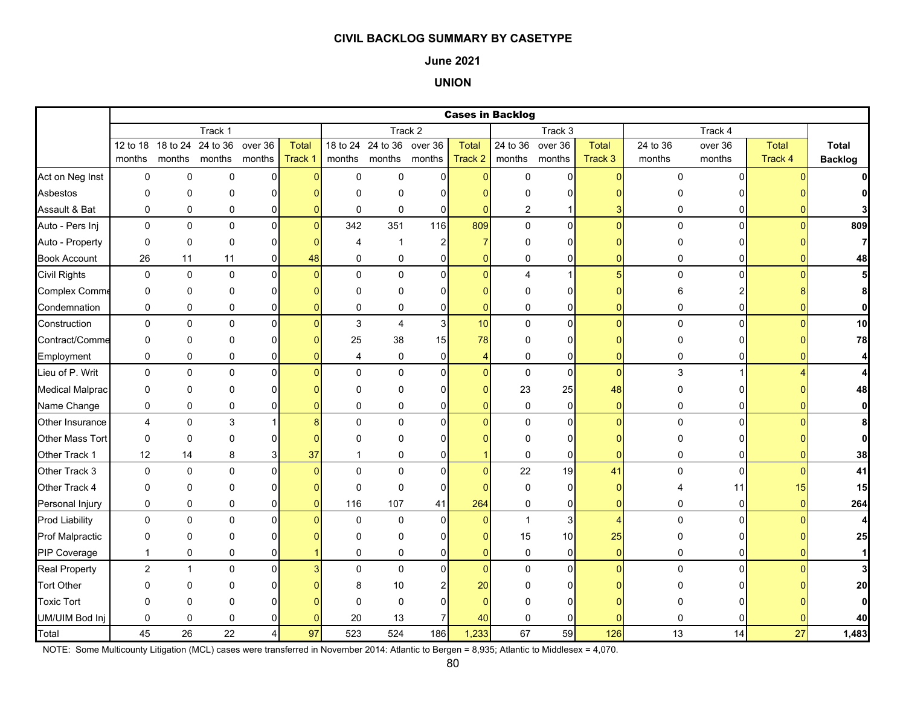**CIVIL BACKLOG SUMMARY BY CASETYPE**

**June 2021**

**UNION**

| | Cases in Backlog | | | | | | | | | | | | | | | | |
|---|---|---|---|---|---|---|---|---|---|---|---|---|---|---|---|---|---|
| | Track 1 | | | | | Track 2 | | | | Track 3 | | | Track 4 | | | |
| | 12 to 18 months | 18 to 24 months | 24 to 36 months | over 36 months | Total Track 1 | 18 to 24 months | 24 to 36 months | over 36 months | Total Track 2 | 24 to 36 months | over 36 months | Total Track 3 | 24 to 36 months | over 36 months | Total Track 4 | Total Backlog |
| Act on Neg Inst | 0 | 0 | 0 | 0 | 0 | 0 | 0 | 0 | 0 | 0 | 0 | 0 | 0 | 0 | 0 | 0 |
| Asbestos | 0 | 0 | 0 | 0 | 0 | 0 | 0 | 0 | 0 | 0 | 0 | 0 | 0 | 0 | 0 | 0 |
| Assault & Bat | 0 | 0 | 0 | 0 | 0 | 0 | 0 | 0 | 0 | 2 | 1 | 3 | 0 | 0 | 0 | 3 |
| Auto - Pers Inj | 0 | 0 | 0 | 0 | 0 | 342 | 351 | 116 | 809 | 0 | 0 | 0 | 0 | 0 | 0 | 809 |
| Auto - Property | 0 | 0 | 0 | 0 | 0 | 4 | 1 | 2 | 7 | 0 | 0 | 0 | 0 | 0 | 0 | 7 |
| Book Account | 26 | 11 | 11 | 0 | 48 | 0 | 0 | 0 | 0 | 0 | 0 | 0 | 0 | 0 | 0 | 48 |
| Civil Rights | 0 | 0 | 0 | 0 | 0 | 0 | 0 | 0 | 0 | 4 | 1 | 5 | 0 | 0 | 0 | 5 |
| Complex Comme | 0 | 0 | 0 | 0 | 0 | 0 | 0 | 0 | 0 | 0 | 0 | 0 | 6 | 2 | 8 | 8 |
| Condemnation | 0 | 0 | 0 | 0 | 0 | 0 | 0 | 0 | 0 | 0 | 0 | 0 | 0 | 0 | 0 | 0 |
| Construction | 0 | 0 | 0 | 0 | 0 | 3 | 4 | 3 | 10 | 0 | 0 | 0 | 0 | 0 | 0 | 10 |
| Contract/Comme | 0 | 0 | 0 | 0 | 0 | 25 | 38 | 15 | 78 | 0 | 0 | 0 | 0 | 0 | 0 | 78 |
| Employment | 0 | 0 | 0 | 0 | 0 | 4 | 0 | 0 | 4 | 0 | 0 | 0 | 0 | 0 | 0 | 4 |
| Lieu of P. Writ | 0 | 0 | 0 | 0 | 0 | 0 | 0 | 0 | 0 | 0 | 0 | 0 | 3 | 1 | 4 | 4 |
| Medical Malprac | 0 | 0 | 0 | 0 | 0 | 0 | 0 | 0 | 0 | 23 | 25 | 48 | 0 | 0 | 0 | 48 |
| Name Change | 0 | 0 | 0 | 0 | 0 | 0 | 0 | 0 | 0 | 0 | 0 | 0 | 0 | 0 | 0 | 0 |
| Other Insurance | 4 | 0 | 3 | 1 | 8 | 0 | 0 | 0 | 0 | 0 | 0 | 0 | 0 | 0 | 0 | 8 |
| Other Mass Tort | 0 | 0 | 0 | 0 | 0 | 0 | 0 | 0 | 0 | 0 | 0 | 0 | 0 | 0 | 0 | 0 |
| Other Track 1 | 12 | 14 | 8 | 3 | 37 | 1 | 0 | 0 | 1 | 0 | 0 | 0 | 0 | 0 | 0 | 38 |
| Other Track 3 | 0 | 0 | 0 | 0 | 0 | 0 | 0 | 0 | 0 | 22 | 19 | 41 | 0 | 0 | 0 | 41 |
| Other Track 4 | 0 | 0 | 0 | 0 | 0 | 0 | 0 | 0 | 0 | 0 | 0 | 0 | 4 | 11 | 15 | 15 |
| Personal Injury | 0 | 0 | 0 | 0 | 0 | 116 | 107 | 41 | 264 | 0 | 0 | 0 | 0 | 0 | 0 | 264 |
| Prod Liability | 0 | 0 | 0 | 0 | 0 | 0 | 0 | 0 | 0 | 1 | 3 | 4 | 0 | 0 | 0 | 4 |
| Prof Malpractic | 0 | 0 | 0 | 0 | 0 | 0 | 0 | 0 | 0 | 15 | 10 | 25 | 0 | 0 | 0 | 25 |
| PIP Coverage | 1 | 0 | 0 | 0 | 1 | 0 | 0 | 0 | 0 | 0 | 0 | 0 | 0 | 0 | 0 | 1 |
| Real Property | 2 | 1 | 0 | 0 | 3 | 0 | 0 | 0 | 0 | 0 | 0 | 0 | 0 | 0 | 0 | 3 |
| Tort Other | 0 | 0 | 0 | 0 | 0 | 8 | 10 | 2 | 20 | 0 | 0 | 0 | 0 | 0 | 0 | 20 |
| Toxic Tort | 0 | 0 | 0 | 0 | 0 | 0 | 0 | 0 | 0 | 0 | 0 | 0 | 0 | 0 | 0 | 0 |
| UM/UIM Bod Inj | 0 | 0 | 0 | 0 | 0 | 20 | 13 | 7 | 40 | 0 | 0 | 0 | 0 | 0 | 0 | 40 |
| Total | 45 | 26 | 22 | 4 | 97 | 523 | 524 | 186 | 1,233 | 67 | 59 | 126 | 13 | 14 | 27 | 1,483 |

NOTE: Some Multicounty Litigation (MCL) cases were transferred in November 2014: Atlantic to Bergen = 8,935; Atlantic to Middlesex = 4,070.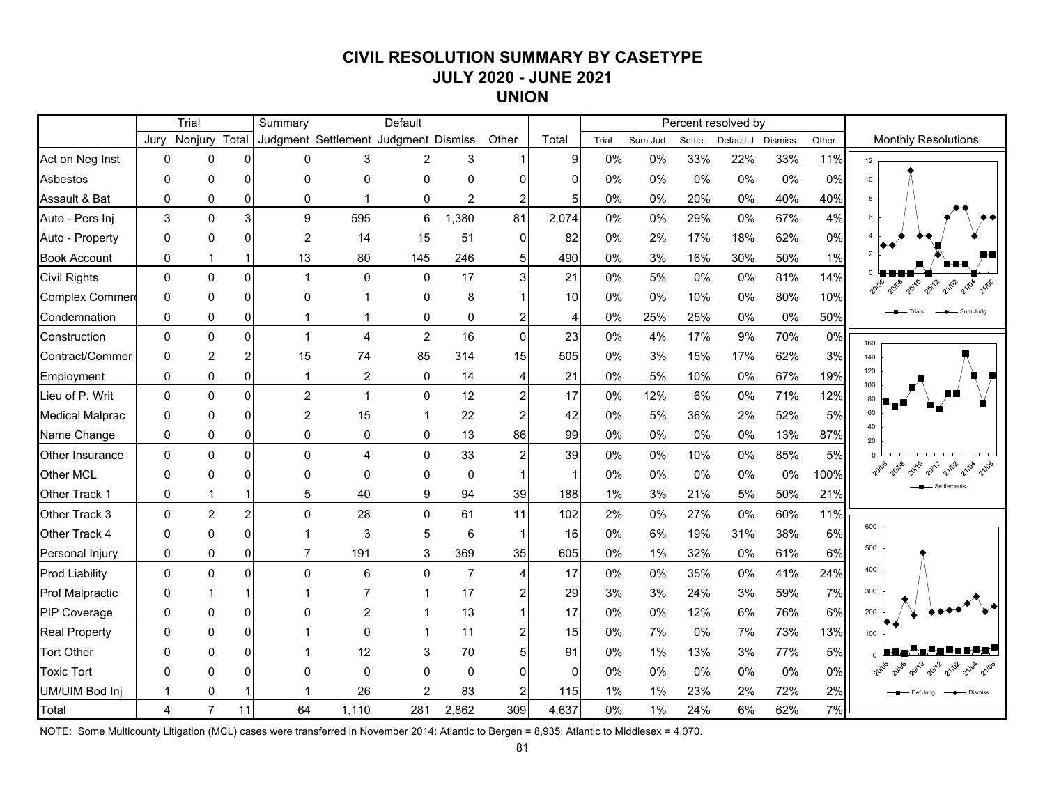# CIVIL RESOLUTION SUMMARY BY CASETYPE
## JULY 2020 - JUNE 2021
## UNION

| | Trial | | | Summary | | Default | | | | Percent resolved by | | | | | |
|---|---|---|---|---|---|---|---|---|---|---|---|---|---|---|---|
| | Jury | Nonjury | Total | Judgment | Settlement | Judgment | Dismiss | Other | Total | Trial | Sum Jud | Settle | Default J | Dismiss | Other |
| Act on Neg Inst | 0 | 0 | 0 | 0 | 3 | 2 | 3 | 1 | 9 | 0% | 0% | 33% | 22% | 33% | 11% |
| Asbestos | 0 | 0 | 0 | 0 | 0 | 0 | 0 | 0 | 0 | 0% | 0% | 0% | 0% | 0% | 0% |
| Assault & Bat | 0 | 0 | 0 | 0 | 1 | 0 | 2 | 2 | 5 | 0% | 0% | 20% | 0% | 40% | 40% |
| Auto - Pers Inj | 3 | 0 | 3 | 9 | 595 | 6 | 1,380 | 81 | 2,074 | 0% | 0% | 29% | 0% | 67% | 4% |
| Auto - Property | 0 | 0 | 0 | 2 | 14 | 15 | 51 | 0 | 82 | 0% | 2% | 17% | 18% | 62% | 0% |
| Book Account | 0 | 1 | 1 | 13 | 80 | 145 | 246 | 5 | 490 | 0% | 3% | 16% | 30% | 50% | 1% |
| Civil Rights | 0 | 0 | 0 | 1 | 0 | 0 | 17 | 3 | 21 | 0% | 5% | 0% | 0% | 81% | 14% |
| Complex Commerc | 0 | 0 | 0 | 0 | 1 | 0 | 8 | 1 | 10 | 0% | 0% | 10% | 0% | 80% | 10% |
| Condemnation | 0 | 0 | 0 | 1 | 1 | 0 | 0 | 2 | 4 | 0% | 25% | 25% | 0% | 0% | 50% |
| Construction | 0 | 0 | 0 | 1 | 4 | 2 | 16 | 0 | 23 | 0% | 4% | 17% | 9% | 70% | 0% |
| Contract/Commer | 0 | 2 | 2 | 15 | 74 | 85 | 314 | 15 | 505 | 0% | 3% | 15% | 17% | 62% | 3% |
| Employment | 0 | 0 | 0 | 1 | 2 | 0 | 14 | 4 | 21 | 0% | 5% | 10% | 0% | 67% | 19% |
| Lieu of P. Writ | 0 | 0 | 0 | 2 | 1 | 0 | 12 | 2 | 17 | 0% | 12% | 6% | 0% | 71% | 12% |
| Medical Malprac | 0 | 0 | 0 | 2 | 15 | 1 | 22 | 2 | 42 | 0% | 5% | 36% | 2% | 52% | 5% |
| Name Change | 0 | 0 | 0 | 0 | 0 | 0 | 13 | 86 | 99 | 0% | 0% | 0% | 0% | 13% | 87% |
| Other Insurance | 0 | 0 | 0 | 0 | 4 | 0 | 33 | 2 | 39 | 0% | 0% | 10% | 0% | 85% | 5% |
| Other MCL | 0 | 0 | 0 | 0 | 0 | 0 | 0 | 1 | 1 | 0% | 0% | 0% | 0% | 0% | 100% |
| Other Track 1 | 0 | 1 | 1 | 5 | 40 | 9 | 94 | 39 | 188 | 1% | 3% | 21% | 5% | 50% | 21% |
| Other Track 3 | 0 | 2 | 2 | 0 | 28 | 0 | 61 | 11 | 102 | 2% | 0% | 27% | 0% | 60% | 11% |
| Other Track 4 | 0 | 0 | 0 | 1 | 3 | 5 | 6 | 1 | 16 | 0% | 6% | 19% | 31% | 38% | 6% |
| Personal Injury | 0 | 0 | 0 | 7 | 191 | 3 | 369 | 35 | 605 | 0% | 1% | 32% | 0% | 61% | 6% |
| Prod Liability | 0 | 0 | 0 | 0 | 6 | 0 | 7 | 4 | 17 | 0% | 0% | 35% | 0% | 41% | 24% |
| Prof Malpractic | 0 | 1 | 1 | 1 | 7 | 1 | 17 | 2 | 29 | 3% | 3% | 24% | 3% | 59% | 7% |
| PIP Coverage | 0 | 0 | 0 | 0 | 2 | 1 | 13 | 1 | 17 | 0% | 0% | 12% | 6% | 76% | 6% |
| Real Property | 0 | 0 | 0 | 1 | 0 | 1 | 11 | 2 | 15 | 0% | 7% | 0% | 7% | 73% | 13% |
| Tort Other | 0 | 0 | 0 | 1 | 12 | 3 | 70 | 5 | 91 | 0% | 1% | 13% | 3% | 77% | 5% |
| Toxic Tort | 0 | 0 | 0 | 0 | 0 | 0 | 0 | 0 | 0 | 0% | 0% | 0% | 0% | 0% | 0% |
| UM/UIM Bod Inj | 1 | 0 | 1 | 1 | 26 | 2 | 83 | 2 | 115 | 1% | 1% | 23% | 2% | 72% | 2% |
| Total | 4 | 7 | 11 | 64 | 1,110 | 281 | 2,862 | 309 | 4,637 | 0% | 1% | 24% | 6% | 62% | 7% |

Monthly Resolutions

NOTE: Some Multicounty Litigation (MCL) cases were transferred in November 2014: Atlantic to Bergen = 8,935; Atlantic to Middlesex = 4,070.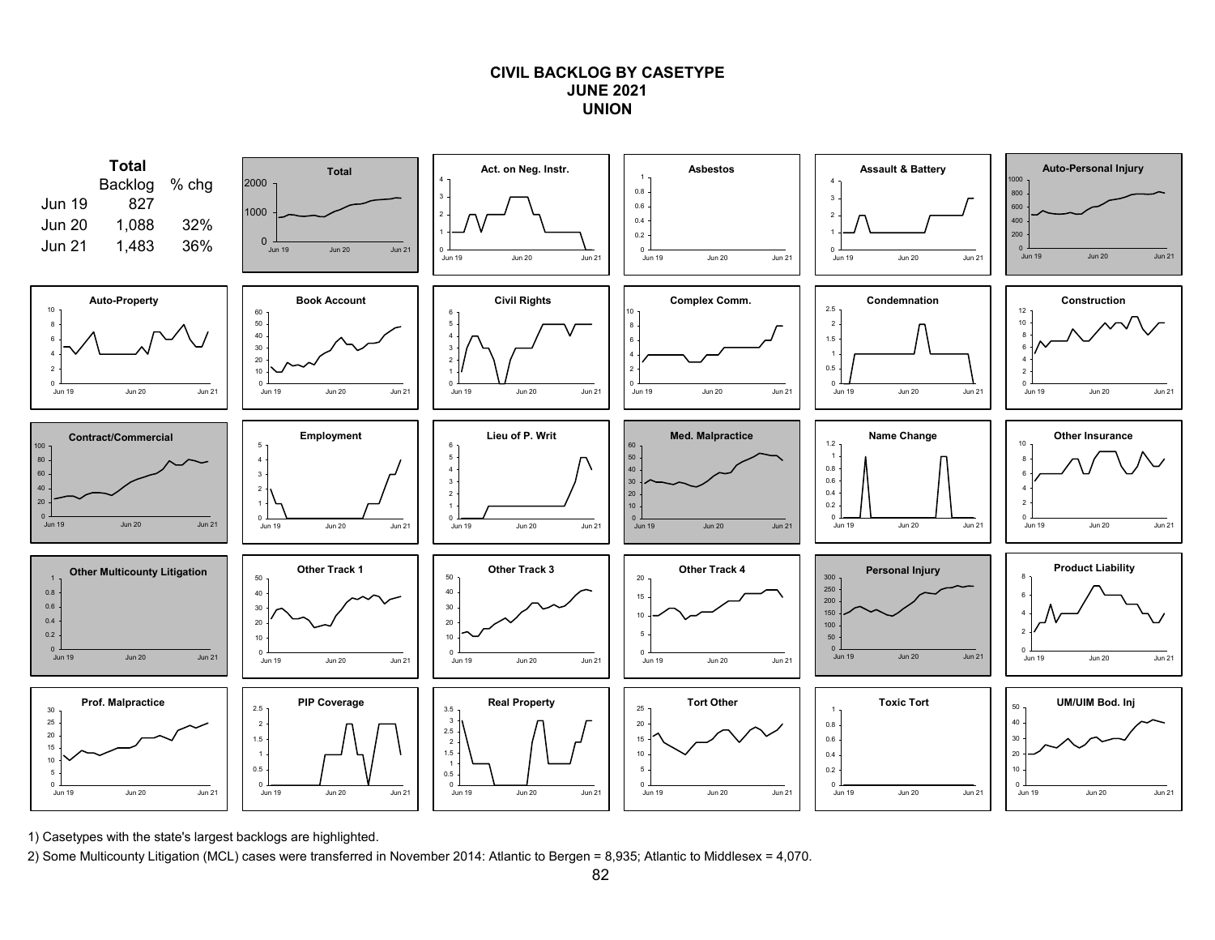# CIVIL BACKLOG BY CASETYPE
## JUNE 2021
## UNION

**Total**

| | Backlog | % chg |
|---|---|---|
| Jun 19 | 827 | |
| Jun 20 | 1,088 | 32% |
| Jun 21 | 1,483 | 36% |

1) Casetypes with the state's largest backlogs are highlighted.

2) Some Multicounty Litigation (MCL) cases were transferred in November 2014: Atlantic to Bergen = 8,935; Atlantic to Middlesex = 4,070.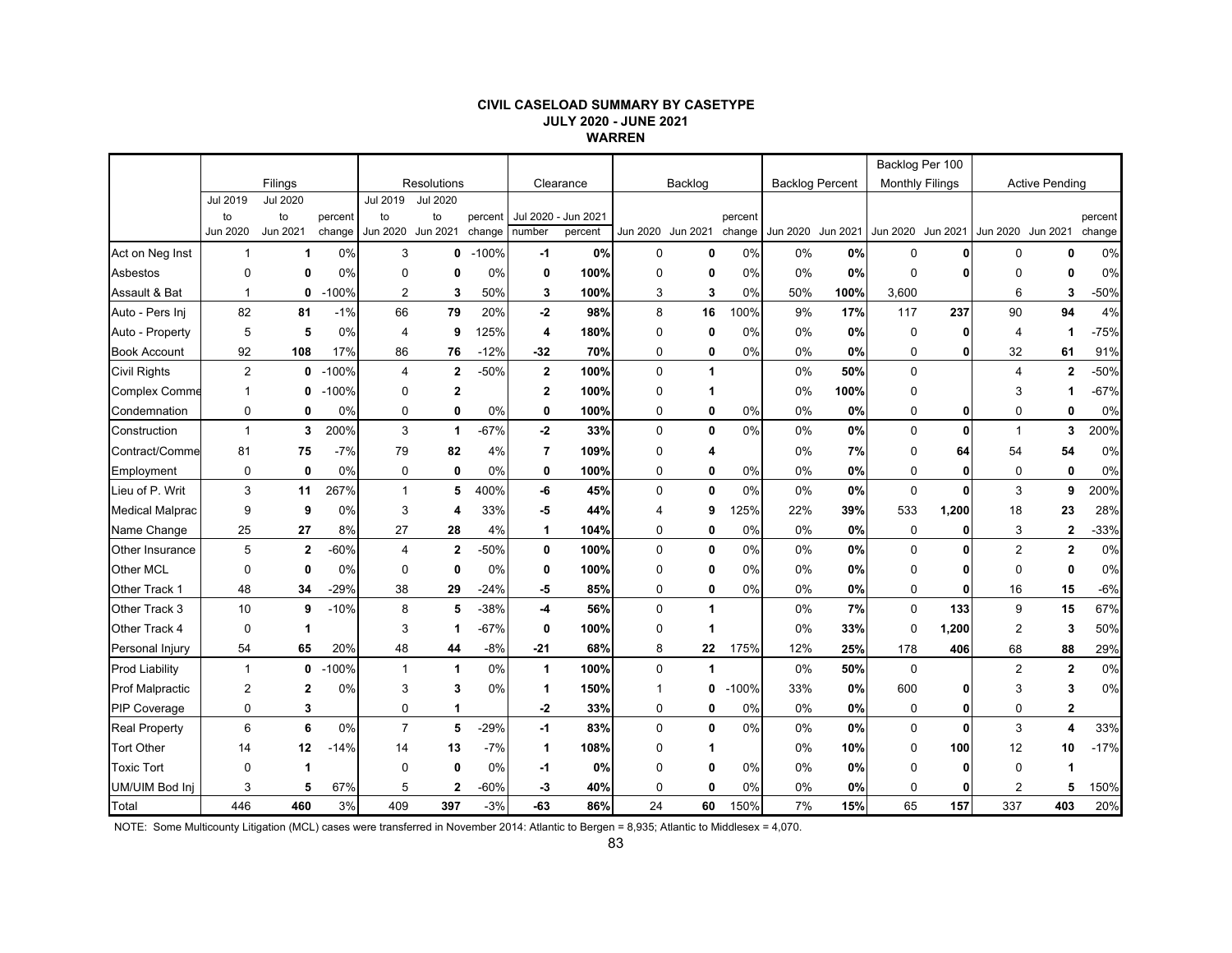**CIVIL CASELOAD SUMMARY BY CASETYPE**
**JULY 2020 - JUNE 2021**
**WARREN**

| | Filings | | | Resolutions | | | Clearance | | Backlog | | | Backlog Percent | | Backlog Per 100 Monthly Filings | | Active Pending | | |
|---|---|---|---|---|---|---|---|---|---|---|---|---|---|---|---|---|---|---|
| | Jul 2019 to Jun 2020 | Jul 2020 to Jun 2021 | percent change | Jul 2019 to Jun 2020 | Jul 2020 to Jun 2021 | percent change | Jul 2020 - Jun 2021 number | Jul 2020 - Jun 2021 percent | Jun 2020 | Jun 2021 | percent change | Jun 2020 | Jun 2021 | Jun 2020 | Jun 2021 | Jun 2020 | Jun 2021 | percent change |
| Act on Neg Inst | 1 | **1** | 0% | 3 | **0** | -100% | **-1** | **0%** | 0 | **0** | 0% | 0% | **0%** | 0 | **0** | 0 | **0** | 0% |
| Asbestos | 0 | **0** | 0% | 0 | **0** | 0% | **0** | **100%** | 0 | **0** | 0% | 0% | **0%** | 0 | **0** | 0 | **0** | 0% |
| Assault & Bat | 1 | **0** | -100% | 2 | **3** | 50% | **3** | **100%** | 3 | **3** | 0% | 50% | **100%** | 3,600 | | 6 | **3** | -50% |
| Auto - Pers Inj | 82 | **81** | -1% | 66 | **79** | 20% | **-2** | **98%** | 8 | **16** | 100% | 9% | **17%** | 117 | **237** | 90 | **94** | 4% |
| Auto - Property | 5 | **5** | 0% | 4 | **9** | 125% | **4** | **180%** | 0 | **0** | 0% | 0% | **0%** | 0 | **0** | 4 | **1** | -75% |
| Book Account | 92 | **108** | 17% | 86 | **76** | -12% | **-32** | **70%** | 0 | **0** | 0% | 0% | **0%** | 0 | **0** | 32 | **61** | 91% |
| Civil Rights | 2 | **0** | -100% | 4 | **2** | -50% | **2** | **100%** | 0 | **1** | | 0% | **50%** | 0 | | 4 | **2** | -50% |
| Complex Comme | 1 | **0** | -100% | 0 | **2** | | **2** | **100%** | 0 | **1** | | 0% | **100%** | 0 | | 3 | **1** | -67% |
| Condemnation | 0 | **0** | 0% | 0 | **0** | 0% | **0** | **100%** | 0 | **0** | 0% | 0% | **0%** | 0 | **0** | 0 | **0** | 0% |
| Construction | 1 | **3** | 200% | 3 | **1** | -67% | **-2** | **33%** | 0 | **0** | 0% | 0% | **0%** | 0 | **0** | 1 | **3** | 200% |
| Contract/Comme | 81 | **75** | -7% | 79 | **82** | 4% | **7** | **109%** | 0 | **4** | | 0% | **7%** | 0 | **64** | 54 | **54** | 0% |
| Employment | 0 | **0** | 0% | 0 | **0** | 0% | **0** | **100%** | 0 | **0** | 0% | 0% | **0%** | 0 | **0** | 0 | **0** | 0% |
| Lieu of P. Writ | 3 | **11** | 267% | 1 | **5** | 400% | **-6** | **45%** | 0 | **0** | 0% | 0% | **0%** | 0 | **0** | 3 | **9** | 200% |
| Medical Malprac | 9 | **9** | 0% | 3 | **4** | 33% | **-5** | **44%** | 4 | **9** | 125% | 22% | **39%** | 533 | **1,200** | 18 | **23** | 28% |
| Name Change | 25 | **27** | 8% | 27 | **28** | 4% | **1** | **104%** | 0 | **0** | 0% | 0% | **0%** | 0 | **0** | 3 | **2** | -33% |
| Other Insurance | 5 | **2** | -60% | 4 | **2** | -50% | **0** | **100%** | 0 | **0** | 0% | 0% | **0%** | 0 | **0** | 2 | **2** | 0% |
| Other MCL | 0 | **0** | 0% | 0 | **0** | 0% | **0** | **100%** | 0 | **0** | 0% | 0% | **0%** | 0 | **0** | 0 | **0** | 0% |
| Other Track 1 | 48 | **34** | -29% | 38 | **29** | -24% | **-5** | **85%** | 0 | **0** | 0% | 0% | **0%** | 0 | **0** | 16 | **15** | -6% |
| Other Track 3 | 10 | **9** | -10% | 8 | **5** | -38% | **-4** | **56%** | 0 | **1** | | 0% | **7%** | 0 | **133** | 9 | **15** | 67% |
| Other Track 4 | 0 | **1** | | 3 | **1** | -67% | **0** | **100%** | 0 | **1** | | 0% | **33%** | 0 | **1,200** | 2 | **3** | 50% |
| Personal Injury | 54 | **65** | 20% | 48 | **44** | -8% | **-21** | **68%** | 8 | **22** | 175% | 12% | **25%** | 178 | **406** | 68 | **88** | 29% |
| Prod Liability | 1 | **0** | -100% | 1 | **1** | 0% | **1** | **100%** | 0 | **1** | | 0% | **50%** | 0 | | 2 | **2** | 0% |
| Prof Malpractic | 2 | **2** | 0% | 3 | **3** | 0% | **1** | **150%** | 1 | **0** | -100% | 33% | **0%** | 600 | **0** | 3 | **3** | 0% |
| PIP Coverage | 0 | **3** | | 0 | **1** | | **-2** | **33%** | 0 | **0** | 0% | 0% | **0%** | 0 | **0** | 0 | **2** | |
| Real Property | 6 | **6** | 0% | 7 | **5** | -29% | **-1** | **83%** | 0 | **0** | 0% | 0% | **0%** | 0 | **0** | 3 | **4** | 33% |
| Tort Other | 14 | **12** | -14% | 14 | **13** | -7% | **1** | **108%** | 0 | **1** | | 0% | **10%** | 0 | **100** | 12 | **10** | -17% |
| Toxic Tort | 0 | **1** | | 0 | **0** | 0% | **-1** | **0%** | 0 | **0** | 0% | 0% | **0%** | 0 | **0** | 0 | **1** | |
| UM/UIM Bod Inj | 3 | **5** | 67% | 5 | **2** | -60% | **-3** | **40%** | 0 | **0** | 0% | 0% | **0%** | 0 | **0** | 2 | **5** | 150% |
| Total | 446 | **460** | 3% | 409 | **397** | -3% | **-63** | **86%** | 24 | **60** | 150% | 7% | **15%** | 65 | **157** | 337 | **403** | 20% |

NOTE: Some Multicounty Litigation (MCL) cases were transferred in November 2014: Atlantic to Bergen = 8,935; Atlantic to Middlesex = 4,070.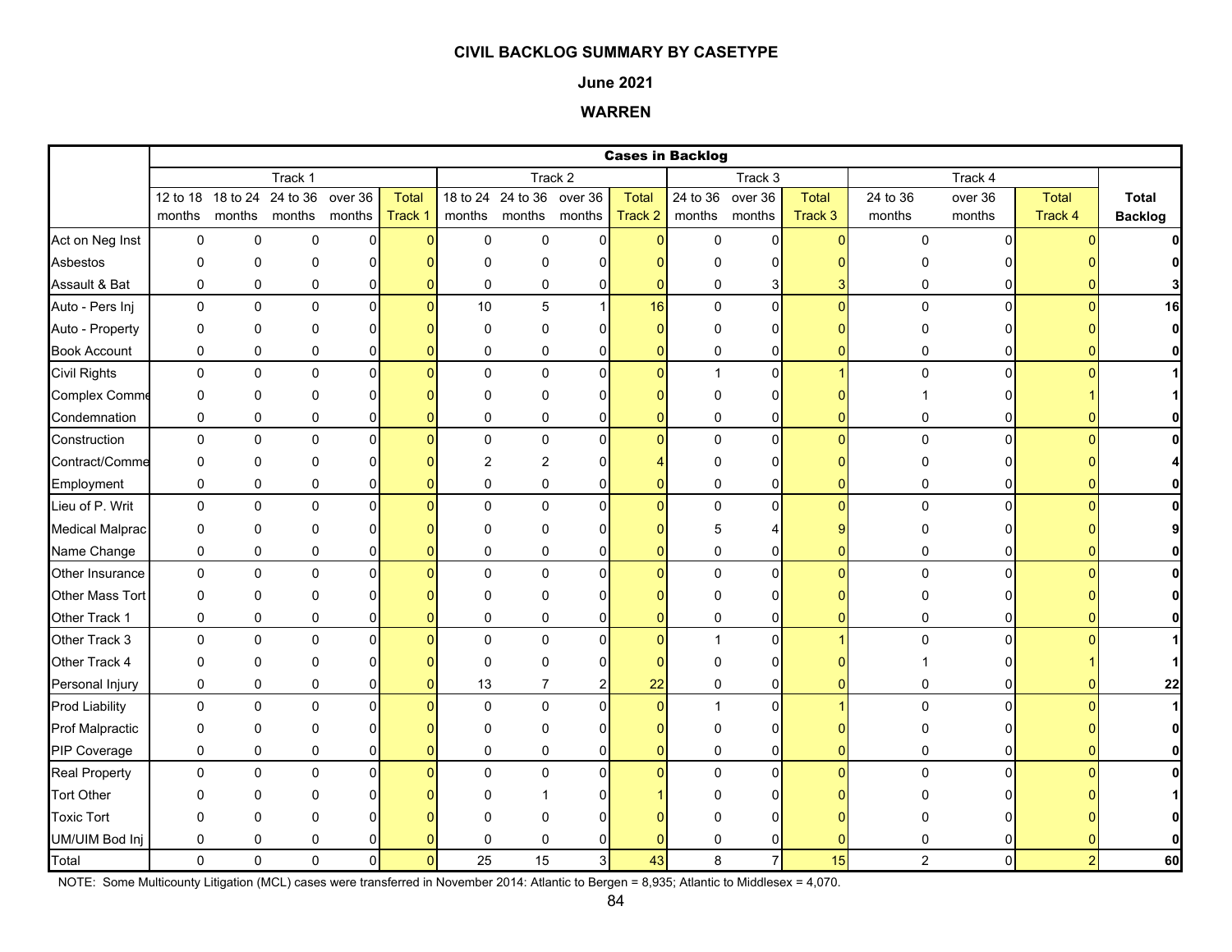**CIVIL BACKLOG SUMMARY BY CASETYPE**

**June 2021**

**WARREN**

| | Cases in Backlog | | | | | | | | | | | | | | | |
|---|---|---|---|---|---|---|---|---|---|---|---|---|---|---|---|---|
| | Track 1 | | | | | Track 2 | | | | Track 3 | | | Track 4 | | | |
| | 12 to 18 months | 18 to 24 months | 24 to 36 months | over 36 months | Total Track 1 | 18 to 24 months | 24 to 36 months | over 36 months | Total Track 2 | 24 to 36 months | over 36 months | Total Track 3 | 24 to 36 months | over 36 months | Total Track 4 | **Total Backlog** |
| Act on Neg Inst | 0 | 0 | 0 | 0 | 0 | 0 | 0 | 0 | 0 | 0 | 0 | 0 | 0 | 0 | 0 | **0** |
| Asbestos | 0 | 0 | 0 | 0 | 0 | 0 | 0 | 0 | 0 | 0 | 0 | 0 | 0 | 0 | 0 | **0** |
| Assault & Bat | 0 | 0 | 0 | 0 | 0 | 0 | 0 | 0 | 0 | 0 | 3 | 3 | 0 | 0 | 0 | **3** |
| Auto - Pers Inj | 0 | 0 | 0 | 0 | 0 | 10 | 5 | 1 | 16 | 0 | 0 | 0 | 0 | 0 | 0 | **16** |
| Auto - Property | 0 | 0 | 0 | 0 | 0 | 0 | 0 | 0 | 0 | 0 | 0 | 0 | 0 | 0 | 0 | **0** |
| Book Account | 0 | 0 | 0 | 0 | 0 | 0 | 0 | 0 | 0 | 0 | 0 | 0 | 0 | 0 | 0 | **0** |
| Civil Rights | 0 | 0 | 0 | 0 | 0 | 0 | 0 | 0 | 0 | 1 | 0 | 1 | 0 | 0 | 0 | **1** |
| Complex Comme | 0 | 0 | 0 | 0 | 0 | 0 | 0 | 0 | 0 | 0 | 0 | 0 | 1 | 0 | 1 | **1** |
| Condemnation | 0 | 0 | 0 | 0 | 0 | 0 | 0 | 0 | 0 | 0 | 0 | 0 | 0 | 0 | 0 | **0** |
| Construction | 0 | 0 | 0 | 0 | 0 | 0 | 0 | 0 | 0 | 0 | 0 | 0 | 0 | 0 | 0 | **0** |
| Contract/Comme | 0 | 0 | 0 | 0 | 0 | 2 | 2 | 0 | 4 | 0 | 0 | 0 | 0 | 0 | 0 | **4** |
| Employment | 0 | 0 | 0 | 0 | 0 | 0 | 0 | 0 | 0 | 0 | 0 | 0 | 0 | 0 | 0 | **0** |
| Lieu of P. Writ | 0 | 0 | 0 | 0 | 0 | 0 | 0 | 0 | 0 | 0 | 0 | 0 | 0 | 0 | 0 | **0** |
| Medical Malprac | 0 | 0 | 0 | 0 | 0 | 0 | 0 | 0 | 0 | 5 | 4 | 9 | 0 | 0 | 0 | **9** |
| Name Change | 0 | 0 | 0 | 0 | 0 | 0 | 0 | 0 | 0 | 0 | 0 | 0 | 0 | 0 | 0 | **0** |
| Other Insurance | 0 | 0 | 0 | 0 | 0 | 0 | 0 | 0 | 0 | 0 | 0 | 0 | 0 | 0 | 0 | **0** |
| Other Mass Tort | 0 | 0 | 0 | 0 | 0 | 0 | 0 | 0 | 0 | 0 | 0 | 0 | 0 | 0 | 0 | **0** |
| Other Track 1 | 0 | 0 | 0 | 0 | 0 | 0 | 0 | 0 | 0 | 0 | 0 | 0 | 0 | 0 | 0 | **0** |
| Other Track 3 | 0 | 0 | 0 | 0 | 0 | 0 | 0 | 0 | 0 | 1 | 0 | 1 | 0 | 0 | 0 | **1** |
| Other Track 4 | 0 | 0 | 0 | 0 | 0 | 0 | 0 | 0 | 0 | 0 | 0 | 0 | 1 | 0 | 1 | **1** |
| Personal Injury | 0 | 0 | 0 | 0 | 0 | 13 | 7 | 2 | 22 | 0 | 0 | 0 | 0 | 0 | 0 | **22** |
| Prod Liability | 0 | 0 | 0 | 0 | 0 | 0 | 0 | 0 | 0 | 1 | 0 | 1 | 0 | 0 | 0 | **1** |
| Prof Malpractic | 0 | 0 | 0 | 0 | 0 | 0 | 0 | 0 | 0 | 0 | 0 | 0 | 0 | 0 | 0 | **0** |
| PIP Coverage | 0 | 0 | 0 | 0 | 0 | 0 | 0 | 0 | 0 | 0 | 0 | 0 | 0 | 0 | 0 | **0** |
| Real Property | 0 | 0 | 0 | 0 | 0 | 0 | 0 | 0 | 0 | 0 | 0 | 0 | 0 | 0 | 0 | **0** |
| Tort Other | 0 | 0 | 0 | 0 | 0 | 0 | 1 | 0 | 1 | 0 | 0 | 0 | 0 | 0 | 0 | **1** |
| Toxic Tort | 0 | 0 | 0 | 0 | 0 | 0 | 0 | 0 | 0 | 0 | 0 | 0 | 0 | 0 | 0 | **0** |
| UM/UIM Bod Inj | 0 | 0 | 0 | 0 | 0 | 0 | 0 | 0 | 0 | 0 | 0 | 0 | 0 | 0 | 0 | **0** |
| Total | 0 | 0 | 0 | 0 | 0 | 25 | 15 | 3 | 43 | 8 | 7 | 15 | 2 | 0 | 2 | **60** |

NOTE: Some Multicounty Litigation (MCL) cases were transferred in November 2014: Atlantic to Bergen = 8,935; Atlantic to Middlesex = 4,070.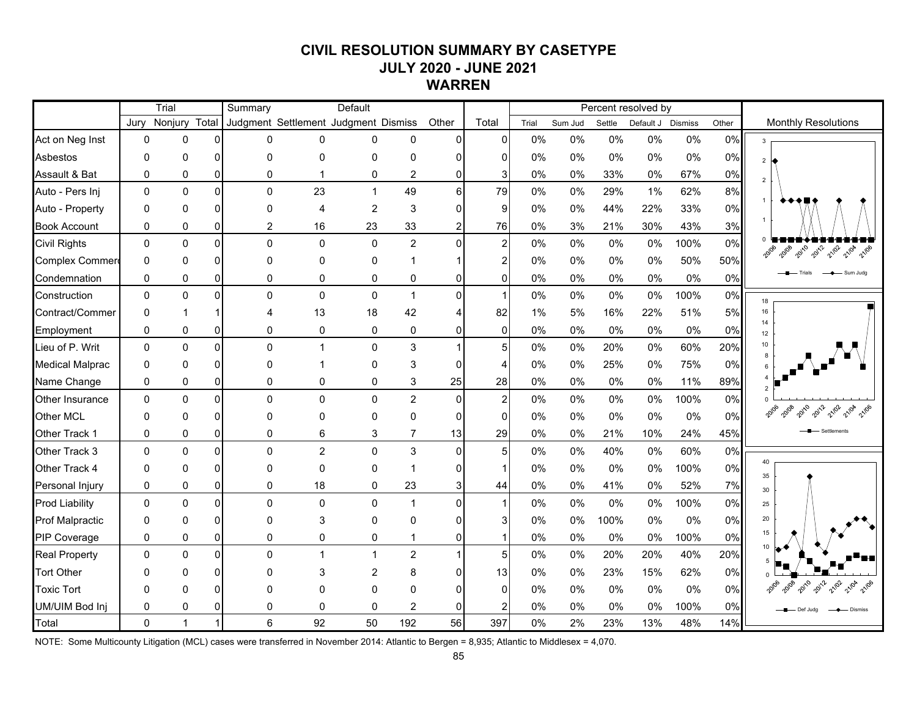# CIVIL RESOLUTION SUMMARY BY CASETYPE
## JULY 2020 - JUNE 2021
## WARREN

| | Trial | | | Summary | | Default | | | | Percent resolved by | | | | | |
|---|---|---|---|---|---|---|---|---|---|---|---|---|---|---|---|
| | Jury | Nonjury | Total | Judgment | Settlement | Judgment | Dismiss | Other | Total | Trial | Sum Jud | Settle | Default J | Dismiss | Other |
| Act on Neg Inst | 0 | 0 | 0 | 0 | 0 | 0 | 0 | 0 | 0 | 0% | 0% | 0% | 0% | 0% | 0% |
| Asbestos | 0 | 0 | 0 | 0 | 0 | 0 | 0 | 0 | 0 | 0% | 0% | 0% | 0% | 0% | 0% |
| Assault & Bat | 0 | 0 | 0 | 0 | 1 | 0 | 2 | 0 | 3 | 0% | 0% | 33% | 0% | 67% | 0% |
| Auto - Pers Inj | 0 | 0 | 0 | 0 | 23 | 1 | 49 | 6 | 79 | 0% | 0% | 29% | 1% | 62% | 8% |
| Auto - Property | 0 | 0 | 0 | 0 | 4 | 2 | 3 | 0 | 9 | 0% | 0% | 44% | 22% | 33% | 0% |
| Book Account | 0 | 0 | 0 | 2 | 16 | 23 | 33 | 2 | 76 | 0% | 3% | 21% | 30% | 43% | 3% |
| Civil Rights | 0 | 0 | 0 | 0 | 0 | 0 | 2 | 0 | 2 | 0% | 0% | 0% | 0% | 100% | 0% |
| Complex Commerc | 0 | 0 | 0 | 0 | 0 | 0 | 1 | 1 | 2 | 0% | 0% | 0% | 0% | 50% | 50% |
| Condemnation | 0 | 0 | 0 | 0 | 0 | 0 | 0 | 0 | 0 | 0% | 0% | 0% | 0% | 0% | 0% |
| Construction | 0 | 0 | 0 | 0 | 0 | 0 | 1 | 0 | 1 | 0% | 0% | 0% | 0% | 100% | 0% |
| Contract/Commer | 0 | 1 | 1 | 4 | 13 | 18 | 42 | 4 | 82 | 1% | 5% | 16% | 22% | 51% | 5% |
| Employment | 0 | 0 | 0 | 0 | 0 | 0 | 0 | 0 | 0 | 0% | 0% | 0% | 0% | 0% | 0% |
| Lieu of P. Writ | 0 | 0 | 0 | 0 | 1 | 0 | 3 | 1 | 5 | 0% | 0% | 20% | 0% | 60% | 20% |
| Medical Malprac | 0 | 0 | 0 | 0 | 1 | 0 | 3 | 0 | 4 | 0% | 0% | 25% | 0% | 75% | 0% |
| Name Change | 0 | 0 | 0 | 0 | 0 | 0 | 3 | 25 | 28 | 0% | 0% | 0% | 0% | 11% | 89% |
| Other Insurance | 0 | 0 | 0 | 0 | 0 | 0 | 2 | 0 | 2 | 0% | 0% | 0% | 0% | 100% | 0% |
| Other MCL | 0 | 0 | 0 | 0 | 0 | 0 | 0 | 0 | 0 | 0% | 0% | 0% | 0% | 0% | 0% |
| Other Track 1 | 0 | 0 | 0 | 0 | 6 | 3 | 7 | 13 | 29 | 0% | 0% | 21% | 10% | 24% | 45% |
| Other Track 3 | 0 | 0 | 0 | 0 | 2 | 0 | 3 | 0 | 5 | 0% | 0% | 40% | 0% | 60% | 0% |
| Other Track 4 | 0 | 0 | 0 | 0 | 0 | 0 | 1 | 0 | 1 | 0% | 0% | 0% | 0% | 100% | 0% |
| Personal Injury | 0 | 0 | 0 | 0 | 18 | 0 | 23 | 3 | 44 | 0% | 0% | 41% | 0% | 52% | 7% |
| Prod Liability | 0 | 0 | 0 | 0 | 0 | 0 | 1 | 0 | 1 | 0% | 0% | 0% | 0% | 100% | 0% |
| Prof Malpractic | 0 | 0 | 0 | 0 | 3 | 0 | 0 | 0 | 3 | 0% | 0% | 100% | 0% | 0% | 0% |
| PIP Coverage | 0 | 0 | 0 | 0 | 0 | 0 | 1 | 0 | 1 | 0% | 0% | 0% | 0% | 100% | 0% |
| Real Property | 0 | 0 | 0 | 0 | 1 | 1 | 2 | 1 | 5 | 0% | 0% | 20% | 20% | 40% | 20% |
| Tort Other | 0 | 0 | 0 | 0 | 3 | 2 | 8 | 0 | 13 | 0% | 0% | 23% | 15% | 62% | 0% |
| Toxic Tort | 0 | 0 | 0 | 0 | 0 | 0 | 0 | 0 | 0 | 0% | 0% | 0% | 0% | 0% | 0% |
| UM/UIM Bod Inj | 0 | 0 | 0 | 0 | 0 | 0 | 2 | 0 | 2 | 0% | 0% | 0% | 0% | 100% | 0% |
| Total | 0 | 1 | 1 | 6 | 92 | 50 | 192 | 56 | 397 | 0% | 2% | 23% | 13% | 48% | 14% |

Monthly Resolutions

NOTE: Some Multicounty Litigation (MCL) cases were transferred in November 2014: Atlantic to Bergen = 8,935; Atlantic to Middlesex = 4,070.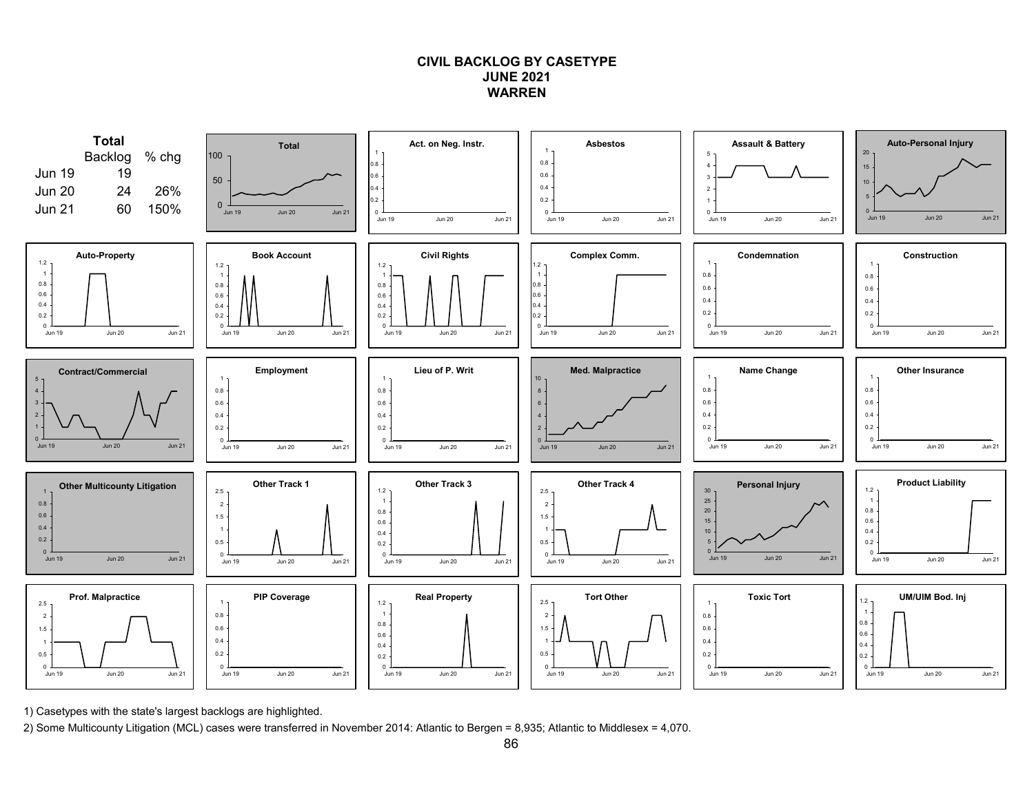# CIVIL BACKLOG BY CASETYPE
## JUNE 2021
## WARREN

**Total**

| | Backlog | % chg |
|---|---|---|
| Jun 19 | 19 | |
| Jun 20 | 24 | 26% |
| Jun 21 | 60 | 150% |

Total

Act. on Neg. Instr.

Asbestos

Assault & Battery

Auto-Personal Injury

Auto-Property

Book Account

Civil Rights

Complex Comm.

Condemnation

Construction

Contract/Commercial

Employment

Lieu of P. Writ

Med. Malpractice

Name Change

Other Insurance

Other Multicounty Litigation

Other Track 1

Other Track 3

Other Track 4

Personal Injury

Product Liability

Prof. Malpractice

PIP Coverage

Real Property

Tort Other

Toxic Tort

UM/UIM Bod. Inj

1) Casetypes with the state's largest backlogs are highlighted.

2) Some Multicounty Litigation (MCL) cases were transferred in November 2014: Atlantic to Bergen = 8,935; Atlantic to Middlesex = 4,070.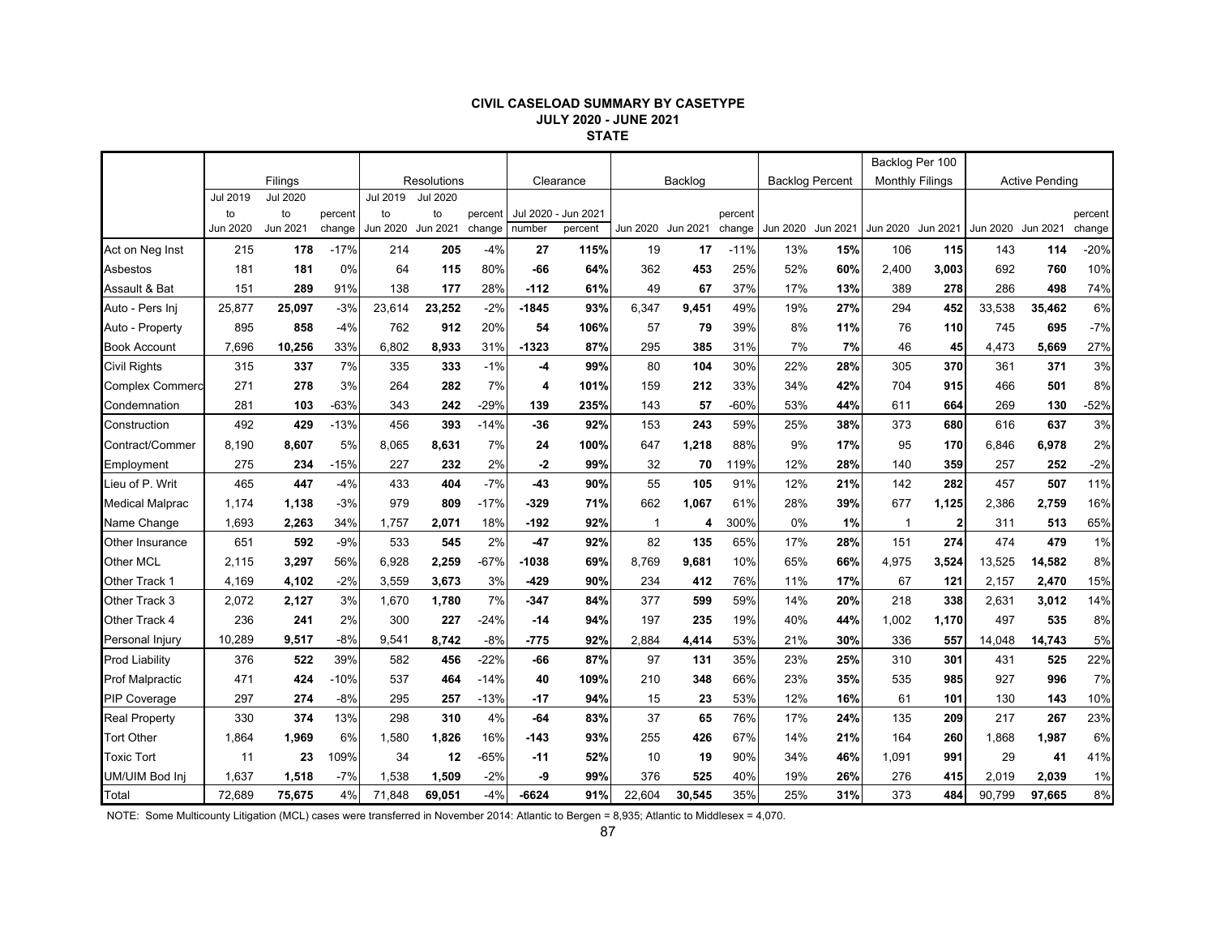**CIVIL CASELOAD SUMMARY BY CASETYPE**
**JULY 2020 - JUNE 2021**
**STATE**

| | Filings | | | Resolutions | | | Clearance | | Backlog | | | Backlog Percent | | Backlog Per 100 Monthly Filings | | Active Pending | | |
|---|---|---|---|---|---|---|---|---|---|---|---|---|---|---|---|---|---|---|
| | Jul 2019 to Jun 2020 | Jul 2020 to Jun 2021 | percent change | Jul 2019 to Jun 2020 | Jul 2020 to Jun 2021 | percent change | Jul 2020 - Jun 2021 number | Jul 2020 - Jun 2021 percent | Jun 2020 | Jun 2021 | percent change | Jun 2020 | Jun 2021 | Jun 2020 | Jun 2021 | Jun 2020 | Jun 2021 | percent change |
| Act on Neg Inst | 215 | **178** | -17% | 214 | **205** | -4% | **27** | **115%** | 19 | **17** | -11% | 13% | **15%** | 106 | **115** | 143 | **114** | -20% |
| Asbestos | 181 | **181** | 0% | 64 | **115** | 80% | **-66** | **64%** | 362 | **453** | 25% | 52% | **60%** | 2,400 | **3,003** | 692 | **760** | 10% |
| Assault & Bat | 151 | **289** | 91% | 138 | **177** | 28% | **-112** | **61%** | 49 | **67** | 37% | 17% | **13%** | 389 | **278** | 286 | **498** | 74% |
| Auto - Pers Inj | 25,877 | **25,097** | -3% | 23,614 | **23,252** | -2% | **-1845** | **93%** | 6,347 | **9,451** | 49% | 19% | **27%** | 294 | **452** | 33,538 | **35,462** | 6% |
| Auto - Property | 895 | **858** | -4% | 762 | **912** | 20% | **54** | **106%** | 57 | **79** | 39% | 8% | **11%** | 76 | **110** | 745 | **695** | -7% |
| Book Account | 7,696 | **10,256** | 33% | 6,802 | **8,933** | 31% | **-1323** | **87%** | 295 | **385** | 31% | 7% | **7%** | 46 | **45** | 4,473 | **5,669** | 27% |
| Civil Rights | 315 | **337** | 7% | 335 | **333** | -1% | **-4** | **99%** | 80 | **104** | 30% | 22% | **28%** | 305 | **370** | 361 | **371** | 3% |
| Complex Commerc | 271 | **278** | 3% | 264 | **282** | 7% | **4** | **101%** | 159 | **212** | 33% | 34% | **42%** | 704 | **915** | 466 | **501** | 8% |
| Condemnation | 281 | **103** | -63% | 343 | **242** | -29% | **139** | **235%** | 143 | **57** | -60% | 53% | **44%** | 611 | **664** | 269 | **130** | -52% |
| Construction | 492 | **429** | -13% | 456 | **393** | -14% | **-36** | **92%** | 153 | **243** | 59% | 25% | **38%** | 373 | **680** | 616 | **637** | 3% |
| Contract/Commer | 8,190 | **8,607** | 5% | 8,065 | **8,631** | 7% | **24** | **100%** | 647 | **1,218** | 88% | 9% | **17%** | 95 | **170** | 6,846 | **6,978** | 2% |
| Employment | 275 | **234** | -15% | 227 | **232** | 2% | **-2** | **99%** | 32 | **70** | 119% | 12% | **28%** | 140 | **359** | 257 | **252** | -2% |
| Lieu of P. Writ | 465 | **447** | -4% | 433 | **404** | -7% | **-43** | **90%** | 55 | **105** | 91% | 12% | **21%** | 142 | **282** | 457 | **507** | 11% |
| Medical Malprac | 1,174 | **1,138** | -3% | 979 | **809** | -17% | **-329** | **71%** | 662 | **1,067** | 61% | 28% | **39%** | 677 | **1,125** | 2,386 | **2,759** | 16% |
| Name Change | 1,693 | **2,263** | 34% | 1,757 | **2,071** | 18% | **-192** | **92%** | 1 | **4** | 300% | 0% | **1%** | 1 | **2** | 311 | **513** | 65% |
| Other Insurance | 651 | **592** | -9% | 533 | **545** | 2% | **-47** | **92%** | 82 | **135** | 65% | 17% | **28%** | 151 | **274** | 474 | **479** | 1% |
| Other MCL | 2,115 | **3,297** | 56% | 6,928 | **2,259** | -67% | **-1038** | **69%** | 8,769 | **9,681** | 10% | 65% | **66%** | 4,975 | **3,524** | 13,525 | **14,582** | 8% |
| Other Track 1 | 4,169 | **4,102** | -2% | 3,559 | **3,673** | 3% | **-429** | **90%** | 234 | **412** | 76% | 11% | **17%** | 67 | **121** | 2,157 | **2,470** | 15% |
| Other Track 3 | 2,072 | **2,127** | 3% | 1,670 | **1,780** | 7% | **-347** | **84%** | 377 | **599** | 59% | 14% | **20%** | 218 | **338** | 2,631 | **3,012** | 14% |
| Other Track 4 | 236 | **241** | 2% | 300 | **227** | -24% | **-14** | **94%** | 197 | **235** | 19% | 40% | **44%** | 1,002 | **1,170** | 497 | **535** | 8% |
| Personal Injury | 10,289 | **9,517** | -8% | 9,541 | **8,742** | -8% | **-775** | **92%** | 2,884 | **4,414** | 53% | 21% | **30%** | 336 | **557** | 14,048 | **14,743** | 5% |
| Prod Liability | 376 | **522** | 39% | 582 | **456** | -22% | **-66** | **87%** | 97 | **131** | 35% | 23% | **25%** | 310 | **301** | 431 | **525** | 22% |
| Prof Malpractic | 471 | **424** | -10% | 537 | **464** | -14% | **40** | **109%** | 210 | **348** | 66% | 23% | **35%** | 535 | **985** | 927 | **996** | 7% |
| PIP Coverage | 297 | **274** | -8% | 295 | **257** | -13% | **-17** | **94%** | 15 | **23** | 53% | 12% | **16%** | 61 | **101** | 130 | **143** | 10% |
| Real Property | 330 | **374** | 13% | 298 | **310** | 4% | **-64** | **83%** | 37 | **65** | 76% | 17% | **24%** | 135 | **209** | 217 | **267** | 23% |
| Tort Other | 1,864 | **1,969** | 6% | 1,580 | **1,826** | 16% | **-143** | **93%** | 255 | **426** | 67% | 14% | **21%** | 164 | **260** | 1,868 | **1,987** | 6% |
| Toxic Tort | 11 | **23** | 109% | 34 | **12** | -65% | **-11** | **52%** | 10 | **19** | 90% | 34% | **46%** | 1,091 | **991** | 29 | **41** | 41% |
| UM/UIM Bod Inj | 1,637 | **1,518** | -7% | 1,538 | **1,509** | -2% | **-9** | **99%** | 376 | **525** | 40% | 19% | **26%** | 276 | **415** | 2,019 | **2,039** | 1% |
| Total | 72,689 | **75,675** | 4% | 71,848 | **69,051** | -4% | **-6624** | **91%** | 22,604 | **30,545** | 35% | 25% | **31%** | 373 | **484** | 90,799 | **97,665** | 8% |

NOTE: Some Multicounty Litigation (MCL) cases were transferred in November 2014: Atlantic to Bergen = 8,935; Atlantic to Middlesex = 4,070.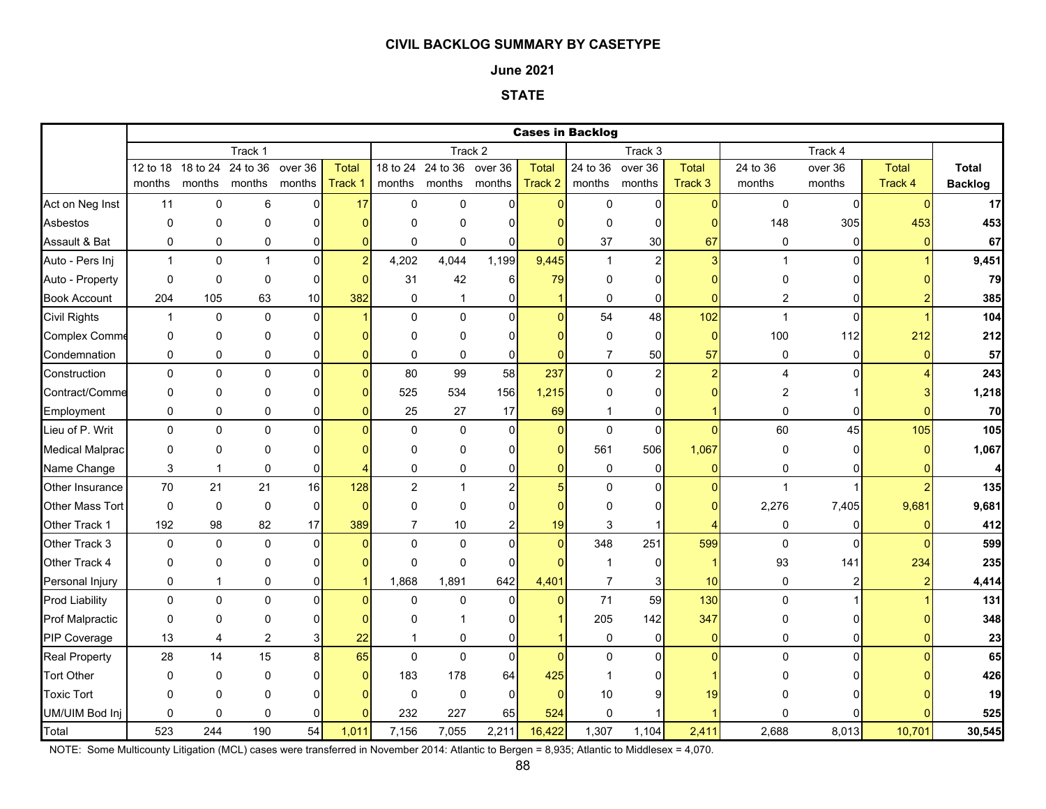**CIVIL BACKLOG SUMMARY BY CASETYPE**

**June 2021**

**STATE**

| | Cases in Backlog | | | | | | | | | | | | | | | | |
|---|---|---|---|---|---|---|---|---|---|---|---|---|---|---|---|---|---|
| | Track 1 | | | | | Track 2 | | | | Track 3 | | | Track 4 | | | |
| | 12 to 18 months | 18 to 24 months | 24 to 36 months | over 36 months | Total Track 1 | 18 to 24 months | 24 to 36 months | over 36 months | Total Track 2 | 24 to 36 months | over 36 months | Total Track 3 | 24 to 36 months | over 36 months | Total Track 4 | Total Backlog |
| Act on Neg Inst | 11 | 0 | 6 | 0 | 17 | 0 | 0 | 0 | 0 | 0 | 0 | 0 | 0 | 0 | 0 | **17** |
| Asbestos | 0 | 0 | 0 | 0 | 0 | 0 | 0 | 0 | 0 | 0 | 0 | 0 | 148 | 305 | 453 | **453** |
| Assault & Bat | 0 | 0 | 0 | 0 | 0 | 0 | 0 | 0 | 0 | 37 | 30 | 67 | 0 | 0 | 0 | **67** |
| Auto - Pers Inj | 1 | 0 | 1 | 0 | 2 | 4,202 | 4,044 | 1,199 | 9,445 | 1 | 2 | 3 | 1 | 0 | 1 | **9,451** |
| Auto - Property | 0 | 0 | 0 | 0 | 0 | 31 | 42 | 6 | 79 | 0 | 0 | 0 | 0 | 0 | 0 | **79** |
| Book Account | 204 | 105 | 63 | 10 | 382 | 0 | 1 | 0 | 1 | 0 | 0 | 0 | 2 | 0 | 2 | **385** |
| Civil Rights | 1 | 0 | 0 | 0 | 1 | 0 | 0 | 0 | 0 | 54 | 48 | 102 | 1 | 0 | 1 | **104** |
| Complex Comme | 0 | 0 | 0 | 0 | 0 | 0 | 0 | 0 | 0 | 0 | 0 | 0 | 100 | 112 | 212 | **212** |
| Condemnation | 0 | 0 | 0 | 0 | 0 | 0 | 0 | 0 | 0 | 7 | 50 | 57 | 0 | 0 | 0 | **57** |
| Construction | 0 | 0 | 0 | 0 | 0 | 80 | 99 | 58 | 237 | 0 | 2 | 2 | 4 | 0 | 4 | **243** |
| Contract/Comme | 0 | 0 | 0 | 0 | 0 | 525 | 534 | 156 | 1,215 | 0 | 0 | 0 | 2 | 1 | 3 | **1,218** |
| Employment | 0 | 0 | 0 | 0 | 0 | 25 | 27 | 17 | 69 | 1 | 0 | 1 | 0 | 0 | 0 | **70** |
| Lieu of P. Writ | 0 | 0 | 0 | 0 | 0 | 0 | 0 | 0 | 0 | 0 | 0 | 0 | 60 | 45 | 105 | **105** |
| Medical Malprac | 0 | 0 | 0 | 0 | 0 | 0 | 0 | 0 | 0 | 561 | 506 | 1,067 | 0 | 0 | 0 | **1,067** |
| Name Change | 3 | 1 | 0 | 0 | 4 | 0 | 0 | 0 | 0 | 0 | 0 | 0 | 0 | 0 | 0 | **4** |
| Other Insurance | 70 | 21 | 21 | 16 | 128 | 2 | 1 | 2 | 5 | 0 | 0 | 0 | 1 | 1 | 2 | **135** |
| Other Mass Tort | 0 | 0 | 0 | 0 | 0 | 0 | 0 | 0 | 0 | 0 | 0 | 0 | 2,276 | 7,405 | 9,681 | **9,681** |
| Other Track 1 | 192 | 98 | 82 | 17 | 389 | 7 | 10 | 2 | 19 | 3 | 1 | 4 | 0 | 0 | 0 | **412** |
| Other Track 3 | 0 | 0 | 0 | 0 | 0 | 0 | 0 | 0 | 0 | 348 | 251 | 599 | 0 | 0 | 0 | **599** |
| Other Track 4 | 0 | 0 | 0 | 0 | 0 | 0 | 0 | 0 | 0 | 1 | 0 | 1 | 93 | 141 | 234 | **235** |
| Personal Injury | 0 | 1 | 0 | 0 | 1 | 1,868 | 1,891 | 642 | 4,401 | 7 | 3 | 10 | 0 | 2 | 2 | **4,414** |
| Prod Liability | 0 | 0 | 0 | 0 | 0 | 0 | 0 | 0 | 0 | 71 | 59 | 130 | 0 | 1 | 1 | **131** |
| Prof Malpractic | 0 | 0 | 0 | 0 | 0 | 0 | 1 | 0 | 1 | 205 | 142 | 347 | 0 | 0 | 0 | **348** |
| PIP Coverage | 13 | 4 | 2 | 3 | 22 | 1 | 0 | 0 | 1 | 0 | 0 | 0 | 0 | 0 | 0 | **23** |
| Real Property | 28 | 14 | 15 | 8 | 65 | 0 | 0 | 0 | 0 | 0 | 0 | 0 | 0 | 0 | 0 | **65** |
| Tort Other | 0 | 0 | 0 | 0 | 0 | 183 | 178 | 64 | 425 | 1 | 0 | 1 | 0 | 0 | 0 | **426** |
| Toxic Tort | 0 | 0 | 0 | 0 | 0 | 0 | 0 | 0 | 0 | 10 | 9 | 19 | 0 | 0 | 0 | **19** |
| UM/UIM Bod Inj | 0 | 0 | 0 | 0 | 0 | 232 | 227 | 65 | 524 | 0 | 1 | 1 | 0 | 0 | 0 | **525** |
| Total | 523 | 244 | 190 | 54 | 1,011 | 7,156 | 7,055 | 2,211 | 16,422 | 1,307 | 1,104 | 2,411 | 2,688 | 8,013 | 10,701 | **30,545** |

NOTE: Some Multicounty Litigation (MCL) cases were transferred in November 2014: Atlantic to Bergen = 8,935; Atlantic to Middlesex = 4,070.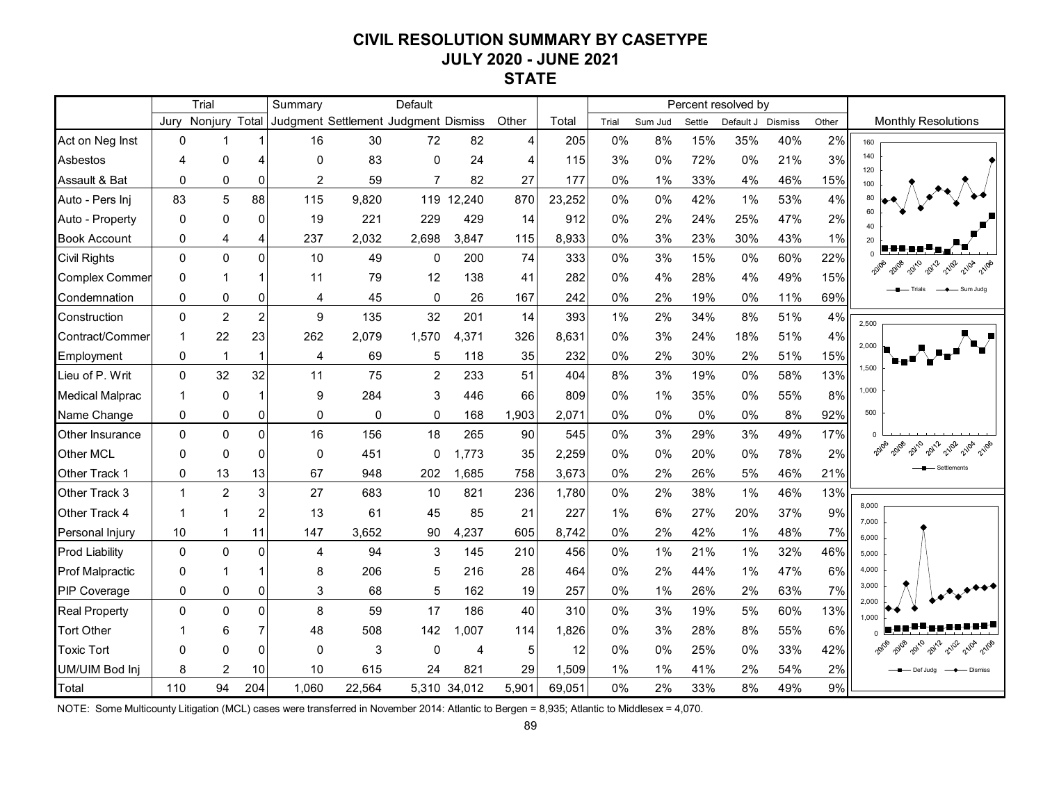# CIVIL RESOLUTION SUMMARY BY CASETYPE
## JULY 2020 - JUNE 2021
## STATE

| | Trial | | | Summary | | Default | | | | Percent resolved by | | | | | |
|---|---|---|---|---|---|---|---|---|---|---|---|---|---|---|---|
| | Jury | Nonjury | Total | Judgment | Settlement | Judgment | Dismiss | Other | Total | Trial | Sum Jud | Settle | Default J | Dismiss | Other |
| Act on Neg Inst | 0 | 1 | 1 | 16 | 30 | 72 | 82 | 4 | 205 | 0% | 8% | 15% | 35% | 40% | 2% |
| Asbestos | 4 | 0 | 4 | 0 | 83 | 0 | 24 | 4 | 115 | 3% | 0% | 72% | 0% | 21% | 3% |
| Assault & Bat | 0 | 0 | 0 | 2 | 59 | 7 | 82 | 27 | 177 | 0% | 1% | 33% | 4% | 46% | 15% |
| Auto - Pers Inj | 83 | 5 | 88 | 115 | 9,820 | 119 | 12,240 | 870 | 23,252 | 0% | 0% | 42% | 1% | 53% | 4% |
| Auto - Property | 0 | 0 | 0 | 19 | 221 | 229 | 429 | 14 | 912 | 0% | 2% | 24% | 25% | 47% | 2% |
| Book Account | 0 | 4 | 4 | 237 | 2,032 | 2,698 | 3,847 | 115 | 8,933 | 0% | 3% | 23% | 30% | 43% | 1% |
| Civil Rights | 0 | 0 | 0 | 10 | 49 | 0 | 200 | 74 | 333 | 0% | 3% | 15% | 0% | 60% | 22% |
| Complex Commer | 0 | 1 | 1 | 11 | 79 | 12 | 138 | 41 | 282 | 0% | 4% | 28% | 4% | 49% | 15% |
| Condemnation | 0 | 0 | 0 | 4 | 45 | 0 | 26 | 167 | 242 | 0% | 2% | 19% | 0% | 11% | 69% |
| Construction | 0 | 2 | 2 | 9 | 135 | 32 | 201 | 14 | 393 | 1% | 2% | 34% | 8% | 51% | 4% |
| Contract/Commer | 1 | 22 | 23 | 262 | 2,079 | 1,570 | 4,371 | 326 | 8,631 | 0% | 3% | 24% | 18% | 51% | 4% |
| Employment | 0 | 1 | 1 | 4 | 69 | 5 | 118 | 35 | 232 | 0% | 2% | 30% | 2% | 51% | 15% |
| Lieu of P. Writ | 0 | 32 | 32 | 11 | 75 | 2 | 233 | 51 | 404 | 8% | 3% | 19% | 0% | 58% | 13% |
| Medical Malprac | 1 | 0 | 1 | 9 | 284 | 3 | 446 | 66 | 809 | 0% | 1% | 35% | 0% | 55% | 8% |
| Name Change | 0 | 0 | 0 | 0 | 0 | 0 | 168 | 1,903 | 2,071 | 0% | 0% | 0% | 0% | 8% | 92% |
| Other Insurance | 0 | 0 | 0 | 16 | 156 | 18 | 265 | 90 | 545 | 0% | 3% | 29% | 3% | 49% | 17% |
| Other MCL | 0 | 0 | 0 | 0 | 451 | 0 | 1,773 | 35 | 2,259 | 0% | 0% | 20% | 0% | 78% | 2% |
| Other Track 1 | 0 | 13 | 13 | 67 | 948 | 202 | 1,685 | 758 | 3,673 | 0% | 2% | 26% | 5% | 46% | 21% |
| Other Track 3 | 1 | 2 | 3 | 27 | 683 | 10 | 821 | 236 | 1,780 | 0% | 2% | 38% | 1% | 46% | 13% |
| Other Track 4 | 1 | 1 | 2 | 13 | 61 | 45 | 85 | 21 | 227 | 1% | 6% | 27% | 20% | 37% | 9% |
| Personal Injury | 10 | 1 | 11 | 147 | 3,652 | 90 | 4,237 | 605 | 8,742 | 0% | 2% | 42% | 1% | 48% | 7% |
| Prod Liability | 0 | 0 | 0 | 4 | 94 | 3 | 145 | 210 | 456 | 0% | 1% | 21% | 1% | 32% | 46% |
| Prof Malpractic | 0 | 1 | 1 | 8 | 206 | 5 | 216 | 28 | 464 | 0% | 2% | 44% | 1% | 47% | 6% |
| PIP Coverage | 0 | 0 | 0 | 3 | 68 | 5 | 162 | 19 | 257 | 0% | 1% | 26% | 2% | 63% | 7% |
| Real Property | 0 | 0 | 0 | 8 | 59 | 17 | 186 | 40 | 310 | 0% | 3% | 19% | 5% | 60% | 13% |
| Tort Other | 1 | 6 | 7 | 48 | 508 | 142 | 1,007 | 114 | 1,826 | 0% | 3% | 28% | 8% | 55% | 6% |
| Toxic Tort | 0 | 0 | 0 | 0 | 3 | 0 | 4 | 5 | 12 | 0% | 0% | 25% | 0% | 33% | 42% |
| UM/UIM Bod Inj | 8 | 2 | 10 | 10 | 615 | 24 | 821 | 29 | 1,509 | 1% | 1% | 41% | 2% | 54% | 2% |
| Total | 110 | 94 | 204 | 1,060 | 22,564 | 5,310 | 34,012 | 5,901 | 69,051 | 0% | 2% | 33% | 8% | 49% | 9% |

Monthly Resolutions

NOTE: Some Multicounty Litigation (MCL) cases were transferred in November 2014: Atlantic to Bergen = 8,935; Atlantic to Middlesex = 4,070.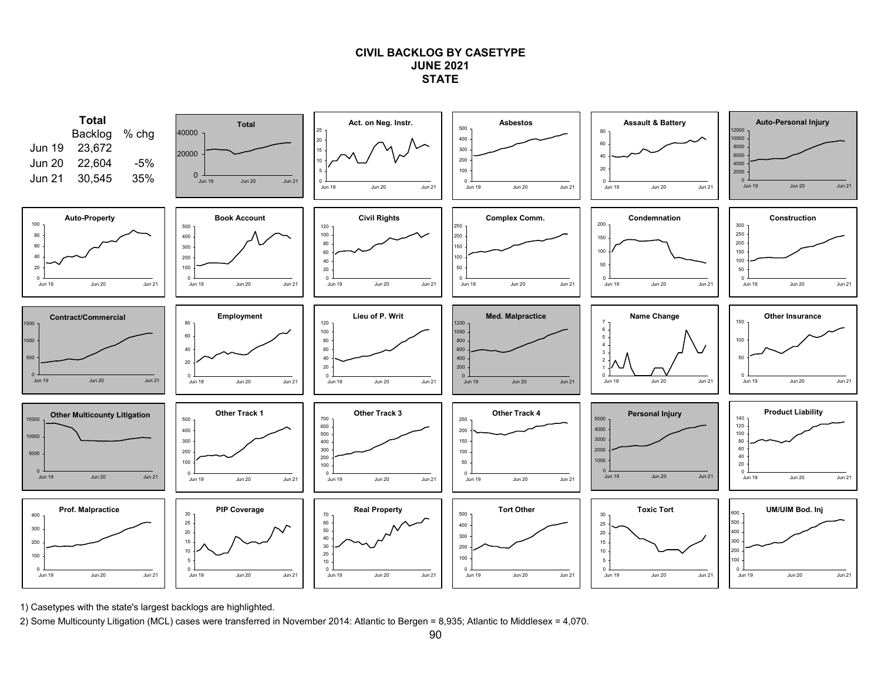# CIVIL BACKLOG BY CASETYPE
## JUNE 2021
## STATE

**Total**

| | Backlog | % chg |
|---|---|---|
| Jun 19 | 23,672 | |
| Jun 20 | 22,604 | -5% |
| Jun 21 | 30,545 | 35% |

Total

Act. on Neg. Instr.

Asbestos

Assault & Battery

Auto-Personal Injury

Auto-Property

Book Account

Civil Rights

Complex Comm.

Condemnation

Construction

Contract/Commercial

Employment

Lieu of P. Writ

Med. Malpractice

Name Change

Other Insurance

Other Multicounty Litigation

Other Track 1

Other Track 3

Other Track 4

Personal Injury

Product Liability

Prof. Malpractice

PIP Coverage

Real Property

Tort Other

Toxic Tort

UM/UIM Bod. Inj

Jun 19 Jun 20 Jun 21

1) Casetypes with the state's largest backlogs are highlighted.

2) Some Multicounty Litigation (MCL) cases were transferred in November 2014: Atlantic to Bergen = 8,935; Atlantic to Middlesex = 4,070.